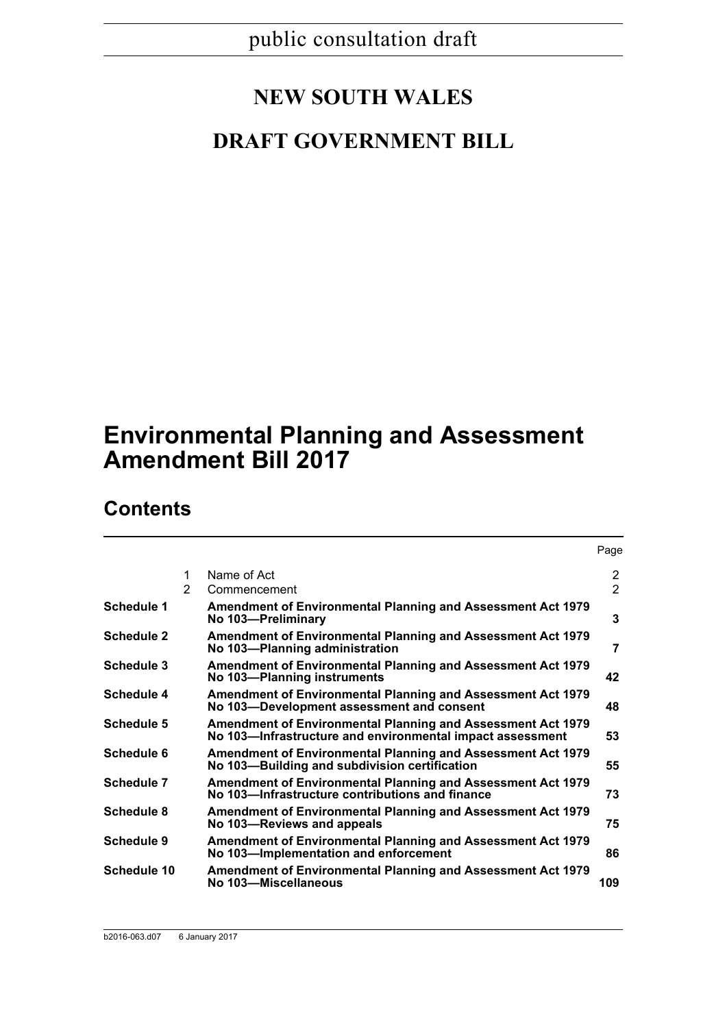public consultation draft

# NEW SOUTH WALES

## DRAFT GOVERNMENT BILL

# Environmental Planning and Assessment Amendment Bill 2017

## Contents

| | | | Page |
|---|---|---|---|
| | 1 | Name of Act | 2 |
| | 2 | Commencement | 2 |
| **Schedule 1** | | **Amendment of Environmental Planning and Assessment Act 1979 No 103—Preliminary** | **3** |
| **Schedule 2** | | **Amendment of Environmental Planning and Assessment Act 1979 No 103—Planning administration** | **7** |
| **Schedule 3** | | **Amendment of Environmental Planning and Assessment Act 1979 No 103—Planning instruments** | **42** |
| **Schedule 4** | | **Amendment of Environmental Planning and Assessment Act 1979 No 103—Development assessment and consent** | **48** |
| **Schedule 5** | | **Amendment of Environmental Planning and Assessment Act 1979 No 103—Infrastructure and environmental impact assessment** | **53** |
| **Schedule 6** | | **Amendment of Environmental Planning and Assessment Act 1979 No 103—Building and subdivision certification** | **55** |
| **Schedule 7** | | **Amendment of Environmental Planning and Assessment Act 1979 No 103—Infrastructure contributions and finance** | **73** |
| **Schedule 8** | | **Amendment of Environmental Planning and Assessment Act 1979 No 103—Reviews and appeals** | **75** |
| **Schedule 9** | | **Amendment of Environmental Planning and Assessment Act 1979 No 103—Implementation and enforcement** | **86** |
| **Schedule 10** | | **Amendment of Environmental Planning and Assessment Act 1979 No 103—Miscellaneous** | **109** |

b2016-063.d07 6 January 2017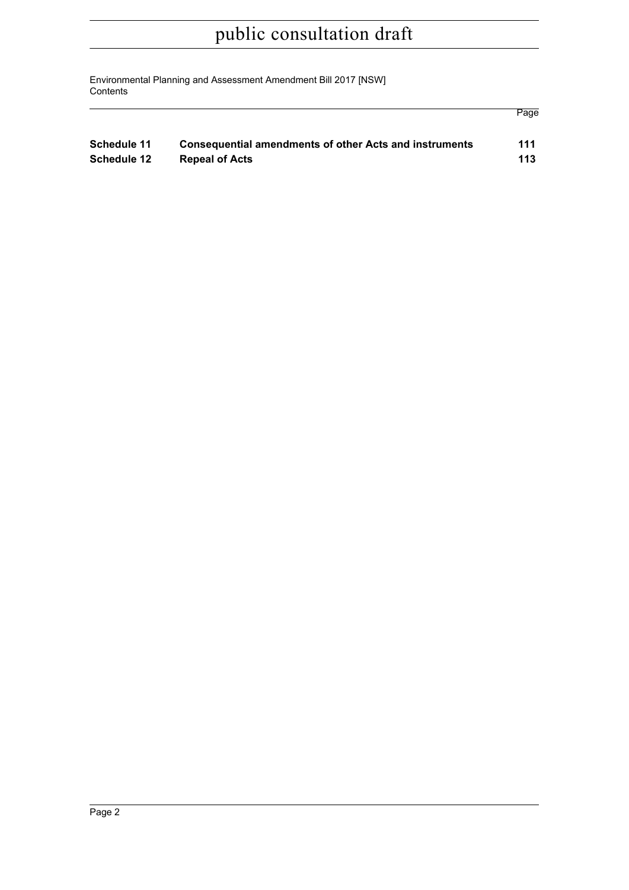| | | Page |
|---|---|---|
| **Schedule 11** | **Consequential amendments of other Acts and instruments** | **111** |
| **Schedule 12** | **Repeal of Acts** | **113** |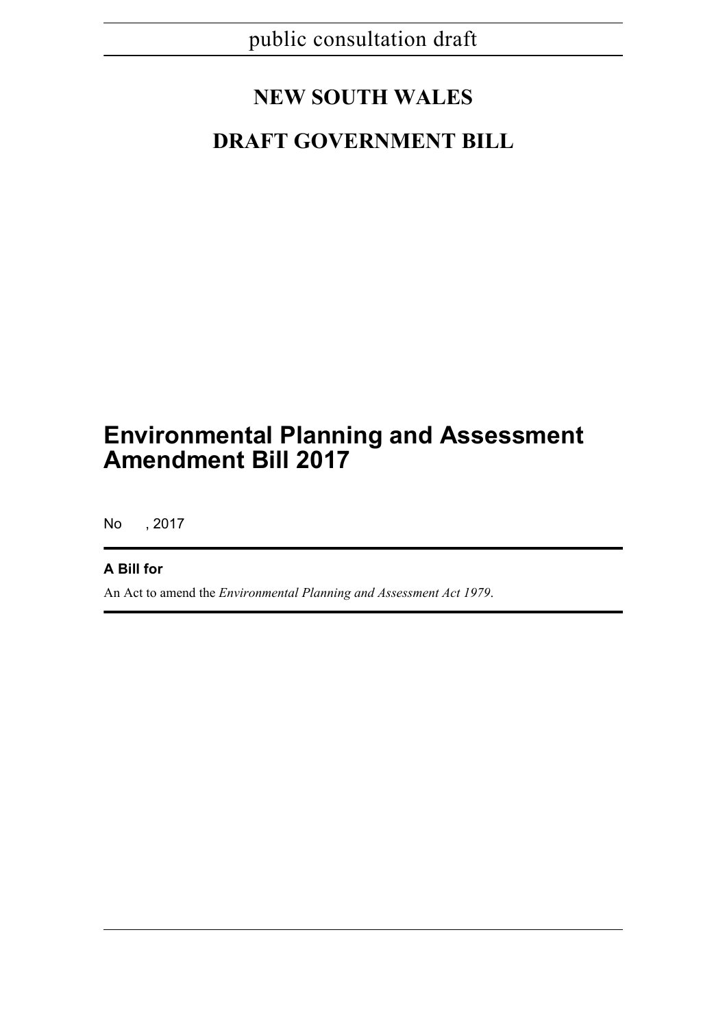public consultation draft

# NEW SOUTH WALES

# DRAFT GOVERNMENT BILL

## Environmental Planning and Assessment Amendment Bill 2017

No , 2017

**A Bill for**

An Act to amend the *Environmental Planning and Assessment Act 1979*.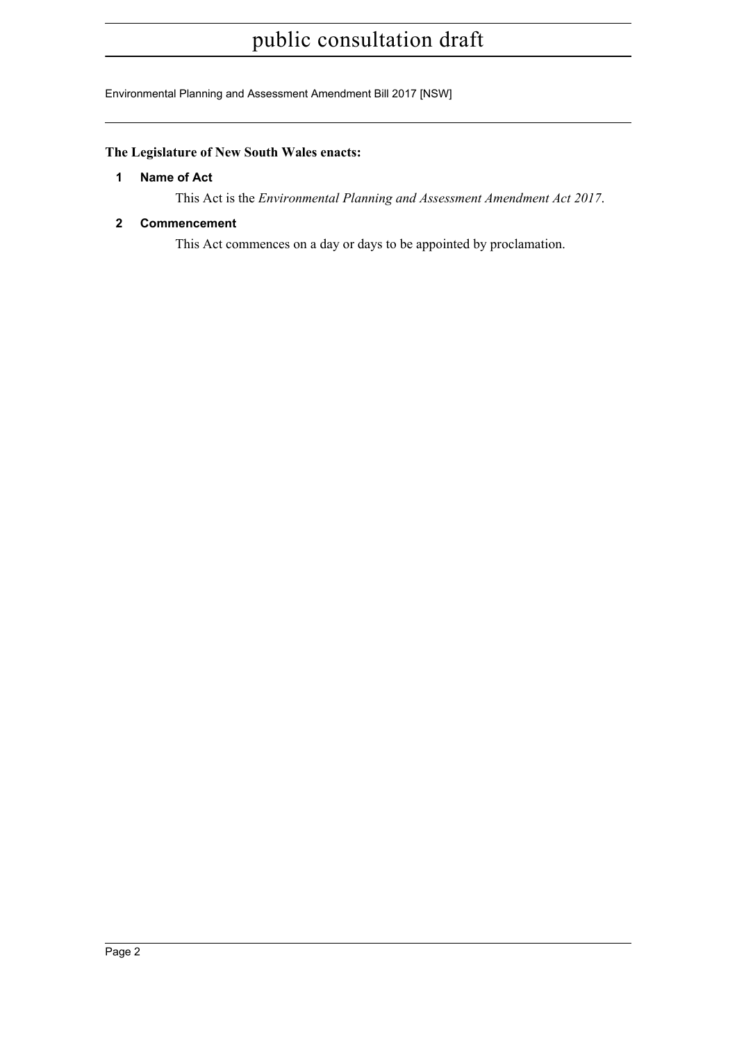**The Legislature of New South Wales enacts:**

## 1 Name of Act

This Act is the *Environmental Planning and Assessment Amendment Act 2017*.

## 2 Commencement

This Act commences on a day or days to be appointed by proclamation.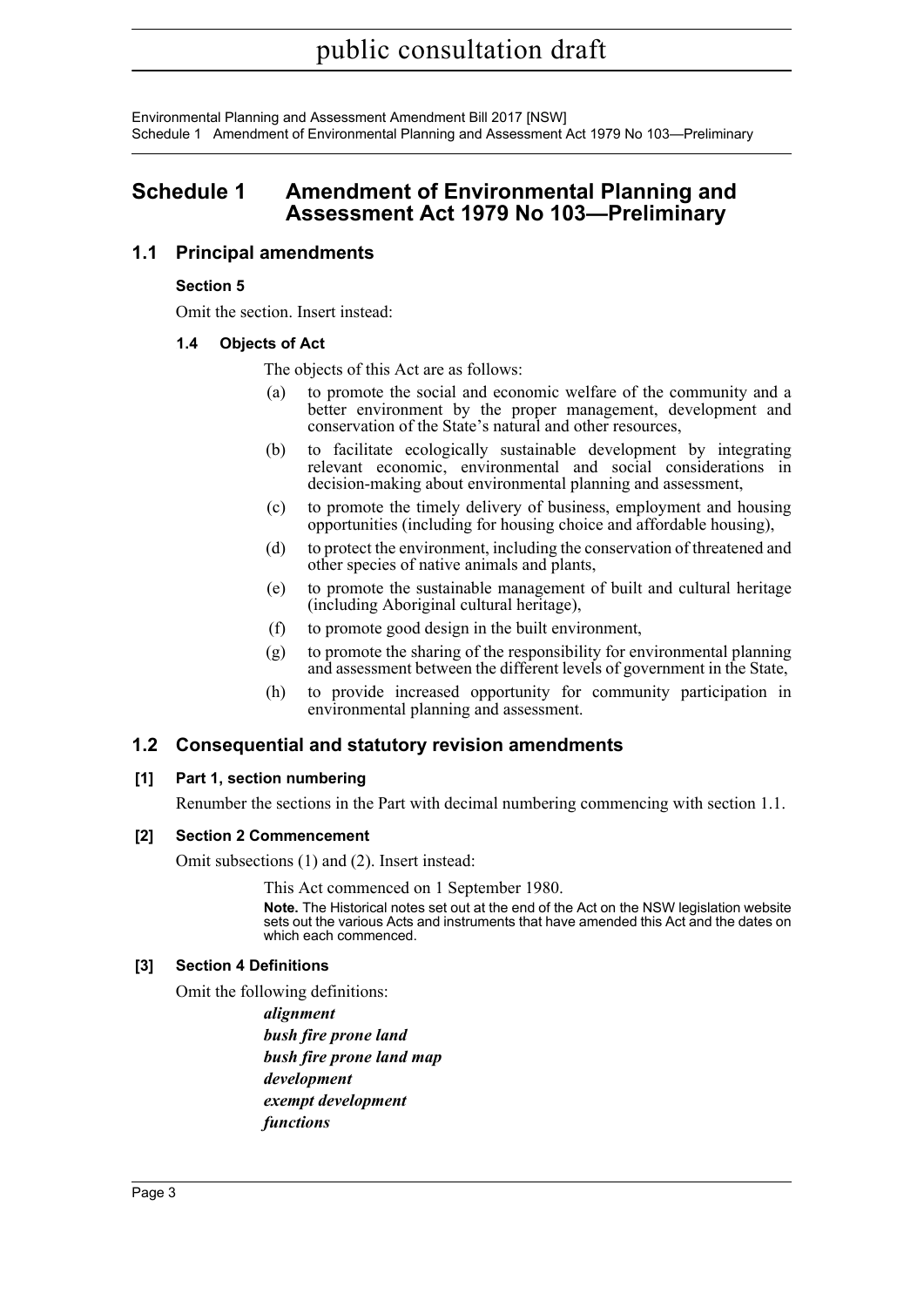# Schedule 1 Amendment of Environmental Planning and Assessment Act 1979 No 103—Preliminary

## 1.1 Principal amendments

### Section 5

Omit the section. Insert instead:

#### 1.4 Objects of Act

The objects of this Act are as follows:

(a) to promote the social and economic welfare of the community and a better environment by the proper management, development and conservation of the State's natural and other resources,

(b) to facilitate ecologically sustainable development by integrating relevant economic, environmental and social considerations in decision-making about environmental planning and assessment,

(c) to promote the timely delivery of business, employment and housing opportunities (including for housing choice and affordable housing),

(d) to protect the environment, including the conservation of threatened and other species of native animals and plants,

(e) to promote the sustainable management of built and cultural heritage (including Aboriginal cultural heritage),

(f) to promote good design in the built environment,

(g) to promote the sharing of the responsibility for environmental planning and assessment between the different levels of government in the State,

(h) to provide increased opportunity for community participation in environmental planning and assessment.

## 1.2 Consequential and statutory revision amendments

### [1] Part 1, section numbering

Renumber the sections in the Part with decimal numbering commencing with section 1.1.

### [2] Section 2 Commencement

Omit subsections (1) and (2). Insert instead:

This Act commenced on 1 September 1980.

**Note.** The Historical notes set out at the end of the Act on the NSW legislation website sets out the various Acts and instruments that have amended this Act and the dates on which each commenced.

### [3] Section 4 Definitions

Omit the following definitions:

***alignment***
***bush fire prone land***
***bush fire prone land map***
***development***
***exempt development***
***functions***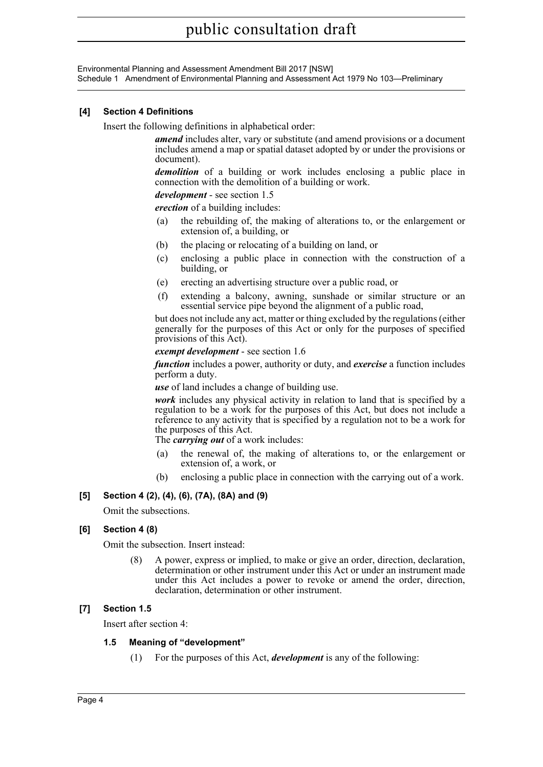**[4] Section 4 Definitions**

Insert the following definitions in alphabetical order:

> ***amend*** includes alter, vary or substitute (and amend provisions or a document includes amend a map or spatial dataset adopted by or under the provisions or document).
>
> ***demolition*** of a building or work includes enclosing a public place in connection with the demolition of a building or work.
>
> ***development*** - see section 1.5
>
> ***erection*** of a building includes:
>
> (a) the rebuilding of, the making of alterations to, or the enlargement or extension of, a building, or
>
> (b) the placing or relocating of a building on land, or
>
> (c) enclosing a public place in connection with the construction of a building, or
>
> (e) erecting an advertising structure over a public road, or
>
> (f) extending a balcony, awning, sunshade or similar structure or an essential service pipe beyond the alignment of a public road,
>
> but does not include any act, matter or thing excluded by the regulations (either generally for the purposes of this Act or only for the purposes of specified provisions of this Act).
>
> ***exempt development*** - see section 1.6
>
> ***function*** includes a power, authority or duty, and ***exercise*** a function includes perform a duty.
>
> ***use*** of land includes a change of building use.
>
> ***work*** includes any physical activity in relation to land that is specified by a regulation to be a work for the purposes of this Act, but does not include a reference to any activity that is specified by a regulation not to be a work for the purposes of this Act.
>
> The ***carrying out*** of a work includes:
>
> (a) the renewal of, the making of alterations to, or the enlargement or extension of, a work, or
>
> (b) enclosing a public place in connection with the carrying out of a work.

**[5] Section 4 (2), (4), (6), (7A), (8A) and (9)**

Omit the subsections.

**[6] Section 4 (8)**

Omit the subsection. Insert instead:

> (8) A power, express or implied, to make or give an order, direction, declaration, determination or other instrument under this Act or under an instrument made under this Act includes a power to revoke or amend the order, direction, declaration, determination or other instrument.

**[7] Section 1.5**

Insert after section 4:

> **1.5 Meaning of "development"**
>
> (1) For the purposes of this Act, ***development*** is any of the following: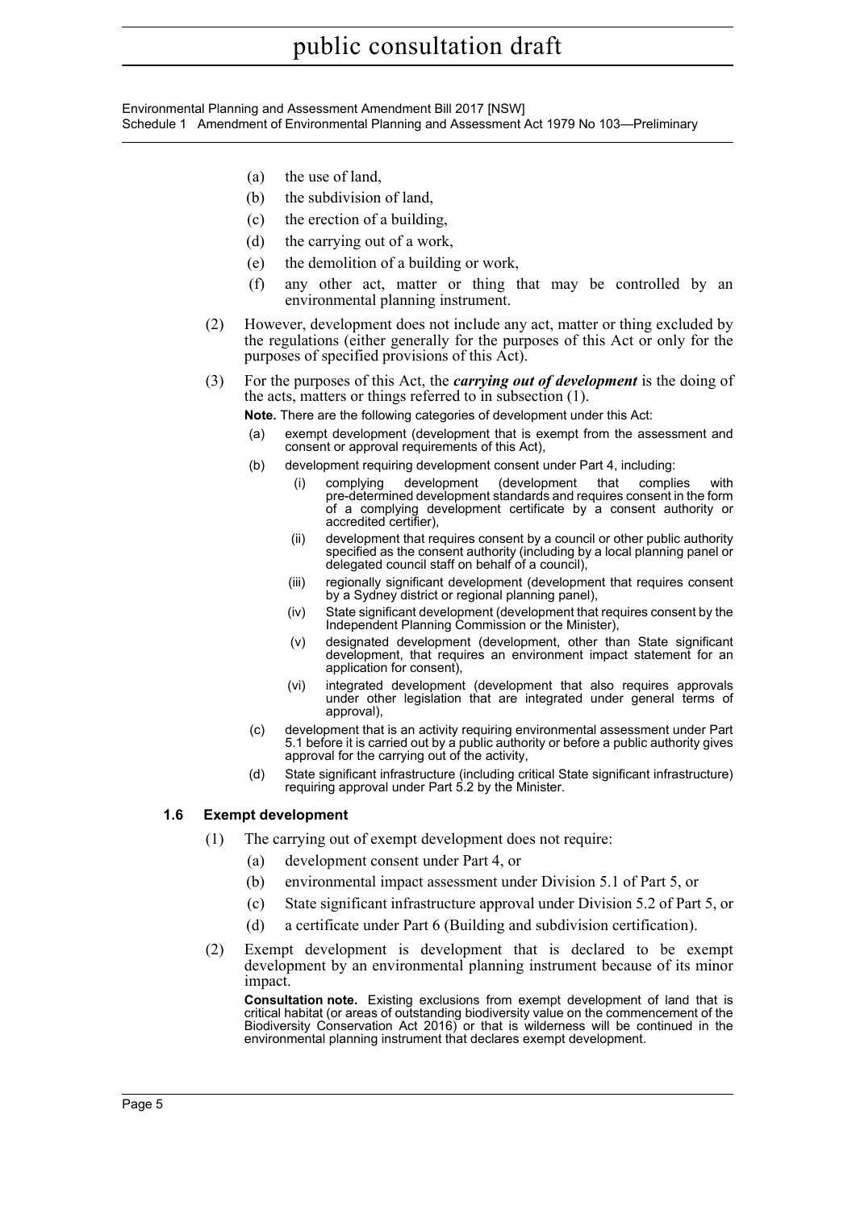(a) the use of land,

(b) the subdivision of land,

(c) the erection of a building,

(d) the carrying out of a work,

(e) the demolition of a building or work,

(f) any other act, matter or thing that may be controlled by an environmental planning instrument.

(2) However, development does not include any act, matter or thing excluded by the regulations (either generally for the purposes of this Act or only for the purposes of specified provisions of this Act).

(3) For the purposes of this Act, the ***carrying out of development*** is the doing of the acts, matters or things referred to in subsection (1).

**Note.** There are the following categories of development under this Act:

(a) exempt development (development that is exempt from the assessment and consent or approval requirements of this Act),

(b) development requiring development consent under Part 4, including:

(i) complying development (development that complies with pre-determined development standards and requires consent in the form of a complying development certificate by a consent authority or accredited certifier),

(ii) development that requires consent by a council or other public authority specified as the consent authority (including by a local planning panel or delegated council staff on behalf of a council),

(iii) regionally significant development (development that requires consent by a Sydney district or regional planning panel),

(iv) State significant development (development that requires consent by the Independent Planning Commission or the Minister),

(v) designated development (development, other than State significant development, that requires an environment impact statement for an application for consent),

(vi) integrated development (development that also requires approvals under other legislation that are integrated under general terms of approval),

(c) development that is an activity requiring environmental assessment under Part 5.1 before it is carried out by a public authority or before a public authority gives approval for the carrying out of the activity,

(d) State significant infrastructure (including critical State significant infrastructure) requiring approval under Part 5.2 by the Minister.

### 1.6 Exempt development

(1) The carrying out of exempt development does not require:

(a) development consent under Part 4, or

(b) environmental impact assessment under Division 5.1 of Part 5, or

(c) State significant infrastructure approval under Division 5.2 of Part 5, or

(d) a certificate under Part 6 (Building and subdivision certification).

(2) Exempt development is development that is declared to be exempt development by an environmental planning instrument because of its minor impact.

**Consultation note.** Existing exclusions from exempt development of land that is critical habitat (or areas of outstanding biodiversity value on the commencement of the Biodiversity Conservation Act 2016) or that is wilderness will be continued in the environmental planning instrument that declares exempt development.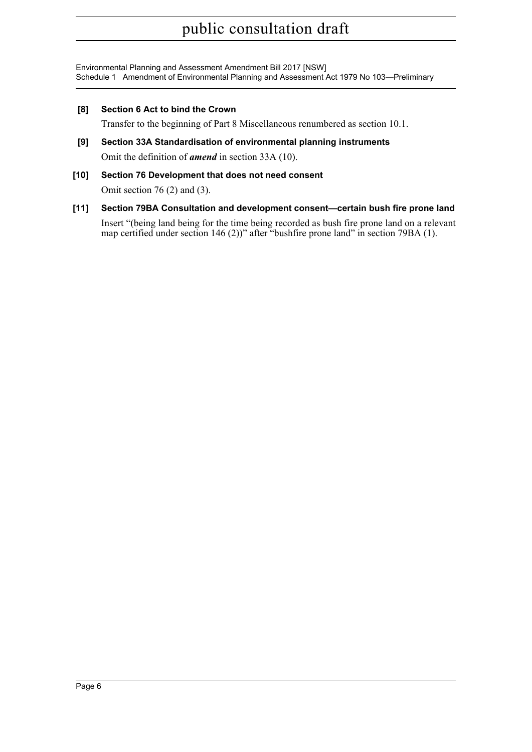**[8] Section 6 Act to bind the Crown**

Transfer to the beginning of Part 8 Miscellaneous renumbered as section 10.1.

**[9] Section 33A Standardisation of environmental planning instruments**

Omit the definition of ***amend*** in section 33A (10).

**[10] Section 76 Development that does not need consent**

Omit section 76 (2) and (3).

**[11] Section 79BA Consultation and development consent—certain bush fire prone land**

Insert "(being land being for the time being recorded as bush fire prone land on a relevant map certified under section 146 (2))" after "bushfire prone land" in section 79BA (1).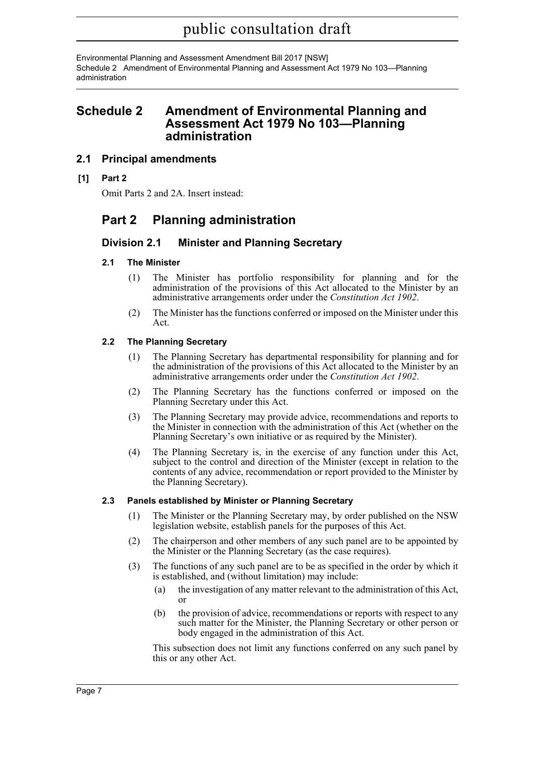# Schedule 2 Amendment of Environmental Planning and Assessment Act 1979 No 103—Planning administration

## 2.1 Principal amendments

**[1] Part 2**

Omit Parts 2 and 2A. Insert instead:

## Part 2 Planning administration

### Division 2.1 Minister and Planning Secretary

#### 2.1 The Minister

(1) The Minister has portfolio responsibility for planning and for the administration of the provisions of this Act allocated to the Minister by an administrative arrangements order under the *Constitution Act 1902*.

(2) The Minister has the functions conferred or imposed on the Minister under this Act.

#### 2.2 The Planning Secretary

(1) The Planning Secretary has departmental responsibility for planning and for the administration of the provisions of this Act allocated to the Minister by an administrative arrangements order under the *Constitution Act 1902*.

(2) The Planning Secretary has the functions conferred or imposed on the Planning Secretary under this Act.

(3) The Planning Secretary may provide advice, recommendations and reports to the Minister in connection with the administration of this Act (whether on the Planning Secretary's own initiative or as required by the Minister).

(4) The Planning Secretary is, in the exercise of any function under this Act, subject to the control and direction of the Minister (except in relation to the contents of any advice, recommendation or report provided to the Minister by the Planning Secretary).

#### 2.3 Panels established by Minister or Planning Secretary

(1) The Minister or the Planning Secretary may, by order published on the NSW legislation website, establish panels for the purposes of this Act.

(2) The chairperson and other members of any such panel are to be appointed by the Minister or the Planning Secretary (as the case requires).

(3) The functions of any such panel are to be as specified in the order by which it is established, and (without limitation) may include:

(a) the investigation of any matter relevant to the administration of this Act, or

(b) the provision of advice, recommendations or reports with respect to any such matter for the Minister, the Planning Secretary or other person or body engaged in the administration of this Act.

This subsection does not limit any functions conferred on any such panel by this or any other Act.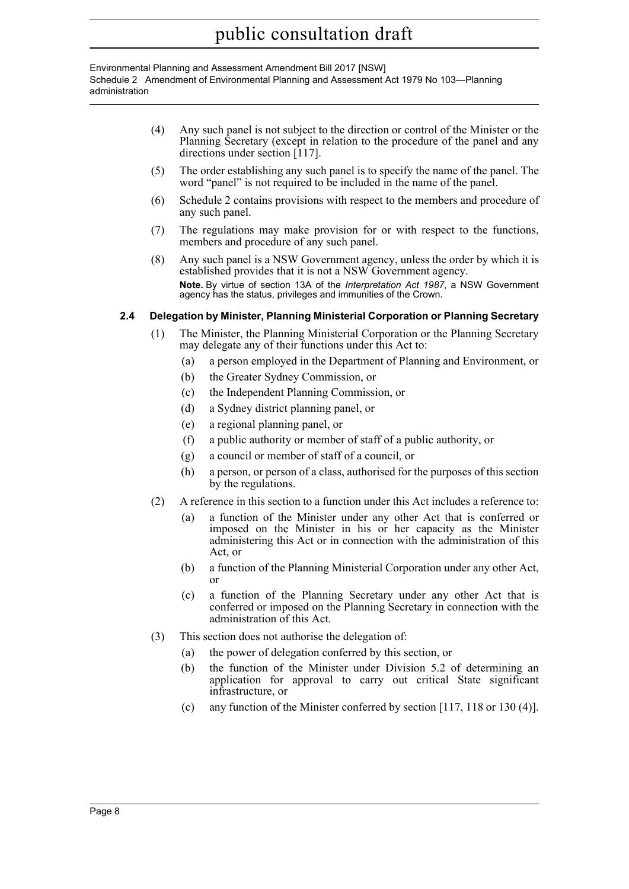(4) Any such panel is not subject to the direction or control of the Minister or the Planning Secretary (except in relation to the procedure of the panel and any directions under section [117].

(5) The order establishing any such panel is to specify the name of the panel. The word "panel" is not required to be included in the name of the panel.

(6) Schedule 2 contains provisions with respect to the members and procedure of any such panel.

(7) The regulations may make provision for or with respect to the functions, members and procedure of any such panel.

(8) Any such panel is a NSW Government agency, unless the order by which it is established provides that it is not a NSW Government agency.

**Note.** By virtue of section 13A of the *Interpretation Act 1987*, a NSW Government agency has the status, privileges and immunities of the Crown.

### 2.4 Delegation by Minister, Planning Ministerial Corporation or Planning Secretary

(1) The Minister, the Planning Ministerial Corporation or the Planning Secretary may delegate any of their functions under this Act to:

- (a) a person employed in the Department of Planning and Environment, or
- (b) the Greater Sydney Commission, or
- (c) the Independent Planning Commission, or
- (d) a Sydney district planning panel, or
- (e) a regional planning panel, or
- (f) a public authority or member of staff of a public authority, or
- (g) a council or member of staff of a council, or
- (h) a person, or person of a class, authorised for the purposes of this section by the regulations.

(2) A reference in this section to a function under this Act includes a reference to:

- (a) a function of the Minister under any other Act that is conferred or imposed on the Minister in his or her capacity as the Minister administering this Act or in connection with the administration of this Act, or
- (b) a function of the Planning Ministerial Corporation under any other Act, or
- (c) a function of the Planning Secretary under any other Act that is conferred or imposed on the Planning Secretary in connection with the administration of this Act.

(3) This section does not authorise the delegation of:

- (a) the power of delegation conferred by this section, or
- (b) the function of the Minister under Division 5.2 of determining an application for approval to carry out critical State significant infrastructure, or
- (c) any function of the Minister conferred by section [117, 118 or 130 (4)].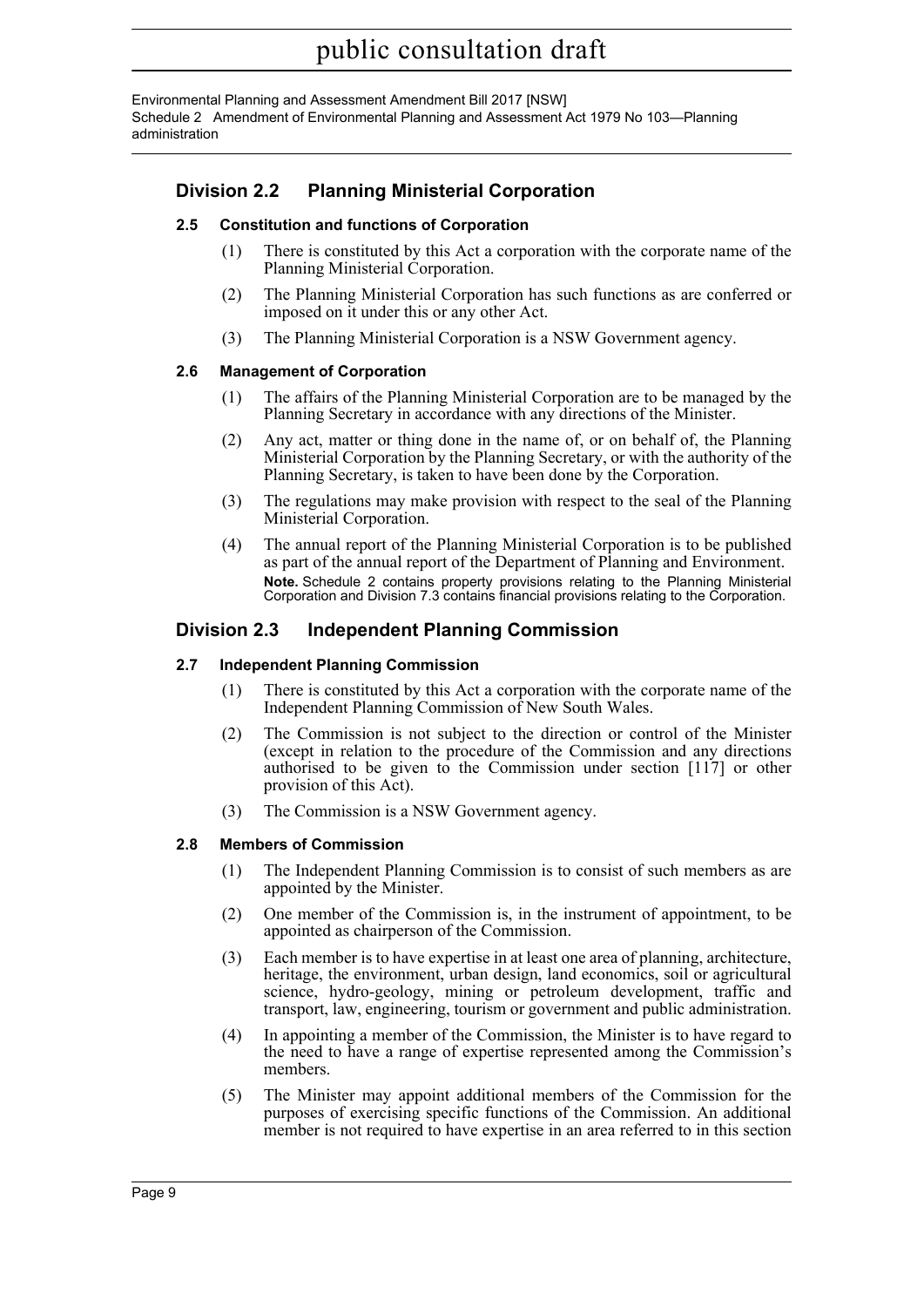## Division 2.2 Planning Ministerial Corporation

### 2.5 Constitution and functions of Corporation

(1) There is constituted by this Act a corporation with the corporate name of the Planning Ministerial Corporation.

(2) The Planning Ministerial Corporation has such functions as are conferred or imposed on it under this or any other Act.

(3) The Planning Ministerial Corporation is a NSW Government agency.

### 2.6 Management of Corporation

(1) The affairs of the Planning Ministerial Corporation are to be managed by the Planning Secretary in accordance with any directions of the Minister.

(2) Any act, matter or thing done in the name of, or on behalf of, the Planning Ministerial Corporation by the Planning Secretary, or with the authority of the Planning Secretary, is taken to have been done by the Corporation.

(3) The regulations may make provision with respect to the seal of the Planning Ministerial Corporation.

(4) The annual report of the Planning Ministerial Corporation is to be published as part of the annual report of the Department of Planning and Environment.

**Note.** Schedule 2 contains property provisions relating to the Planning Ministerial Corporation and Division 7.3 contains financial provisions relating to the Corporation.

## Division 2.3 Independent Planning Commission

### 2.7 Independent Planning Commission

(1) There is constituted by this Act a corporation with the corporate name of the Independent Planning Commission of New South Wales.

(2) The Commission is not subject to the direction or control of the Minister (except in relation to the procedure of the Commission and any directions authorised to be given to the Commission under section [117] or other provision of this Act).

(3) The Commission is a NSW Government agency.

### 2.8 Members of Commission

(1) The Independent Planning Commission is to consist of such members as are appointed by the Minister.

(2) One member of the Commission is, in the instrument of appointment, to be appointed as chairperson of the Commission.

(3) Each member is to have expertise in at least one area of planning, architecture, heritage, the environment, urban design, land economics, soil or agricultural science, hydro-geology, mining or petroleum development, traffic and transport, law, engineering, tourism or government and public administration.

(4) In appointing a member of the Commission, the Minister is to have regard to the need to have a range of expertise represented among the Commission's members.

(5) The Minister may appoint additional members of the Commission for the purposes of exercising specific functions of the Commission. An additional member is not required to have expertise in an area referred to in this section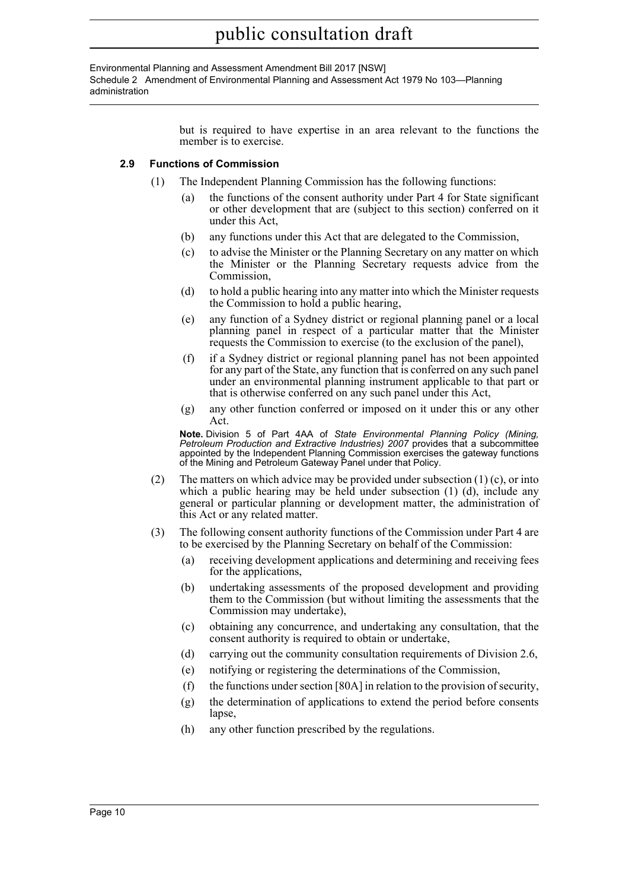but is required to have expertise in an area relevant to the functions the member is to exercise.

### 2.9 Functions of Commission

(1) The Independent Planning Commission has the following functions:

- (a) the functions of the consent authority under Part 4 for State significant or other development that are (subject to this section) conferred on it under this Act,
- (b) any functions under this Act that are delegated to the Commission,
- (c) to advise the Minister or the Planning Secretary on any matter on which the Minister or the Planning Secretary requests advice from the Commission,
- (d) to hold a public hearing into any matter into which the Minister requests the Commission to hold a public hearing,
- (e) any function of a Sydney district or regional planning panel or a local planning panel in respect of a particular matter that the Minister requests the Commission to exercise (to the exclusion of the panel),
- (f) if a Sydney district or regional planning panel has not been appointed for any part of the State, any function that is conferred on any such panel under an environmental planning instrument applicable to that part or that is otherwise conferred on any such panel under this Act,
- (g) any other function conferred or imposed on it under this or any other Act.

**Note.** Division 5 of Part 4AA of *State Environmental Planning Policy (Mining, Petroleum Production and Extractive Industries) 2007* provides that a subcommittee appointed by the Independent Planning Commission exercises the gateway functions of the Mining and Petroleum Gateway Panel under that Policy.

(2) The matters on which advice may be provided under subsection (1) (c), or into which a public hearing may be held under subsection (1) (d), include any general or particular planning or development matter, the administration of this Act or any related matter.

(3) The following consent authority functions of the Commission under Part 4 are to be exercised by the Planning Secretary on behalf of the Commission:

- (a) receiving development applications and determining and receiving fees for the applications,
- (b) undertaking assessments of the proposed development and providing them to the Commission (but without limiting the assessments that the Commission may undertake),
- (c) obtaining any concurrence, and undertaking any consultation, that the consent authority is required to obtain or undertake,
- (d) carrying out the community consultation requirements of Division 2.6,
- (e) notifying or registering the determinations of the Commission,
- (f) the functions under section [80A] in relation to the provision of security,
- (g) the determination of applications to extend the period before consents lapse,
- (h) any other function prescribed by the regulations.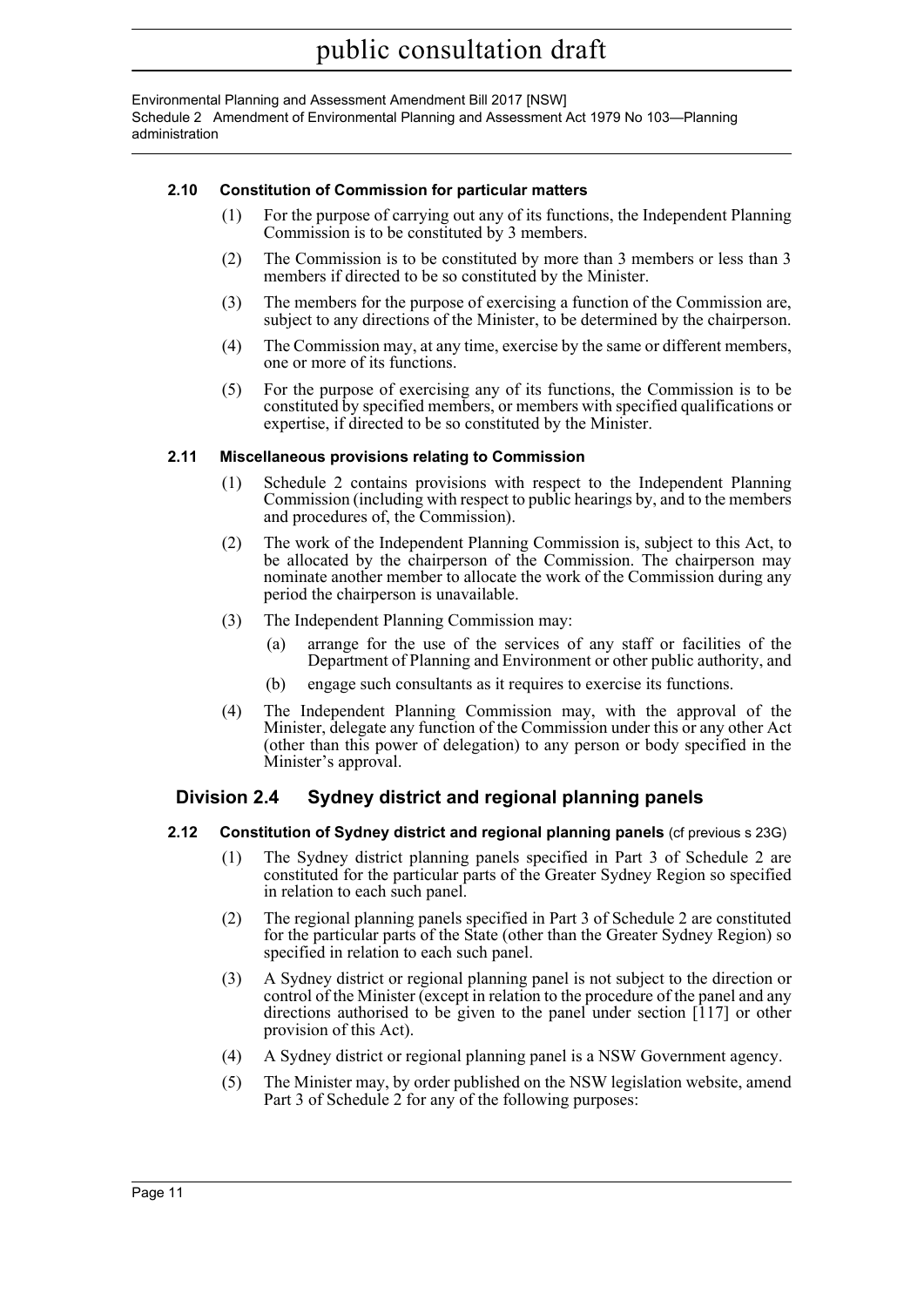### 2.10 Constitution of Commission for particular matters

(1) For the purpose of carrying out any of its functions, the Independent Planning Commission is to be constituted by 3 members.

(2) The Commission is to be constituted by more than 3 members or less than 3 members if directed to be so constituted by the Minister.

(3) The members for the purpose of exercising a function of the Commission are, subject to any directions of the Minister, to be determined by the chairperson.

(4) The Commission may, at any time, exercise by the same or different members, one or more of its functions.

(5) For the purpose of exercising any of its functions, the Commission is to be constituted by specified members, or members with specified qualifications or expertise, if directed to be so constituted by the Minister.

### 2.11 Miscellaneous provisions relating to Commission

(1) Schedule 2 contains provisions with respect to the Independent Planning Commission (including with respect to public hearings by, and to the members and procedures of, the Commission).

(2) The work of the Independent Planning Commission is, subject to this Act, to be allocated by the chairperson of the Commission. The chairperson may nominate another member to allocate the work of the Commission during any period the chairperson is unavailable.

(3) The Independent Planning Commission may:

- (a) arrange for the use of the services of any staff or facilities of the Department of Planning and Environment or other public authority, and
- (b) engage such consultants as it requires to exercise its functions.

(4) The Independent Planning Commission may, with the approval of the Minister, delegate any function of the Commission under this or any other Act (other than this power of delegation) to any person or body specified in the Minister's approval.

## Division 2.4 Sydney district and regional planning panels

### 2.12 Constitution of Sydney district and regional planning panels (cf previous s 23G)

(1) The Sydney district planning panels specified in Part 3 of Schedule 2 are constituted for the particular parts of the Greater Sydney Region so specified in relation to each such panel.

(2) The regional planning panels specified in Part 3 of Schedule 2 are constituted for the particular parts of the State (other than the Greater Sydney Region) so specified in relation to each such panel.

(3) A Sydney district or regional planning panel is not subject to the direction or control of the Minister (except in relation to the procedure of the panel and any directions authorised to be given to the panel under section [117] or other provision of this Act).

(4) A Sydney district or regional planning panel is a NSW Government agency.

(5) The Minister may, by order published on the NSW legislation website, amend Part 3 of Schedule 2 for any of the following purposes: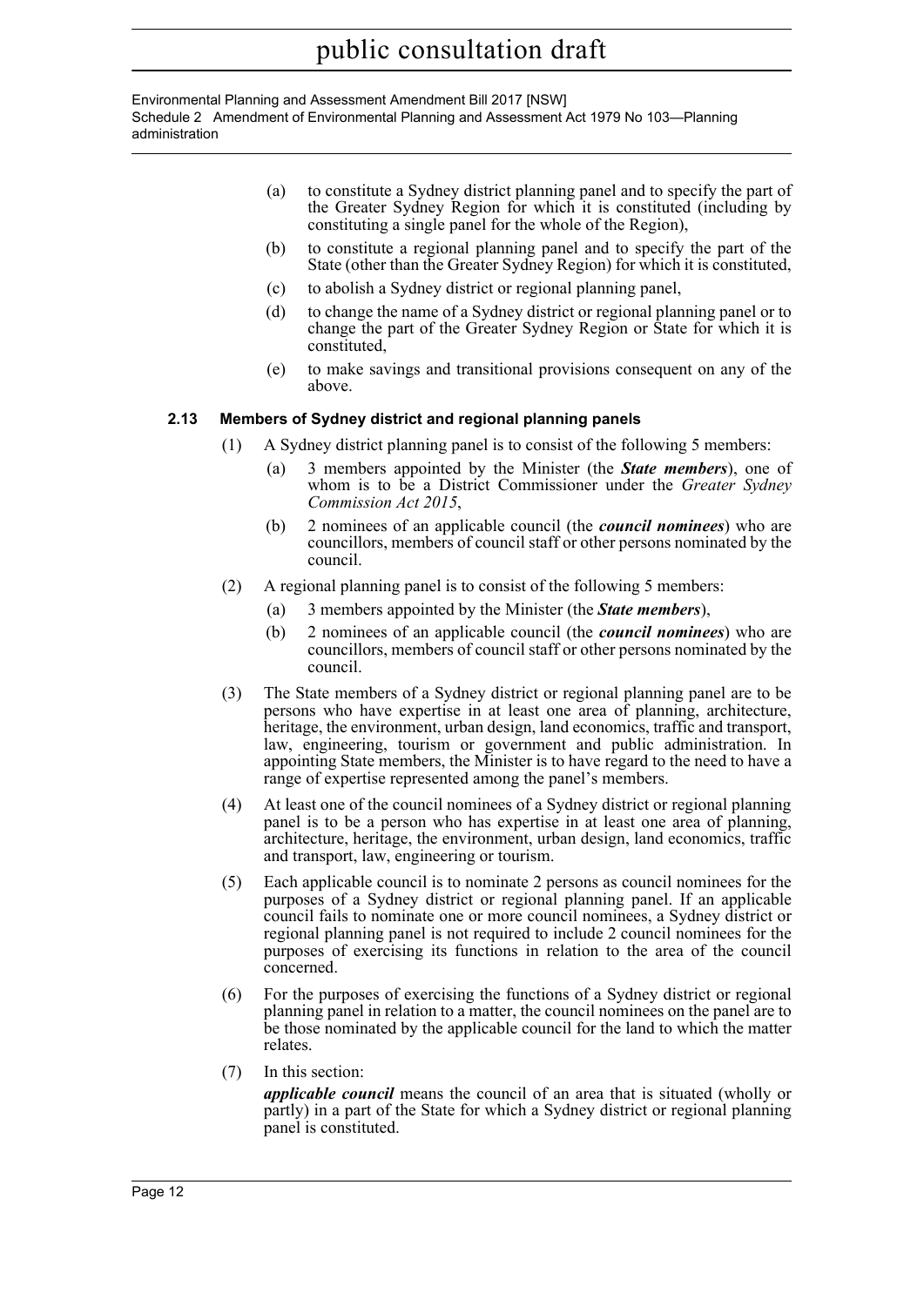(a) to constitute a Sydney district planning panel and to specify the part of the Greater Sydney Region for which it is constituted (including by constituting a single panel for the whole of the Region),

(b) to constitute a regional planning panel and to specify the part of the State (other than the Greater Sydney Region) for which it is constituted,

(c) to abolish a Sydney district or regional planning panel,

(d) to change the name of a Sydney district or regional planning panel or to change the part of the Greater Sydney Region or State for which it is constituted,

(e) to make savings and transitional provisions consequent on any of the above.

#### 2.13 Members of Sydney district and regional planning panels

(1) A Sydney district planning panel is to consist of the following 5 members:

(a) 3 members appointed by the Minister (the ***State members***), one of whom is to be a District Commissioner under the *Greater Sydney Commission Act 2015*,

(b) 2 nominees of an applicable council (the ***council nominees***) who are councillors, members of council staff or other persons nominated by the council.

(2) A regional planning panel is to consist of the following 5 members:

(a) 3 members appointed by the Minister (the ***State members***),

(b) 2 nominees of an applicable council (the ***council nominees***) who are councillors, members of council staff or other persons nominated by the council.

(3) The State members of a Sydney district or regional planning panel are to be persons who have expertise in at least one area of planning, architecture, heritage, the environment, urban design, land economics, traffic and transport, law, engineering, tourism or government and public administration. In appointing State members, the Minister is to have regard to the need to have a range of expertise represented among the panel's members.

(4) At least one of the council nominees of a Sydney district or regional planning panel is to be a person who has expertise in at least one area of planning, architecture, heritage, the environment, urban design, land economics, traffic and transport, law, engineering or tourism.

(5) Each applicable council is to nominate 2 persons as council nominees for the purposes of a Sydney district or regional planning panel. If an applicable council fails to nominate one or more council nominees, a Sydney district or regional planning panel is not required to include 2 council nominees for the purposes of exercising its functions in relation to the area of the council concerned.

(6) For the purposes of exercising the functions of a Sydney district or regional planning panel in relation to a matter, the council nominees on the panel are to be those nominated by the applicable council for the land to which the matter relates.

(7) In this section:

***applicable council*** means the council of an area that is situated (wholly or partly) in a part of the State for which a Sydney district or regional planning panel is constituted.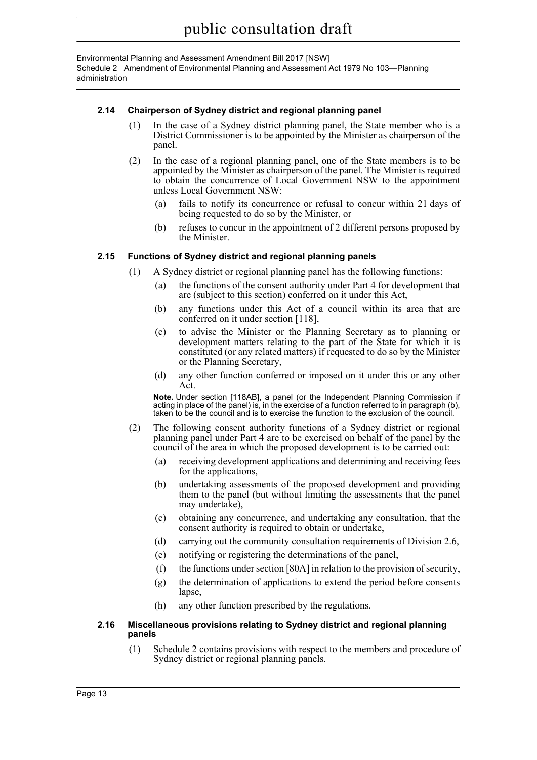### 2.14 Chairperson of Sydney district and regional planning panel

(1) In the case of a Sydney district planning panel, the State member who is a District Commissioner is to be appointed by the Minister as chairperson of the panel.

(2) In the case of a regional planning panel, one of the State members is to be appointed by the Minister as chairperson of the panel. The Minister is required to obtain the concurrence of Local Government NSW to the appointment unless Local Government NSW:

- (a) fails to notify its concurrence or refusal to concur within 21 days of being requested to do so by the Minister, or
- (b) refuses to concur in the appointment of 2 different persons proposed by the Minister.

### 2.15 Functions of Sydney district and regional planning panels

(1) A Sydney district or regional planning panel has the following functions:

- (a) the functions of the consent authority under Part 4 for development that are (subject to this section) conferred on it under this Act,
- (b) any functions under this Act of a council within its area that are conferred on it under section [118],
- (c) to advise the Minister or the Planning Secretary as to planning or development matters relating to the part of the State for which it is constituted (or any related matters) if requested to do so by the Minister or the Planning Secretary,
- (d) any other function conferred or imposed on it under this or any other Act.

**Note.** Under section [118AB], a panel (or the Independent Planning Commission if acting in place of the panel) is, in the exercise of a function referred to in paragraph (b), taken to be the council and is to exercise the function to the exclusion of the council.

(2) The following consent authority functions of a Sydney district or regional planning panel under Part 4 are to be exercised on behalf of the panel by the council of the area in which the proposed development is to be carried out:

- (a) receiving development applications and determining and receiving fees for the applications,
- (b) undertaking assessments of the proposed development and providing them to the panel (but without limiting the assessments that the panel may undertake),
- (c) obtaining any concurrence, and undertaking any consultation, that the consent authority is required to obtain or undertake,
- (d) carrying out the community consultation requirements of Division 2.6,
- (e) notifying or registering the determinations of the panel,
- (f) the functions under section [80A] in relation to the provision of security,
- (g) the determination of applications to extend the period before consents lapse,
- (h) any other function prescribed by the regulations.

### 2.16 Miscellaneous provisions relating to Sydney district and regional planning panels

(1) Schedule 2 contains provisions with respect to the members and procedure of Sydney district or regional planning panels.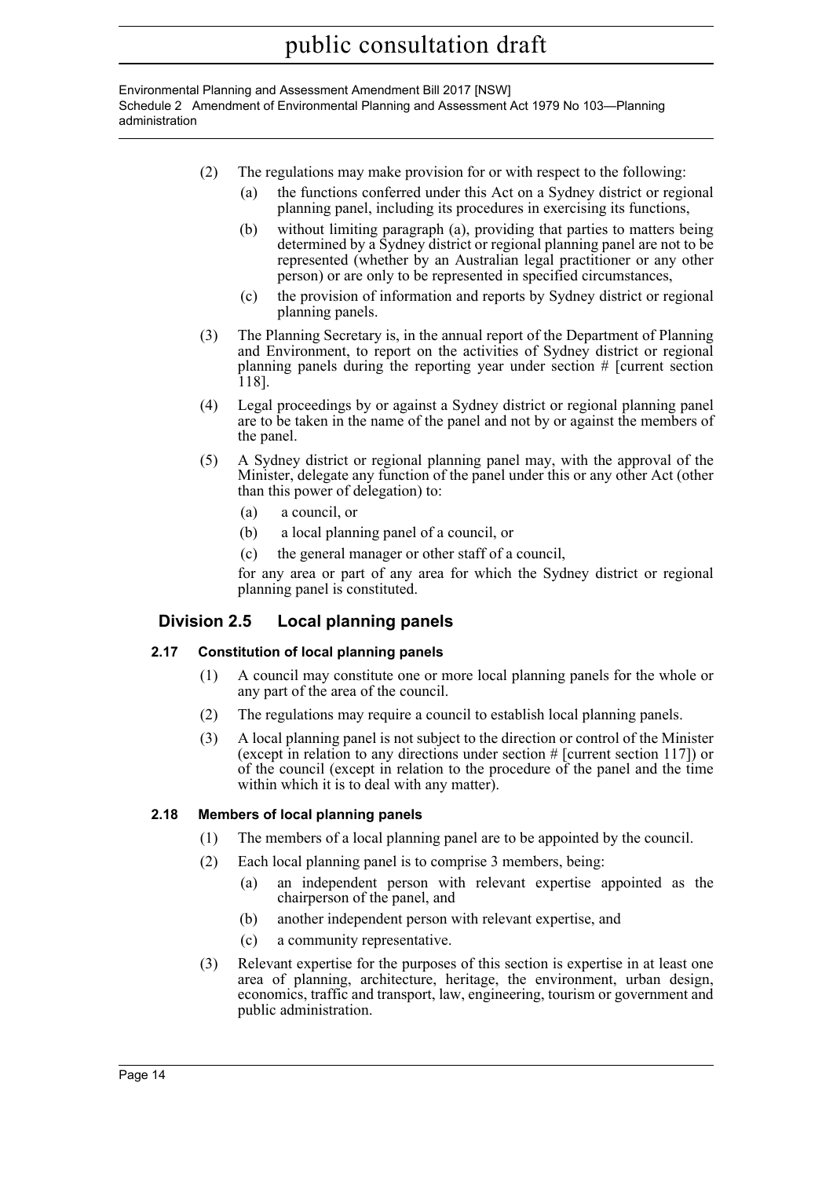(2) The regulations may make provision for or with respect to the following:

(a) the functions conferred under this Act on a Sydney district or regional planning panel, including its procedures in exercising its functions,

(b) without limiting paragraph (a), providing that parties to matters being determined by a Sydney district or regional planning panel are not to be represented (whether by an Australian legal practitioner or any other person) or are only to be represented in specified circumstances,

(c) the provision of information and reports by Sydney district or regional planning panels.

(3) The Planning Secretary is, in the annual report of the Department of Planning and Environment, to report on the activities of Sydney district or regional planning panels during the reporting year under section # [current section 118].

(4) Legal proceedings by or against a Sydney district or regional planning panel are to be taken in the name of the panel and not by or against the members of the panel.

(5) A Sydney district or regional planning panel may, with the approval of the Minister, delegate any function of the panel under this or any other Act (other than this power of delegation) to:

(a) a council, or

(b) a local planning panel of a council, or

(c) the general manager or other staff of a council,

for any area or part of any area for which the Sydney district or regional planning panel is constituted.

## Division 2.5 Local planning panels

### 2.17 Constitution of local planning panels

(1) A council may constitute one or more local planning panels for the whole or any part of the area of the council.

(2) The regulations may require a council to establish local planning panels.

(3) A local planning panel is not subject to the direction or control of the Minister (except in relation to any directions under section # [current section 117]) or of the council (except in relation to the procedure of the panel and the time within which it is to deal with any matter).

### 2.18 Members of local planning panels

(1) The members of a local planning panel are to be appointed by the council.

(2) Each local planning panel is to comprise 3 members, being:

(a) an independent person with relevant expertise appointed as the chairperson of the panel, and

(b) another independent person with relevant expertise, and

(c) a community representative.

(3) Relevant expertise for the purposes of this section is expertise in at least one area of planning, architecture, heritage, the environment, urban design, economics, traffic and transport, law, engineering, tourism or government and public administration.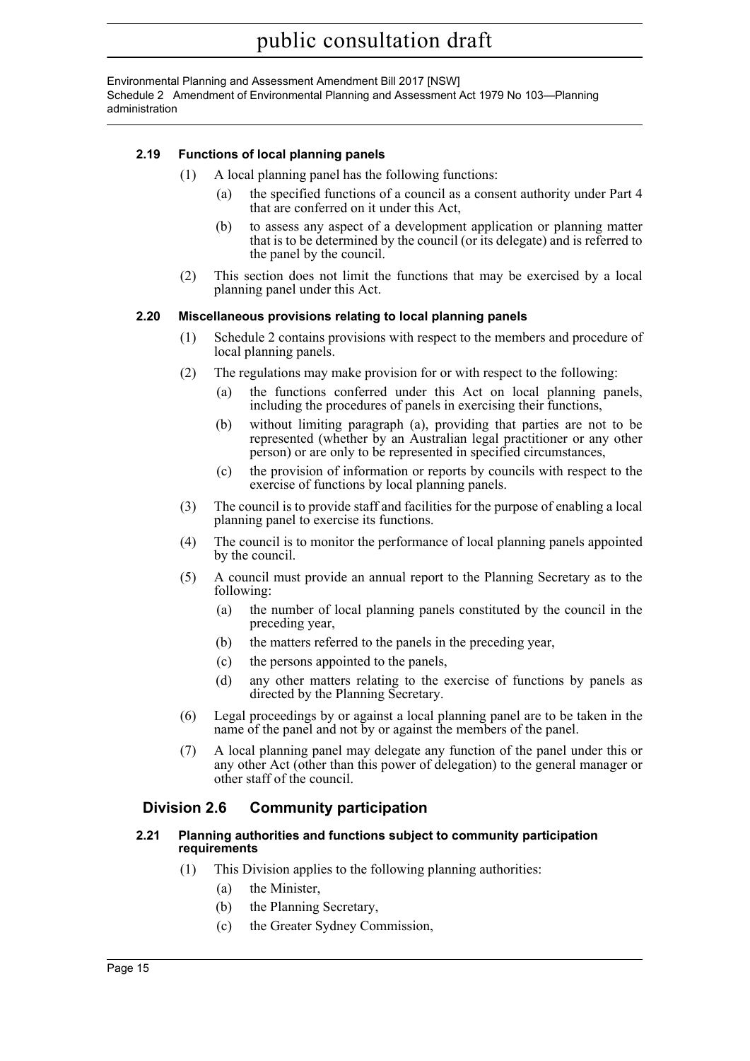#### 2.19 Functions of local planning panels

(1) A local planning panel has the following functions:

- (a) the specified functions of a council as a consent authority under Part 4 that are conferred on it under this Act,
- (b) to assess any aspect of a development application or planning matter that is to be determined by the council (or its delegate) and is referred to the panel by the council.

(2) This section does not limit the functions that may be exercised by a local planning panel under this Act.

#### 2.20 Miscellaneous provisions relating to local planning panels

(1) Schedule 2 contains provisions with respect to the members and procedure of local planning panels.

(2) The regulations may make provision for or with respect to the following:

- (a) the functions conferred under this Act on local planning panels, including the procedures of panels in exercising their functions,
- (b) without limiting paragraph (a), providing that parties are not to be represented (whether by an Australian legal practitioner or any other person) or are only to be represented in specified circumstances,
- (c) the provision of information or reports by councils with respect to the exercise of functions by local planning panels.

(3) The council is to provide staff and facilities for the purpose of enabling a local planning panel to exercise its functions.

(4) The council is to monitor the performance of local planning panels appointed by the council.

(5) A council must provide an annual report to the Planning Secretary as to the following:

- (a) the number of local planning panels constituted by the council in the preceding year,
- (b) the matters referred to the panels in the preceding year,
- (c) the persons appointed to the panels,
- (d) any other matters relating to the exercise of functions by panels as directed by the Planning Secretary.

(6) Legal proceedings by or against a local planning panel are to be taken in the name of the panel and not by or against the members of the panel.

(7) A local planning panel may delegate any function of the panel under this or any other Act (other than this power of delegation) to the general manager or other staff of the council.

### Division 2.6 Community participation

#### 2.21 Planning authorities and functions subject to community participation requirements

(1) This Division applies to the following planning authorities:

- (a) the Minister,
- (b) the Planning Secretary,
- (c) the Greater Sydney Commission,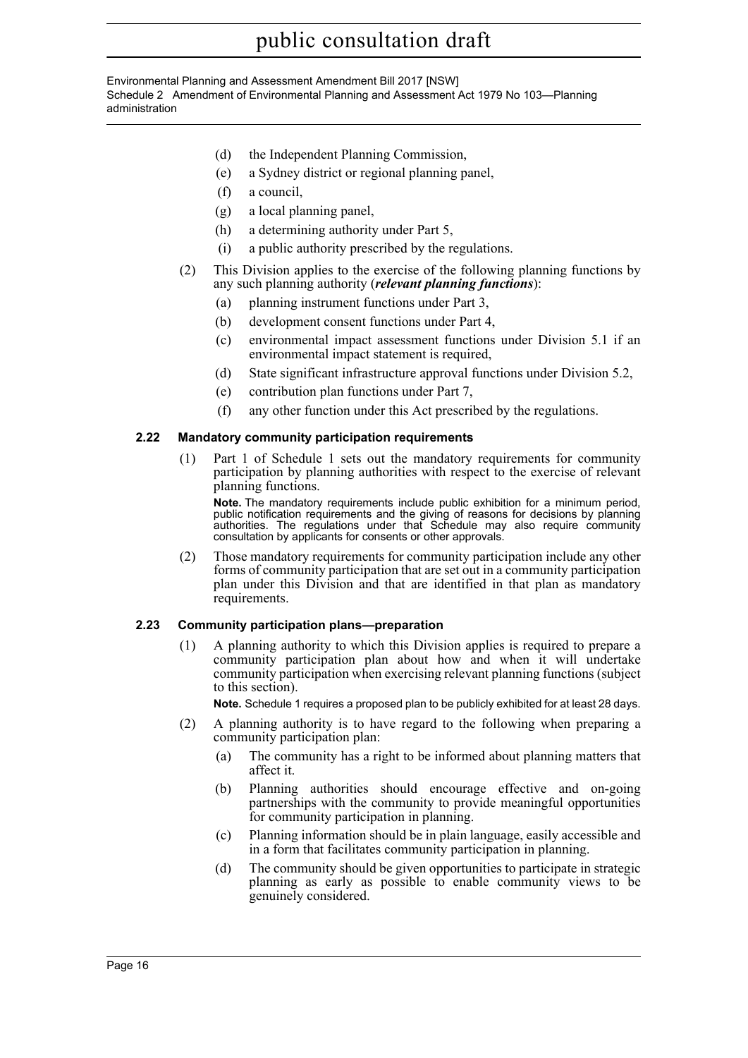(d) the Independent Planning Commission,

(e) a Sydney district or regional planning panel,

(f) a council,

(g) a local planning panel,

(h) a determining authority under Part 5,

(i) a public authority prescribed by the regulations.

(2) This Division applies to the exercise of the following planning functions by any such planning authority (***relevant planning functions***):

(a) planning instrument functions under Part 3,

(b) development consent functions under Part 4,

(c) environmental impact assessment functions under Division 5.1 if an environmental impact statement is required,

(d) State significant infrastructure approval functions under Division 5.2,

(e) contribution plan functions under Part 7,

(f) any other function under this Act prescribed by the regulations.

#### 2.22 Mandatory community participation requirements

(1) Part 1 of Schedule 1 sets out the mandatory requirements for community participation by planning authorities with respect to the exercise of relevant planning functions.

**Note.** The mandatory requirements include public exhibition for a minimum period, public notification requirements and the giving of reasons for decisions by planning authorities. The regulations under that Schedule may also require community consultation by applicants for consents or other approvals.

(2) Those mandatory requirements for community participation include any other forms of community participation that are set out in a community participation plan under this Division and that are identified in that plan as mandatory requirements.

#### 2.23 Community participation plans—preparation

(1) A planning authority to which this Division applies is required to prepare a community participation plan about how and when it will undertake community participation when exercising relevant planning functions (subject to this section).

**Note.** Schedule 1 requires a proposed plan to be publicly exhibited for at least 28 days.

(2) A planning authority is to have regard to the following when preparing a community participation plan:

(a) The community has a right to be informed about planning matters that affect it.

(b) Planning authorities should encourage effective and on-going partnerships with the community to provide meaningful opportunities for community participation in planning.

(c) Planning information should be in plain language, easily accessible and in a form that facilitates community participation in planning.

(d) The community should be given opportunities to participate in strategic planning as early as possible to enable community views to be genuinely considered.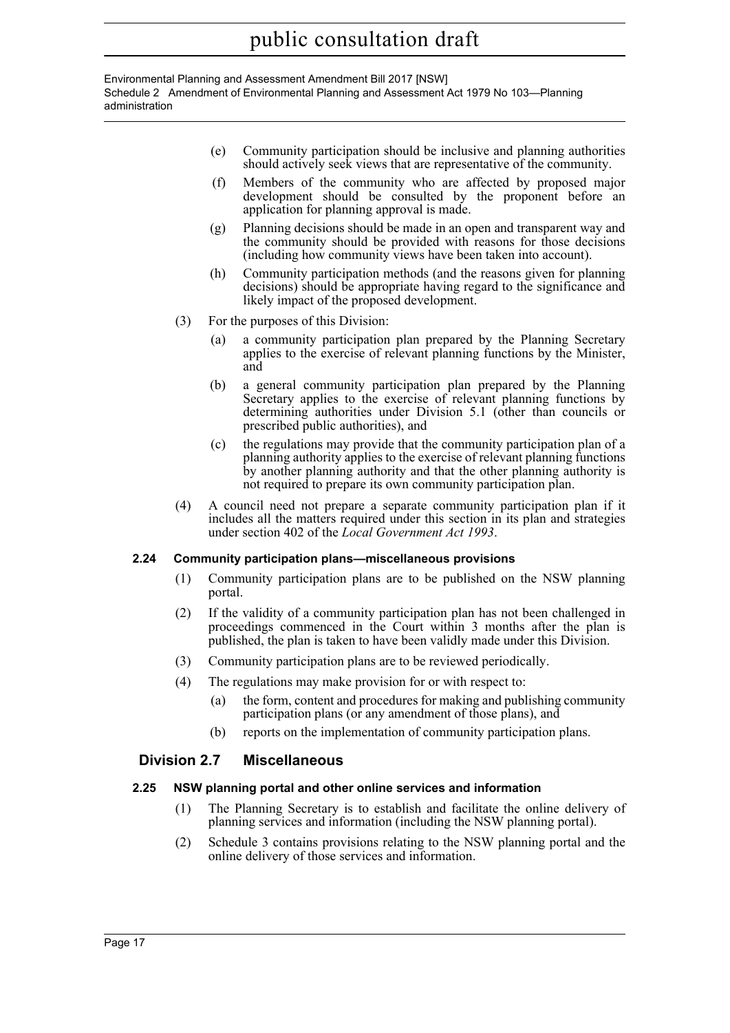(e) Community participation should be inclusive and planning authorities should actively seek views that are representative of the community.

(f) Members of the community who are affected by proposed major development should be consulted by the proponent before an application for planning approval is made.

(g) Planning decisions should be made in an open and transparent way and the community should be provided with reasons for those decisions (including how community views have been taken into account).

(h) Community participation methods (and the reasons given for planning decisions) should be appropriate having regard to the significance and likely impact of the proposed development.

(3) For the purposes of this Division:

(a) a community participation plan prepared by the Planning Secretary applies to the exercise of relevant planning functions by the Minister, and

(b) a general community participation plan prepared by the Planning Secretary applies to the exercise of relevant planning functions by determining authorities under Division 5.1 (other than councils or prescribed public authorities), and

(c) the regulations may provide that the community participation plan of a planning authority applies to the exercise of relevant planning functions by another planning authority and that the other planning authority is not required to prepare its own community participation plan.

(4) A council need not prepare a separate community participation plan if it includes all the matters required under this section in its plan and strategies under section 402 of the *Local Government Act 1993*.

**2.24 Community participation plans—miscellaneous provisions**

(1) Community participation plans are to be published on the NSW planning portal.

(2) If the validity of a community participation plan has not been challenged in proceedings commenced in the Court within 3 months after the plan is published, the plan is taken to have been validly made under this Division.

(3) Community participation plans are to be reviewed periodically.

(4) The regulations may make provision for or with respect to:

(a) the form, content and procedures for making and publishing community participation plans (or any amendment of those plans), and

(b) reports on the implementation of community participation plans.

## Division 2.7 Miscellaneous

**2.25 NSW planning portal and other online services and information**

(1) The Planning Secretary is to establish and facilitate the online delivery of planning services and information (including the NSW planning portal).

(2) Schedule 3 contains provisions relating to the NSW planning portal and the online delivery of those services and information.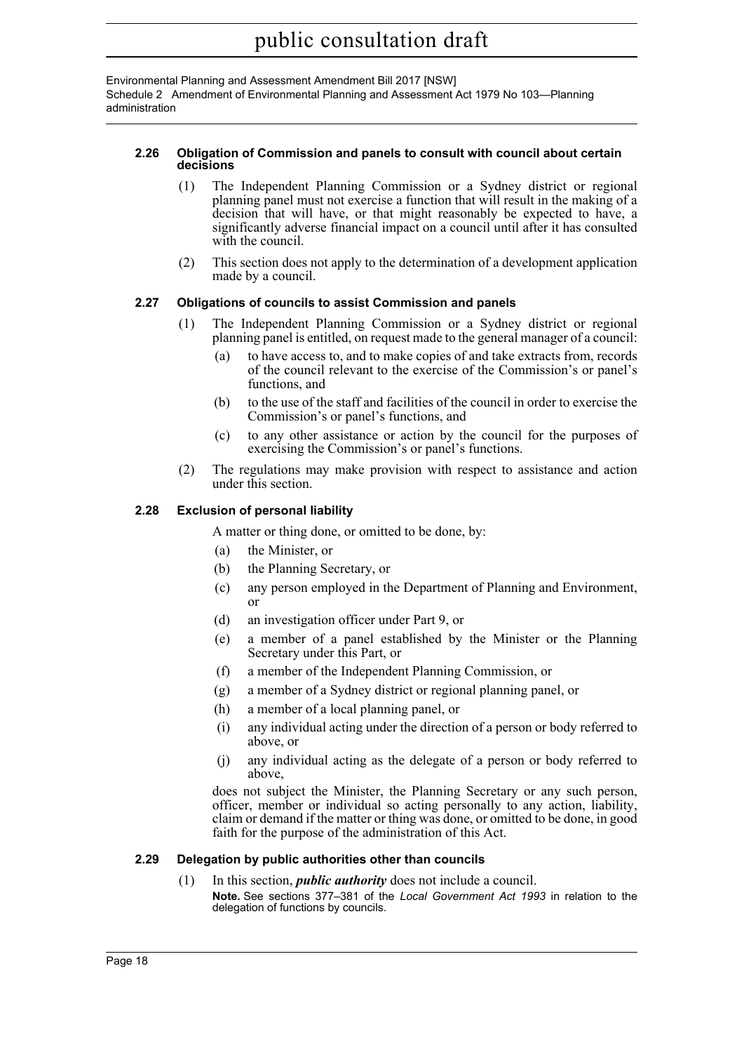#### 2.26 Obligation of Commission and panels to consult with council about certain decisions

(1) The Independent Planning Commission or a Sydney district or regional planning panel must not exercise a function that will result in the making of a decision that will have, or that might reasonably be expected to have, a significantly adverse financial impact on a council until after it has consulted with the council.

(2) This section does not apply to the determination of a development application made by a council.

#### 2.27 Obligations of councils to assist Commission and panels

(1) The Independent Planning Commission or a Sydney district or regional planning panel is entitled, on request made to the general manager of a council:

- (a) to have access to, and to make copies of and take extracts from, records of the council relevant to the exercise of the Commission's or panel's functions, and
- (b) to the use of the staff and facilities of the council in order to exercise the Commission's or panel's functions, and
- (c) to any other assistance or action by the council for the purposes of exercising the Commission's or panel's functions.

(2) The regulations may make provision with respect to assistance and action under this section.

#### 2.28 Exclusion of personal liability

A matter or thing done, or omitted to be done, by:

- (a) the Minister, or
- (b) the Planning Secretary, or
- (c) any person employed in the Department of Planning and Environment, or
- (d) an investigation officer under Part 9, or
- (e) a member of a panel established by the Minister or the Planning Secretary under this Part, or
- (f) a member of the Independent Planning Commission, or
- (g) a member of a Sydney district or regional planning panel, or
- (h) a member of a local planning panel, or
- (i) any individual acting under the direction of a person or body referred to above, or
- (j) any individual acting as the delegate of a person or body referred to above,

does not subject the Minister, the Planning Secretary or any such person, officer, member or individual so acting personally to any action, liability, claim or demand if the matter or thing was done, or omitted to be done, in good faith for the purpose of the administration of this Act.

#### 2.29 Delegation by public authorities other than councils

(1) In this section, ***public authority*** does not include a council.

**Note.** See sections 377–381 of the *Local Government Act 1993* in relation to the delegation of functions by councils.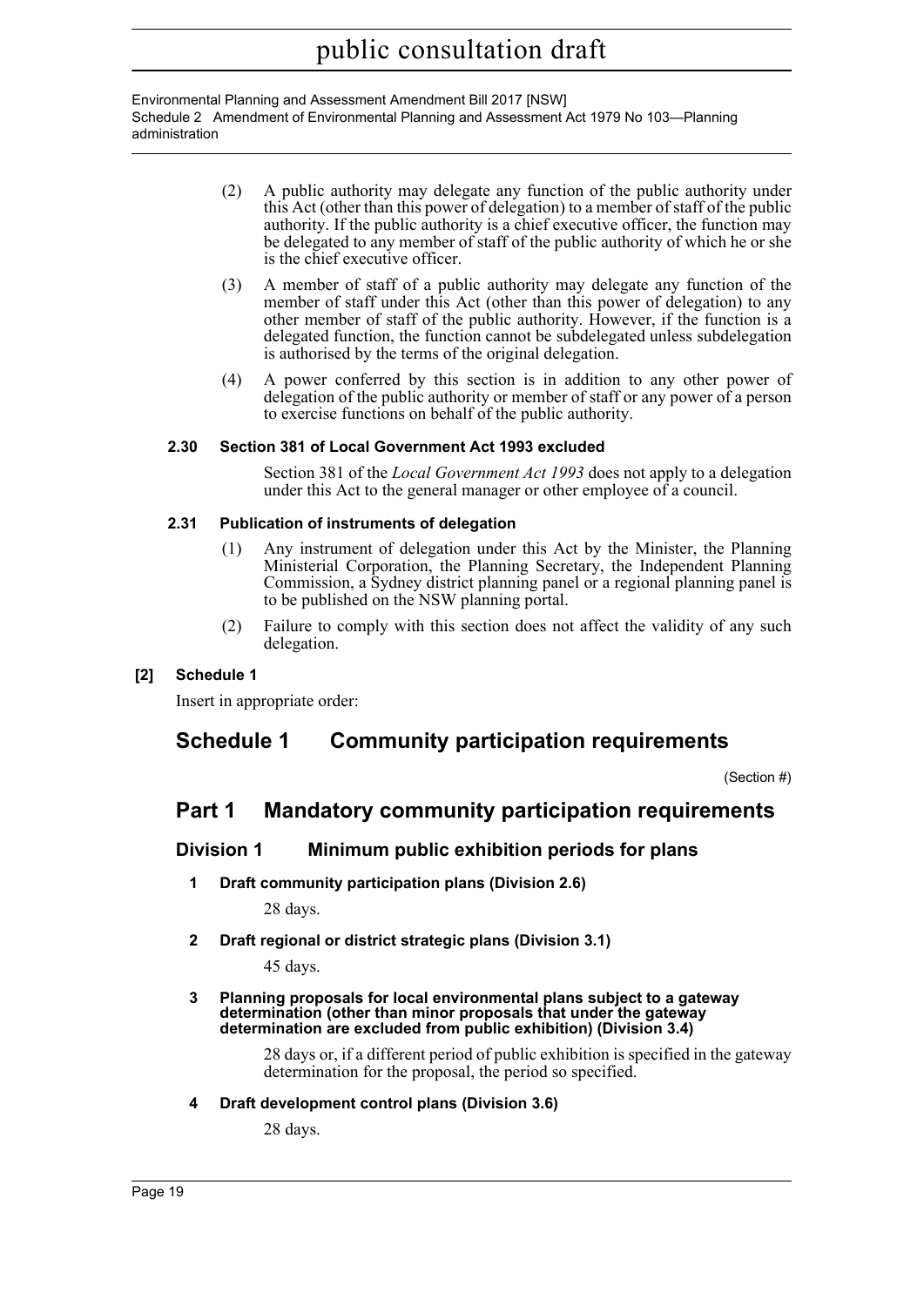(2) A public authority may delegate any function of the public authority under this Act (other than this power of delegation) to a member of staff of the public authority. If the public authority is a chief executive officer, the function may be delegated to any member of staff of the public authority of which he or she is the chief executive officer.

(3) A member of staff of a public authority may delegate any function of the member of staff under this Act (other than this power of delegation) to any other member of staff of the public authority. However, if the function is a delegated function, the function cannot be subdelegated unless subdelegation is authorised by the terms of the original delegation.

(4) A power conferred by this section is in addition to any other power of delegation of the public authority or member of staff or any power of a person to exercise functions on behalf of the public authority.

**2.30 Section 381 of Local Government Act 1993 excluded**

Section 381 of the *Local Government Act 1993* does not apply to a delegation under this Act to the general manager or other employee of a council.

**2.31 Publication of instruments of delegation**

(1) Any instrument of delegation under this Act by the Minister, the Planning Ministerial Corporation, the Planning Secretary, the Independent Planning Commission, a Sydney district planning panel or a regional planning panel is to be published on the NSW planning portal.

(2) Failure to comply with this section does not affect the validity of any such delegation.

**[2] Schedule 1**

Insert in appropriate order:

# Schedule 1 Community participation requirements

(Section #)

## Part 1 Mandatory community participation requirements

### Division 1 Minimum public exhibition periods for plans

**1 Draft community participation plans (Division 2.6)**

28 days.

**2 Draft regional or district strategic plans (Division 3.1)**

45 days.

**3 Planning proposals for local environmental plans subject to a gateway determination (other than minor proposals that under the gateway determination are excluded from public exhibition) (Division 3.4)**

28 days or, if a different period of public exhibition is specified in the gateway determination for the proposal, the period so specified.

**4 Draft development control plans (Division 3.6)**

28 days.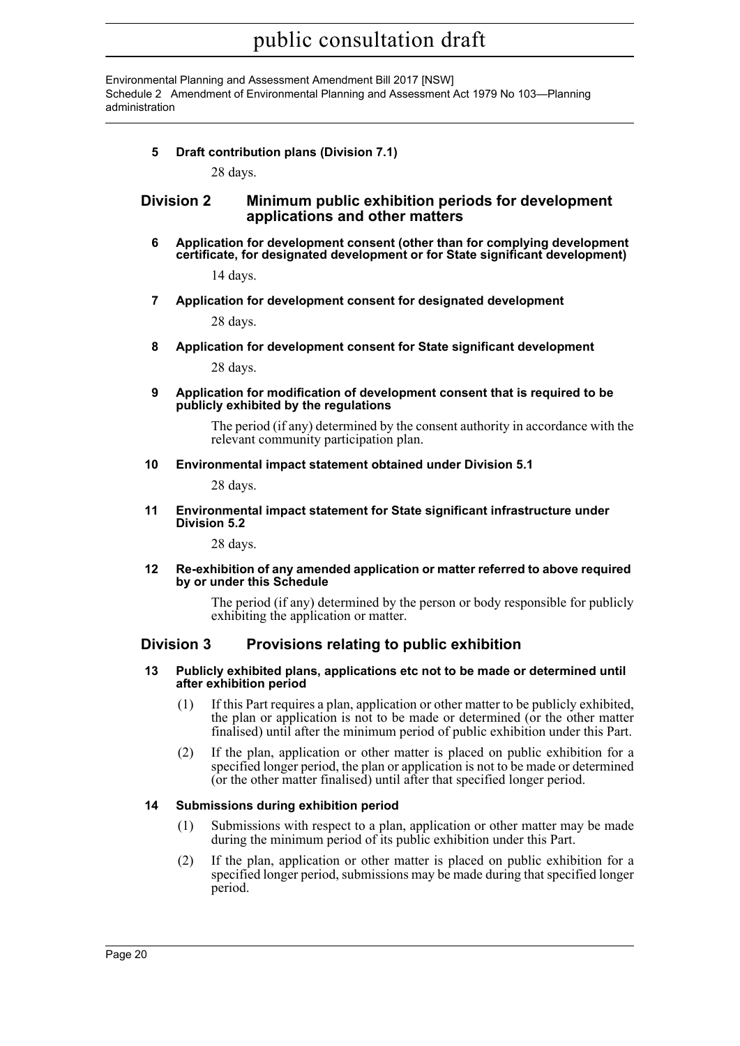**5 Draft contribution plans (Division 7.1)**

28 days.

## Division 2 Minimum public exhibition periods for development applications and other matters

**6 Application for development consent (other than for complying development certificate, for designated development or for State significant development)**

14 days.

**7 Application for development consent for designated development**

28 days.

**8 Application for development consent for State significant development**

28 days.

**9 Application for modification of development consent that is required to be publicly exhibited by the regulations**

The period (if any) determined by the consent authority in accordance with the relevant community participation plan.

**10 Environmental impact statement obtained under Division 5.1**

28 days.

**11 Environmental impact statement for State significant infrastructure under Division 5.2**

28 days.

**12 Re-exhibition of any amended application or matter referred to above required by or under this Schedule**

The period (if any) determined by the person or body responsible for publicly exhibiting the application or matter.

## Division 3 Provisions relating to public exhibition

**13 Publicly exhibited plans, applications etc not to be made or determined until after exhibition period**

(1) If this Part requires a plan, application or other matter to be publicly exhibited, the plan or application is not to be made or determined (or the other matter finalised) until after the minimum period of public exhibition under this Part.

(2) If the plan, application or other matter is placed on public exhibition for a specified longer period, the plan or application is not to be made or determined (or the other matter finalised) until after that specified longer period.

**14 Submissions during exhibition period**

(1) Submissions with respect to a plan, application or other matter may be made during the minimum period of its public exhibition under this Part.

(2) If the plan, application or other matter is placed on public exhibition for a specified longer period, submissions may be made during that specified longer period.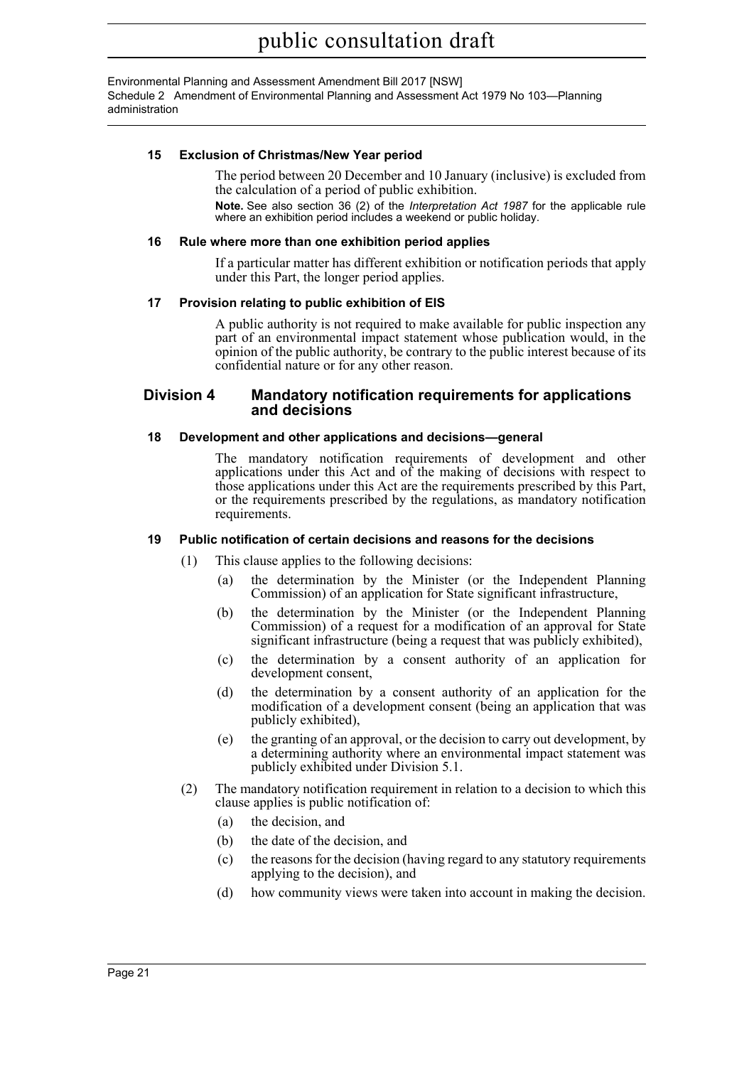#### 15 Exclusion of Christmas/New Year period

The period between 20 December and 10 January (inclusive) is excluded from the calculation of a period of public exhibition.

**Note.** See also section 36 (2) of the *Interpretation Act 1987* for the applicable rule where an exhibition period includes a weekend or public holiday.

#### 16 Rule where more than one exhibition period applies

If a particular matter has different exhibition or notification periods that apply under this Part, the longer period applies.

#### 17 Provision relating to public exhibition of EIS

A public authority is not required to make available for public inspection any part of an environmental impact statement whose publication would, in the opinion of the public authority, be contrary to the public interest because of its confidential nature or for any other reason.

### Division 4 Mandatory notification requirements for applications and decisions

#### 18 Development and other applications and decisions—general

The mandatory notification requirements of development and other applications under this Act and of the making of decisions with respect to those applications under this Act are the requirements prescribed by this Part, or the requirements prescribed by the regulations, as mandatory notification requirements.

#### 19 Public notification of certain decisions and reasons for the decisions

(1) This clause applies to the following decisions:

(a) the determination by the Minister (or the Independent Planning Commission) of an application for State significant infrastructure,

(b) the determination by the Minister (or the Independent Planning Commission) of a request for a modification of an approval for State significant infrastructure (being a request that was publicly exhibited),

(c) the determination by a consent authority of an application for development consent,

(d) the determination by a consent authority of an application for the modification of a development consent (being an application that was publicly exhibited),

(e) the granting of an approval, or the decision to carry out development, by a determining authority where an environmental impact statement was publicly exhibited under Division 5.1.

(2) The mandatory notification requirement in relation to a decision to which this clause applies is public notification of:

(a) the decision, and

(b) the date of the decision, and

(c) the reasons for the decision (having regard to any statutory requirements applying to the decision), and

(d) how community views were taken into account in making the decision.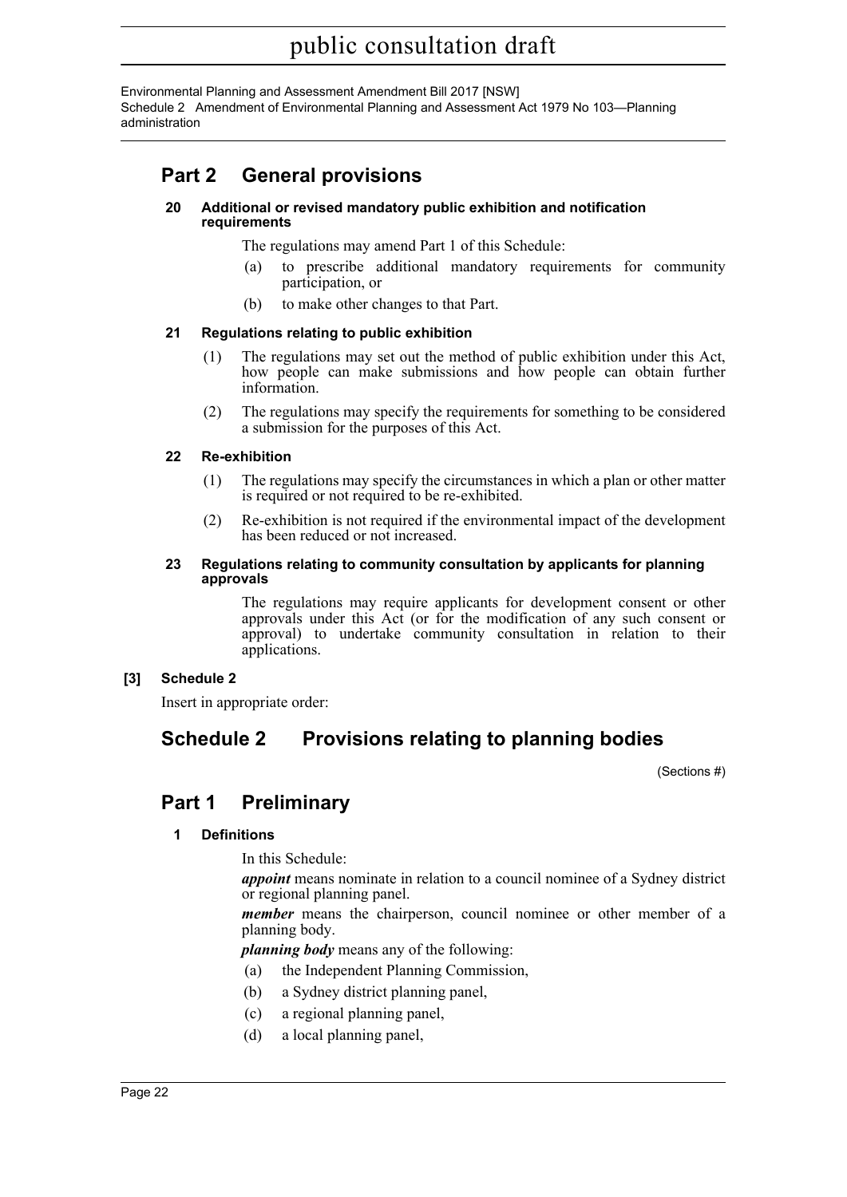## Part 2 General provisions

**20 Additional or revised mandatory public exhibition and notification requirements**

The regulations may amend Part 1 of this Schedule:

(a) to prescribe additional mandatory requirements for community participation, or

(b) to make other changes to that Part.

**21 Regulations relating to public exhibition**

(1) The regulations may set out the method of public exhibition under this Act, how people can make submissions and how people can obtain further information.

(2) The regulations may specify the requirements for something to be considered a submission for the purposes of this Act.

**22 Re-exhibition**

(1) The regulations may specify the circumstances in which a plan or other matter is required or not required to be re-exhibited.

(2) Re-exhibition is not required if the environmental impact of the development has been reduced or not increased.

**23 Regulations relating to community consultation by applicants for planning approvals**

The regulations may require applicants for development consent or other approvals under this Act (or for the modification of any such consent or approval) to undertake community consultation in relation to their applications.

**[3] Schedule 2**

Insert in appropriate order:

## Schedule 2 Provisions relating to planning bodies

(Sections #)

## Part 1 Preliminary

**1 Definitions**

In this Schedule:

***appoint*** means nominate in relation to a council nominee of a Sydney district or regional planning panel.

***member*** means the chairperson, council nominee or other member of a planning body.

***planning body*** means any of the following:

(a) the Independent Planning Commission,

(b) a Sydney district planning panel,

(c) a regional planning panel,

(d) a local planning panel,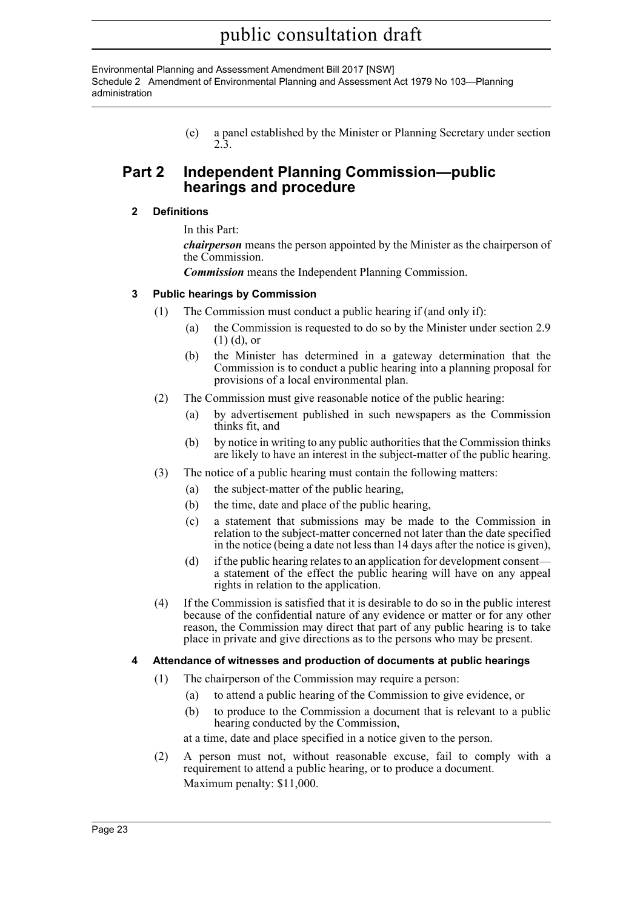(e) a panel established by the Minister or Planning Secretary under section 2.3.

## Part 2 Independent Planning Commission—public hearings and procedure

### 2 Definitions

In this Part:

***chairperson*** means the person appointed by the Minister as the chairperson of the Commission.

***Commission*** means the Independent Planning Commission.

### 3 Public hearings by Commission

(1) The Commission must conduct a public hearing if (and only if):

(a) the Commission is requested to do so by the Minister under section 2.9 (1) (d), or

(b) the Minister has determined in a gateway determination that the Commission is to conduct a public hearing into a planning proposal for provisions of a local environmental plan.

(2) The Commission must give reasonable notice of the public hearing:

(a) by advertisement published in such newspapers as the Commission thinks fit, and

(b) by notice in writing to any public authorities that the Commission thinks are likely to have an interest in the subject-matter of the public hearing.

(3) The notice of a public hearing must contain the following matters:

(a) the subject-matter of the public hearing,

(b) the time, date and place of the public hearing,

(c) a statement that submissions may be made to the Commission in relation to the subject-matter concerned not later than the date specified in the notice (being a date not less than 14 days after the notice is given),

(d) if the public hearing relates to an application for development consent—a statement of the effect the public hearing will have on any appeal rights in relation to the application.

(4) If the Commission is satisfied that it is desirable to do so in the public interest because of the confidential nature of any evidence or matter or for any other reason, the Commission may direct that part of any public hearing is to take place in private and give directions as to the persons who may be present.

### 4 Attendance of witnesses and production of documents at public hearings

(1) The chairperson of the Commission may require a person:

(a) to attend a public hearing of the Commission to give evidence, or

(b) to produce to the Commission a document that is relevant to a public hearing conducted by the Commission,

at a time, date and place specified in a notice given to the person.

(2) A person must not, without reasonable excuse, fail to comply with a requirement to attend a public hearing, or to produce a document.

Maximum penalty: $11,000.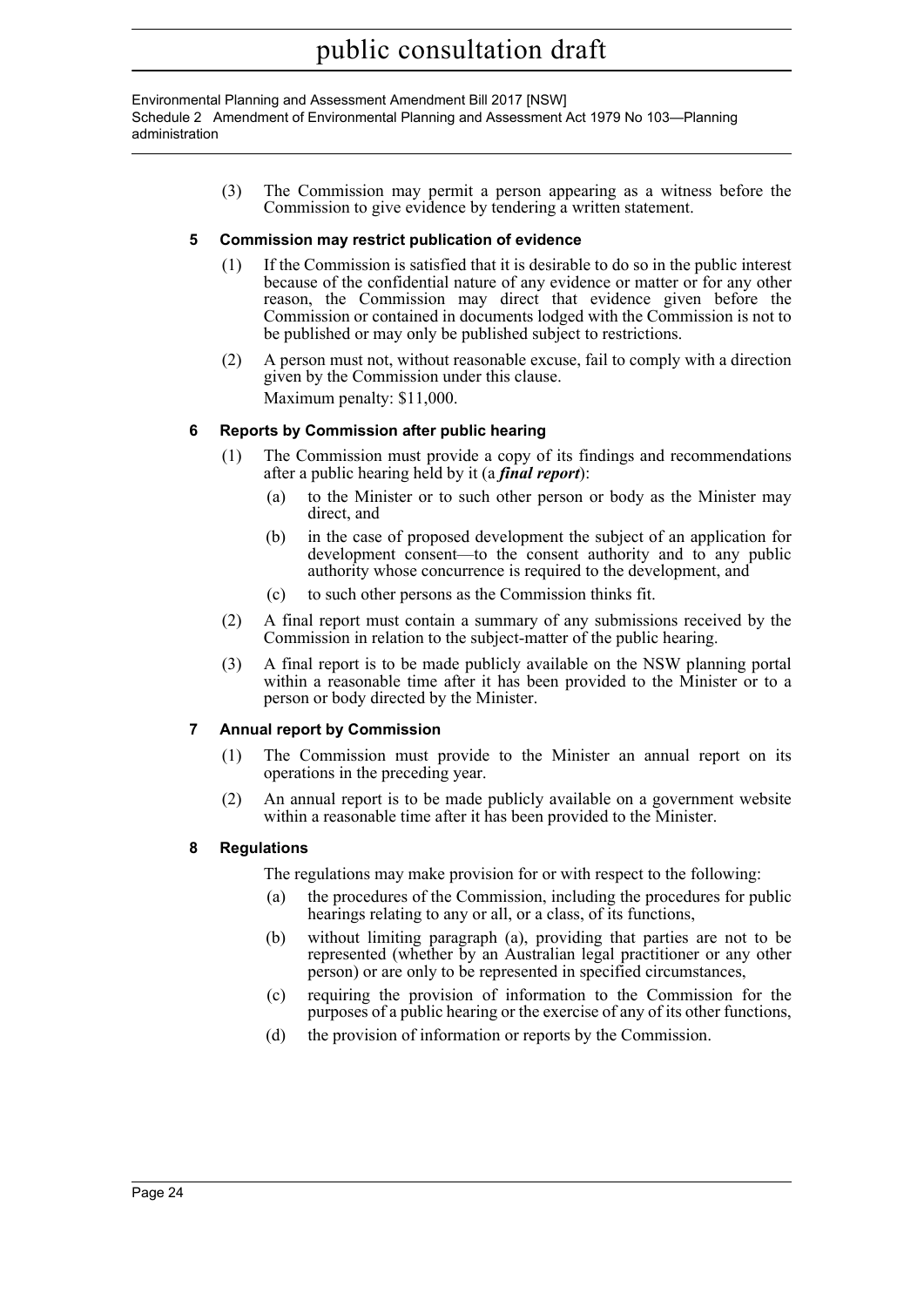(3) The Commission may permit a person appearing as a witness before the Commission to give evidence by tendering a written statement.

**5 Commission may restrict publication of evidence**

(1) If the Commission is satisfied that it is desirable to do so in the public interest because of the confidential nature of any evidence or matter or for any other reason, the Commission may direct that evidence given before the Commission or contained in documents lodged with the Commission is not to be published or may only be published subject to restrictions.

(2) A person must not, without reasonable excuse, fail to comply with a direction given by the Commission under this clause.

Maximum penalty: $11,000.

**6 Reports by Commission after public hearing**

(1) The Commission must provide a copy of its findings and recommendations after a public hearing held by it (a ***final report***):

(a) to the Minister or to such other person or body as the Minister may direct, and

(b) in the case of proposed development the subject of an application for development consent—to the consent authority and to any public authority whose concurrence is required to the development, and

(c) to such other persons as the Commission thinks fit.

(2) A final report must contain a summary of any submissions received by the Commission in relation to the subject-matter of the public hearing.

(3) A final report is to be made publicly available on the NSW planning portal within a reasonable time after it has been provided to the Minister or to a person or body directed by the Minister.

**7 Annual report by Commission**

(1) The Commission must provide to the Minister an annual report on its operations in the preceding year.

(2) An annual report is to be made publicly available on a government website within a reasonable time after it has been provided to the Minister.

**8 Regulations**

The regulations may make provision for or with respect to the following:

(a) the procedures of the Commission, including the procedures for public hearings relating to any or all, or a class, of its functions,

(b) without limiting paragraph (a), providing that parties are not to be represented (whether by an Australian legal practitioner or any other person) or are only to be represented in specified circumstances,

(c) requiring the provision of information to the Commission for the purposes of a public hearing or the exercise of any of its other functions,

(d) the provision of information or reports by the Commission.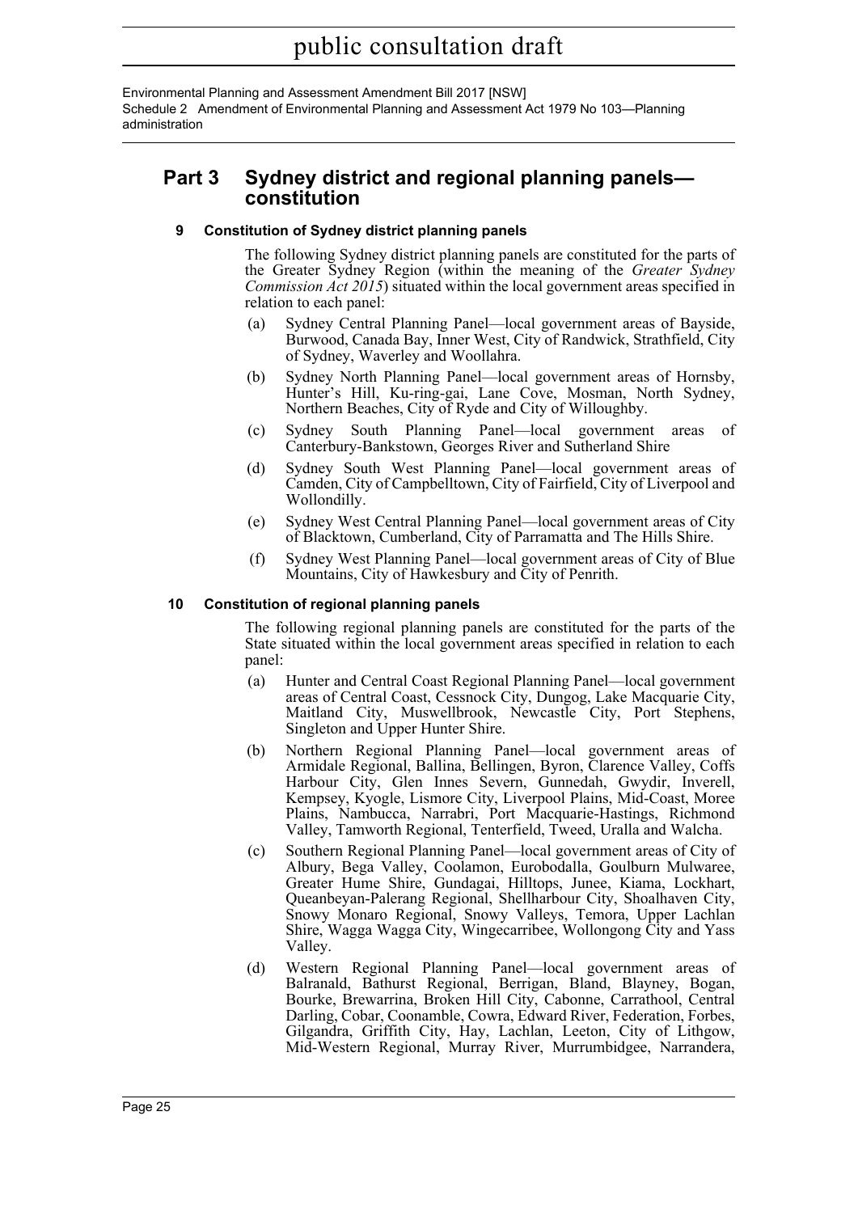## Part 3 Sydney district and regional planning panels—constitution

### 9 Constitution of Sydney district planning panels

The following Sydney district planning panels are constituted for the parts of the Greater Sydney Region (within the meaning of the *Greater Sydney Commission Act 2015*) situated within the local government areas specified in relation to each panel:

(a) Sydney Central Planning Panel—local government areas of Bayside, Burwood, Canada Bay, Inner West, City of Randwick, Strathfield, City of Sydney, Waverley and Woollahra.

(b) Sydney North Planning Panel—local government areas of Hornsby, Hunter's Hill, Ku-ring-gai, Lane Cove, Mosman, North Sydney, Northern Beaches, City of Ryde and City of Willoughby.

(c) Sydney South Planning Panel—local government areas of Canterbury-Bankstown, Georges River and Sutherland Shire

(d) Sydney South West Planning Panel—local government areas of Camden, City of Campbelltown, City of Fairfield, City of Liverpool and Wollondilly.

(e) Sydney West Central Planning Panel—local government areas of City of Blacktown, Cumberland, City of Parramatta and The Hills Shire.

(f) Sydney West Planning Panel—local government areas of City of Blue Mountains, City of Hawkesbury and City of Penrith.

### 10 Constitution of regional planning panels

The following regional planning panels are constituted for the parts of the State situated within the local government areas specified in relation to each panel:

(a) Hunter and Central Coast Regional Planning Panel—local government areas of Central Coast, Cessnock City, Dungog, Lake Macquarie City, Maitland City, Muswellbrook, Newcastle City, Port Stephens, Singleton and Upper Hunter Shire.

(b) Northern Regional Planning Panel—local government areas of Armidale Regional, Ballina, Bellingen, Byron, Clarence Valley, Coffs Harbour City, Glen Innes Severn, Gunnedah, Gwydir, Inverell, Kempsey, Kyogle, Lismore City, Liverpool Plains, Mid-Coast, Moree Plains, Nambucca, Narrabri, Port Macquarie-Hastings, Richmond Valley, Tamworth Regional, Tenterfield, Tweed, Uralla and Walcha.

(c) Southern Regional Planning Panel—local government areas of City of Albury, Bega Valley, Coolamon, Eurobodalla, Goulburn Mulwaree, Greater Hume Shire, Gundagai, Hilltops, Junee, Kiama, Lockhart, Queanbeyan-Palerang Regional, Shellharbour City, Shoalhaven City, Snowy Monaro Regional, Snowy Valleys, Temora, Upper Lachlan Shire, Wagga Wagga City, Wingecarribee, Wollongong City and Yass Valley.

(d) Western Regional Planning Panel—local government areas of Balranald, Bathurst Regional, Berrigan, Bland, Blayney, Bogan, Bourke, Brewarrina, Broken Hill City, Cabonne, Carrathool, Central Darling, Cobar, Coonamble, Cowra, Edward River, Federation, Forbes, Gilgandra, Griffith City, Hay, Lachlan, Leeton, City of Lithgow, Mid-Western Regional, Murray River, Murrumbidgee, Narrandera,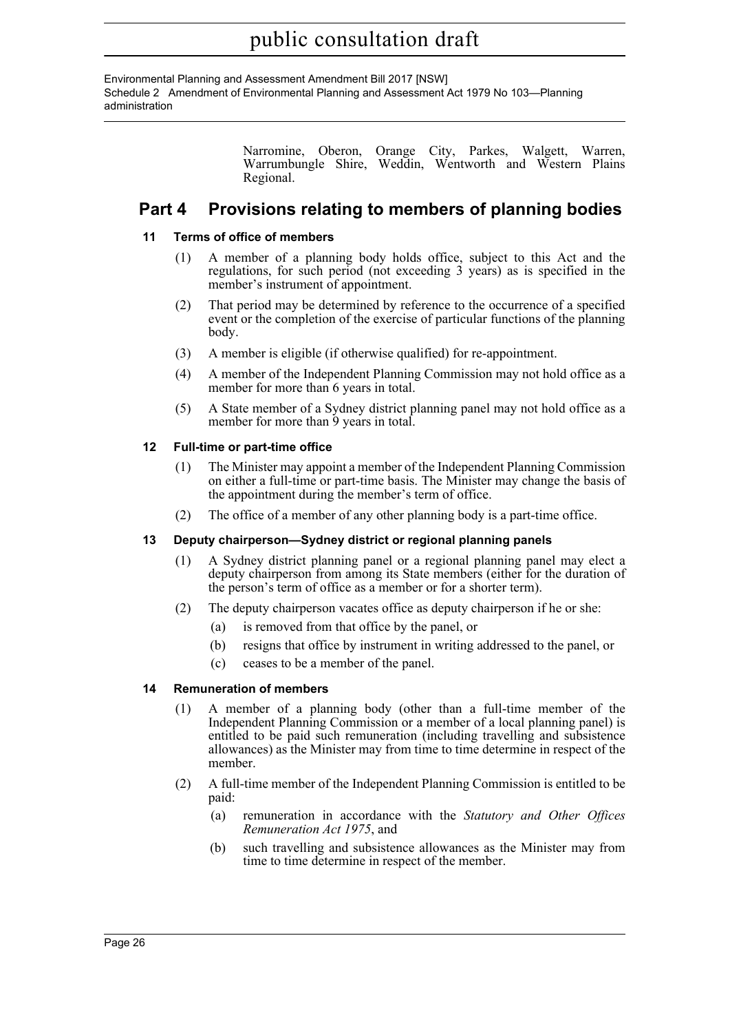Narromine, Oberon, Orange City, Parkes, Walgett, Warren, Warrumbungle Shire, Weddin, Wentworth and Western Plains Regional.

## Part 4 Provisions relating to members of planning bodies

### 11 Terms of office of members

(1) A member of a planning body holds office, subject to this Act and the regulations, for such period (not exceeding 3 years) as is specified in the member's instrument of appointment.

(2) That period may be determined by reference to the occurrence of a specified event or the completion of the exercise of particular functions of the planning body.

(3) A member is eligible (if otherwise qualified) for re-appointment.

(4) A member of the Independent Planning Commission may not hold office as a member for more than 6 years in total.

(5) A State member of a Sydney district planning panel may not hold office as a member for more than 9 years in total.

### 12 Full-time or part-time office

(1) The Minister may appoint a member of the Independent Planning Commission on either a full-time or part-time basis. The Minister may change the basis of the appointment during the member's term of office.

(2) The office of a member of any other planning body is a part-time office.

### 13 Deputy chairperson—Sydney district or regional planning panels

(1) A Sydney district planning panel or a regional planning panel may elect a deputy chairperson from among its State members (either for the duration of the person's term of office as a member or for a shorter term).

(2) The deputy chairperson vacates office as deputy chairperson if he or she:

- (a) is removed from that office by the panel, or
- (b) resigns that office by instrument in writing addressed to the panel, or
- (c) ceases to be a member of the panel.

### 14 Remuneration of members

(1) A member of a planning body (other than a full-time member of the Independent Planning Commission or a member of a local planning panel) is entitled to be paid such remuneration (including travelling and subsistence allowances) as the Minister may from time to time determine in respect of the member.

(2) A full-time member of the Independent Planning Commission is entitled to be paid:

- (a) remuneration in accordance with the *Statutory and Other Offices Remuneration Act 1975*, and
- (b) such travelling and subsistence allowances as the Minister may from time to time determine in respect of the member.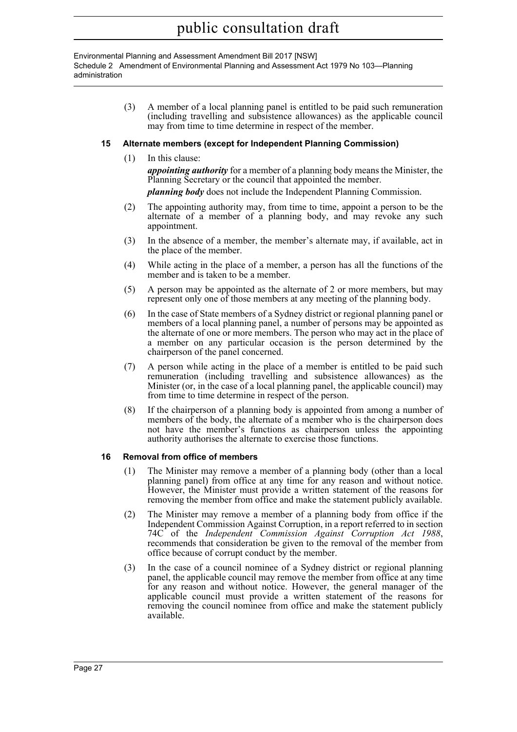(3) A member of a local planning panel is entitled to be paid such remuneration (including travelling and subsistence allowances) as the applicable council may from time to time determine in respect of the member.

### 15 Alternate members (except for Independent Planning Commission)

(1) In this clause:

***appointing authority*** for a member of a planning body means the Minister, the Planning Secretary or the council that appointed the member.

***planning body*** does not include the Independent Planning Commission.

(2) The appointing authority may, from time to time, appoint a person to be the alternate of a member of a planning body, and may revoke any such appointment.

(3) In the absence of a member, the member's alternate may, if available, act in the place of the member.

(4) While acting in the place of a member, a person has all the functions of the member and is taken to be a member.

(5) A person may be appointed as the alternate of 2 or more members, but may represent only one of those members at any meeting of the planning body.

(6) In the case of State members of a Sydney district or regional planning panel or members of a local planning panel, a number of persons may be appointed as the alternate of one or more members. The person who may act in the place of a member on any particular occasion is the person determined by the chairperson of the panel concerned.

(7) A person while acting in the place of a member is entitled to be paid such remuneration (including travelling and subsistence allowances) as the Minister (or, in the case of a local planning panel, the applicable council) may from time to time determine in respect of the person.

(8) If the chairperson of a planning body is appointed from among a number of members of the body, the alternate of a member who is the chairperson does not have the member's functions as chairperson unless the appointing authority authorises the alternate to exercise those functions.

### 16 Removal from office of members

(1) The Minister may remove a member of a planning body (other than a local planning panel) from office at any time for any reason and without notice. However, the Minister must provide a written statement of the reasons for removing the member from office and make the statement publicly available.

(2) The Minister may remove a member of a planning body from office if the Independent Commission Against Corruption, in a report referred to in section 74C of the *Independent Commission Against Corruption Act 1988*, recommends that consideration be given to the removal of the member from office because of corrupt conduct by the member.

(3) In the case of a council nominee of a Sydney district or regional planning panel, the applicable council may remove the member from office at any time for any reason and without notice. However, the general manager of the applicable council must provide a written statement of the reasons for removing the council nominee from office and make the statement publicly available.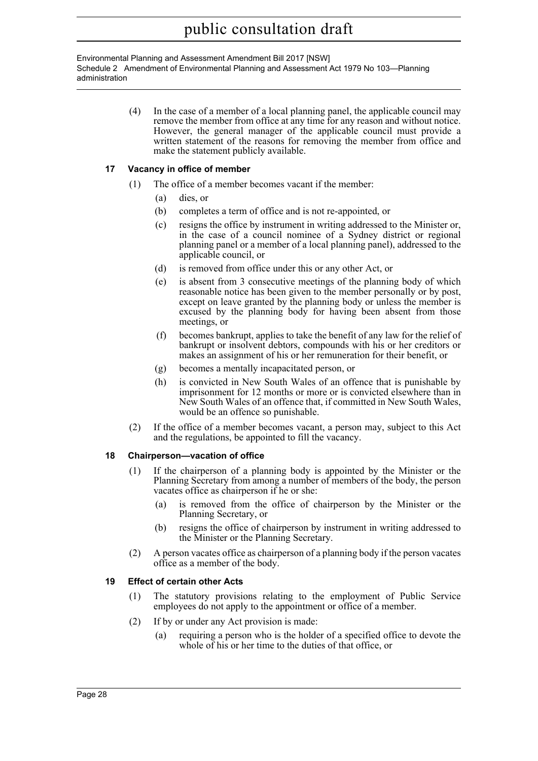(4) In the case of a member of a local planning panel, the applicable council may remove the member from office at any time for any reason and without notice. However, the general manager of the applicable council must provide a written statement of the reasons for removing the member from office and make the statement publicly available.

### 17 Vacancy in office of member

(1) The office of a member becomes vacant if the member:

- (a) dies, or
- (b) completes a term of office and is not re-appointed, or
- (c) resigns the office by instrument in writing addressed to the Minister or, in the case of a council nominee of a Sydney district or regional planning panel or a member of a local planning panel), addressed to the applicable council, or
- (d) is removed from office under this or any other Act, or
- (e) is absent from 3 consecutive meetings of the planning body of which reasonable notice has been given to the member personally or by post, except on leave granted by the planning body or unless the member is excused by the planning body for having been absent from those meetings, or
- (f) becomes bankrupt, applies to take the benefit of any law for the relief of bankrupt or insolvent debtors, compounds with his or her creditors or makes an assignment of his or her remuneration for their benefit, or
- (g) becomes a mentally incapacitated person, or
- (h) is convicted in New South Wales of an offence that is punishable by imprisonment for 12 months or more or is convicted elsewhere than in New South Wales of an offence that, if committed in New South Wales, would be an offence so punishable.

(2) If the office of a member becomes vacant, a person may, subject to this Act and the regulations, be appointed to fill the vacancy.

### 18 Chairperson—vacation of office

(1) If the chairperson of a planning body is appointed by the Minister or the Planning Secretary from among a number of members of the body, the person vacates office as chairperson if he or she:

- (a) is removed from the office of chairperson by the Minister or the Planning Secretary, or
- (b) resigns the office of chairperson by instrument in writing addressed to the Minister or the Planning Secretary.

(2) A person vacates office as chairperson of a planning body if the person vacates office as a member of the body.

### 19 Effect of certain other Acts

(1) The statutory provisions relating to the employment of Public Service employees do not apply to the appointment or office of a member.

(2) If by or under any Act provision is made:

- (a) requiring a person who is the holder of a specified office to devote the whole of his or her time to the duties of that office, or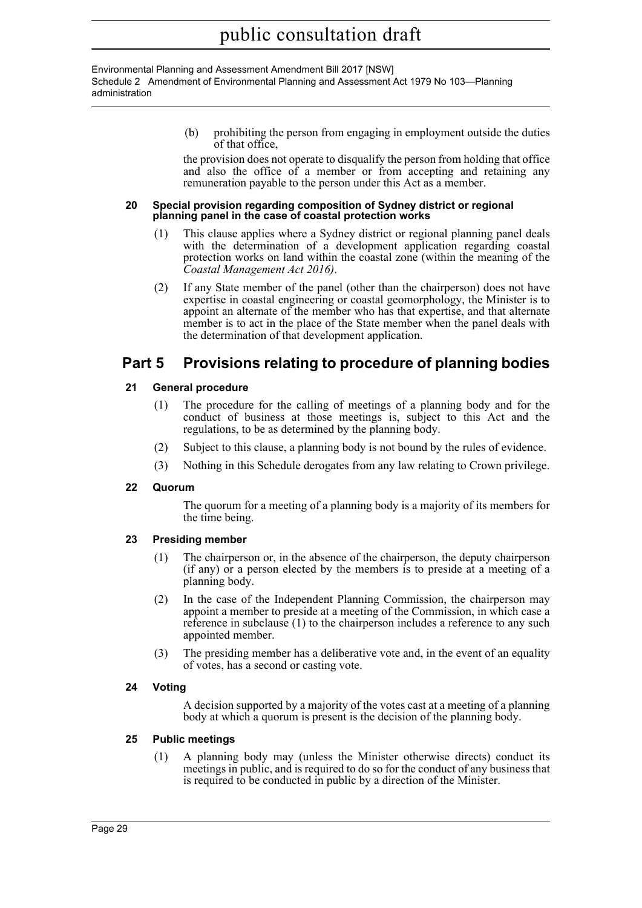(b) prohibiting the person from engaging in employment outside the duties of that office,

the provision does not operate to disqualify the person from holding that office and also the office of a member or from accepting and retaining any remuneration payable to the person under this Act as a member.

**20 Special provision regarding composition of Sydney district or regional planning panel in the case of coastal protection works**

(1) This clause applies where a Sydney district or regional planning panel deals with the determination of a development application regarding coastal protection works on land within the coastal zone (within the meaning of the *Coastal Management Act 2016)*.

(2) If any State member of the panel (other than the chairperson) does not have expertise in coastal engineering or coastal geomorphology, the Minister is to appoint an alternate of the member who has that expertise, and that alternate member is to act in the place of the State member when the panel deals with the determination of that development application.

## Part 5 Provisions relating to procedure of planning bodies

**21 General procedure**

(1) The procedure for the calling of meetings of a planning body and for the conduct of business at those meetings is, subject to this Act and the regulations, to be as determined by the planning body.

(2) Subject to this clause, a planning body is not bound by the rules of evidence.

(3) Nothing in this Schedule derogates from any law relating to Crown privilege.

**22 Quorum**

The quorum for a meeting of a planning body is a majority of its members for the time being.

**23 Presiding member**

(1) The chairperson or, in the absence of the chairperson, the deputy chairperson (if any) or a person elected by the members is to preside at a meeting of a planning body.

(2) In the case of the Independent Planning Commission, the chairperson may appoint a member to preside at a meeting of the Commission, in which case a reference in subclause (1) to the chairperson includes a reference to any such appointed member.

(3) The presiding member has a deliberative vote and, in the event of an equality of votes, has a second or casting vote.

**24 Voting**

A decision supported by a majority of the votes cast at a meeting of a planning body at which a quorum is present is the decision of the planning body.

**25 Public meetings**

(1) A planning body may (unless the Minister otherwise directs) conduct its meetings in public, and is required to do so for the conduct of any business that is required to be conducted in public by a direction of the Minister.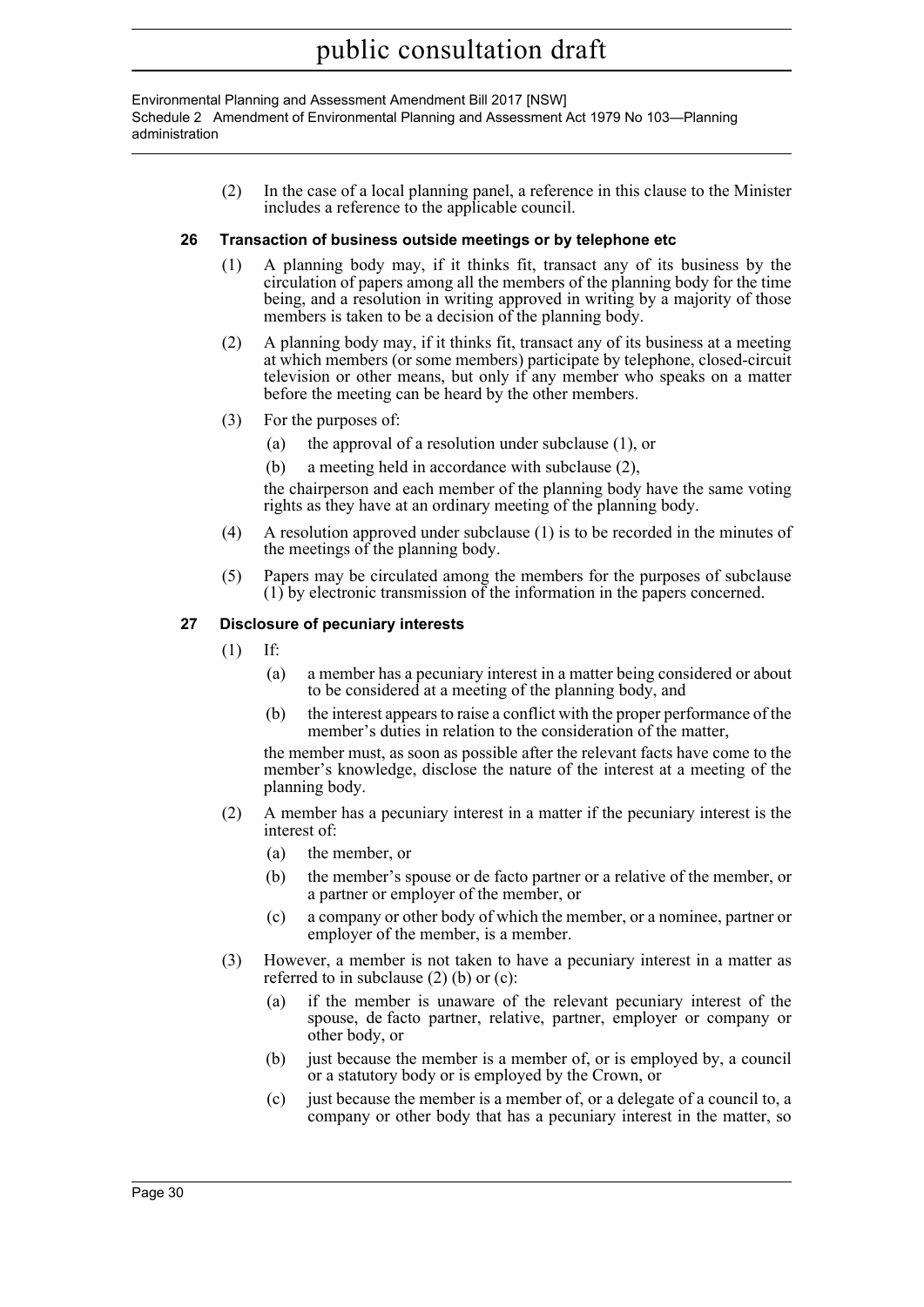(2) In the case of a local planning panel, a reference in this clause to the Minister includes a reference to the applicable council.

### 26 Transaction of business outside meetings or by telephone etc

(1) A planning body may, if it thinks fit, transact any of its business by the circulation of papers among all the members of the planning body for the time being, and a resolution in writing approved in writing by a majority of those members is taken to be a decision of the planning body.

(2) A planning body may, if it thinks fit, transact any of its business at a meeting at which members (or some members) participate by telephone, closed-circuit television or other means, but only if any member who speaks on a matter before the meeting can be heard by the other members.

(3) For the purposes of:

- (a) the approval of a resolution under subclause (1), or
- (b) a meeting held in accordance with subclause (2),

the chairperson and each member of the planning body have the same voting rights as they have at an ordinary meeting of the planning body.

(4) A resolution approved under subclause (1) is to be recorded in the minutes of the meetings of the planning body.

(5) Papers may be circulated among the members for the purposes of subclause (1) by electronic transmission of the information in the papers concerned.

### 27 Disclosure of pecuniary interests

(1) If:

- (a) a member has a pecuniary interest in a matter being considered or about to be considered at a meeting of the planning body, and
- (b) the interest appears to raise a conflict with the proper performance of the member's duties in relation to the consideration of the matter,

the member must, as soon as possible after the relevant facts have come to the member's knowledge, disclose the nature of the interest at a meeting of the planning body.

(2) A member has a pecuniary interest in a matter if the pecuniary interest is the interest of:

- (a) the member, or
- (b) the member's spouse or de facto partner or a relative of the member, or a partner or employer of the member, or
- (c) a company or other body of which the member, or a nominee, partner or employer of the member, is a member.

(3) However, a member is not taken to have a pecuniary interest in a matter as referred to in subclause (2) (b) or (c):

- (a) if the member is unaware of the relevant pecuniary interest of the spouse, de facto partner, relative, partner, employer or company or other body, or
- (b) just because the member is a member of, or is employed by, a council or a statutory body or is employed by the Crown, or
- (c) just because the member is a member of, or a delegate of a council to, a company or other body that has a pecuniary interest in the matter, so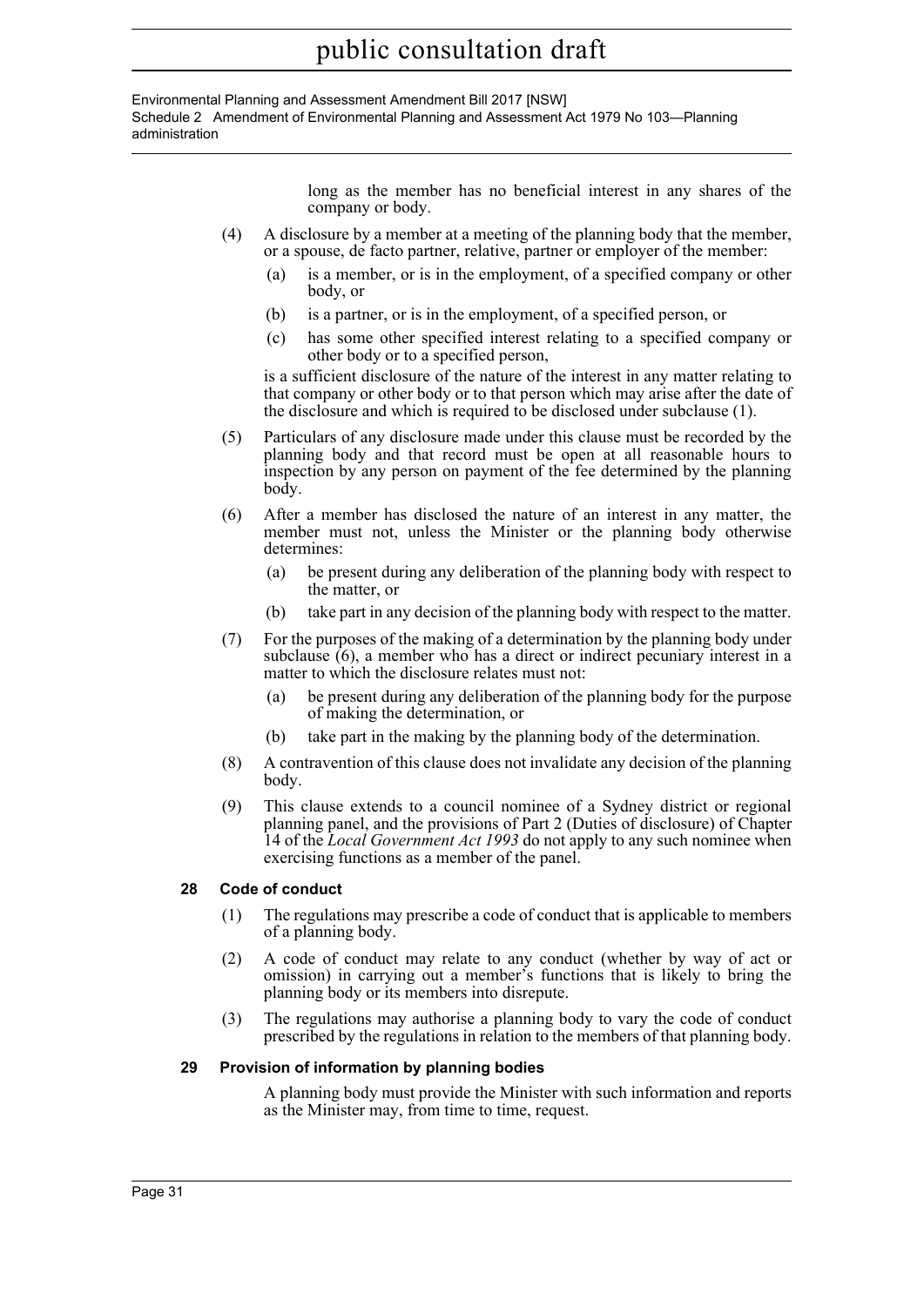long as the member has no beneficial interest in any shares of the company or body.

(4) A disclosure by a member at a meeting of the planning body that the member, or a spouse, de facto partner, relative, partner or employer of the member:

(a) is a member, or is in the employment, of a specified company or other body, or

(b) is a partner, or is in the employment, of a specified person, or

(c) has some other specified interest relating to a specified company or other body or to a specified person,

is a sufficient disclosure of the nature of the interest in any matter relating to that company or other body or to that person which may arise after the date of the disclosure and which is required to be disclosed under subclause (1).

(5) Particulars of any disclosure made under this clause must be recorded by the planning body and that record must be open at all reasonable hours to inspection by any person on payment of the fee determined by the planning body.

(6) After a member has disclosed the nature of an interest in any matter, the member must not, unless the Minister or the planning body otherwise determines:

(a) be present during any deliberation of the planning body with respect to the matter, or

(b) take part in any decision of the planning body with respect to the matter.

(7) For the purposes of the making of a determination by the planning body under subclause (6), a member who has a direct or indirect pecuniary interest in a matter to which the disclosure relates must not:

(a) be present during any deliberation of the planning body for the purpose of making the determination, or

(b) take part in the making by the planning body of the determination.

(8) A contravention of this clause does not invalidate any decision of the planning body.

(9) This clause extends to a council nominee of a Sydney district or regional planning panel, and the provisions of Part 2 (Duties of disclosure) of Chapter 14 of the *Local Government Act 1993* do not apply to any such nominee when exercising functions as a member of the panel.

### 28 Code of conduct

(1) The regulations may prescribe a code of conduct that is applicable to members of a planning body.

(2) A code of conduct may relate to any conduct (whether by way of act or omission) in carrying out a member's functions that is likely to bring the planning body or its members into disrepute.

(3) The regulations may authorise a planning body to vary the code of conduct prescribed by the regulations in relation to the members of that planning body.

### 29 Provision of information by planning bodies

A planning body must provide the Minister with such information and reports as the Minister may, from time to time, request.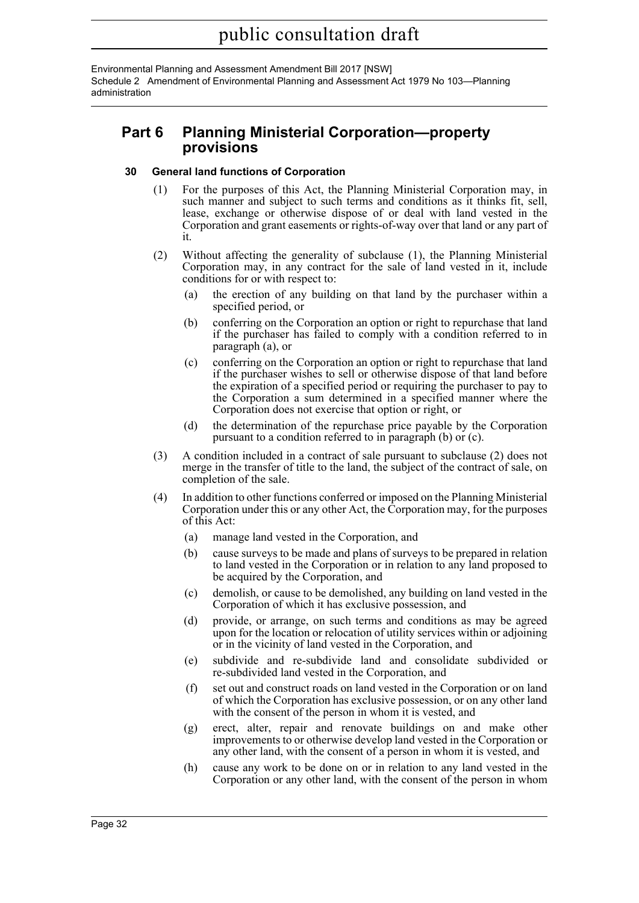## Part 6 Planning Ministerial Corporation—property provisions

### 30 General land functions of Corporation

(1) For the purposes of this Act, the Planning Ministerial Corporation may, in such manner and subject to such terms and conditions as it thinks fit, sell, lease, exchange or otherwise dispose of or deal with land vested in the Corporation and grant easements or rights-of-way over that land or any part of it.

(2) Without affecting the generality of subclause (1), the Planning Ministerial Corporation may, in any contract for the sale of land vested in it, include conditions for or with respect to:

- (a) the erection of any building on that land by the purchaser within a specified period, or
- (b) conferring on the Corporation an option or right to repurchase that land if the purchaser has failed to comply with a condition referred to in paragraph (a), or
- (c) conferring on the Corporation an option or right to repurchase that land if the purchaser wishes to sell or otherwise dispose of that land before the expiration of a specified period or requiring the purchaser to pay to the Corporation a sum determined in a specified manner where the Corporation does not exercise that option or right, or
- (d) the determination of the repurchase price payable by the Corporation pursuant to a condition referred to in paragraph (b) or (c).

(3) A condition included in a contract of sale pursuant to subclause (2) does not merge in the transfer of title to the land, the subject of the contract of sale, on completion of the sale.

(4) In addition to other functions conferred or imposed on the Planning Ministerial Corporation under this or any other Act, the Corporation may, for the purposes of this Act:

- (a) manage land vested in the Corporation, and
- (b) cause surveys to be made and plans of surveys to be prepared in relation to land vested in the Corporation or in relation to any land proposed to be acquired by the Corporation, and
- (c) demolish, or cause to be demolished, any building on land vested in the Corporation of which it has exclusive possession, and
- (d) provide, or arrange, on such terms and conditions as may be agreed upon for the location or relocation of utility services within or adjoining or in the vicinity of land vested in the Corporation, and
- (e) subdivide and re-subdivide land and consolidate subdivided or re-subdivided land vested in the Corporation, and
- (f) set out and construct roads on land vested in the Corporation or on land of which the Corporation has exclusive possession, or on any other land with the consent of the person in whom it is vested, and
- (g) erect, alter, repair and renovate buildings on and make other improvements to or otherwise develop land vested in the Corporation or any other land, with the consent of a person in whom it is vested, and
- (h) cause any work to be done on or in relation to any land vested in the Corporation or any other land, with the consent of the person in whom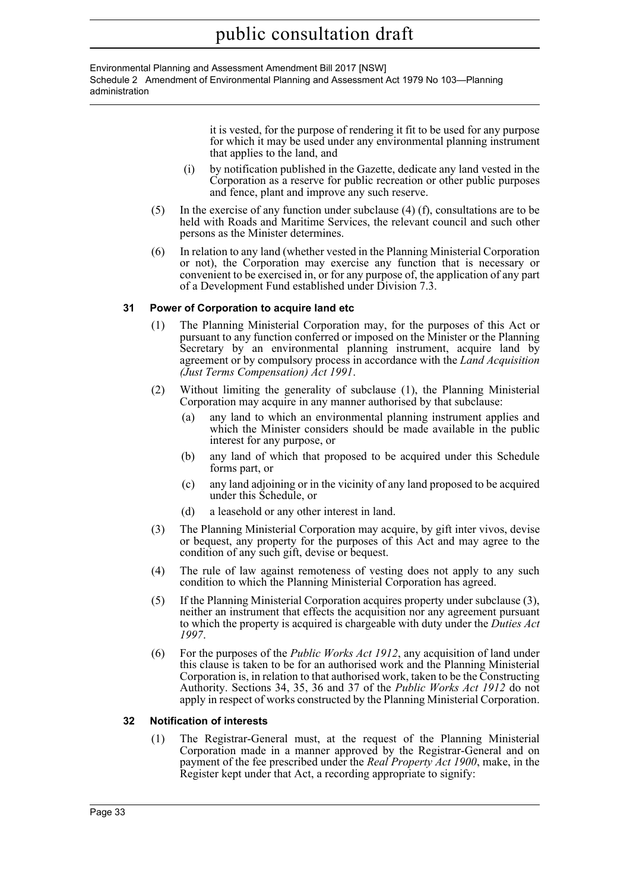it is vested, for the purpose of rendering it fit to be used for any purpose for which it may be used under any environmental planning instrument that applies to the land, and

(i) by notification published in the Gazette, dedicate any land vested in the Corporation as a reserve for public recreation or other public purposes and fence, plant and improve any such reserve.

(5) In the exercise of any function under subclause (4) (f), consultations are to be held with Roads and Maritime Services, the relevant council and such other persons as the Minister determines.

(6) In relation to any land (whether vested in the Planning Ministerial Corporation or not), the Corporation may exercise any function that is necessary or convenient to be exercised in, or for any purpose of, the application of any part of a Development Fund established under Division 7.3.

### 31 Power of Corporation to acquire land etc

(1) The Planning Ministerial Corporation may, for the purposes of this Act or pursuant to any function conferred or imposed on the Minister or the Planning Secretary by an environmental planning instrument, acquire land by agreement or by compulsory process in accordance with the *Land Acquisition (Just Terms Compensation) Act 1991*.

(2) Without limiting the generality of subclause (1), the Planning Ministerial Corporation may acquire in any manner authorised by that subclause:

(a) any land to which an environmental planning instrument applies and which the Minister considers should be made available in the public interest for any purpose, or

(b) any land of which that proposed to be acquired under this Schedule forms part, or

(c) any land adjoining or in the vicinity of any land proposed to be acquired under this Schedule, or

(d) a leasehold or any other interest in land.

(3) The Planning Ministerial Corporation may acquire, by gift inter vivos, devise or bequest, any property for the purposes of this Act and may agree to the condition of any such gift, devise or bequest.

(4) The rule of law against remoteness of vesting does not apply to any such condition to which the Planning Ministerial Corporation has agreed.

(5) If the Planning Ministerial Corporation acquires property under subclause (3), neither an instrument that effects the acquisition nor any agreement pursuant to which the property is acquired is chargeable with duty under the *Duties Act 1997*.

(6) For the purposes of the *Public Works Act 1912*, any acquisition of land under this clause is taken to be for an authorised work and the Planning Ministerial Corporation is, in relation to that authorised work, taken to be the Constructing Authority. Sections 34, 35, 36 and 37 of the *Public Works Act 1912* do not apply in respect of works constructed by the Planning Ministerial Corporation.

### 32 Notification of interests

(1) The Registrar-General must, at the request of the Planning Ministerial Corporation made in a manner approved by the Registrar-General and on payment of the fee prescribed under the *Real Property Act 1900*, make, in the Register kept under that Act, a recording appropriate to signify: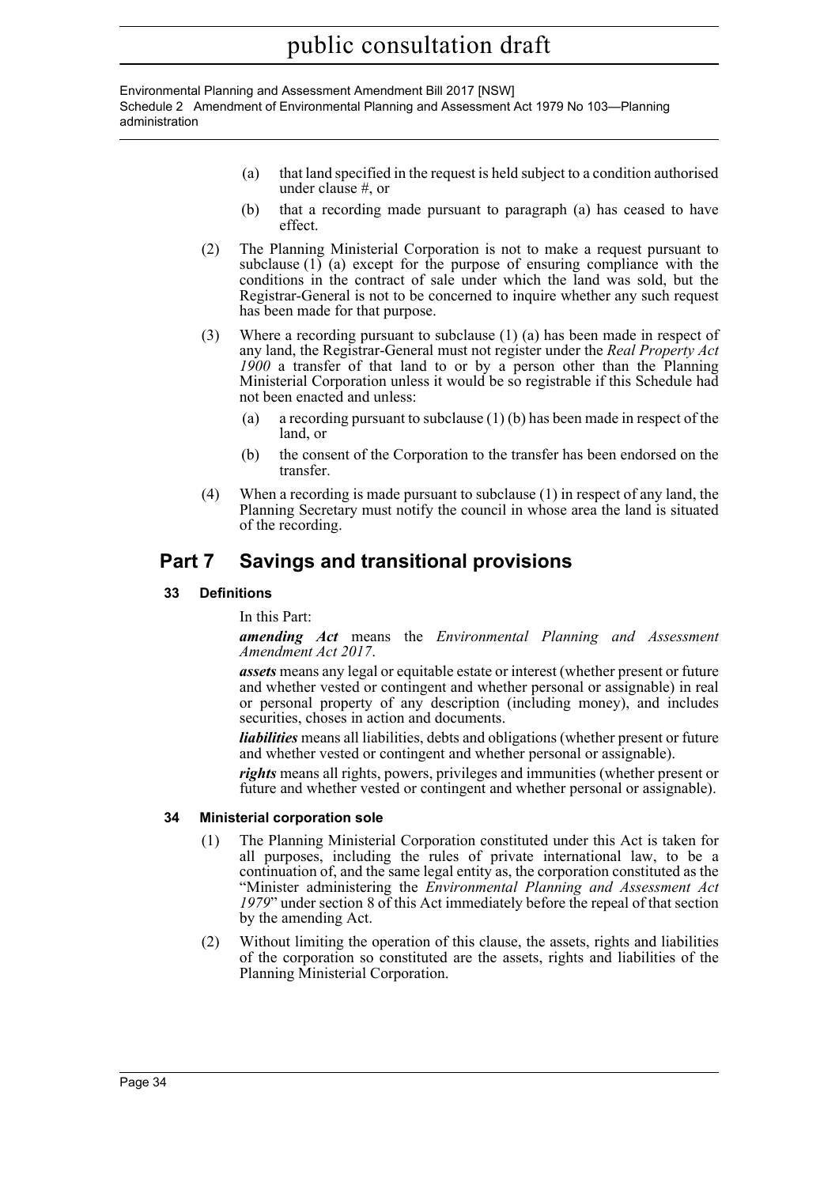(a) that land specified in the request is held subject to a condition authorised under clause #, or

(b) that a recording made pursuant to paragraph (a) has ceased to have effect.

(2) The Planning Ministerial Corporation is not to make a request pursuant to subclause (1) (a) except for the purpose of ensuring compliance with the conditions in the contract of sale under which the land was sold, but the Registrar-General is not to be concerned to inquire whether any such request has been made for that purpose.

(3) Where a recording pursuant to subclause (1) (a) has been made in respect of any land, the Registrar-General must not register under the *Real Property Act 1900* a transfer of that land to or by a person other than the Planning Ministerial Corporation unless it would be so registrable if this Schedule had not been enacted and unless:

(a) a recording pursuant to subclause (1) (b) has been made in respect of the land, or

(b) the consent of the Corporation to the transfer has been endorsed on the transfer.

(4) When a recording is made pursuant to subclause (1) in respect of any land, the Planning Secretary must notify the council in whose area the land is situated of the recording.

## Part 7 Savings and transitional provisions

### 33 Definitions

In this Part:

***amending Act*** means the *Environmental Planning and Assessment Amendment Act 2017*.

***assets*** means any legal or equitable estate or interest (whether present or future and whether vested or contingent and whether personal or assignable) in real or personal property of any description (including money), and includes securities, choses in action and documents.

***liabilities*** means all liabilities, debts and obligations (whether present or future and whether vested or contingent and whether personal or assignable).

***rights*** means all rights, powers, privileges and immunities (whether present or future and whether vested or contingent and whether personal or assignable).

### 34 Ministerial corporation sole

(1) The Planning Ministerial Corporation constituted under this Act is taken for all purposes, including the rules of private international law, to be a continuation of, and the same legal entity as, the corporation constituted as the "Minister administering the *Environmental Planning and Assessment Act 1979*" under section 8 of this Act immediately before the repeal of that section by the amending Act.

(2) Without limiting the operation of this clause, the assets, rights and liabilities of the corporation so constituted are the assets, rights and liabilities of the Planning Ministerial Corporation.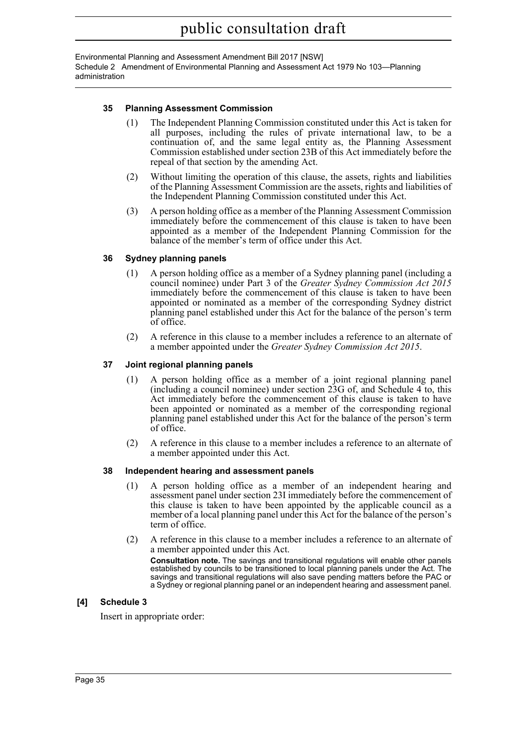#### 35 Planning Assessment Commission

(1) The Independent Planning Commission constituted under this Act is taken for all purposes, including the rules of private international law, to be a continuation of, and the same legal entity as, the Planning Assessment Commission established under section 23B of this Act immediately before the repeal of that section by the amending Act.

(2) Without limiting the operation of this clause, the assets, rights and liabilities of the Planning Assessment Commission are the assets, rights and liabilities of the Independent Planning Commission constituted under this Act.

(3) A person holding office as a member of the Planning Assessment Commission immediately before the commencement of this clause is taken to have been appointed as a member of the Independent Planning Commission for the balance of the member's term of office under this Act.

#### 36 Sydney planning panels

(1) A person holding office as a member of a Sydney planning panel (including a council nominee) under Part 3 of the *Greater Sydney Commission Act 2015* immediately before the commencement of this clause is taken to have been appointed or nominated as a member of the corresponding Sydney district planning panel established under this Act for the balance of the person's term of office.

(2) A reference in this clause to a member includes a reference to an alternate of a member appointed under the *Greater Sydney Commission Act 2015*.

#### 37 Joint regional planning panels

(1) A person holding office as a member of a joint regional planning panel (including a council nominee) under section 23G of, and Schedule 4 to, this Act immediately before the commencement of this clause is taken to have been appointed or nominated as a member of the corresponding regional planning panel established under this Act for the balance of the person's term of office.

(2) A reference in this clause to a member includes a reference to an alternate of a member appointed under this Act.

#### 38 Independent hearing and assessment panels

(1) A person holding office as a member of an independent hearing and assessment panel under section 23I immediately before the commencement of this clause is taken to have been appointed by the applicable council as a member of a local planning panel under this Act for the balance of the person's term of office.

(2) A reference in this clause to a member includes a reference to an alternate of a member appointed under this Act.

**Consultation note.** The savings and transitional regulations will enable other panels established by councils to be transitioned to local planning panels under the Act. The savings and transitional regulations will also save pending matters before the PAC or a Sydney or regional planning panel or an independent hearing and assessment panel.

### [4] Schedule 3

Insert in appropriate order: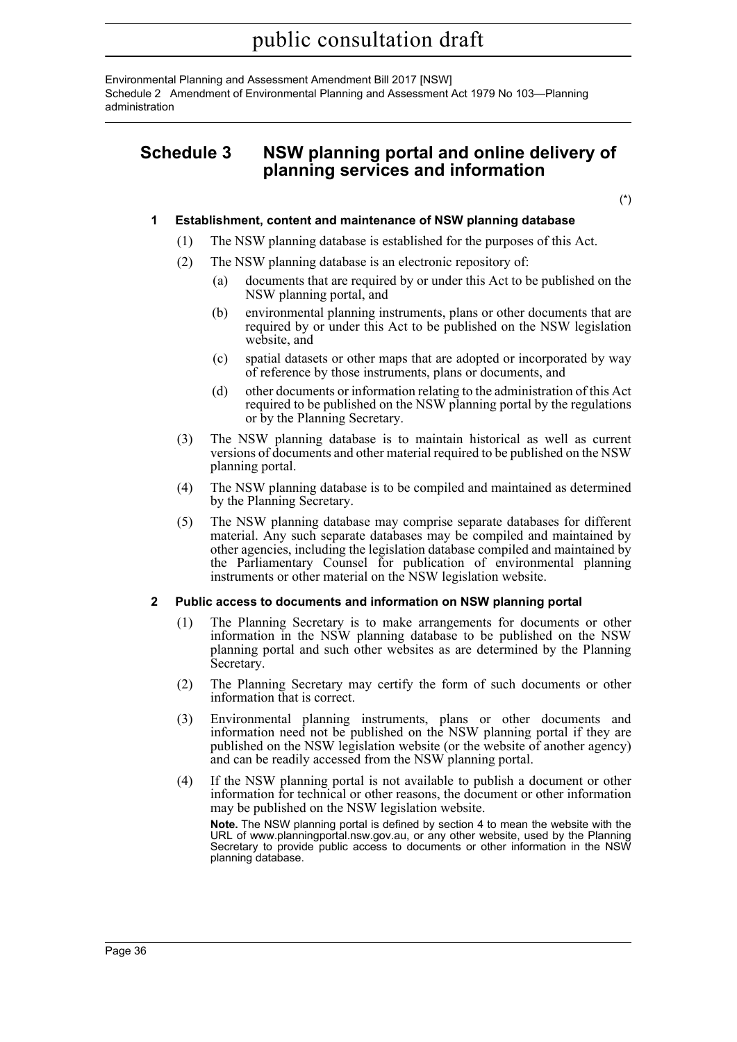## Schedule 3 NSW planning portal and online delivery of planning services and information

(*)

### 1 Establishment, content and maintenance of NSW planning database

(1) The NSW planning database is established for the purposes of this Act.

(2) The NSW planning database is an electronic repository of:

- (a) documents that are required by or under this Act to be published on the NSW planning portal, and
- (b) environmental planning instruments, plans or other documents that are required by or under this Act to be published on the NSW legislation website, and
- (c) spatial datasets or other maps that are adopted or incorporated by way of reference by those instruments, plans or documents, and
- (d) other documents or information relating to the administration of this Act required to be published on the NSW planning portal by the regulations or by the Planning Secretary.

(3) The NSW planning database is to maintain historical as well as current versions of documents and other material required to be published on the NSW planning portal.

(4) The NSW planning database is to be compiled and maintained as determined by the Planning Secretary.

(5) The NSW planning database may comprise separate databases for different material. Any such separate databases may be compiled and maintained by other agencies, including the legislation database compiled and maintained by the Parliamentary Counsel for publication of environmental planning instruments or other material on the NSW legislation website.

### 2 Public access to documents and information on NSW planning portal

(1) The Planning Secretary is to make arrangements for documents or other information in the NSW planning database to be published on the NSW planning portal and such other websites as are determined by the Planning Secretary.

(2) The Planning Secretary may certify the form of such documents or other information that is correct.

(3) Environmental planning instruments, plans or other documents and information need not be published on the NSW planning portal if they are published on the NSW legislation website (or the website of another agency) and can be readily accessed from the NSW planning portal.

(4) If the NSW planning portal is not available to publish a document or other information for technical or other reasons, the document or other information may be published on the NSW legislation website.

**Note.** The NSW planning portal is defined by section 4 to mean the website with the URL of www.planningportal.nsw.gov.au, or any other website, used by the Planning Secretary to provide public access to documents or other information in the NSW planning database.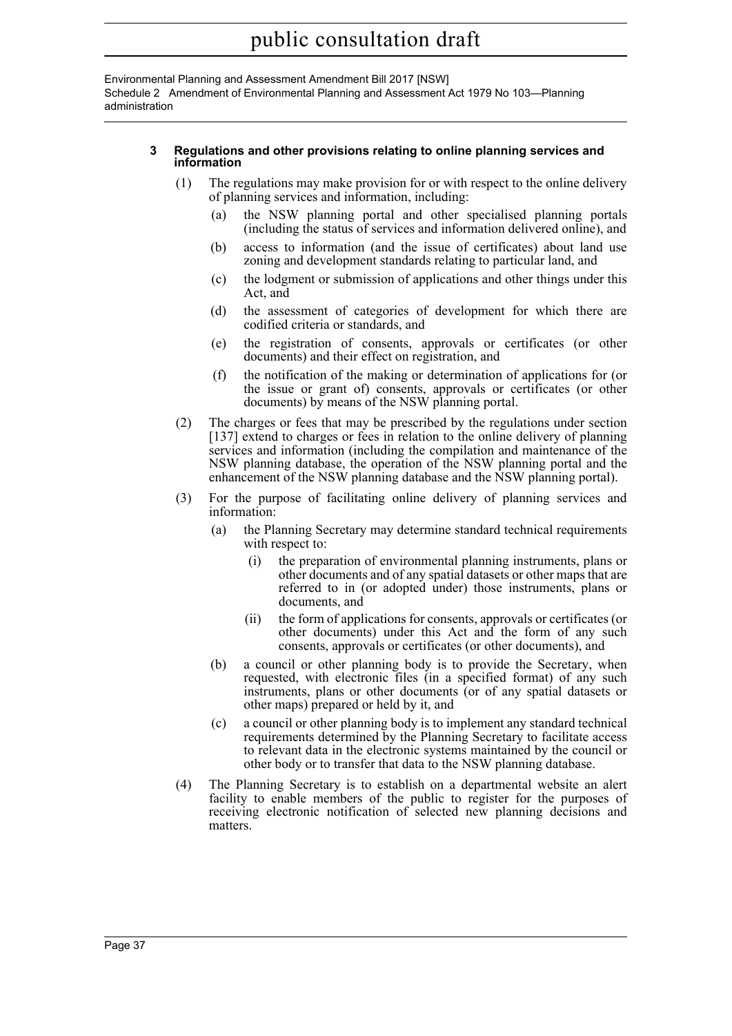### 3 Regulations and other provisions relating to online planning services and information

(1) The regulations may make provision for or with respect to the online delivery of planning services and information, including:

(a) the NSW planning portal and other specialised planning portals (including the status of services and information delivered online), and

(b) access to information (and the issue of certificates) about land use zoning and development standards relating to particular land, and

(c) the lodgment or submission of applications and other things under this Act, and

(d) the assessment of categories of development for which there are codified criteria or standards, and

(e) the registration of consents, approvals or certificates (or other documents) and their effect on registration, and

(f) the notification of the making or determination of applications for (or the issue or grant of) consents, approvals or certificates (or other documents) by means of the NSW planning portal.

(2) The charges or fees that may be prescribed by the regulations under section [137] extend to charges or fees in relation to the online delivery of planning services and information (including the compilation and maintenance of the NSW planning database, the operation of the NSW planning portal and the enhancement of the NSW planning database and the NSW planning portal).

(3) For the purpose of facilitating online delivery of planning services and information:

(a) the Planning Secretary may determine standard technical requirements with respect to:

(i) the preparation of environmental planning instruments, plans or other documents and of any spatial datasets or other maps that are referred to in (or adopted under) those instruments, plans or documents, and

(ii) the form of applications for consents, approvals or certificates (or other documents) under this Act and the form of any such consents, approvals or certificates (or other documents), and

(b) a council or other planning body is to provide the Secretary, when requested, with electronic files (in a specified format) of any such instruments, plans or other documents (or of any spatial datasets or other maps) prepared or held by it, and

(c) a council or other planning body is to implement any standard technical requirements determined by the Planning Secretary to facilitate access to relevant data in the electronic systems maintained by the council or other body or to transfer that data to the NSW planning database.

(4) The Planning Secretary is to establish on a departmental website an alert facility to enable members of the public to register for the purposes of receiving electronic notification of selected new planning decisions and matters.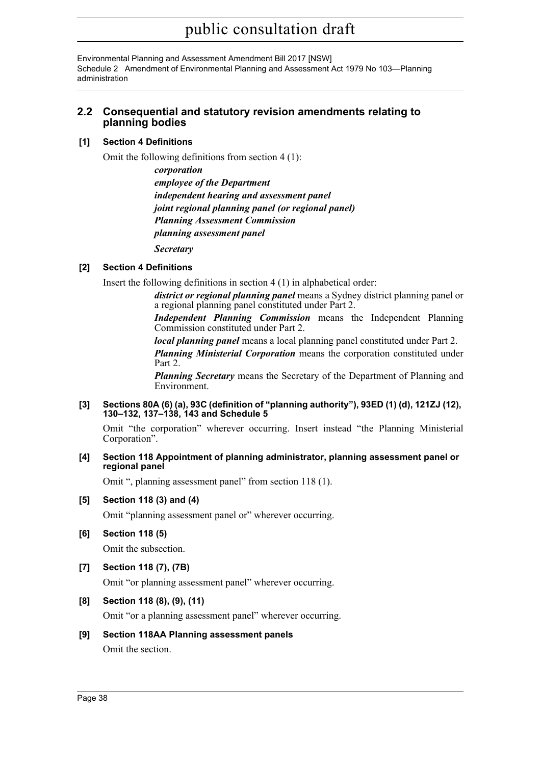## 2.2 Consequential and statutory revision amendments relating to planning bodies

**[1] Section 4 Definitions**

Omit the following definitions from section 4 (1):

> ***corporation***
>
> ***employee of the Department***
>
> ***independent hearing and assessment panel***
>
> ***joint regional planning panel (or regional panel)***
>
> ***Planning Assessment Commission***
>
> ***planning assessment panel***
>
> ***Secretary***

**[2] Section 4 Definitions**

Insert the following definitions in section 4 (1) in alphabetical order:

> ***district or regional planning panel*** means a Sydney district planning panel or a regional planning panel constituted under Part 2.
>
> ***Independent Planning Commission*** means the Independent Planning Commission constituted under Part 2.
>
> ***local planning panel*** means a local planning panel constituted under Part 2.
>
> ***Planning Ministerial Corporation*** means the corporation constituted under Part 2.
>
> ***Planning Secretary*** means the Secretary of the Department of Planning and Environment.

**[3] Sections 80A (6) (a), 93C (definition of "planning authority"), 93ED (1) (d), 121ZJ (12), 130–132, 137–138, 143 and Schedule 5**

Omit "the corporation" wherever occurring. Insert instead "the Planning Ministerial Corporation".

**[4] Section 118 Appointment of planning administrator, planning assessment panel or regional panel**

Omit ", planning assessment panel" from section 118 (1).

**[5] Section 118 (3) and (4)**

Omit "planning assessment panel or" wherever occurring.

**[6] Section 118 (5)**

Omit the subsection.

**[7] Section 118 (7), (7B)**

Omit "or planning assessment panel" wherever occurring.

**[8] Section 118 (8), (9), (11)**

Omit "or a planning assessment panel" wherever occurring.

**[9] Section 118AA Planning assessment panels**

Omit the section.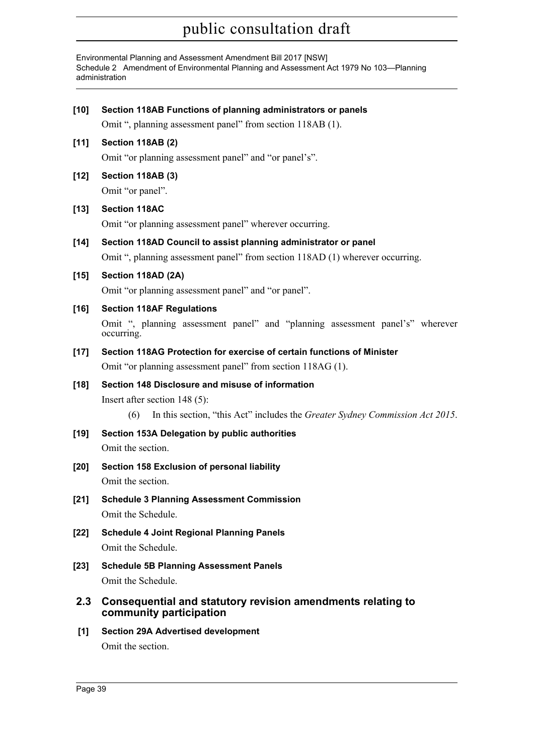**[10] Section 118AB Functions of planning administrators or panels**

Omit ", planning assessment panel" from section 118AB (1).

**[11] Section 118AB (2)**

Omit "or planning assessment panel" and "or panel's".

**[12] Section 118AB (3)**

Omit "or panel".

**[13] Section 118AC**

Omit "or planning assessment panel" wherever occurring.

**[14] Section 118AD Council to assist planning administrator or panel**

Omit ", planning assessment panel" from section 118AD (1) wherever occurring.

**[15] Section 118AD (2A)**

Omit "or planning assessment panel" and "or panel".

**[16] Section 118AF Regulations**

Omit ", planning assessment panel" and "planning assessment panel's" wherever occurring.

**[17] Section 118AG Protection for exercise of certain functions of Minister**

Omit "or planning assessment panel" from section 118AG (1).

**[18] Section 148 Disclosure and misuse of information**

Insert after section 148 (5):

(6) In this section, "this Act" includes the *Greater Sydney Commission Act 2015*.

**[19] Section 153A Delegation by public authorities**

Omit the section.

**[20] Section 158 Exclusion of personal liability**

Omit the section.

**[21] Schedule 3 Planning Assessment Commission**

Omit the Schedule.

**[22] Schedule 4 Joint Regional Planning Panels**

Omit the Schedule.

**[23] Schedule 5B Planning Assessment Panels**

Omit the Schedule.

## 2.3 Consequential and statutory revision amendments relating to community participation

**[1] Section 29A Advertised development**

Omit the section.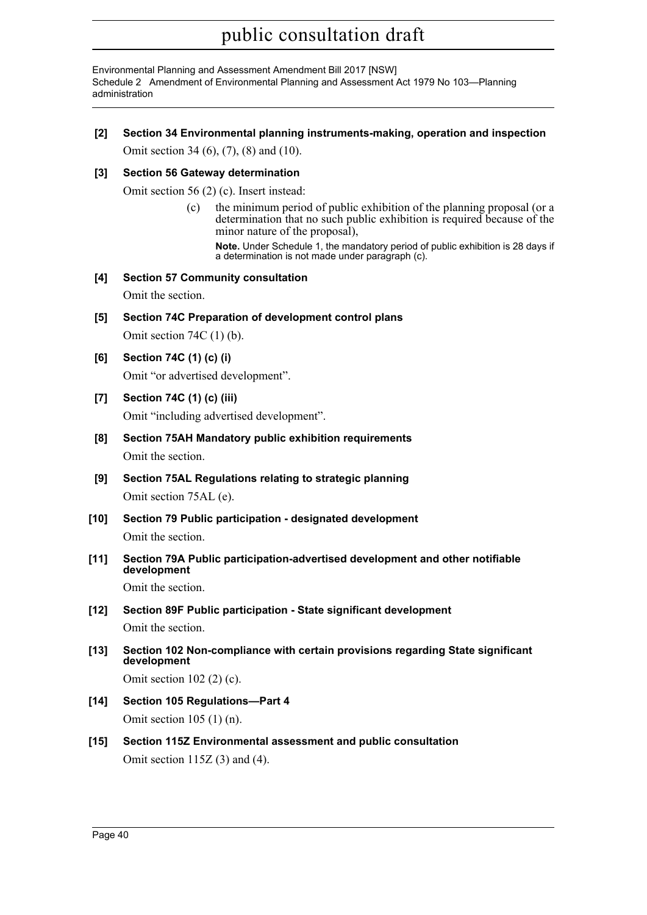**[2] Section 34 Environmental planning instruments-making, operation and inspection**

Omit section 34 (6), (7), (8) and (10).

**[3] Section 56 Gateway determination**

Omit section 56 (2) (c). Insert instead:

> (c) the minimum period of public exhibition of the planning proposal (or a determination that no such public exhibition is required because of the minor nature of the proposal),
>
> **Note.** Under Schedule 1, the mandatory period of public exhibition is 28 days if a determination is not made under paragraph (c).

**[4] Section 57 Community consultation**

Omit the section.

**[5] Section 74C Preparation of development control plans**

Omit section 74C (1) (b).

**[6] Section 74C (1) (c) (i)**

Omit "or advertised development".

**[7] Section 74C (1) (c) (iii)**

Omit "including advertised development".

**[8] Section 75AH Mandatory public exhibition requirements**

Omit the section.

**[9] Section 75AL Regulations relating to strategic planning**

Omit section 75AL (e).

**[10] Section 79 Public participation - designated development**

Omit the section.

**[11] Section 79A Public participation-advertised development and other notifiable development**

Omit the section.

**[12] Section 89F Public participation - State significant development**

Omit the section.

**[13] Section 102 Non-compliance with certain provisions regarding State significant development**

Omit section 102 (2) (c).

**[14] Section 105 Regulations—Part 4**

Omit section 105 (1) (n).

**[15] Section 115Z Environmental assessment and public consultation**

Omit section 115Z (3) and (4).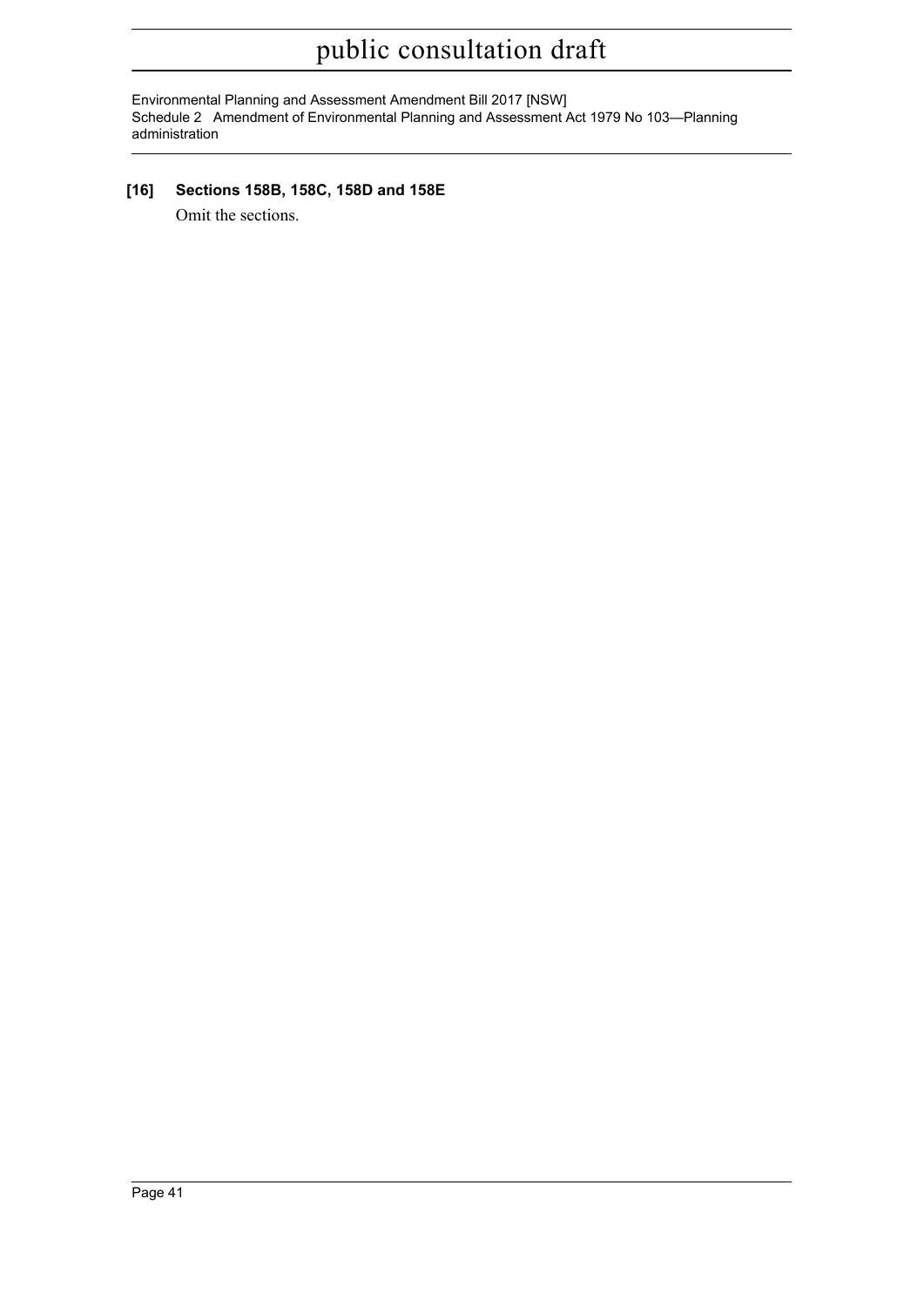**[16] Sections 158B, 158C, 158D and 158E**

Omit the sections.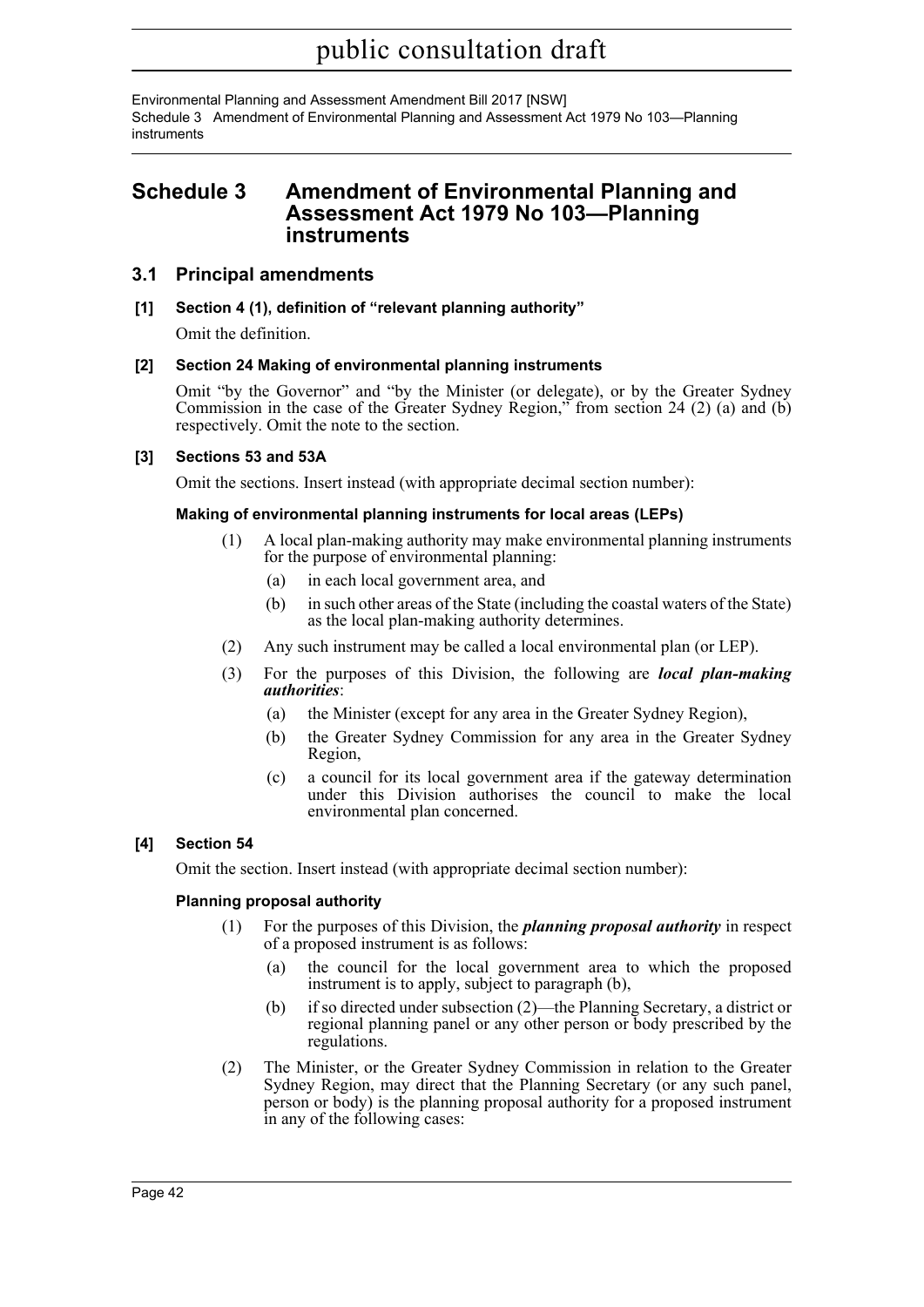## Schedule 3 Amendment of Environmental Planning and Assessment Act 1979 No 103—Planning instruments

### 3.1 Principal amendments

#### [1] Section 4 (1), definition of "relevant planning authority"

Omit the definition.

#### [2] Section 24 Making of environmental planning instruments

Omit "by the Governor" and "by the Minister (or delegate), or by the Greater Sydney Commission in the case of the Greater Sydney Region," from section 24 (2) (a) and (b) respectively. Omit the note to the section.

#### [3] Sections 53 and 53A

Omit the sections. Insert instead (with appropriate decimal section number):

**Making of environmental planning instruments for local areas (LEPs)**

(1) A local plan-making authority may make environmental planning instruments for the purpose of environmental planning:

- (a) in each local government area, and
- (b) in such other areas of the State (including the coastal waters of the State) as the local plan-making authority determines.

(2) Any such instrument may be called a local environmental plan (or LEP).

(3) For the purposes of this Division, the following are ***local plan-making authorities***:

- (a) the Minister (except for any area in the Greater Sydney Region),
- (b) the Greater Sydney Commission for any area in the Greater Sydney Region,
- (c) a council for its local government area if the gateway determination under this Division authorises the council to make the local environmental plan concerned.

#### [4] Section 54

Omit the section. Insert instead (with appropriate decimal section number):

**Planning proposal authority**

(1) For the purposes of this Division, the ***planning proposal authority*** in respect of a proposed instrument is as follows:

- (a) the council for the local government area to which the proposed instrument is to apply, subject to paragraph (b),
- (b) if so directed under subsection (2)—the Planning Secretary, a district or regional planning panel or any other person or body prescribed by the regulations.

(2) The Minister, or the Greater Sydney Commission in relation to the Greater Sydney Region, may direct that the Planning Secretary (or any such panel, person or body) is the planning proposal authority for a proposed instrument in any of the following cases: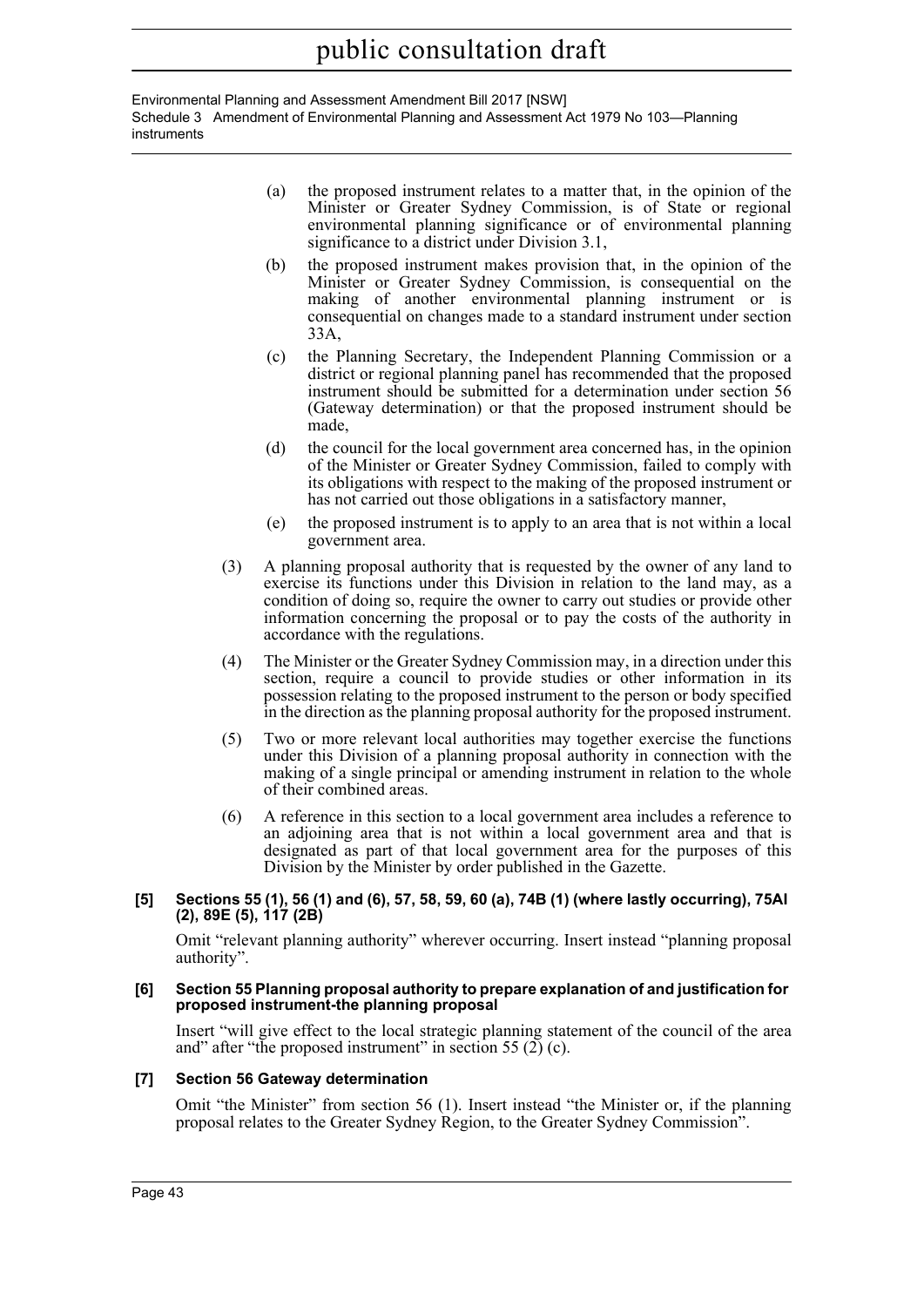(a) the proposed instrument relates to a matter that, in the opinion of the Minister or Greater Sydney Commission, is of State or regional environmental planning significance or of environmental planning significance to a district under Division 3.1,

(b) the proposed instrument makes provision that, in the opinion of the Minister or Greater Sydney Commission, is consequential on the making of another environmental planning instrument or is consequential on changes made to a standard instrument under section 33A,

(c) the Planning Secretary, the Independent Planning Commission or a district or regional planning panel has recommended that the proposed instrument should be submitted for a determination under section 56 (Gateway determination) or that the proposed instrument should be made,

(d) the council for the local government area concerned has, in the opinion of the Minister or Greater Sydney Commission, failed to comply with its obligations with respect to the making of the proposed instrument or has not carried out those obligations in a satisfactory manner,

(e) the proposed instrument is to apply to an area that is not within a local government area.

(3) A planning proposal authority that is requested by the owner of any land to exercise its functions under this Division in relation to the land may, as a condition of doing so, require the owner to carry out studies or provide other information concerning the proposal or to pay the costs of the authority in accordance with the regulations.

(4) The Minister or the Greater Sydney Commission may, in a direction under this section, require a council to provide studies or other information in its possession relating to the proposed instrument to the person or body specified in the direction as the planning proposal authority for the proposed instrument.

(5) Two or more relevant local authorities may together exercise the functions under this Division of a planning proposal authority in connection with the making of a single principal or amending instrument in relation to the whole of their combined areas.

(6) A reference in this section to a local government area includes a reference to an adjoining area that is not within a local government area and that is designated as part of that local government area for the purposes of this Division by the Minister by order published in the Gazette.

**[5] Sections 55 (1), 56 (1) and (6), 57, 58, 59, 60 (a), 74B (1) (where lastly occurring), 75AI (2), 89E (5), 117 (2B)**

Omit "relevant planning authority" wherever occurring. Insert instead "planning proposal authority".

**[6] Section 55 Planning proposal authority to prepare explanation of and justification for proposed instrument-the planning proposal**

Insert "will give effect to the local strategic planning statement of the council of the area and" after "the proposed instrument" in section 55 (2) (c).

**[7] Section 56 Gateway determination**

Omit "the Minister" from section 56 (1). Insert instead "the Minister or, if the planning proposal relates to the Greater Sydney Region, to the Greater Sydney Commission".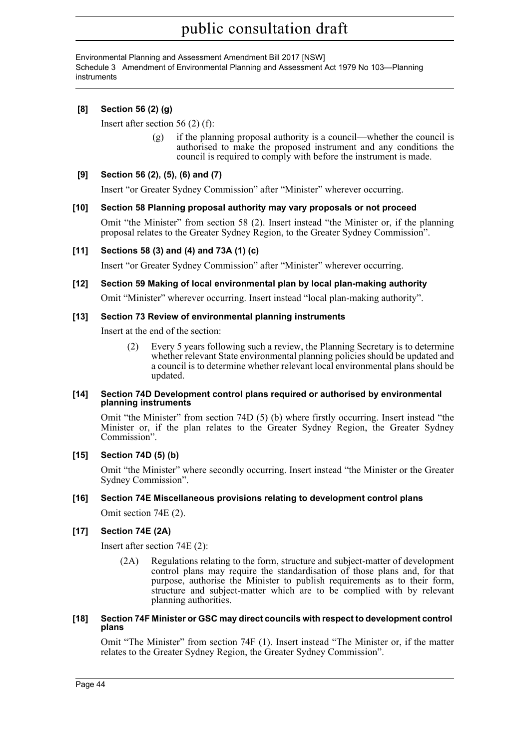**[8] Section 56 (2) (g)**

Insert after section 56 (2) (f):

> (g) if the planning proposal authority is a council—whether the council is authorised to make the proposed instrument and any conditions the council is required to comply with before the instrument is made.

**[9] Section 56 (2), (5), (6) and (7)**

Insert "or Greater Sydney Commission" after "Minister" wherever occurring.

**[10] Section 58 Planning proposal authority may vary proposals or not proceed**

Omit "the Minister" from section 58 (2). Insert instead "the Minister or, if the planning proposal relates to the Greater Sydney Region, to the Greater Sydney Commission".

**[11] Sections 58 (3) and (4) and 73A (1) (c)**

Insert "or Greater Sydney Commission" after "Minister" wherever occurring.

**[12] Section 59 Making of local environmental plan by local plan-making authority**

Omit "Minister" wherever occurring. Insert instead "local plan-making authority".

**[13] Section 73 Review of environmental planning instruments**

Insert at the end of the section:

> (2) Every 5 years following such a review, the Planning Secretary is to determine whether relevant State environmental planning policies should be updated and a council is to determine whether relevant local environmental plans should be updated.

**[14] Section 74D Development control plans required or authorised by environmental planning instruments**

Omit "the Minister" from section 74D (5) (b) where firstly occurring. Insert instead "the Minister or, if the plan relates to the Greater Sydney Region, the Greater Sydney Commission".

**[15] Section 74D (5) (b)**

Omit "the Minister" where secondly occurring. Insert instead "the Minister or the Greater Sydney Commission".

**[16] Section 74E Miscellaneous provisions relating to development control plans**

Omit section 74E (2).

**[17] Section 74E (2A)**

Insert after section 74E (2):

> (2A) Regulations relating to the form, structure and subject-matter of development control plans may require the standardisation of those plans and, for that purpose, authorise the Minister to publish requirements as to their form, structure and subject-matter which are to be complied with by relevant planning authorities.

**[18] Section 74F Minister or GSC may direct councils with respect to development control plans**

Omit "The Minister" from section 74F (1). Insert instead "The Minister or, if the matter relates to the Greater Sydney Region, the Greater Sydney Commission".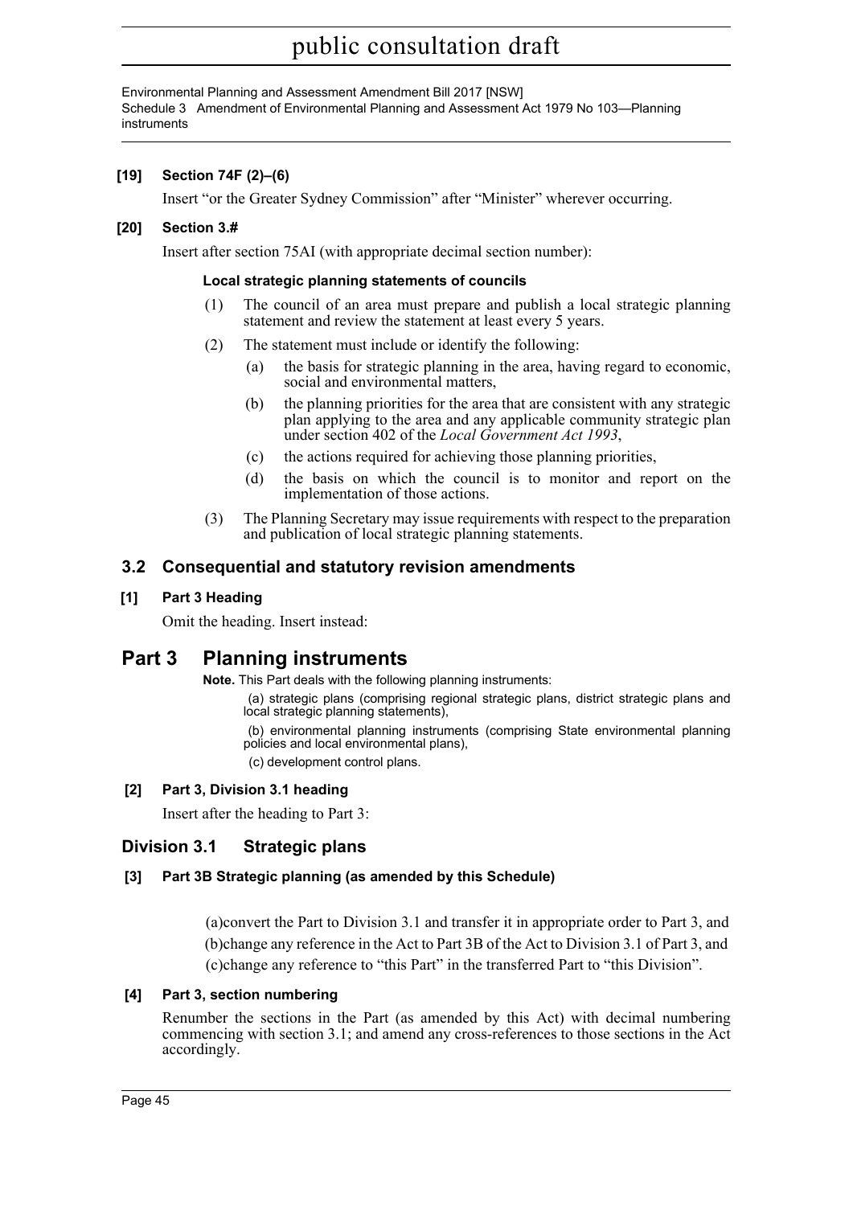**[19] Section 74F (2)–(6)**

Insert "or the Greater Sydney Commission" after "Minister" wherever occurring.

**[20] Section 3.#**

Insert after section 75AI (with appropriate decimal section number):

**Local strategic planning statements of councils**

(1) The council of an area must prepare and publish a local strategic planning statement and review the statement at least every 5 years.

(2) The statement must include or identify the following:

(a) the basis for strategic planning in the area, having regard to economic, social and environmental matters,

(b) the planning priorities for the area that are consistent with any strategic plan applying to the area and any applicable community strategic plan under section 402 of the *Local Government Act 1993*,

(c) the actions required for achieving those planning priorities,

(d) the basis on which the council is to monitor and report on the implementation of those actions.

(3) The Planning Secretary may issue requirements with respect to the preparation and publication of local strategic planning statements.

## 3.2 Consequential and statutory revision amendments

**[1] Part 3 Heading**

Omit the heading. Insert instead:

# Part 3 Planning instruments

**Note.** This Part deals with the following planning instruments:

(a) strategic plans (comprising regional strategic plans, district strategic plans and local strategic planning statements),

(b) environmental planning instruments (comprising State environmental planning policies and local environmental plans),

(c) development control plans.

**[2] Part 3, Division 3.1 heading**

Insert after the heading to Part 3:

## Division 3.1 Strategic plans

**[3] Part 3B Strategic planning (as amended by this Schedule)**

(a)convert the Part to Division 3.1 and transfer it in appropriate order to Part 3, and

(b)change any reference in the Act to Part 3B of the Act to Division 3.1 of Part 3, and

(c)change any reference to "this Part" in the transferred Part to "this Division".

**[4] Part 3, section numbering**

Renumber the sections in the Part (as amended by this Act) with decimal numbering commencing with section 3.1; and amend any cross-references to those sections in the Act accordingly.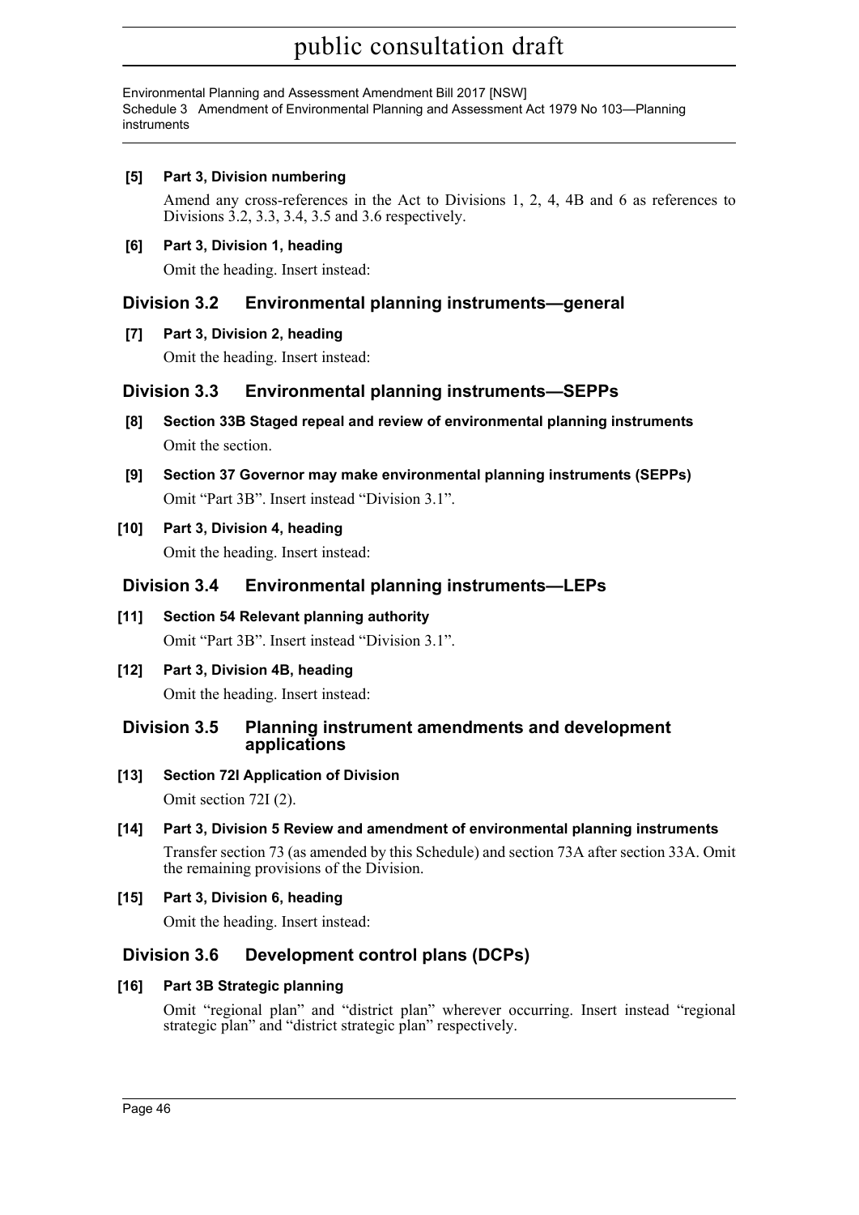**[5] Part 3, Division numbering**

Amend any cross-references in the Act to Divisions 1, 2, 4, 4B and 6 as references to Divisions 3.2, 3.3, 3.4, 3.5 and 3.6 respectively.

**[6] Part 3, Division 1, heading**

Omit the heading. Insert instead:

## Division 3.2 Environmental planning instruments—general

**[7] Part 3, Division 2, heading**

Omit the heading. Insert instead:

## Division 3.3 Environmental planning instruments—SEPPs

**[8] Section 33B Staged repeal and review of environmental planning instruments**

Omit the section.

**[9] Section 37 Governor may make environmental planning instruments (SEPPs)**

Omit "Part 3B". Insert instead "Division 3.1".

**[10] Part 3, Division 4, heading**

Omit the heading. Insert instead:

## Division 3.4 Environmental planning instruments—LEPs

**[11] Section 54 Relevant planning authority**

Omit "Part 3B". Insert instead "Division 3.1".

**[12] Part 3, Division 4B, heading**

Omit the heading. Insert instead:

## Division 3.5 Planning instrument amendments and development applications

**[13] Section 72I Application of Division**

Omit section 72I (2).

**[14] Part 3, Division 5 Review and amendment of environmental planning instruments**

Transfer section 73 (as amended by this Schedule) and section 73A after section 33A. Omit the remaining provisions of the Division.

**[15] Part 3, Division 6, heading**

Omit the heading. Insert instead:

## Division 3.6 Development control plans (DCPs)

**[16] Part 3B Strategic planning**

Omit "regional plan" and "district plan" wherever occurring. Insert instead "regional strategic plan" and "district strategic plan" respectively.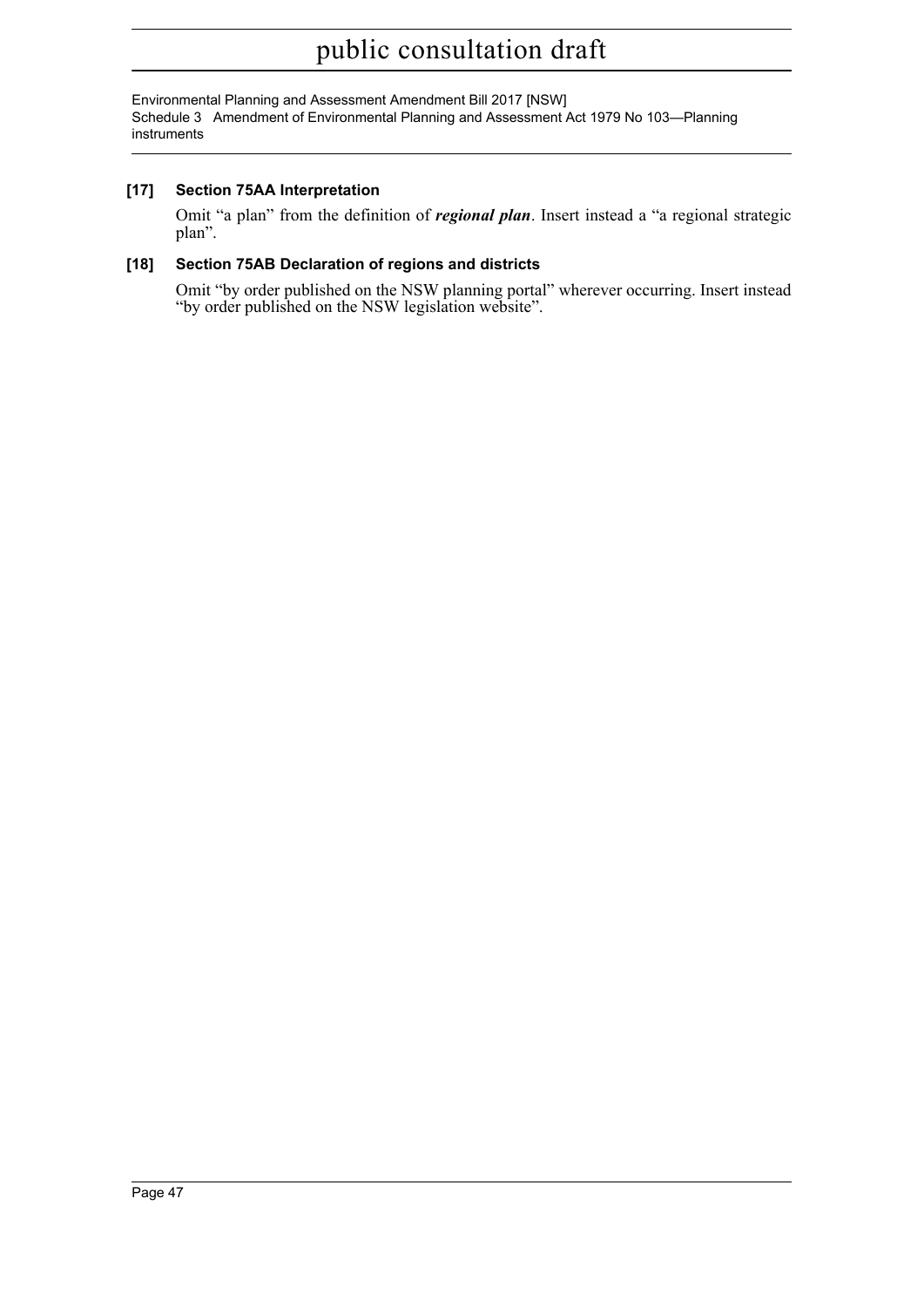### [17] Section 75AA Interpretation

Omit “a plan” from the definition of ***regional plan***. Insert instead a “a regional strategic plan”.

### [18] Section 75AB Declaration of regions and districts

Omit “by order published on the NSW planning portal” wherever occurring. Insert instead “by order published on the NSW legislation website”.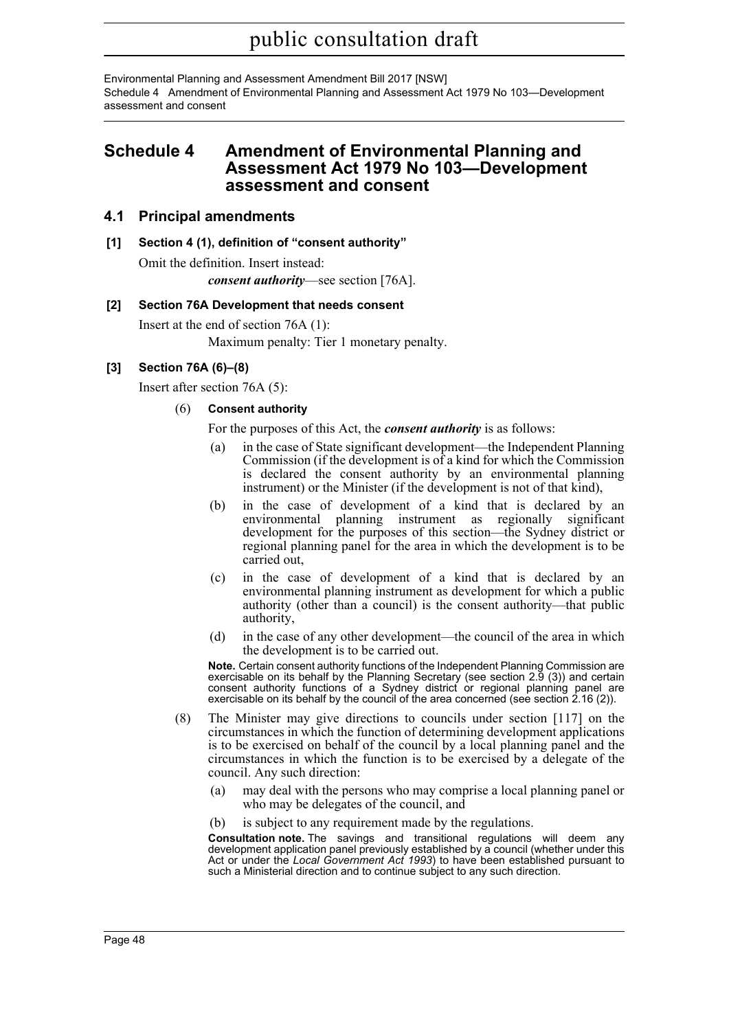## Schedule 4 Amendment of Environmental Planning and Assessment Act 1979 No 103—Development assessment and consent

### 4.1 Principal amendments

#### [1] Section 4 (1), definition of "consent authority"

Omit the definition. Insert instead:

***consent authority***—see section [76A].

#### [2] Section 76A Development that needs consent

Insert at the end of section 76A (1):

Maximum penalty: Tier 1 monetary penalty.

#### [3] Section 76A (6)–(8)

Insert after section 76A (5):

(6) **Consent authority**

For the purposes of this Act, the ***consent authority*** is as follows:

- (a) in the case of State significant development—the Independent Planning Commission (if the development is of a kind for which the Commission is declared the consent authority by an environmental planning instrument) or the Minister (if the development is not of that kind),
- (b) in the case of development of a kind that is declared by an environmental planning instrument as regionally significant development for the purposes of this section—the Sydney district or regional planning panel for the area in which the development is to be carried out,
- (c) in the case of development of a kind that is declared by an environmental planning instrument as development for which a public authority (other than a council) is the consent authority—that public authority,
- (d) in the case of any other development—the council of the area in which the development is to be carried out.

**Note.** Certain consent authority functions of the Independent Planning Commission are exercisable on its behalf by the Planning Secretary (see section 2.9 (3)) and certain consent authority functions of a Sydney district or regional planning panel are exercisable on its behalf by the council of the area concerned (see section 2.16 (2)).

(8) The Minister may give directions to councils under section [117] on the circumstances in which the function of determining development applications is to be exercised on behalf of the council by a local planning panel and the circumstances in which the function is to be exercised by a delegate of the council. Any such direction:

- (a) may deal with the persons who may comprise a local planning panel or who may be delegates of the council, and
- (b) is subject to any requirement made by the regulations.

**Consultation note.** The savings and transitional regulations will deem any development application panel previously established by a council (whether under this Act or under the *Local Government Act 1993*) to have been established pursuant to such a Ministerial direction and to continue subject to any such direction.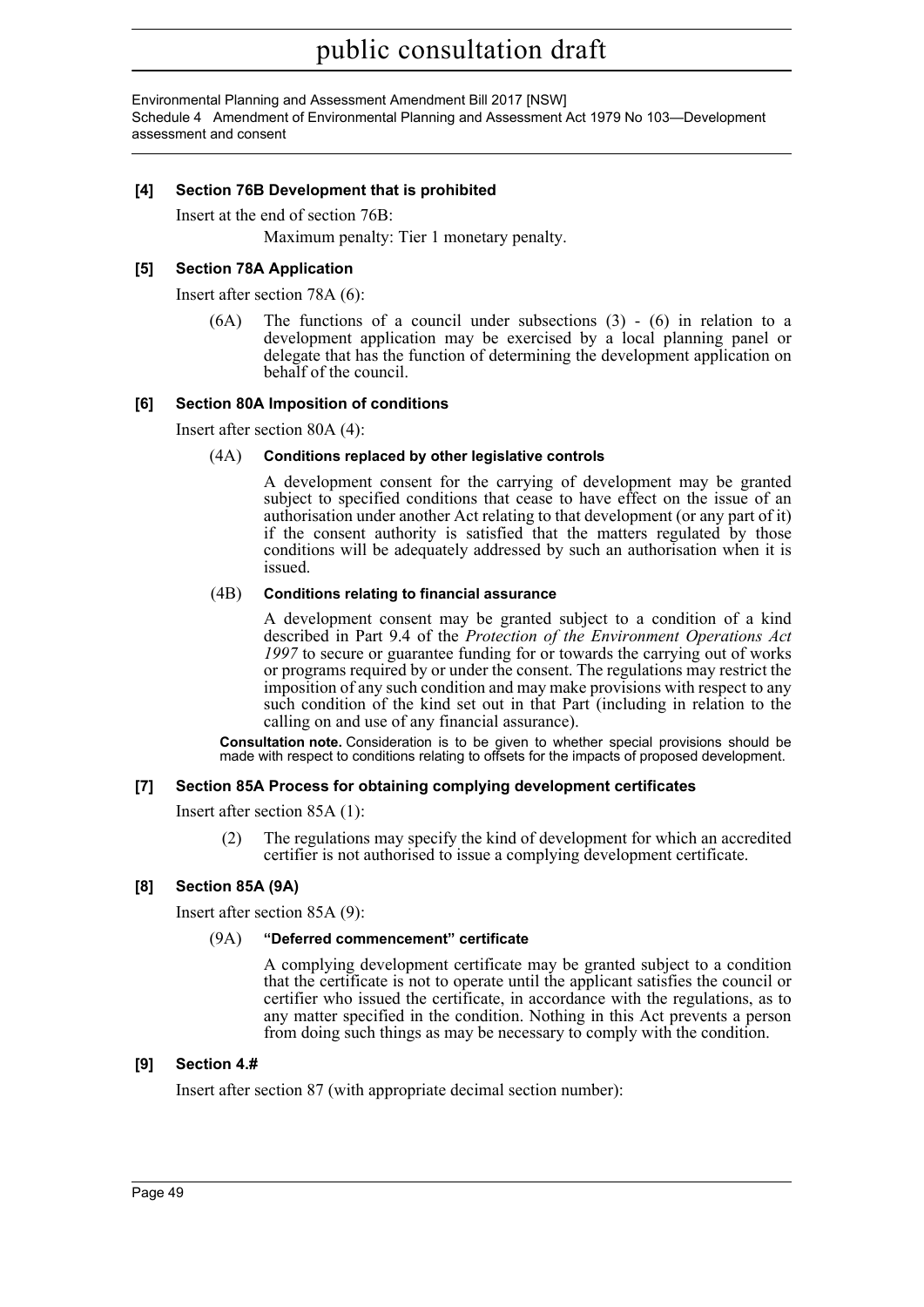**[4] Section 76B Development that is prohibited**

Insert at the end of section 76B:

Maximum penalty: Tier 1 monetary penalty.

**[5] Section 78A Application**

Insert after section 78A (6):

(6A) The functions of a council under subsections (3) - (6) in relation to a development application may be exercised by a local planning panel or delegate that has the function of determining the development application on behalf of the council.

**[6] Section 80A Imposition of conditions**

Insert after section 80A (4):

(4A) **Conditions replaced by other legislative controls**

A development consent for the carrying of development may be granted subject to specified conditions that cease to have effect on the issue of an authorisation under another Act relating to that development (or any part of it) if the consent authority is satisfied that the matters regulated by those conditions will be adequately addressed by such an authorisation when it is issued.

(4B) **Conditions relating to financial assurance**

A development consent may be granted subject to a condition of a kind described in Part 9.4 of the *Protection of the Environment Operations Act 1997* to secure or guarantee funding for or towards the carrying out of works or programs required by or under the consent. The regulations may restrict the imposition of any such condition and may make provisions with respect to any such condition of the kind set out in that Part (including in relation to the calling on and use of any financial assurance).

**Consultation note.** Consideration is to be given to whether special provisions should be made with respect to conditions relating to offsets for the impacts of proposed development.

**[7] Section 85A Process for obtaining complying development certificates**

Insert after section 85A (1):

(2) The regulations may specify the kind of development for which an accredited certifier is not authorised to issue a complying development certificate.

**[8] Section 85A (9A)**

Insert after section 85A (9):

(9A) **"Deferred commencement" certificate**

A complying development certificate may be granted subject to a condition that the certificate is not to operate until the applicant satisfies the council or certifier who issued the certificate, in accordance with the regulations, as to any matter specified in the condition. Nothing in this Act prevents a person from doing such things as may be necessary to comply with the condition.

**[9] Section 4.#**

Insert after section 87 (with appropriate decimal section number):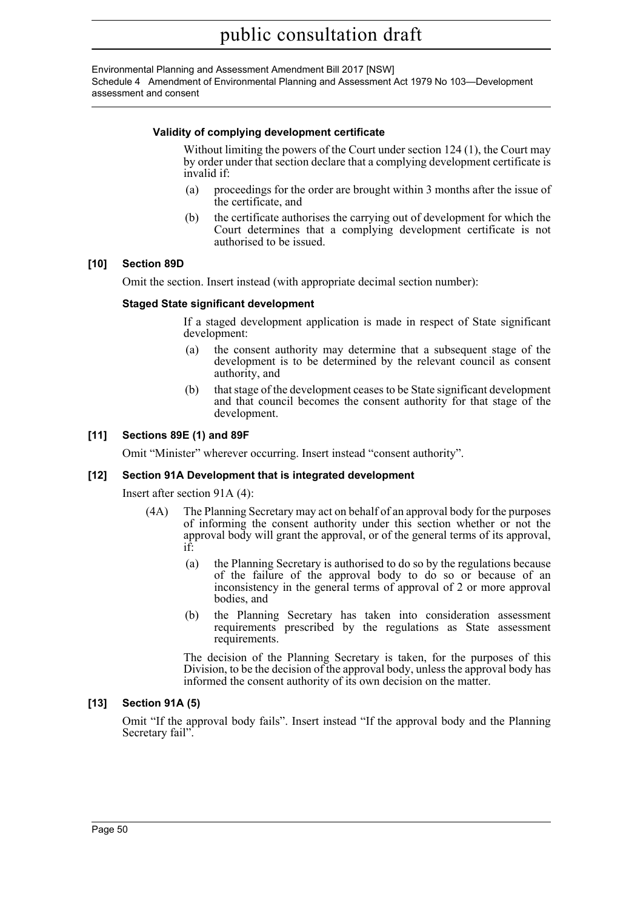**Validity of complying development certificate**

Without limiting the powers of the Court under section 124 (1), the Court may by order under that section declare that a complying development certificate is invalid if:

(a) proceedings for the order are brought within 3 months after the issue of the certificate, and

(b) the certificate authorises the carrying out of development for which the Court determines that a complying development certificate is not authorised to be issued.

### [10] Section 89D

Omit the section. Insert instead (with appropriate decimal section number):

**Staged State significant development**

If a staged development application is made in respect of State significant development:

(a) the consent authority may determine that a subsequent stage of the development is to be determined by the relevant council as consent authority, and

(b) that stage of the development ceases to be State significant development and that council becomes the consent authority for that stage of the development.

### [11] Sections 89E (1) and 89F

Omit "Minister" wherever occurring. Insert instead "consent authority".

### [12] Section 91A Development that is integrated development

Insert after section 91A (4):

(4A) The Planning Secretary may act on behalf of an approval body for the purposes of informing the consent authority under this section whether or not the approval body will grant the approval, or of the general terms of its approval, if:

(a) the Planning Secretary is authorised to do so by the regulations because of the failure of the approval body to do so or because of an inconsistency in the general terms of approval of 2 or more approval bodies, and

(b) the Planning Secretary has taken into consideration assessment requirements prescribed by the regulations as State assessment requirements.

The decision of the Planning Secretary is taken, for the purposes of this Division, to be the decision of the approval body, unless the approval body has informed the consent authority of its own decision on the matter.

### [13] Section 91A (5)

Omit "If the approval body fails". Insert instead "If the approval body and the Planning Secretary fail".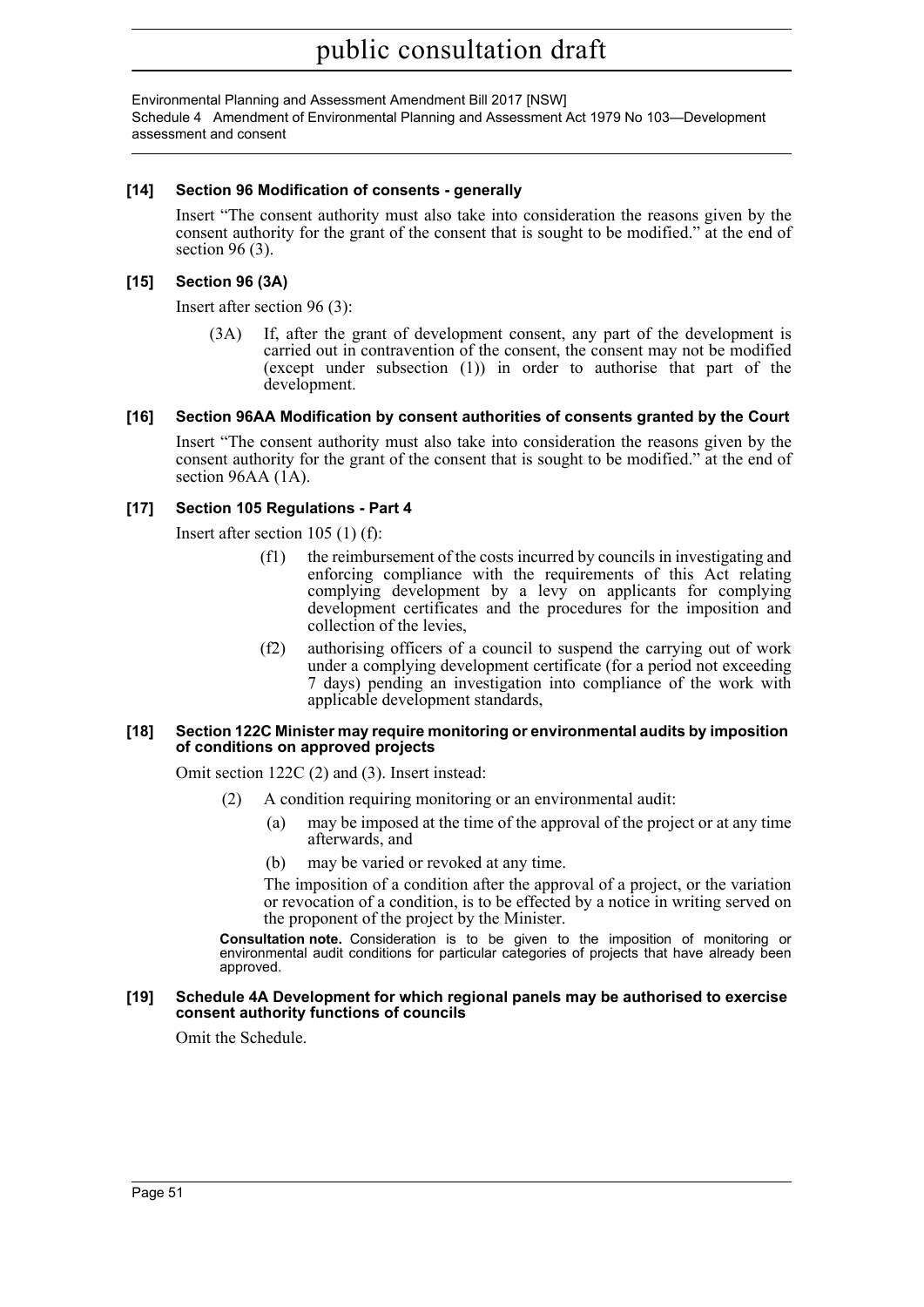#### [14] Section 96 Modification of consents - generally

Insert "The consent authority must also take into consideration the reasons given by the consent authority for the grant of the consent that is sought to be modified." at the end of section 96 (3).

#### [15] Section 96 (3A)

Insert after section 96 (3):

(3A) If, after the grant of development consent, any part of the development is carried out in contravention of the consent, the consent may not be modified (except under subsection (1)) in order to authorise that part of the development.

#### [16] Section 96AA Modification by consent authorities of consents granted by the Court

Insert "The consent authority must also take into consideration the reasons given by the consent authority for the grant of the consent that is sought to be modified." at the end of section 96AA (1A).

#### [17] Section 105 Regulations - Part 4

Insert after section 105 (1) (f):

(f1) the reimbursement of the costs incurred by councils in investigating and enforcing compliance with the requirements of this Act relating complying development by a levy on applicants for complying development certificates and the procedures for the imposition and collection of the levies,

(f2) authorising officers of a council to suspend the carrying out of work under a complying development certificate (for a period not exceeding 7 days) pending an investigation into compliance of the work with applicable development standards,

#### [18] Section 122C Minister may require monitoring or environmental audits by imposition of conditions on approved projects

Omit section 122C (2) and (3). Insert instead:

(2) A condition requiring monitoring or an environmental audit:

(a) may be imposed at the time of the approval of the project or at any time afterwards, and

(b) may be varied or revoked at any time.

The imposition of a condition after the approval of a project, or the variation or revocation of a condition, is to be effected by a notice in writing served on the proponent of the project by the Minister.

**Consultation note.** Consideration is to be given to the imposition of monitoring or environmental audit conditions for particular categories of projects that have already been approved.

#### [19] Schedule 4A Development for which regional panels may be authorised to exercise consent authority functions of councils

Omit the Schedule.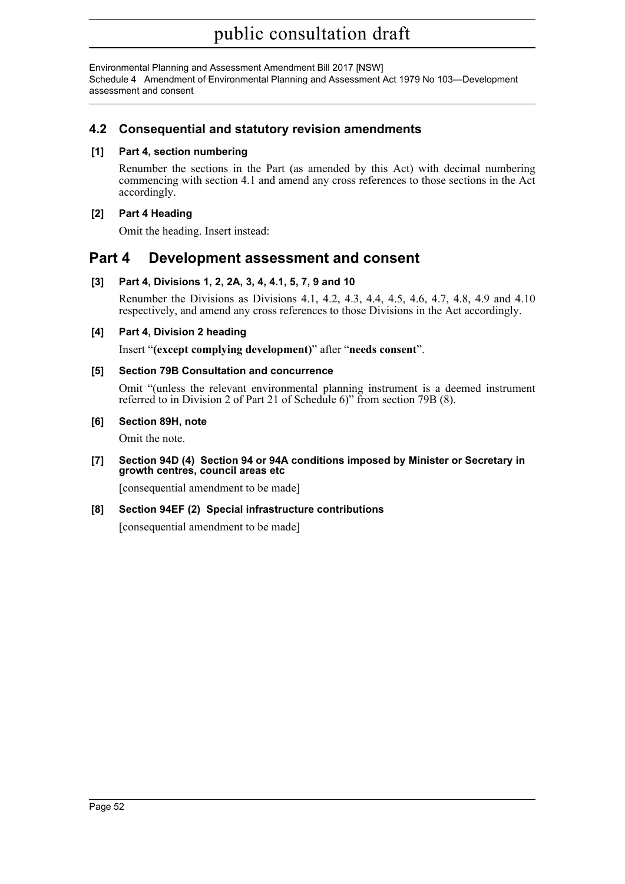## 4.2 Consequential and statutory revision amendments

### [1] Part 4, section numbering

Renumber the sections in the Part (as amended by this Act) with decimal numbering commencing with section 4.1 and amend any cross references to those sections in the Act accordingly.

### [2] Part 4 Heading

Omit the heading. Insert instead:

# Part 4 Development assessment and consent

### [3] Part 4, Divisions 1, 2, 2A, 3, 4, 4.1, 5, 7, 9 and 10

Renumber the Divisions as Divisions 4.1, 4.2, 4.3, 4.4, 4.5, 4.6, 4.7, 4.8, 4.9 and 4.10 respectively, and amend any cross references to those Divisions in the Act accordingly.

### [4] Part 4, Division 2 heading

Insert "**(except complying development)**" after "**needs consent**".

### [5] Section 79B Consultation and concurrence

Omit "(unless the relevant environmental planning instrument is a deemed instrument referred to in Division 2 of Part 21 of Schedule 6)" from section 79B (8).

### [6] Section 89H, note

Omit the note.

### [7] Section 94D (4) Section 94 or 94A conditions imposed by Minister or Secretary in growth centres, council areas etc

[consequential amendment to be made]

### [8] Section 94EF (2) Special infrastructure contributions

[consequential amendment to be made]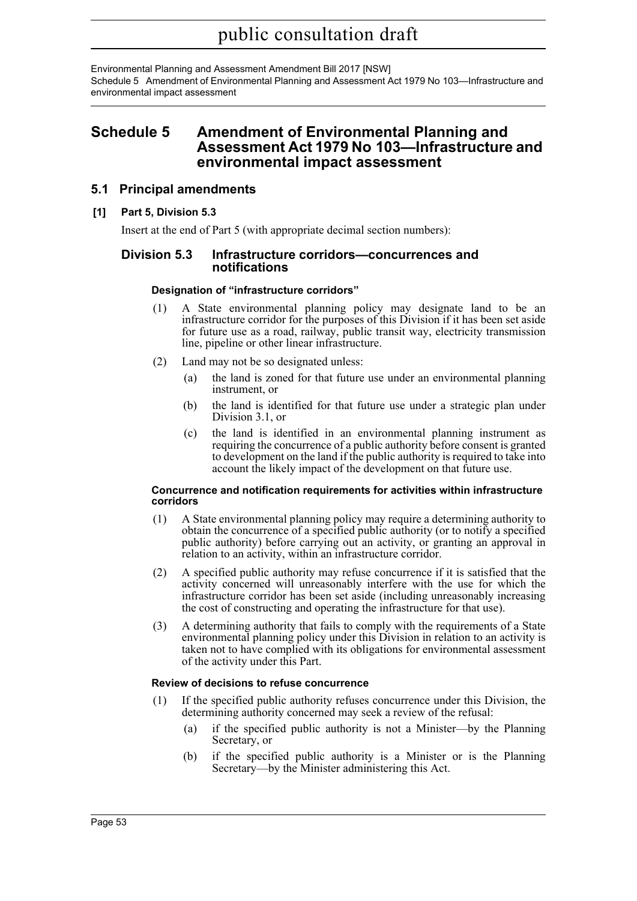# Schedule 5 Amendment of Environmental Planning and Assessment Act 1979 No 103—Infrastructure and environmental impact assessment

## 5.1 Principal amendments

**[1] Part 5, Division 5.3**

Insert at the end of Part 5 (with appropriate decimal section numbers):

### Division 5.3 Infrastructure corridors—concurrences and notifications

**Designation of "infrastructure corridors"**

(1) A State environmental planning policy may designate land to be an infrastructure corridor for the purposes of this Division if it has been set aside for future use as a road, railway, public transit way, electricity transmission line, pipeline or other linear infrastructure.

(2) Land may not be so designated unless:

- (a) the land is zoned for that future use under an environmental planning instrument, or
- (b) the land is identified for that future use under a strategic plan under Division 3.1, or
- (c) the land is identified in an environmental planning instrument as requiring the concurrence of a public authority before consent is granted to development on the land if the public authority is required to take into account the likely impact of the development on that future use.

**Concurrence and notification requirements for activities within infrastructure corridors**

(1) A State environmental planning policy may require a determining authority to obtain the concurrence of a specified public authority (or to notify a specified public authority) before carrying out an activity, or granting an approval in relation to an activity, within an infrastructure corridor.

(2) A specified public authority may refuse concurrence if it is satisfied that the activity concerned will unreasonably interfere with the use for which the infrastructure corridor has been set aside (including unreasonably increasing the cost of constructing and operating the infrastructure for that use).

(3) A determining authority that fails to comply with the requirements of a State environmental planning policy under this Division in relation to an activity is taken not to have complied with its obligations for environmental assessment of the activity under this Part.

**Review of decisions to refuse concurrence**

(1) If the specified public authority refuses concurrence under this Division, the determining authority concerned may seek a review of the refusal:

- (a) if the specified public authority is not a Minister—by the Planning Secretary, or
- (b) if the specified public authority is a Minister or is the Planning Secretary—by the Minister administering this Act.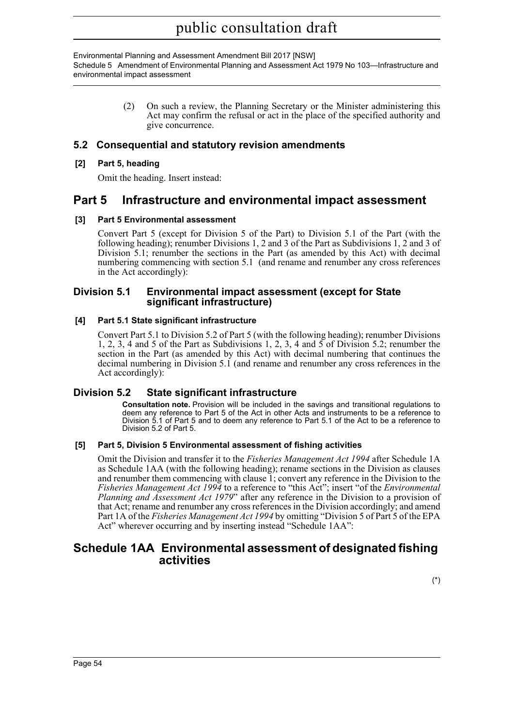(2) On such a review, the Planning Secretary or the Minister administering this Act may confirm the refusal or act in the place of the specified authority and give concurrence.

## 5.2 Consequential and statutory revision amendments

### [2] Part 5, heading

Omit the heading. Insert instead:

# Part 5 Infrastructure and environmental impact assessment

### [3] Part 5 Environmental assessment

Convert Part 5 (except for Division 5 of the Part) to Division 5.1 of the Part (with the following heading); renumber Divisions 1, 2 and 3 of the Part as Subdivisions 1, 2 and 3 of Division 5.1; renumber the sections in the Part (as amended by this Act) with decimal numbering commencing with section 5.1 (and rename and renumber any cross references in the Act accordingly):

## Division 5.1 Environmental impact assessment (except for State significant infrastructure)

### [4] Part 5.1 State significant infrastructure

Convert Part 5.1 to Division 5.2 of Part 5 (with the following heading); renumber Divisions 1, 2, 3, 4 and 5 of the Part as Subdivisions 1, 2, 3, 4 and 5 of Division 5.2; renumber the section in the Part (as amended by this Act) with decimal numbering that continues the decimal numbering in Division 5.1 (and rename and renumber any cross references in the Act accordingly):

## Division 5.2 State significant infrastructure

**Consultation note.** Provision will be included in the savings and transitional regulations to deem any reference to Part 5 of the Act in other Acts and instruments to be a reference to Division 5.1 of Part 5 and to deem any reference to Part 5.1 of the Act to be a reference to Division 5.2 of Part 5.

### [5] Part 5, Division 5 Environmental assessment of fishing activities

Omit the Division and transfer it to the *Fisheries Management Act 1994* after Schedule 1A as Schedule 1AA (with the following heading); rename sections in the Division as clauses and renumber them commencing with clause 1; convert any reference in the Division to the *Fisheries Management Act 1994* to a reference to "this Act"; insert "of the *Environmental Planning and Assessment Act 1979*" after any reference in the Division to a provision of that Act; rename and renumber any cross references in the Division accordingly; and amend Part 1A of the *Fisheries Management Act 1994* by omitting "Division 5 of Part 5 of the EPA Act" wherever occurring and by inserting instead "Schedule 1AA":

## Schedule 1AA Environmental assessment of designated fishing activities

(*)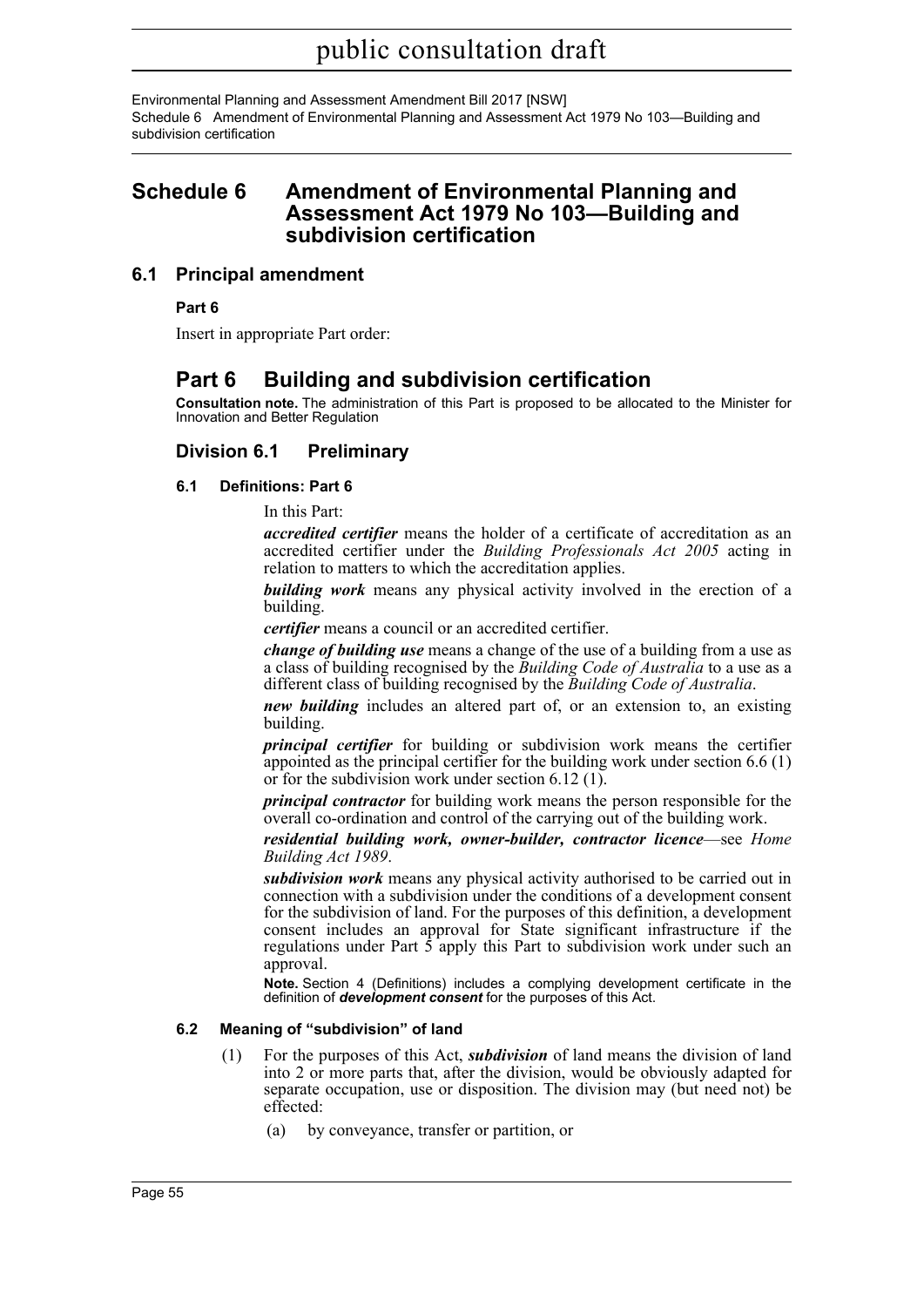# Schedule 6 Amendment of Environmental Planning and Assessment Act 1979 No 103—Building and subdivision certification

## 6.1 Principal amendment

**Part 6**

Insert in appropriate Part order:

# Part 6 Building and subdivision certification

**Consultation note.** The administration of this Part is proposed to be allocated to the Minister for Innovation and Better Regulation

## Division 6.1 Preliminary

### 6.1 Definitions: Part 6

In this Part:

***accredited certifier*** means the holder of a certificate of accreditation as an accredited certifier under the *Building Professionals Act 2005* acting in relation to matters to which the accreditation applies.

***building work*** means any physical activity involved in the erection of a building.

***certifier*** means a council or an accredited certifier.

***change of building use*** means a change of the use of a building from a use as a class of building recognised by the *Building Code of Australia* to a use as a different class of building recognised by the *Building Code of Australia*.

***new building*** includes an altered part of, or an extension to, an existing building.

***principal certifier*** for building or subdivision work means the certifier appointed as the principal certifier for the building work under section 6.6 (1) or for the subdivision work under section 6.12 (1).

***principal contractor*** for building work means the person responsible for the overall co-ordination and control of the carrying out of the building work.

***residential building work, owner-builder, contractor licence***—see *Home Building Act 1989*.

***subdivision work*** means any physical activity authorised to be carried out in connection with a subdivision under the conditions of a development consent for the subdivision of land. For the purposes of this definition, a development consent includes an approval for State significant infrastructure if the regulations under Part 5 apply this Part to subdivision work under such an approval.

**Note.** Section 4 (Definitions) includes a complying development certificate in the definition of ***development consent*** for the purposes of this Act.

### 6.2 Meaning of "subdivision" of land

(1) For the purposes of this Act, ***subdivision*** of land means the division of land into 2 or more parts that, after the division, would be obviously adapted for separate occupation, use or disposition. The division may (but need not) be effected:

(a) by conveyance, transfer or partition, or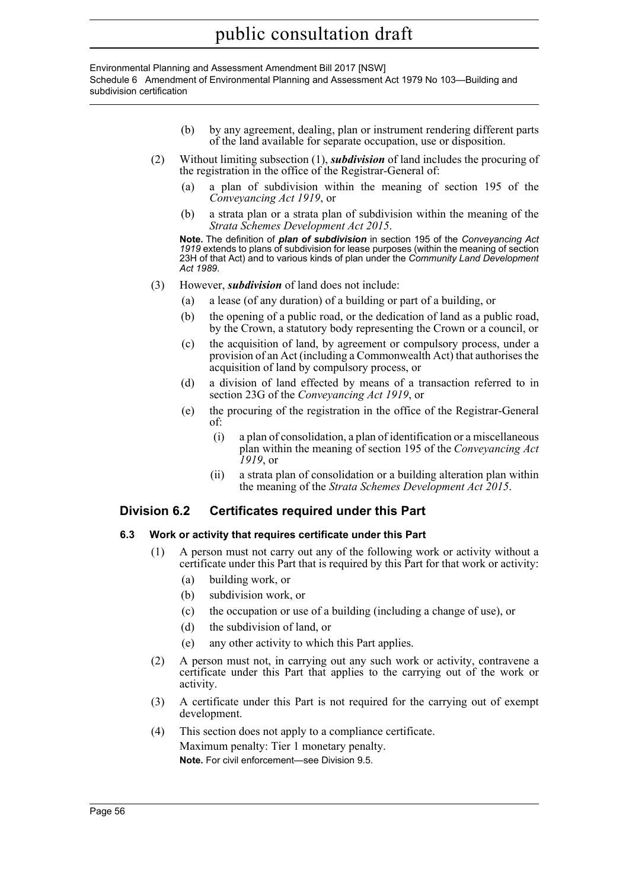(b) by any agreement, dealing, plan or instrument rendering different parts of the land available for separate occupation, use or disposition.

(2) Without limiting subsection (1), ***subdivision*** of land includes the procuring of the registration in the office of the Registrar-General of:

(a) a plan of subdivision within the meaning of section 195 of the *Conveyancing Act 1919*, or

(b) a strata plan or a strata plan of subdivision within the meaning of the *Strata Schemes Development Act 2015*.

**Note.** The definition of ***plan of subdivision*** in section 195 of the *Conveyancing Act 1919* extends to plans of subdivision for lease purposes (within the meaning of section 23H of that Act) and to various kinds of plan under the *Community Land Development Act 1989*.

(3) However, ***subdivision*** of land does not include:

(a) a lease (of any duration) of a building or part of a building, or

(b) the opening of a public road, or the dedication of land as a public road, by the Crown, a statutory body representing the Crown or a council, or

(c) the acquisition of land, by agreement or compulsory process, under a provision of an Act (including a Commonwealth Act) that authorises the acquisition of land by compulsory process, or

(d) a division of land effected by means of a transaction referred to in section 23G of the *Conveyancing Act 1919*, or

(e) the procuring of the registration in the office of the Registrar-General of:

(i) a plan of consolidation, a plan of identification or a miscellaneous plan within the meaning of section 195 of the *Conveyancing Act 1919*, or

(ii) a strata plan of consolidation or a building alteration plan within the meaning of the *Strata Schemes Development Act 2015*.

## Division 6.2 Certificates required under this Part

### 6.3 Work or activity that requires certificate under this Part

(1) A person must not carry out any of the following work or activity without a certificate under this Part that is required by this Part for that work or activity:

(a) building work, or

(b) subdivision work, or

(c) the occupation or use of a building (including a change of use), or

(d) the subdivision of land, or

(e) any other activity to which this Part applies.

(2) A person must not, in carrying out any such work or activity, contravene a certificate under this Part that applies to the carrying out of the work or activity.

(3) A certificate under this Part is not required for the carrying out of exempt development.

(4) This section does not apply to a compliance certificate.

Maximum penalty: Tier 1 monetary penalty.

**Note.** For civil enforcement—see Division 9.5.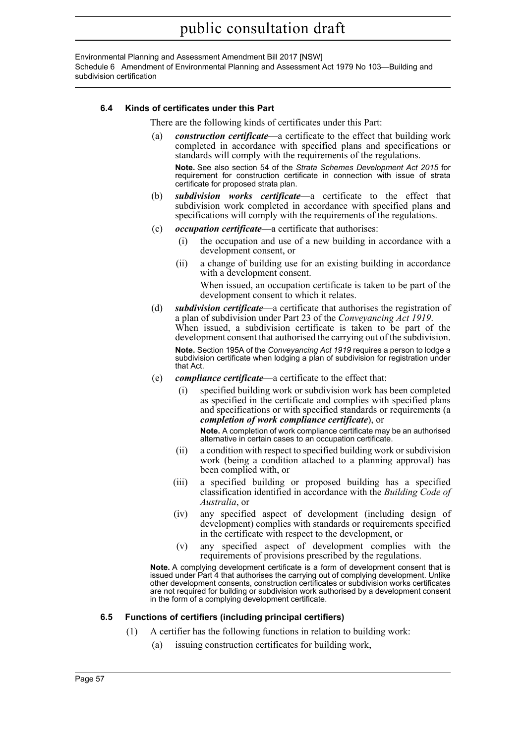### 6.4 Kinds of certificates under this Part

There are the following kinds of certificates under this Part:

(a) ***construction certificate***—a certificate to the effect that building work completed in accordance with specified plans and specifications or standards will comply with the requirements of the regulations.

**Note.** See also section 54 of the *Strata Schemes Development Act 2015* for requirement for construction certificate in connection with issue of strata certificate for proposed strata plan.

(b) ***subdivision works certificate***—a certificate to the effect that subdivision work completed in accordance with specified plans and specifications will comply with the requirements of the regulations.

(c) ***occupation certificate***—a certificate that authorises:

(i) the occupation and use of a new building in accordance with a development consent, or

(ii) a change of building use for an existing building in accordance with a development consent.

When issued, an occupation certificate is taken to be part of the development consent to which it relates.

(d) ***subdivision certificate***—a certificate that authorises the registration of a plan of subdivision under Part 23 of the *Conveyancing Act 1919*. When issued, a subdivision certificate is taken to be part of the development consent that authorised the carrying out of the subdivision.

**Note.** Section 195A of the *Conveyancing Act 1919* requires a person to lodge a subdivision certificate when lodging a plan of subdivision for registration under that Act.

(e) ***compliance certificate***—a certificate to the effect that:

(i) specified building work or subdivision work has been completed as specified in the certificate and complies with specified plans and specifications or with specified standards or requirements (a ***completion of work compliance certificate***), or

**Note.** A completion of work compliance certificate may be an authorised alternative in certain cases to an occupation certificate.

(ii) a condition with respect to specified building work or subdivision work (being a condition attached to a planning approval) has been complied with, or

(iii) a specified building or proposed building has a specified classification identified in accordance with the *Building Code of Australia*, or

(iv) any specified aspect of development (including design of development) complies with standards or requirements specified in the certificate with respect to the development, or

(v) any specified aspect of development complies with the requirements of provisions prescribed by the regulations.

**Note.** A complying development certificate is a form of development consent that is issued under Part 4 that authorises the carrying out of complying development. Unlike other development consents, construction certificates or subdivision works certificates are not required for building or subdivision work authorised by a development consent in the form of a complying development certificate.

### 6.5 Functions of certifiers (including principal certifiers)

(1) A certifier has the following functions in relation to building work:

(a) issuing construction certificates for building work,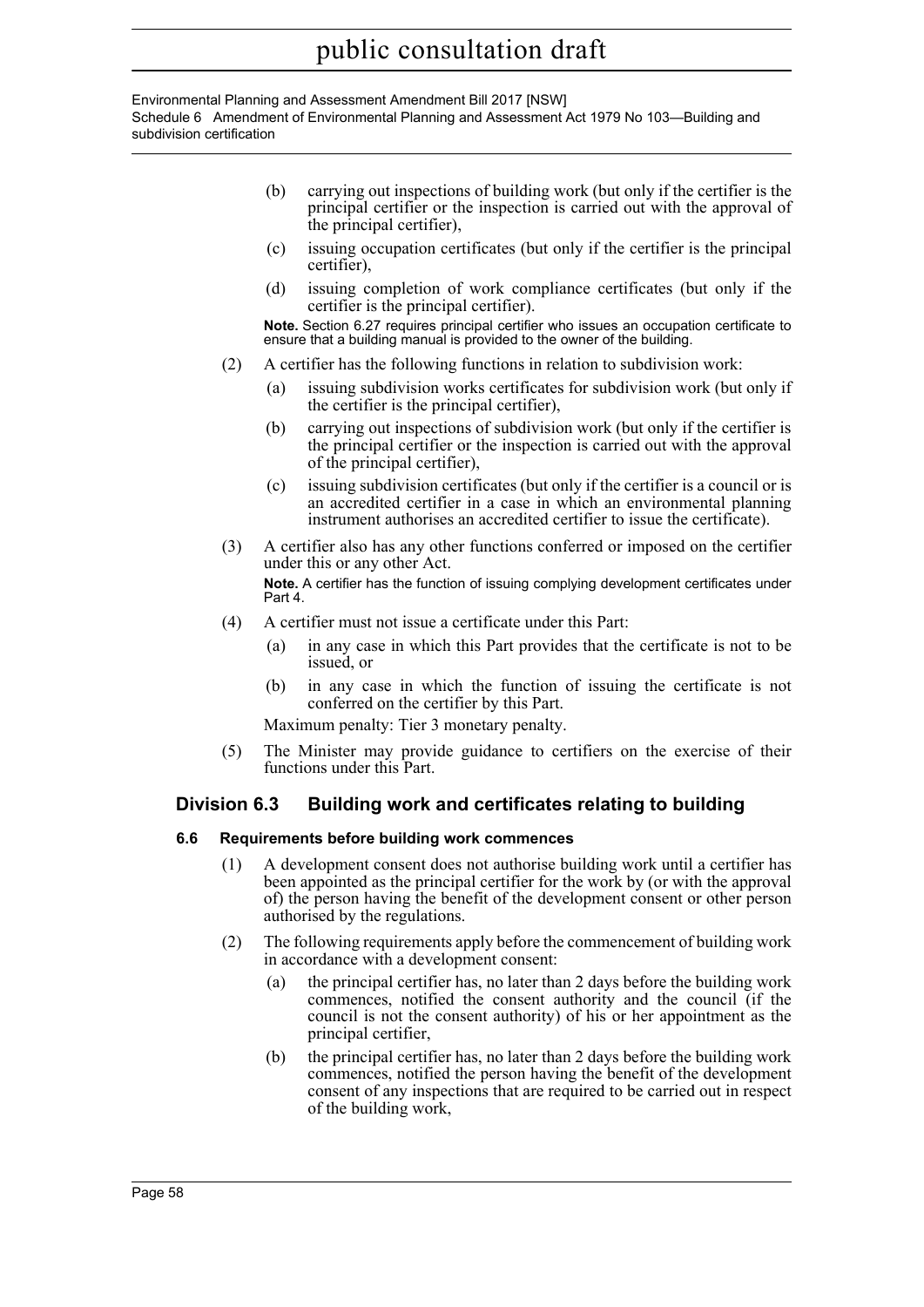(b) carrying out inspections of building work (but only if the certifier is the principal certifier or the inspection is carried out with the approval of the principal certifier),

(c) issuing occupation certificates (but only if the certifier is the principal certifier),

(d) issuing completion of work compliance certificates (but only if the certifier is the principal certifier).

**Note.** Section 6.27 requires principal certifier who issues an occupation certificate to ensure that a building manual is provided to the owner of the building.

(2) A certifier has the following functions in relation to subdivision work:

(a) issuing subdivision works certificates for subdivision work (but only if the certifier is the principal certifier),

(b) carrying out inspections of subdivision work (but only if the certifier is the principal certifier or the inspection is carried out with the approval of the principal certifier),

(c) issuing subdivision certificates (but only if the certifier is a council or is an accredited certifier in a case in which an environmental planning instrument authorises an accredited certifier to issue the certificate).

(3) A certifier also has any other functions conferred or imposed on the certifier under this or any other Act.

**Note.** A certifier has the function of issuing complying development certificates under Part 4.

(4) A certifier must not issue a certificate under this Part:

(a) in any case in which this Part provides that the certificate is not to be issued, or

(b) in any case in which the function of issuing the certificate is not conferred on the certifier by this Part.

Maximum penalty: Tier 3 monetary penalty.

(5) The Minister may provide guidance to certifiers on the exercise of their functions under this Part.

## Division 6.3 Building work and certificates relating to building

### 6.6 Requirements before building work commences

(1) A development consent does not authorise building work until a certifier has been appointed as the principal certifier for the work by (or with the approval of) the person having the benefit of the development consent or other person authorised by the regulations.

(2) The following requirements apply before the commencement of building work in accordance with a development consent:

(a) the principal certifier has, no later than 2 days before the building work commences, notified the consent authority and the council (if the council is not the consent authority) of his or her appointment as the principal certifier,

(b) the principal certifier has, no later than 2 days before the building work commences, notified the person having the benefit of the development consent of any inspections that are required to be carried out in respect of the building work,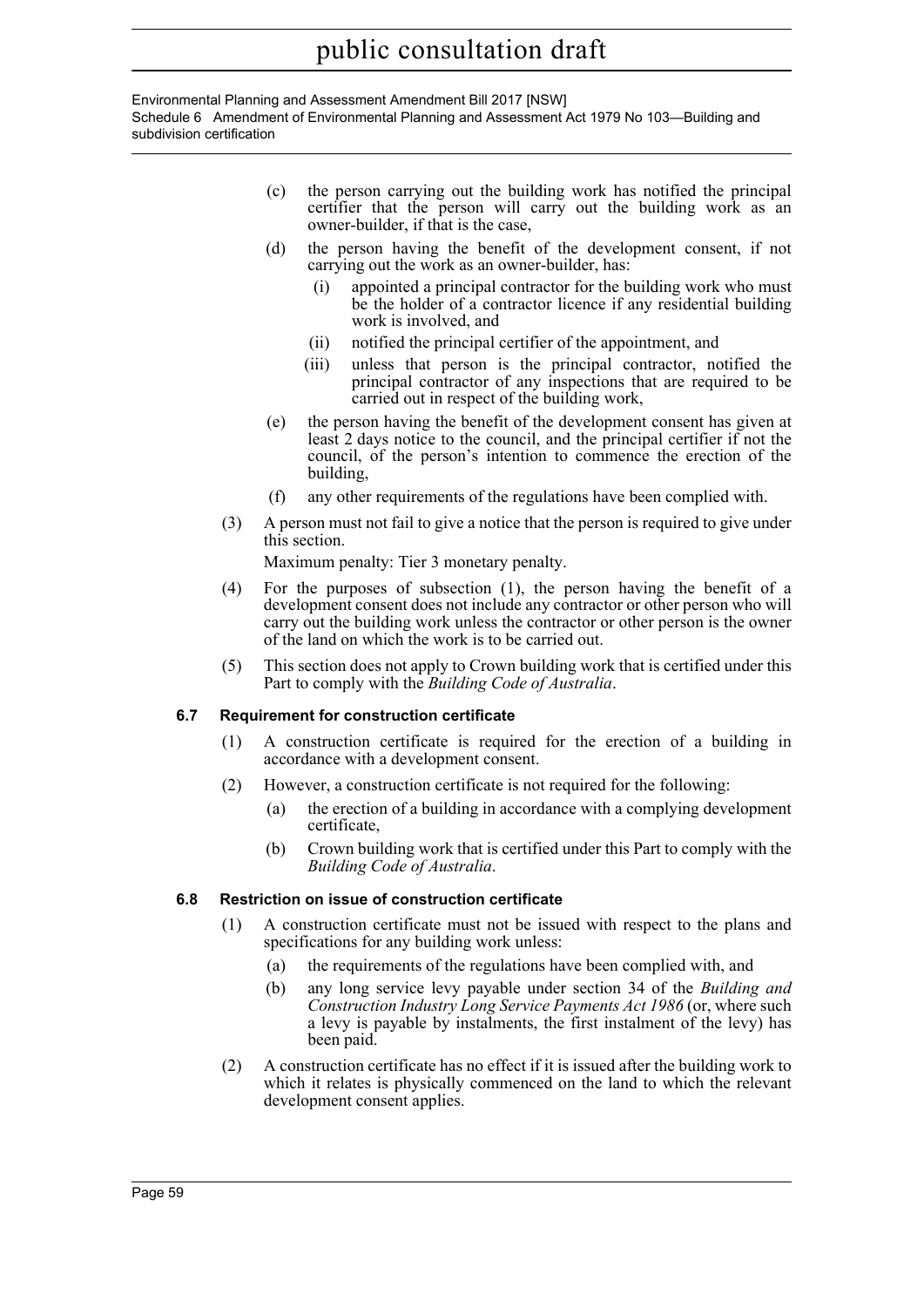(c) the person carrying out the building work has notified the principal certifier that the person will carry out the building work as an owner-builder, if that is the case,

(d) the person having the benefit of the development consent, if not carrying out the work as an owner-builder, has:

   (i) appointed a principal contractor for the building work who must be the holder of a contractor licence if any residential building work is involved, and

   (ii) notified the principal certifier of the appointment, and

   (iii) unless that person is the principal contractor, notified the principal contractor of any inspections that are required to be carried out in respect of the building work,

(e) the person having the benefit of the development consent has given at least 2 days notice to the council, and the principal certifier if not the council, of the person's intention to commence the erection of the building,

(f) any other requirements of the regulations have been complied with.

(3) A person must not fail to give a notice that the person is required to give under this section.

Maximum penalty: Tier 3 monetary penalty.

(4) For the purposes of subsection (1), the person having the benefit of a development consent does not include any contractor or other person who will carry out the building work unless the contractor or other person is the owner of the land on which the work is to be carried out.

(5) This section does not apply to Crown building work that is certified under this Part to comply with the *Building Code of Australia*.

### 6.7 Requirement for construction certificate

(1) A construction certificate is required for the erection of a building in accordance with a development consent.

(2) However, a construction certificate is not required for the following:

   (a) the erection of a building in accordance with a complying development certificate,

   (b) Crown building work that is certified under this Part to comply with the *Building Code of Australia*.

### 6.8 Restriction on issue of construction certificate

(1) A construction certificate must not be issued with respect to the plans and specifications for any building work unless:

   (a) the requirements of the regulations have been complied with, and

   (b) any long service levy payable under section 34 of the *Building and Construction Industry Long Service Payments Act 1986* (or, where such a levy is payable by instalments, the first instalment of the levy) has been paid.

(2) A construction certificate has no effect if it is issued after the building work to which it relates is physically commenced on the land to which the relevant development consent applies.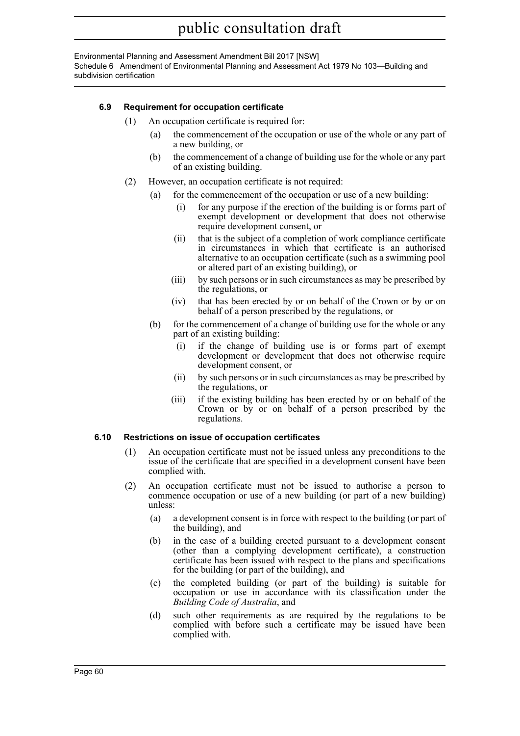### 6.9 Requirement for occupation certificate

(1) An occupation certificate is required for:

- (a) the commencement of the occupation or use of the whole or any part of a new building, or
- (b) the commencement of a change of building use for the whole or any part of an existing building.

(2) However, an occupation certificate is not required:

- (a) for the commencement of the occupation or use of a new building:
  - (i) for any purpose if the erection of the building is or forms part of exempt development or development that does not otherwise require development consent, or
  - (ii) that is the subject of a completion of work compliance certificate in circumstances in which that certificate is an authorised alternative to an occupation certificate (such as a swimming pool or altered part of an existing building), or
  - (iii) by such persons or in such circumstances as may be prescribed by the regulations, or
  - (iv) that has been erected by or on behalf of the Crown or by or on behalf of a person prescribed by the regulations, or
- (b) for the commencement of a change of building use for the whole or any part of an existing building:
  - (i) if the change of building use is or forms part of exempt development or development that does not otherwise require development consent, or
  - (ii) by such persons or in such circumstances as may be prescribed by the regulations, or
  - (iii) if the existing building has been erected by or on behalf of the Crown or by or on behalf of a person prescribed by the regulations.

### 6.10 Restrictions on issue of occupation certificates

(1) An occupation certificate must not be issued unless any preconditions to the issue of the certificate that are specified in a development consent have been complied with.

(2) An occupation certificate must not be issued to authorise a person to commence occupation or use of a new building (or part of a new building) unless:

- (a) a development consent is in force with respect to the building (or part of the building), and
- (b) in the case of a building erected pursuant to a development consent (other than a complying development certificate), a construction certificate has been issued with respect to the plans and specifications for the building (or part of the building), and
- (c) the completed building (or part of the building) is suitable for occupation or use in accordance with its classification under the *Building Code of Australia*, and
- (d) such other requirements as are required by the regulations to be complied with before such a certificate may be issued have been complied with.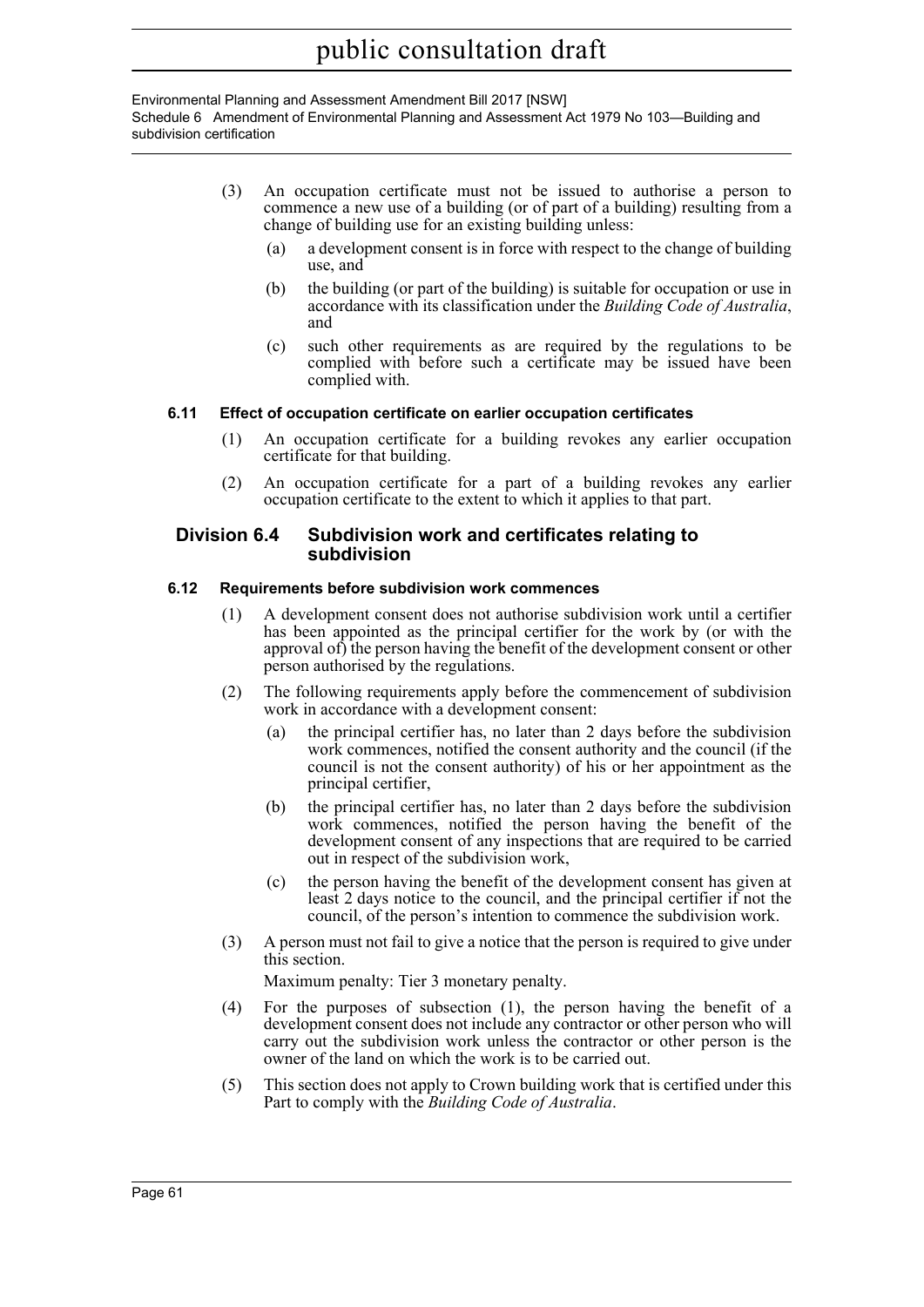(3) An occupation certificate must not be issued to authorise a person to commence a new use of a building (or of part of a building) resulting from a change of building use for an existing building unless:

   (a) a development consent is in force with respect to the change of building use, and

   (b) the building (or part of the building) is suitable for occupation or use in accordance with its classification under the *Building Code of Australia*, and

   (c) such other requirements as are required by the regulations to be complied with before such a certificate may be issued have been complied with.

#### 6.11 Effect of occupation certificate on earlier occupation certificates

(1) An occupation certificate for a building revokes any earlier occupation certificate for that building.

(2) An occupation certificate for a part of a building revokes any earlier occupation certificate to the extent to which it applies to that part.

### Division 6.4 Subdivision work and certificates relating to subdivision

#### 6.12 Requirements before subdivision work commences

(1) A development consent does not authorise subdivision work until a certifier has been appointed as the principal certifier for the work by (or with the approval of) the person having the benefit of the development consent or other person authorised by the regulations.

(2) The following requirements apply before the commencement of subdivision work in accordance with a development consent:

   (a) the principal certifier has, no later than 2 days before the subdivision work commences, notified the consent authority and the council (if the council is not the consent authority) of his or her appointment as the principal certifier,

   (b) the principal certifier has, no later than 2 days before the subdivision work commences, notified the person having the benefit of the development consent of any inspections that are required to be carried out in respect of the subdivision work,

   (c) the person having the benefit of the development consent has given at least 2 days notice to the council, and the principal certifier if not the council, of the person's intention to commence the subdivision work.

(3) A person must not fail to give a notice that the person is required to give under this section.

   Maximum penalty: Tier 3 monetary penalty.

(4) For the purposes of subsection (1), the person having the benefit of a development consent does not include any contractor or other person who will carry out the subdivision work unless the contractor or other person is the owner of the land on which the work is to be carried out.

(5) This section does not apply to Crown building work that is certified under this Part to comply with the *Building Code of Australia*.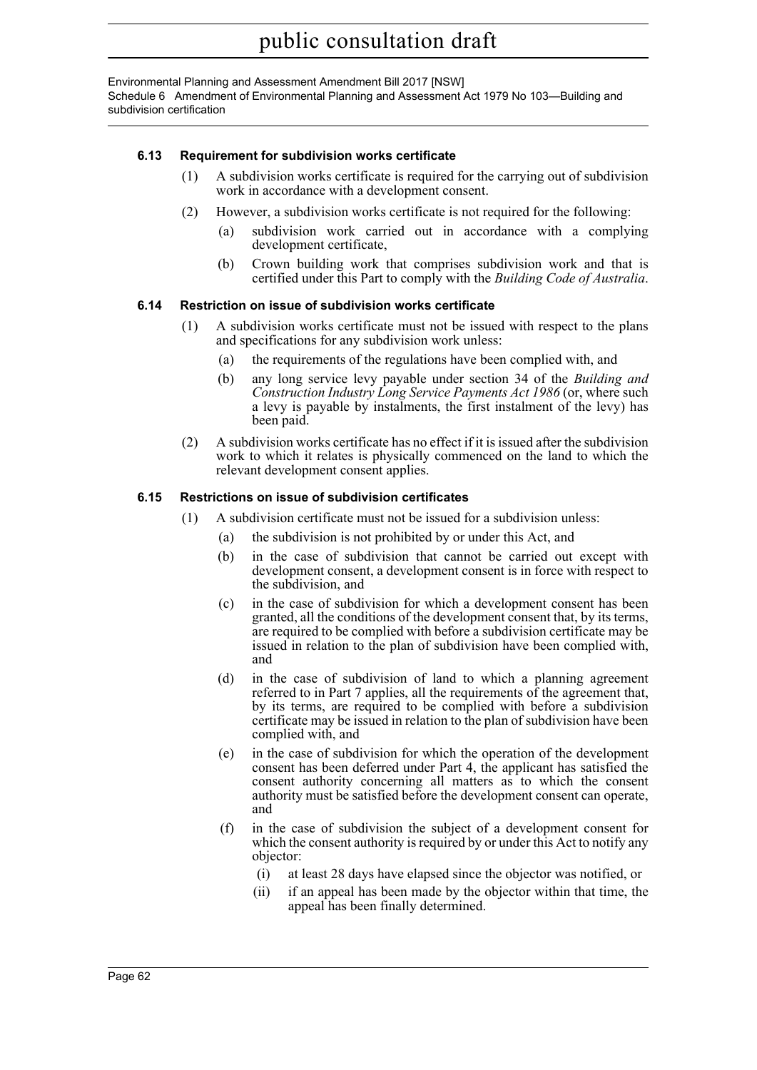### 6.13 Requirement for subdivision works certificate

(1) A subdivision works certificate is required for the carrying out of subdivision work in accordance with a development consent.

(2) However, a subdivision works certificate is not required for the following:

- (a) subdivision work carried out in accordance with a complying development certificate,
- (b) Crown building work that comprises subdivision work and that is certified under this Part to comply with the *Building Code of Australia*.

### 6.14 Restriction on issue of subdivision works certificate

(1) A subdivision works certificate must not be issued with respect to the plans and specifications for any subdivision work unless:

- (a) the requirements of the regulations have been complied with, and
- (b) any long service levy payable under section 34 of the *Building and Construction Industry Long Service Payments Act 1986* (or, where such a levy is payable by instalments, the first instalment of the levy) has been paid.

(2) A subdivision works certificate has no effect if it is issued after the subdivision work to which it relates is physically commenced on the land to which the relevant development consent applies.

### 6.15 Restrictions on issue of subdivision certificates

(1) A subdivision certificate must not be issued for a subdivision unless:

- (a) the subdivision is not prohibited by or under this Act, and
- (b) in the case of subdivision that cannot be carried out except with development consent, a development consent is in force with respect to the subdivision, and
- (c) in the case of subdivision for which a development consent has been granted, all the conditions of the development consent that, by its terms, are required to be complied with before a subdivision certificate may be issued in relation to the plan of subdivision have been complied with, and
- (d) in the case of subdivision of land to which a planning agreement referred to in Part 7 applies, all the requirements of the agreement that, by its terms, are required to be complied with before a subdivision certificate may be issued in relation to the plan of subdivision have been complied with, and
- (e) in the case of subdivision for which the operation of the development consent has been deferred under Part 4, the applicant has satisfied the consent authority concerning all matters as to which the consent authority must be satisfied before the development consent can operate, and
- (f) in the case of subdivision the subject of a development consent for which the consent authority is required by or under this Act to notify any objector:
  - (i) at least 28 days have elapsed since the objector was notified, or
  - (ii) if an appeal has been made by the objector within that time, the appeal has been finally determined.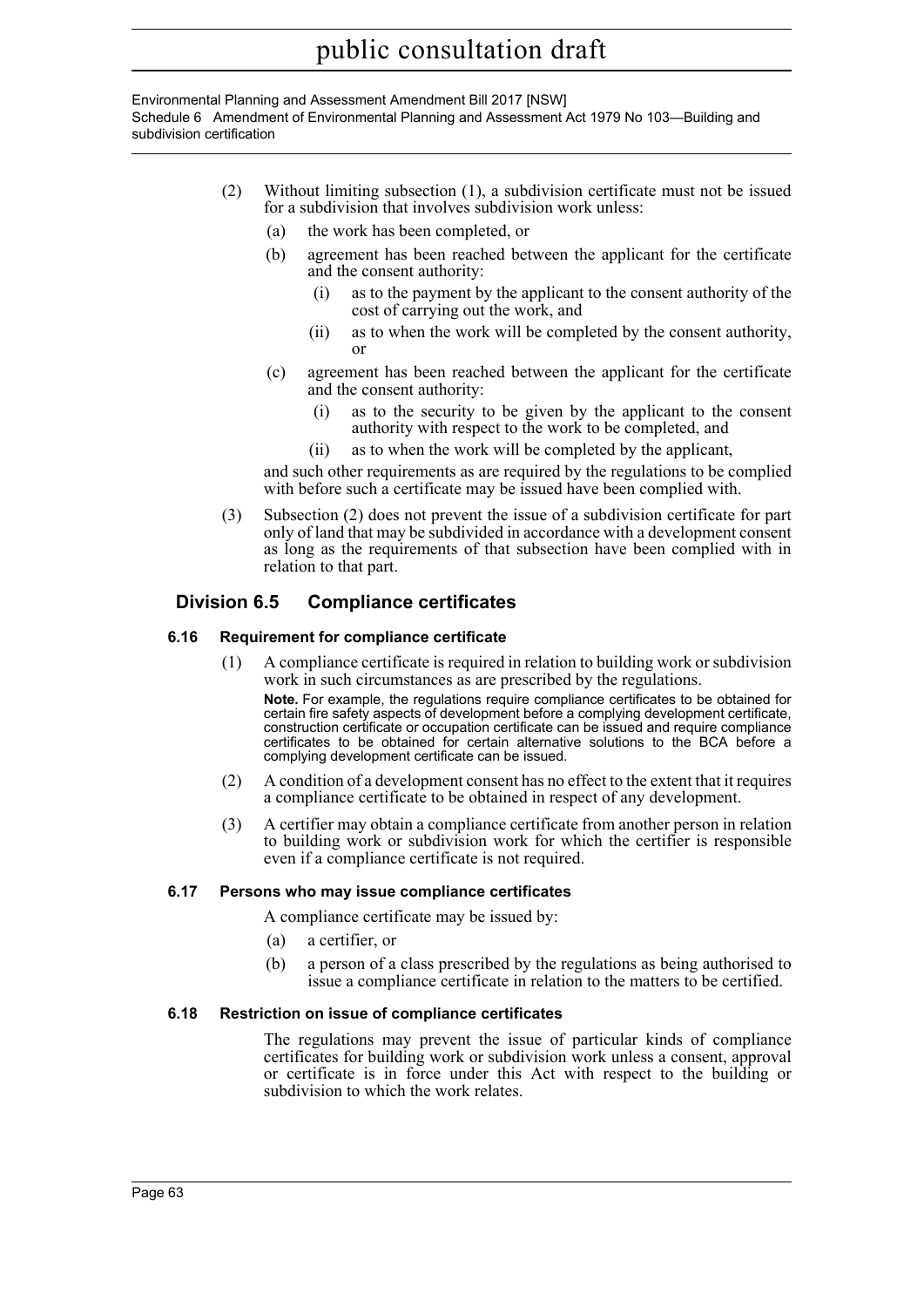(2) Without limiting subsection (1), a subdivision certificate must not be issued for a subdivision that involves subdivision work unless:

(a) the work has been completed, or

(b) agreement has been reached between the applicant for the certificate and the consent authority:

(i) as to the payment by the applicant to the consent authority of the cost of carrying out the work, and

(ii) as to when the work will be completed by the consent authority, or

(c) agreement has been reached between the applicant for the certificate and the consent authority:

(i) as to the security to be given by the applicant to the consent authority with respect to the work to be completed, and

(ii) as to when the work will be completed by the applicant,

and such other requirements as are required by the regulations to be complied with before such a certificate may be issued have been complied with.

(3) Subsection (2) does not prevent the issue of a subdivision certificate for part only of land that may be subdivided in accordance with a development consent as long as the requirements of that subsection have been complied with in relation to that part.

## Division 6.5 Compliance certificates

### 6.16 Requirement for compliance certificate

(1) A compliance certificate is required in relation to building work or subdivision work in such circumstances as are prescribed by the regulations.

**Note.** For example, the regulations require compliance certificates to be obtained for certain fire safety aspects of development before a complying development certificate, construction certificate or occupation certificate can be issued and require compliance certificates to be obtained for certain alternative solutions to the BCA before a complying development certificate can be issued.

(2) A condition of a development consent has no effect to the extent that it requires a compliance certificate to be obtained in respect of any development.

(3) A certifier may obtain a compliance certificate from another person in relation to building work or subdivision work for which the certifier is responsible even if a compliance certificate is not required.

### 6.17 Persons who may issue compliance certificates

A compliance certificate may be issued by:

(a) a certifier, or

(b) a person of a class prescribed by the regulations as being authorised to issue a compliance certificate in relation to the matters to be certified.

### 6.18 Restriction on issue of compliance certificates

The regulations may prevent the issue of particular kinds of compliance certificates for building work or subdivision work unless a consent, approval or certificate is in force under this Act with respect to the building or subdivision to which the work relates.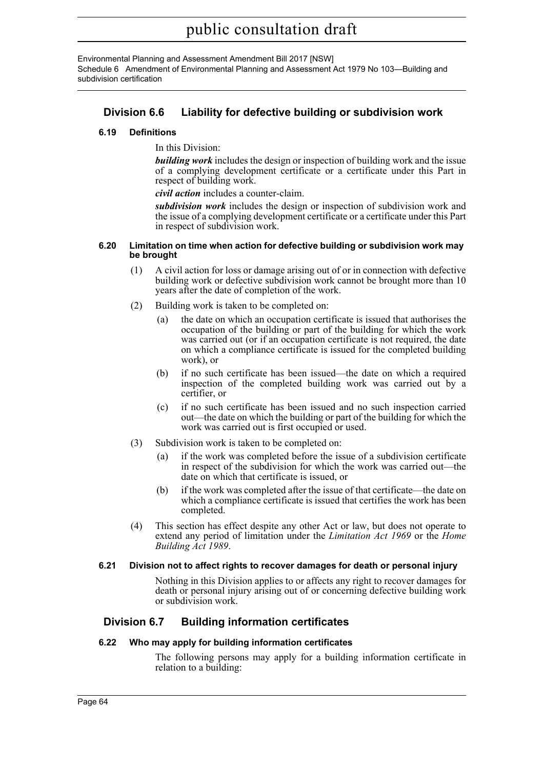## Division 6.6 Liability for defective building or subdivision work

### 6.19 Definitions

In this Division:

***building work*** includes the design or inspection of building work and the issue of a complying development certificate or a certificate under this Part in respect of building work.

***civil action*** includes a counter-claim.

***subdivision work*** includes the design or inspection of subdivision work and the issue of a complying development certificate or a certificate under this Part in respect of subdivision work.

### 6.20 Limitation on time when action for defective building or subdivision work may be brought

(1) A civil action for loss or damage arising out of or in connection with defective building work or defective subdivision work cannot be brought more than 10 years after the date of completion of the work.

(2) Building work is taken to be completed on:

- (a) the date on which an occupation certificate is issued that authorises the occupation of the building or part of the building for which the work was carried out (or if an occupation certificate is not required, the date on which a compliance certificate is issued for the completed building work), or
- (b) if no such certificate has been issued—the date on which a required inspection of the completed building work was carried out by a certifier, or
- (c) if no such certificate has been issued and no such inspection carried out—the date on which the building or part of the building for which the work was carried out is first occupied or used.

(3) Subdivision work is taken to be completed on:

- (a) if the work was completed before the issue of a subdivision certificate in respect of the subdivision for which the work was carried out—the date on which that certificate is issued, or
- (b) if the work was completed after the issue of that certificate—the date on which a compliance certificate is issued that certifies the work has been completed.

(4) This section has effect despite any other Act or law, but does not operate to extend any period of limitation under the *Limitation Act 1969* or the *Home Building Act 1989*.

### 6.21 Division not to affect rights to recover damages for death or personal injury

Nothing in this Division applies to or affects any right to recover damages for death or personal injury arising out of or concerning defective building work or subdivision work.

## Division 6.7 Building information certificates

### 6.22 Who may apply for building information certificates

The following persons may apply for a building information certificate in relation to a building: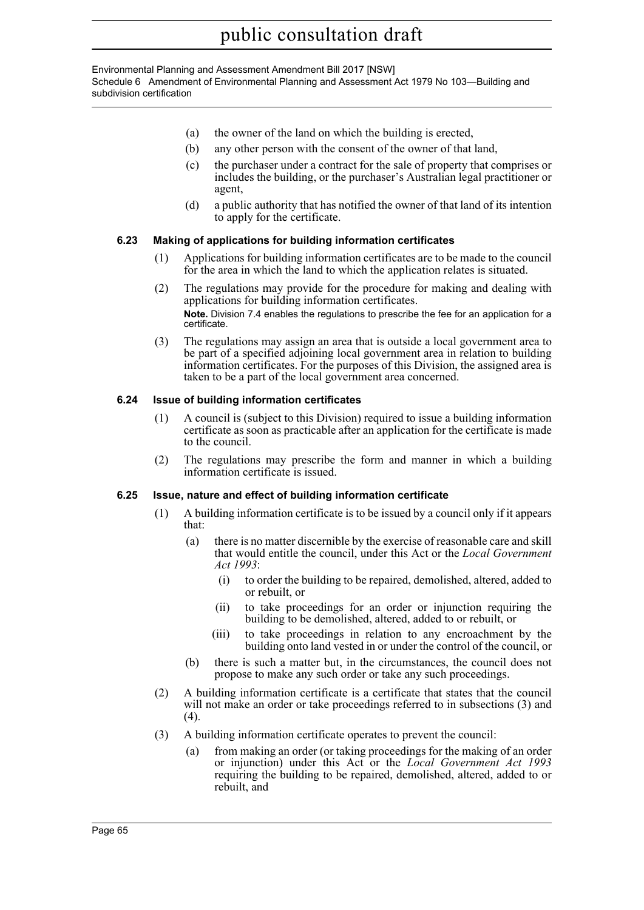- (a) the owner of the land on which the building is erected,
- (b) any other person with the consent of the owner of that land,
- (c) the purchaser under a contract for the sale of property that comprises or includes the building, or the purchaser's Australian legal practitioner or agent,
- (d) a public authority that has notified the owner of that land of its intention to apply for the certificate.

#### 6.23 Making of applications for building information certificates

(1) Applications for building information certificates are to be made to the council for the area in which the land to which the application relates is situated.

(2) The regulations may provide for the procedure for making and dealing with applications for building information certificates.

**Note.** Division 7.4 enables the regulations to prescribe the fee for an application for a certificate.

(3) The regulations may assign an area that is outside a local government area to be part of a specified adjoining local government area in relation to building information certificates. For the purposes of this Division, the assigned area is taken to be a part of the local government area concerned.

#### 6.24 Issue of building information certificates

(1) A council is (subject to this Division) required to issue a building information certificate as soon as practicable after an application for the certificate is made to the council.

(2) The regulations may prescribe the form and manner in which a building information certificate is issued.

#### 6.25 Issue, nature and effect of building information certificate

(1) A building information certificate is to be issued by a council only if it appears that:

- (a) there is no matter discernible by the exercise of reasonable care and skill that would entitle the council, under this Act or the *Local Government Act 1993*:
  - (i) to order the building to be repaired, demolished, altered, added to or rebuilt, or
  - (ii) to take proceedings for an order or injunction requiring the building to be demolished, altered, added to or rebuilt, or
  - (iii) to take proceedings in relation to any encroachment by the building onto land vested in or under the control of the council, or
- (b) there is such a matter but, in the circumstances, the council does not propose to make any such order or take any such proceedings.

(2) A building information certificate is a certificate that states that the council will not make an order or take proceedings referred to in subsections (3) and (4).

(3) A building information certificate operates to prevent the council:

- (a) from making an order (or taking proceedings for the making of an order or injunction) under this Act or the *Local Government Act 1993* requiring the building to be repaired, demolished, altered, added to or rebuilt, and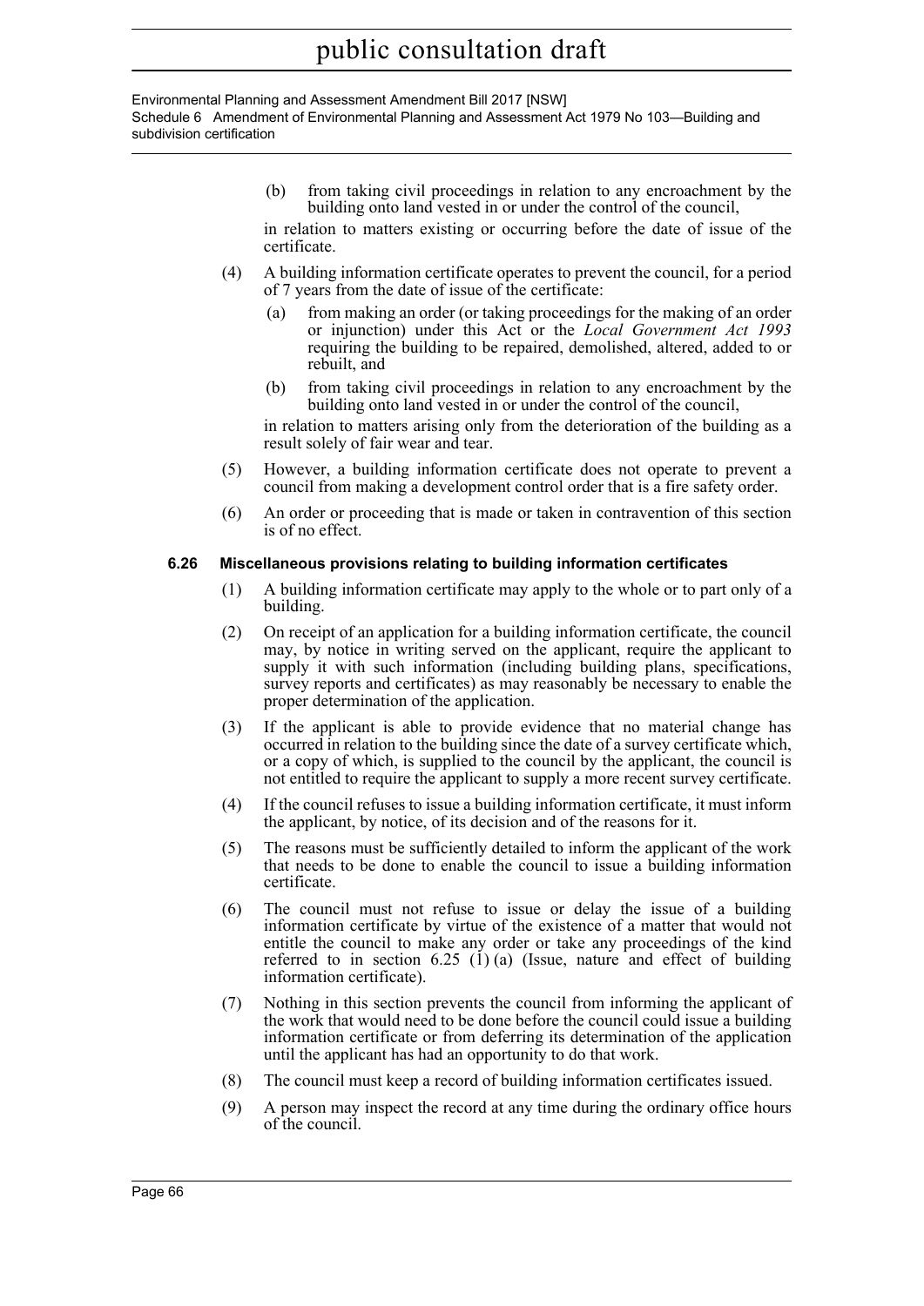(b) from taking civil proceedings in relation to any encroachment by the building onto land vested in or under the control of the council,

in relation to matters existing or occurring before the date of issue of the certificate.

(4) A building information certificate operates to prevent the council, for a period of 7 years from the date of issue of the certificate:

(a) from making an order (or taking proceedings for the making of an order or injunction) under this Act or the *Local Government Act 1993* requiring the building to be repaired, demolished, altered, added to or rebuilt, and

(b) from taking civil proceedings in relation to any encroachment by the building onto land vested in or under the control of the council,

in relation to matters arising only from the deterioration of the building as a result solely of fair wear and tear.

(5) However, a building information certificate does not operate to prevent a council from making a development control order that is a fire safety order.

(6) An order or proceeding that is made or taken in contravention of this section is of no effect.

#### 6.26 Miscellaneous provisions relating to building information certificates

(1) A building information certificate may apply to the whole or to part only of a building.

(2) On receipt of an application for a building information certificate, the council may, by notice in writing served on the applicant, require the applicant to supply it with such information (including building plans, specifications, survey reports and certificates) as may reasonably be necessary to enable the proper determination of the application.

(3) If the applicant is able to provide evidence that no material change has occurred in relation to the building since the date of a survey certificate which, or a copy of which, is supplied to the council by the applicant, the council is not entitled to require the applicant to supply a more recent survey certificate.

(4) If the council refuses to issue a building information certificate, it must inform the applicant, by notice, of its decision and of the reasons for it.

(5) The reasons must be sufficiently detailed to inform the applicant of the work that needs to be done to enable the council to issue a building information certificate.

(6) The council must not refuse to issue or delay the issue of a building information certificate by virtue of the existence of a matter that would not entitle the council to make any order or take any proceedings of the kind referred to in section 6.25 (1) (a) (Issue, nature and effect of building information certificate).

(7) Nothing in this section prevents the council from informing the applicant of the work that would need to be done before the council could issue a building information certificate or from deferring its determination of the application until the applicant has had an opportunity to do that work.

(8) The council must keep a record of building information certificates issued.

(9) A person may inspect the record at any time during the ordinary office hours of the council.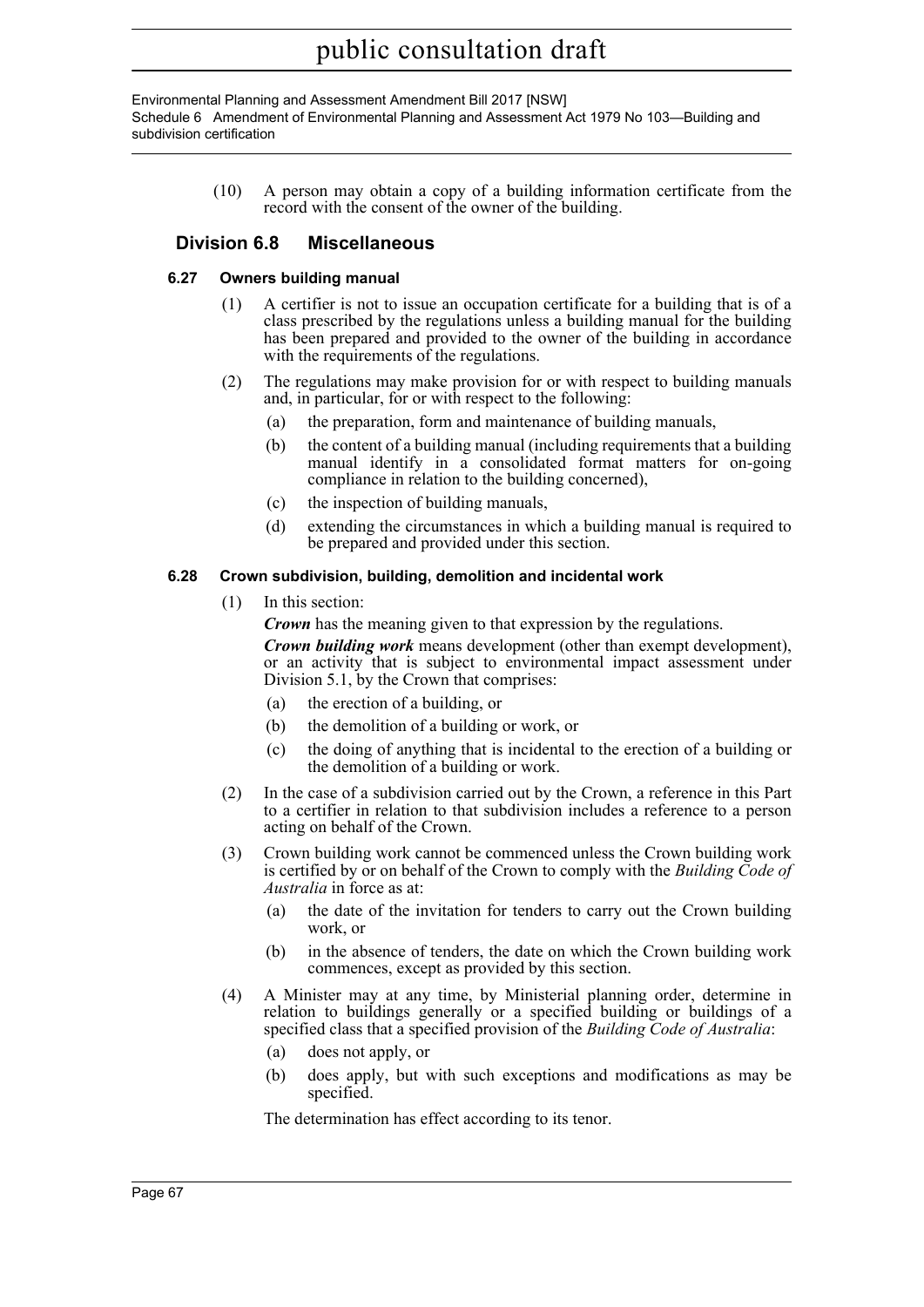(10) A person may obtain a copy of a building information certificate from the record with the consent of the owner of the building.

## Division 6.8 Miscellaneous

### 6.27 Owners building manual

(1) A certifier is not to issue an occupation certificate for a building that is of a class prescribed by the regulations unless a building manual for the building has been prepared and provided to the owner of the building in accordance with the requirements of the regulations.

(2) The regulations may make provision for or with respect to building manuals and, in particular, for or with respect to the following:

(a) the preparation, form and maintenance of building manuals,

(b) the content of a building manual (including requirements that a building manual identify in a consolidated format matters for on-going compliance in relation to the building concerned),

(c) the inspection of building manuals,

(d) extending the circumstances in which a building manual is required to be prepared and provided under this section.

### 6.28 Crown subdivision, building, demolition and incidental work

(1) In this section:

***Crown*** has the meaning given to that expression by the regulations.

***Crown building work*** means development (other than exempt development), or an activity that is subject to environmental impact assessment under Division 5.1, by the Crown that comprises:

(a) the erection of a building, or

(b) the demolition of a building or work, or

(c) the doing of anything that is incidental to the erection of a building or the demolition of a building or work.

(2) In the case of a subdivision carried out by the Crown, a reference in this Part to a certifier in relation to that subdivision includes a reference to a person acting on behalf of the Crown.

(3) Crown building work cannot be commenced unless the Crown building work is certified by or on behalf of the Crown to comply with the *Building Code of Australia* in force as at:

(a) the date of the invitation for tenders to carry out the Crown building work, or

(b) in the absence of tenders, the date on which the Crown building work commences, except as provided by this section.

(4) A Minister may at any time, by Ministerial planning order, determine in relation to buildings generally or a specified building or buildings of a specified class that a specified provision of the *Building Code of Australia*:

(a) does not apply, or

(b) does apply, but with such exceptions and modifications as may be specified.

The determination has effect according to its tenor.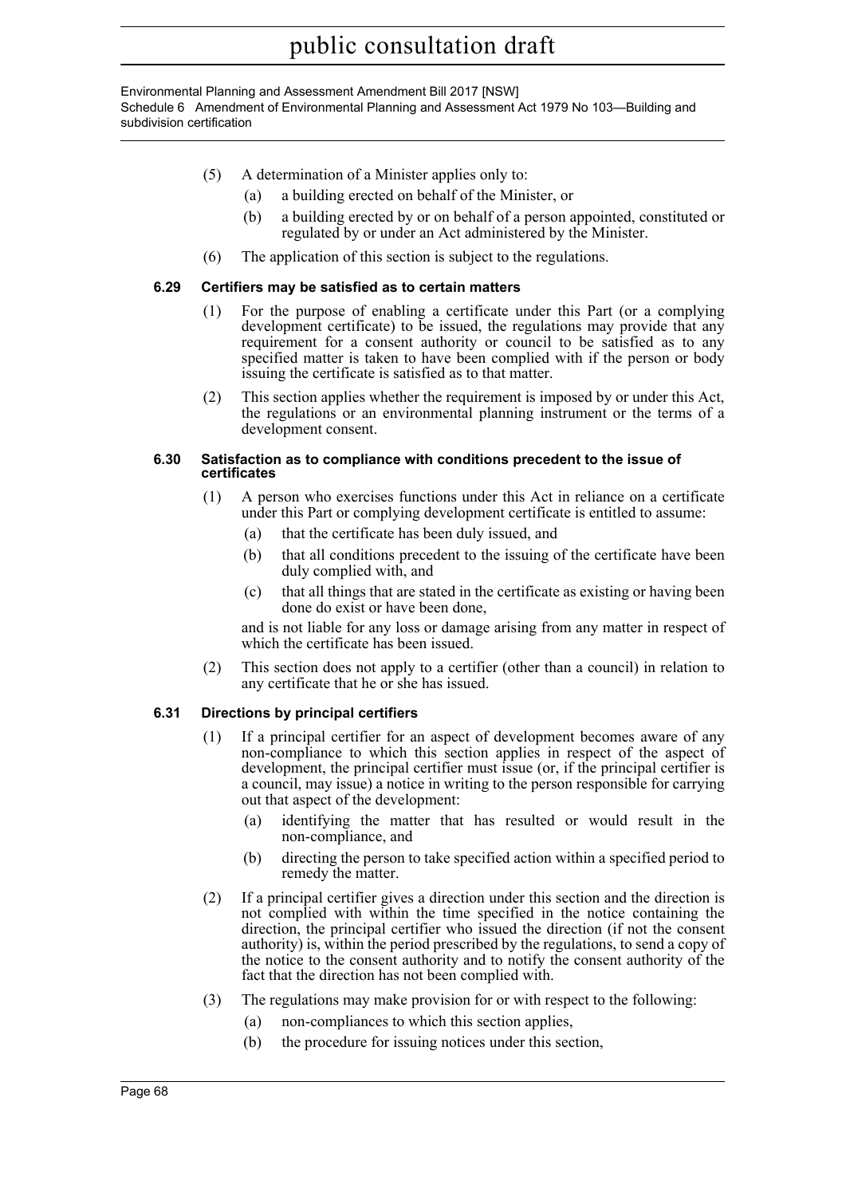(5) A determination of a Minister applies only to:

(a) a building erected on behalf of the Minister, or

(b) a building erected by or on behalf of a person appointed, constituted or regulated by or under an Act administered by the Minister.

(6) The application of this section is subject to the regulations.

### 6.29 Certifiers may be satisfied as to certain matters

(1) For the purpose of enabling a certificate under this Part (or a complying development certificate) to be issued, the regulations may provide that any requirement for a consent authority or council to be satisfied as to any specified matter is taken to have been complied with if the person or body issuing the certificate is satisfied as to that matter.

(2) This section applies whether the requirement is imposed by or under this Act, the regulations or an environmental planning instrument or the terms of a development consent.

### 6.30 Satisfaction as to compliance with conditions precedent to the issue of certificates

(1) A person who exercises functions under this Act in reliance on a certificate under this Part or complying development certificate is entitled to assume:

(a) that the certificate has been duly issued, and

(b) that all conditions precedent to the issuing of the certificate have been duly complied with, and

(c) that all things that are stated in the certificate as existing or having been done do exist or have been done,

and is not liable for any loss or damage arising from any matter in respect of which the certificate has been issued.

(2) This section does not apply to a certifier (other than a council) in relation to any certificate that he or she has issued.

### 6.31 Directions by principal certifiers

(1) If a principal certifier for an aspect of development becomes aware of any non-compliance to which this section applies in respect of the aspect of development, the principal certifier must issue (or, if the principal certifier is a council, may issue) a notice in writing to the person responsible for carrying out that aspect of the development:

(a) identifying the matter that has resulted or would result in the non-compliance, and

(b) directing the person to take specified action within a specified period to remedy the matter.

(2) If a principal certifier gives a direction under this section and the direction is not complied with within the time specified in the notice containing the direction, the principal certifier who issued the direction (if not the consent authority) is, within the period prescribed by the regulations, to send a copy of the notice to the consent authority and to notify the consent authority of the fact that the direction has not been complied with.

(3) The regulations may make provision for or with respect to the following:

(a) non-compliances to which this section applies,

(b) the procedure for issuing notices under this section,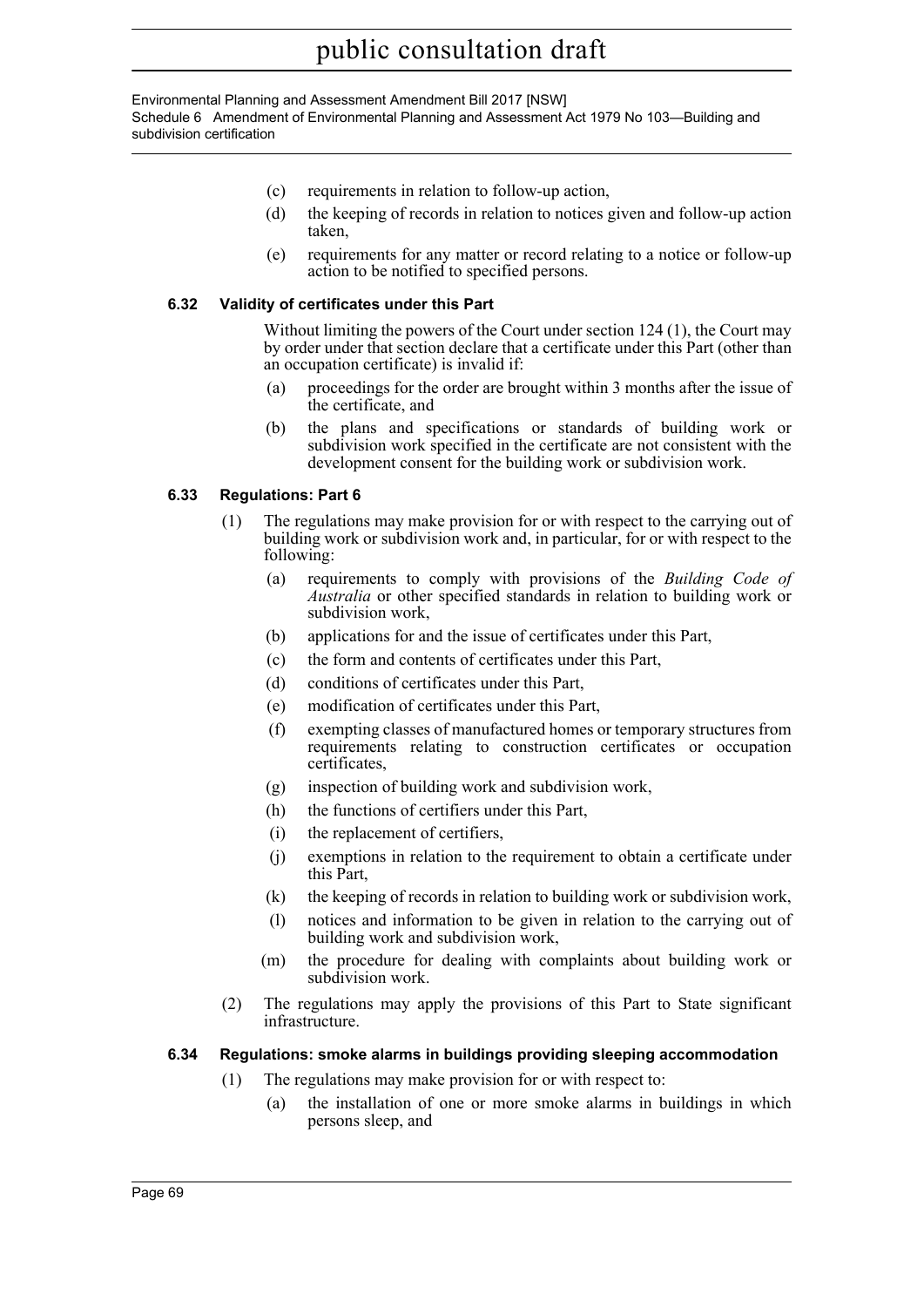(c) requirements in relation to follow-up action,

(d) the keeping of records in relation to notices given and follow-up action taken,

(e) requirements for any matter or record relating to a notice or follow-up action to be notified to specified persons.

### 6.32 Validity of certificates under this Part

Without limiting the powers of the Court under section 124 (1), the Court may by order under that section declare that a certificate under this Part (other than an occupation certificate) is invalid if:

(a) proceedings for the order are brought within 3 months after the issue of the certificate, and

(b) the plans and specifications or standards of building work or subdivision work specified in the certificate are not consistent with the development consent for the building work or subdivision work.

### 6.33 Regulations: Part 6

(1) The regulations may make provision for or with respect to the carrying out of building work or subdivision work and, in particular, for or with respect to the following:

(a) requirements to comply with provisions of the *Building Code of Australia* or other specified standards in relation to building work or subdivision work,

(b) applications for and the issue of certificates under this Part,

(c) the form and contents of certificates under this Part,

(d) conditions of certificates under this Part,

(e) modification of certificates under this Part,

(f) exempting classes of manufactured homes or temporary structures from requirements relating to construction certificates or occupation certificates,

(g) inspection of building work and subdivision work,

(h) the functions of certifiers under this Part,

(i) the replacement of certifiers,

(j) exemptions in relation to the requirement to obtain a certificate under this Part,

(k) the keeping of records in relation to building work or subdivision work,

(l) notices and information to be given in relation to the carrying out of building work and subdivision work,

(m) the procedure for dealing with complaints about building work or subdivision work.

(2) The regulations may apply the provisions of this Part to State significant infrastructure.

### 6.34 Regulations: smoke alarms in buildings providing sleeping accommodation

(1) The regulations may make provision for or with respect to:

(a) the installation of one or more smoke alarms in buildings in which persons sleep, and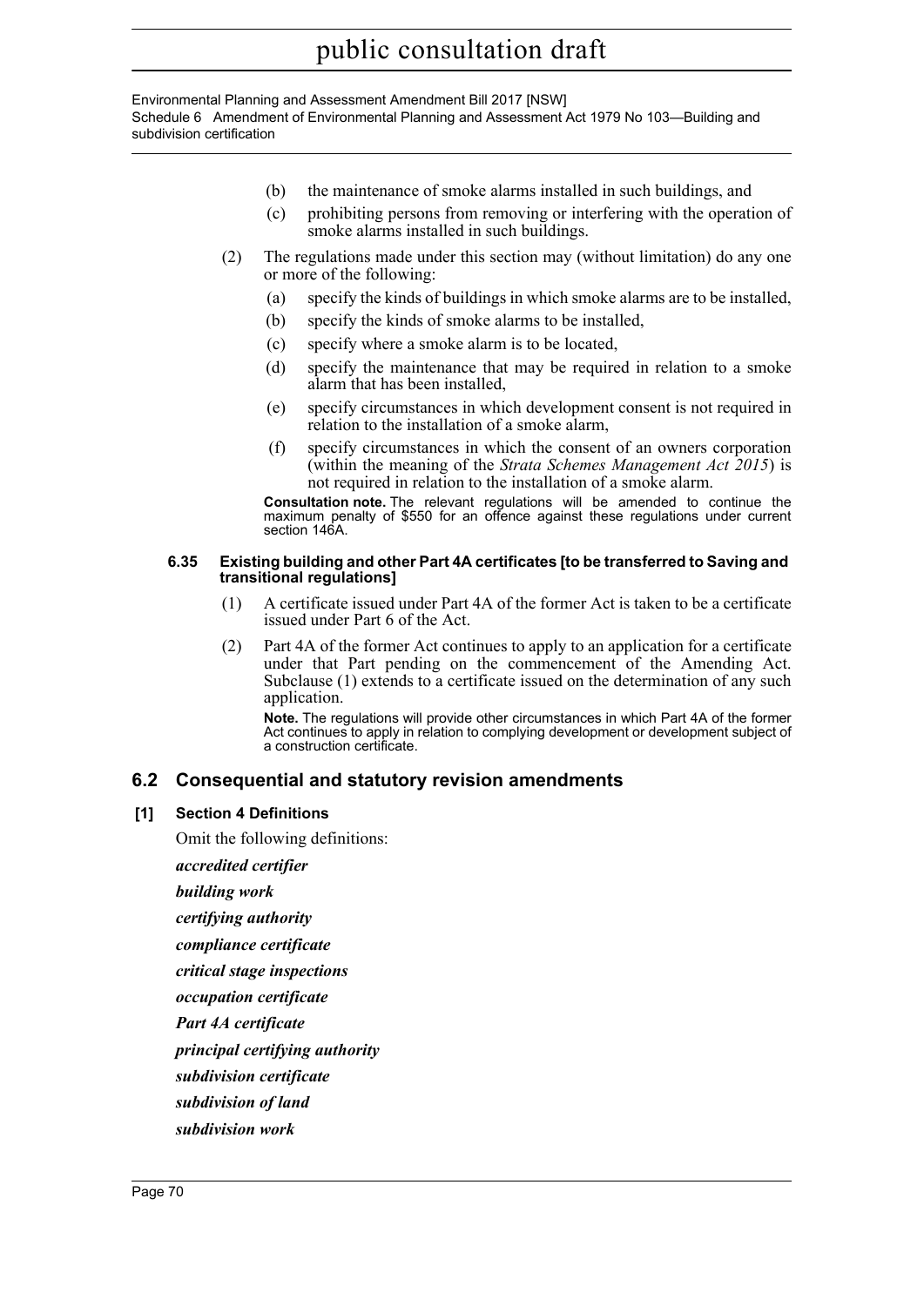(b) the maintenance of smoke alarms installed in such buildings, and

(c) prohibiting persons from removing or interfering with the operation of smoke alarms installed in such buildings.

(2) The regulations made under this section may (without limitation) do any one or more of the following:

(a) specify the kinds of buildings in which smoke alarms are to be installed,

(b) specify the kinds of smoke alarms to be installed,

(c) specify where a smoke alarm is to be located,

(d) specify the maintenance that may be required in relation to a smoke alarm that has been installed,

(e) specify circumstances in which development consent is not required in relation to the installation of a smoke alarm,

(f) specify circumstances in which the consent of an owners corporation (within the meaning of the *Strata Schemes Management Act 2015*) is not required in relation to the installation of a smoke alarm.

**Consultation note.** The relevant regulations will be amended to continue the maximum penalty of $550 for an offence against these regulations under current section 146A.

#### 6.35 Existing building and other Part 4A certificates [to be transferred to Saving and transitional regulations]

(1) A certificate issued under Part 4A of the former Act is taken to be a certificate issued under Part 6 of the Act.

(2) Part 4A of the former Act continues to apply to an application for a certificate under that Part pending on the commencement of the Amending Act. Subclause (1) extends to a certificate issued on the determination of any such application.

**Note.** The regulations will provide other circumstances in which Part 4A of the former Act continues to apply in relation to complying development or development subject of a construction certificate.

## 6.2 Consequential and statutory revision amendments

### [1] Section 4 Definitions

Omit the following definitions:

***accredited certifier***

***building work***

***certifying authority***

***compliance certificate***

***critical stage inspections***

***occupation certificate***

***Part 4A certificate***

***principal certifying authority***

***subdivision certificate***

***subdivision of land***

***subdivision work***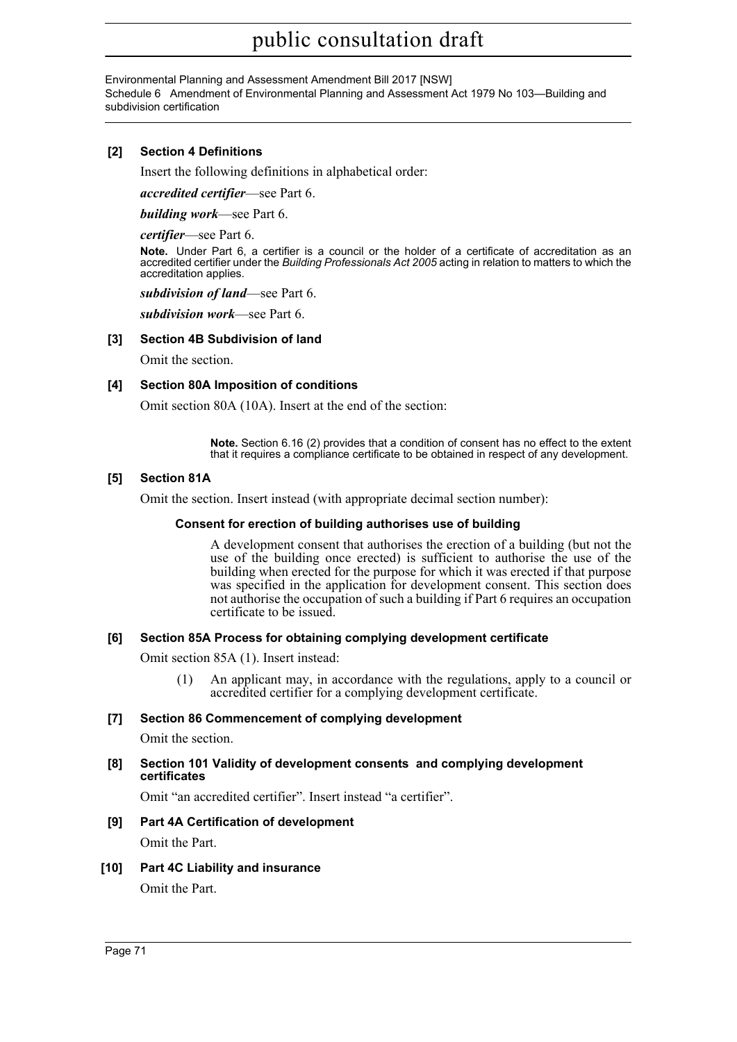**[2] Section 4 Definitions**

Insert the following definitions in alphabetical order:

***accredited certifier***—see Part 6.

***building work***—see Part 6.

***certifier***—see Part 6.

**Note.** Under Part 6, a certifier is a council or the holder of a certificate of accreditation as an accredited certifier under the *Building Professionals Act 2005* acting in relation to matters to which the accreditation applies.

***subdivision of land***—see Part 6.

***subdivision work***—see Part 6.

**[3] Section 4B Subdivision of land**

Omit the section.

**[4] Section 80A Imposition of conditions**

Omit section 80A (10A). Insert at the end of the section:

> **Note.** Section 6.16 (2) provides that a condition of consent has no effect to the extent that it requires a compliance certificate to be obtained in respect of any development.

**[5] Section 81A**

Omit the section. Insert instead (with appropriate decimal section number):

**Consent for erection of building authorises use of building**

A development consent that authorises the erection of a building (but not the use of the building once erected) is sufficient to authorise the use of the building when erected for the purpose for which it was erected if that purpose was specified in the application for development consent. This section does not authorise the occupation of such a building if Part 6 requires an occupation certificate to be issued.

**[6] Section 85A Process for obtaining complying development certificate**

Omit section 85A (1). Insert instead:

(1) An applicant may, in accordance with the regulations, apply to a council or accredited certifier for a complying development certificate.

**[7] Section 86 Commencement of complying development**

Omit the section.

**[8] Section 101 Validity of development consents and complying development certificates**

Omit "an accredited certifier". Insert instead "a certifier".

**[9] Part 4A Certification of development**

Omit the Part.

**[10] Part 4C Liability and insurance**

Omit the Part.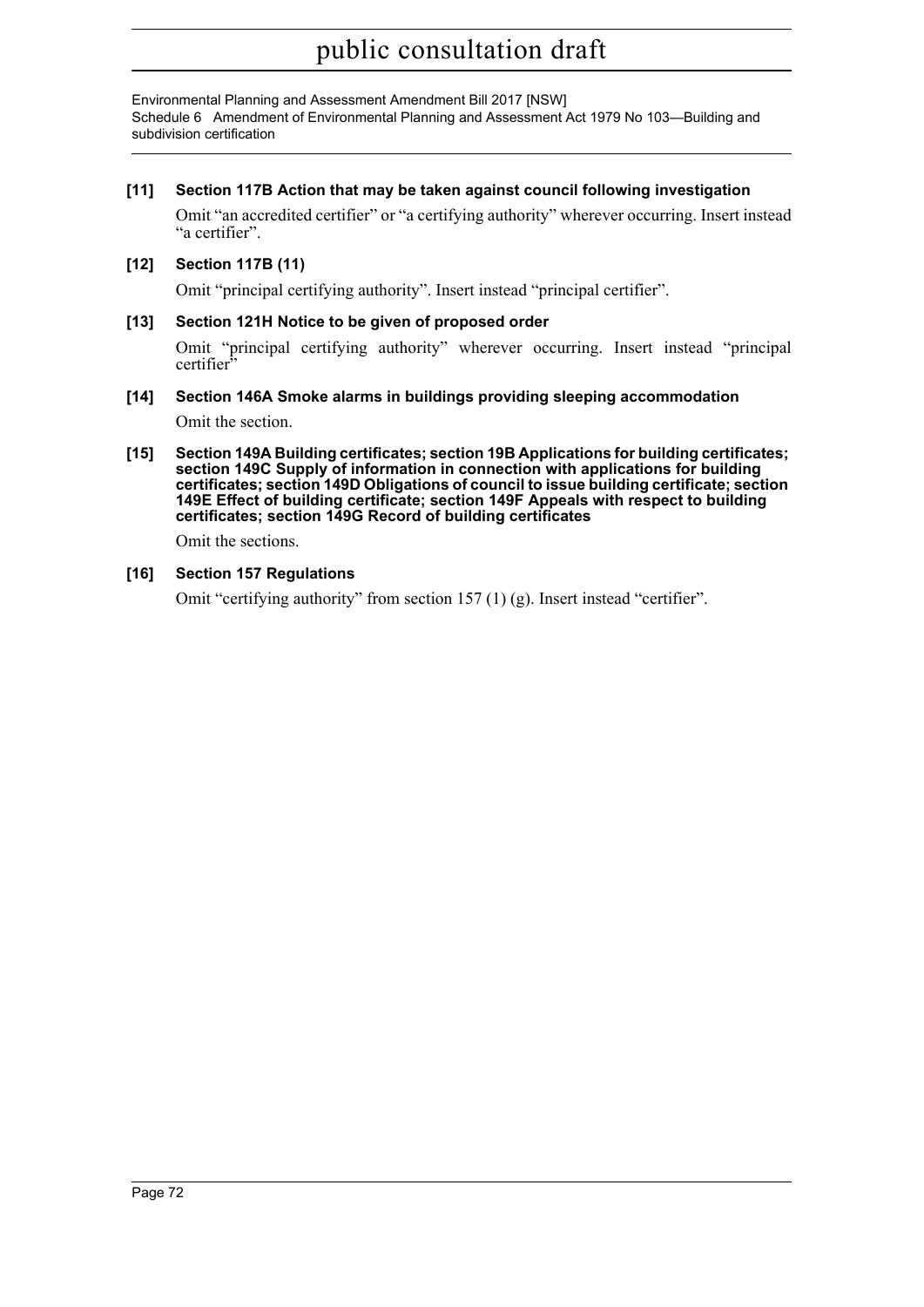#### [11] Section 117B Action that may be taken against council following investigation

Omit "an accredited certifier" or "a certifying authority" wherever occurring. Insert instead "a certifier".

#### [12] Section 117B (11)

Omit "principal certifying authority". Insert instead "principal certifier".

#### [13] Section 121H Notice to be given of proposed order

Omit "principal certifying authority" wherever occurring. Insert instead "principal certifier"

#### [14] Section 146A Smoke alarms in buildings providing sleeping accommodation

Omit the section.

#### [15] Section 149A Building certificates; section 19B Applications for building certificates; section 149C Supply of information in connection with applications for building certificates; section 149D Obligations of council to issue building certificate; section 149E Effect of building certificate; section 149F Appeals with respect to building certificates; section 149G Record of building certificates

Omit the sections.

#### [16] Section 157 Regulations

Omit "certifying authority" from section 157 (1) (g). Insert instead "certifier".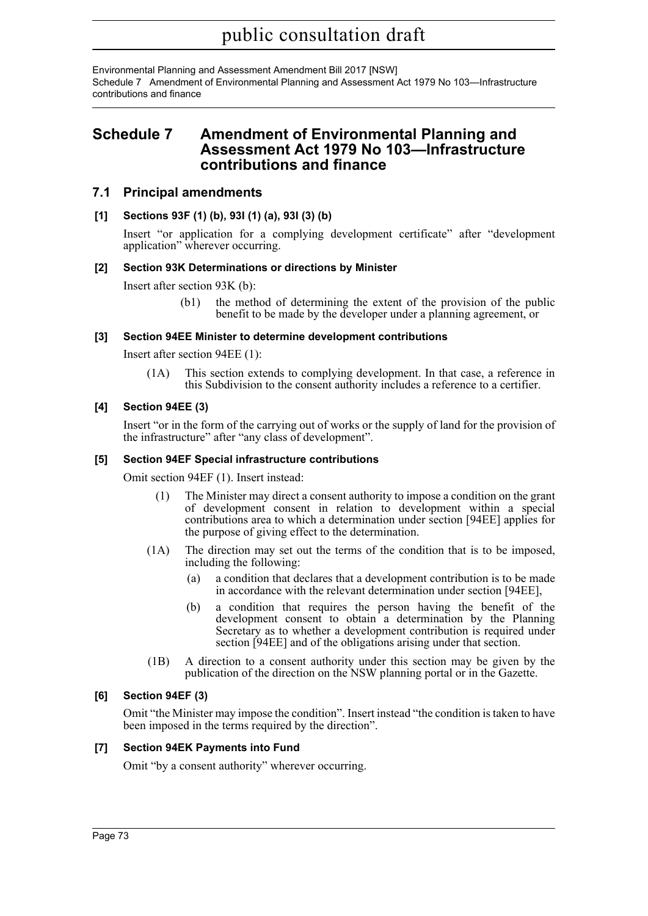# Schedule 7 Amendment of Environmental Planning and Assessment Act 1979 No 103—Infrastructure contributions and finance

## 7.1 Principal amendments

### [1] Sections 93F (1) (b), 93I (1) (a), 93I (3) (b)

Insert "or application for a complying development certificate" after "development application" wherever occurring.

### [2] Section 93K Determinations or directions by Minister

Insert after section 93K (b):

> (b1) the method of determining the extent of the provision of the public benefit to be made by the developer under a planning agreement, or

### [3] Section 94EE Minister to determine development contributions

Insert after section 94EE (1):

> (1A) This section extends to complying development. In that case, a reference in this Subdivision to the consent authority includes a reference to a certifier.

### [4] Section 94EE (3)

Insert "or in the form of the carrying out of works or the supply of land for the provision of the infrastructure" after "any class of development".

### [5] Section 94EF Special infrastructure contributions

Omit section 94EF (1). Insert instead:

> (1) The Minister may direct a consent authority to impose a condition on the grant of development consent in relation to development within a special contributions area to which a determination under section [94EE] applies for the purpose of giving effect to the determination.
>
> (1A) The direction may set out the terms of the condition that is to be imposed, including the following:
>
> (a) a condition that declares that a development contribution is to be made in accordance with the relevant determination under section [94EE],
>
> (b) a condition that requires the person having the benefit of the development consent to obtain a determination by the Planning Secretary as to whether a development contribution is required under section [94EE] and of the obligations arising under that section.
>
> (1B) A direction to a consent authority under this section may be given by the publication of the direction on the NSW planning portal or in the Gazette.

### [6] Section 94EF (3)

Omit "the Minister may impose the condition". Insert instead "the condition is taken to have been imposed in the terms required by the direction".

### [7] Section 94EK Payments into Fund

Omit "by a consent authority" wherever occurring.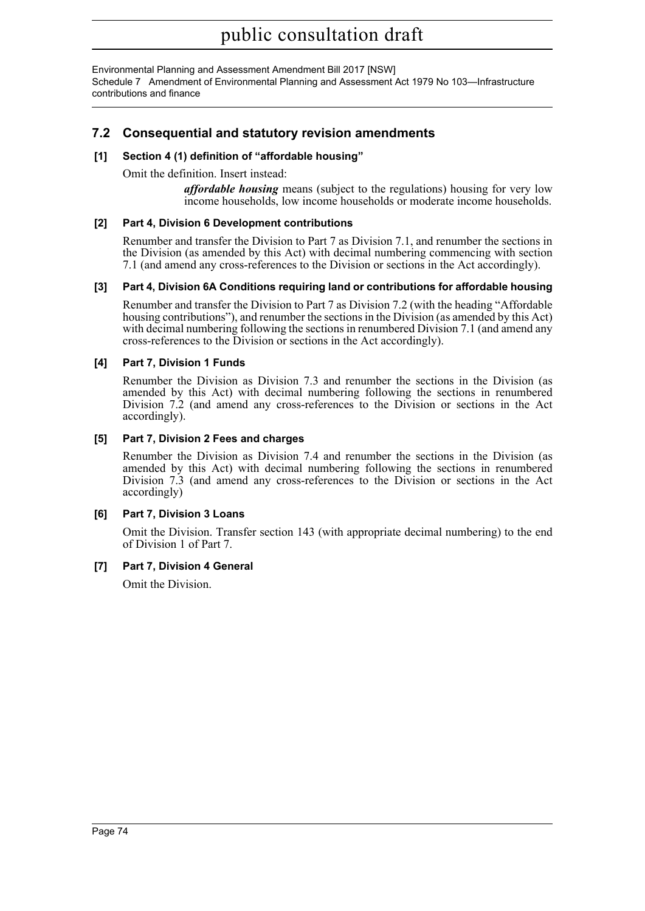## 7.2 Consequential and statutory revision amendments

### [1] Section 4 (1) definition of "affordable housing"

Omit the definition. Insert instead:

> ***affordable housing*** means (subject to the regulations) housing for very low income households, low income households or moderate income households.

### [2] Part 4, Division 6 Development contributions

Renumber and transfer the Division to Part 7 as Division 7.1, and renumber the sections in the Division (as amended by this Act) with decimal numbering commencing with section 7.1 (and amend any cross-references to the Division or sections in the Act accordingly).

### [3] Part 4, Division 6A Conditions requiring land or contributions for affordable housing

Renumber and transfer the Division to Part 7 as Division 7.2 (with the heading "Affordable housing contributions"), and renumber the sections in the Division (as amended by this Act) with decimal numbering following the sections in renumbered Division 7.1 (and amend any cross-references to the Division or sections in the Act accordingly).

### [4] Part 7, Division 1 Funds

Renumber the Division as Division 7.3 and renumber the sections in the Division (as amended by this Act) with decimal numbering following the sections in renumbered Division 7.2 (and amend any cross-references to the Division or sections in the Act accordingly).

### [5] Part 7, Division 2 Fees and charges

Renumber the Division as Division 7.4 and renumber the sections in the Division (as amended by this Act) with decimal numbering following the sections in renumbered Division 7.3 (and amend any cross-references to the Division or sections in the Act accordingly)

### [6] Part 7, Division 3 Loans

Omit the Division. Transfer section 143 (with appropriate decimal numbering) to the end of Division 1 of Part 7.

### [7] Part 7, Division 4 General

Omit the Division.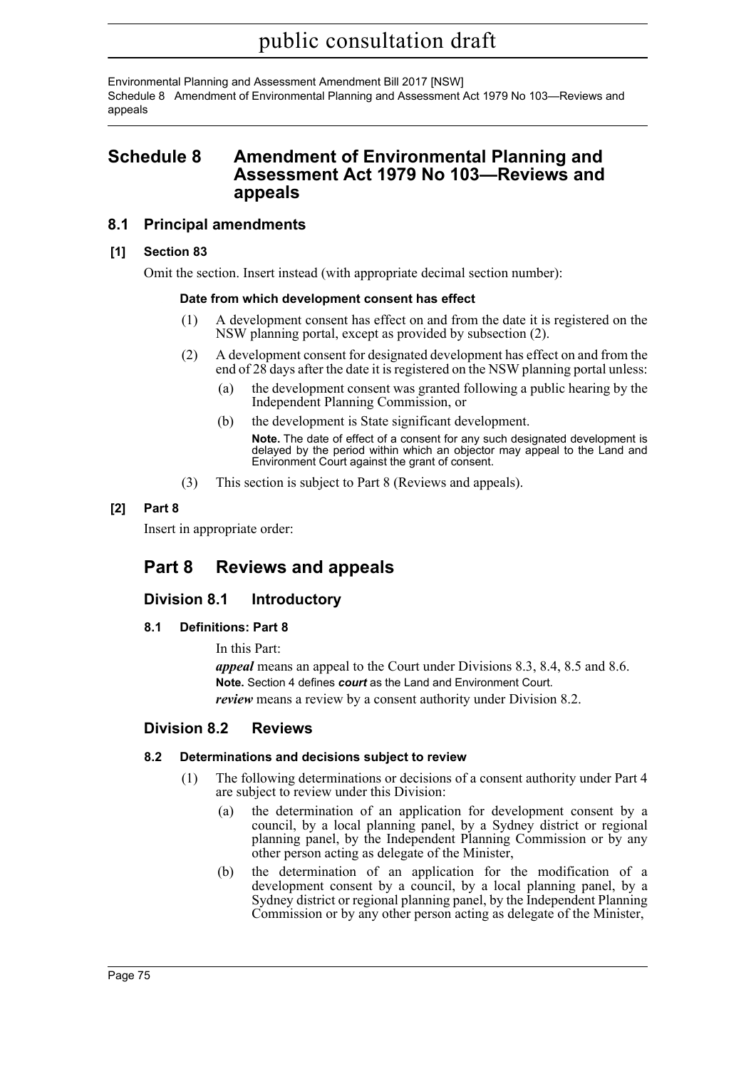# Schedule 8 Amendment of Environmental Planning and Assessment Act 1979 No 103—Reviews and appeals

## 8.1 Principal amendments

### [1] Section 83

Omit the section. Insert instead (with appropriate decimal section number):

**Date from which development consent has effect**

(1) A development consent has effect on and from the date it is registered on the NSW planning portal, except as provided by subsection (2).

(2) A development consent for designated development has effect on and from the end of 28 days after the date it is registered on the NSW planning portal unless:

(a) the development consent was granted following a public hearing by the Independent Planning Commission, or

(b) the development is State significant development.

**Note.** The date of effect of a consent for any such designated development is delayed by the period within which an objector may appeal to the Land and Environment Court against the grant of consent.

(3) This section is subject to Part 8 (Reviews and appeals).

### [2] Part 8

Insert in appropriate order:

## Part 8 Reviews and appeals

### Division 8.1 Introductory

#### 8.1 Definitions: Part 8

In this Part:

***appeal*** means an appeal to the Court under Divisions 8.3, 8.4, 8.5 and 8.6.

**Note.** Section 4 defines ***court*** as the Land and Environment Court.

***review*** means a review by a consent authority under Division 8.2.

### Division 8.2 Reviews

#### 8.2 Determinations and decisions subject to review

(1) The following determinations or decisions of a consent authority under Part 4 are subject to review under this Division:

(a) the determination of an application for development consent by a council, by a local planning panel, by a Sydney district or regional planning panel, by the Independent Planning Commission or by any other person acting as delegate of the Minister,

(b) the determination of an application for the modification of a development consent by a council, by a local planning panel, by a Sydney district or regional planning panel, by the Independent Planning Commission or by any other person acting as delegate of the Minister,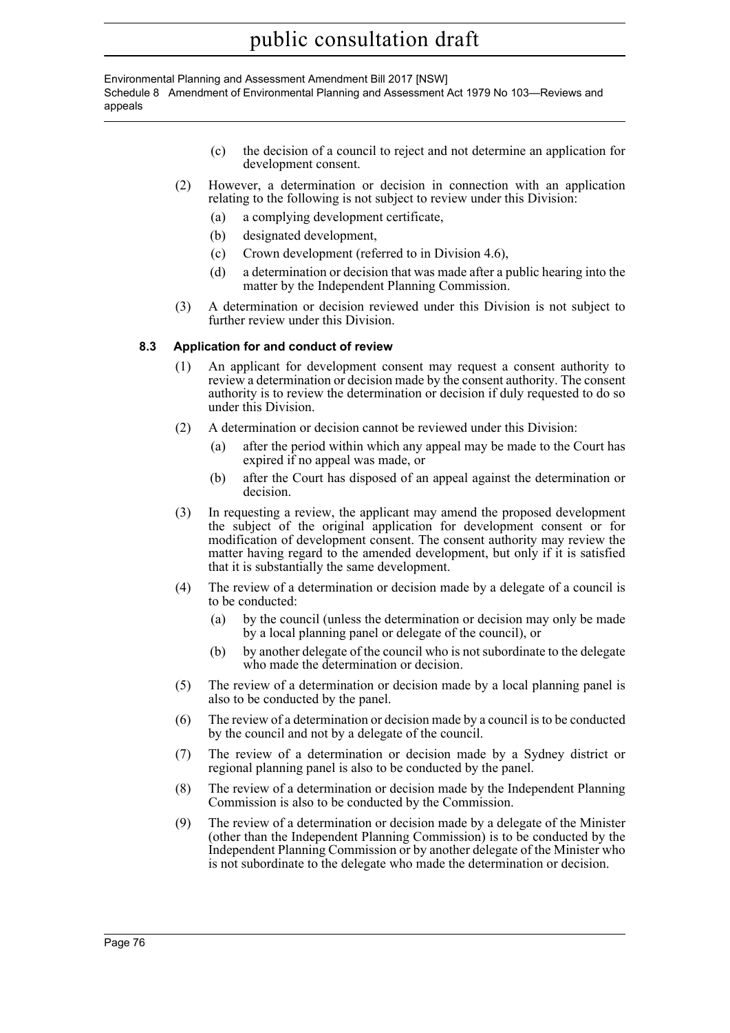(c) the decision of a council to reject and not determine an application for development consent.

(2) However, a determination or decision in connection with an application relating to the following is not subject to review under this Division:

- (a) a complying development certificate,
- (b) designated development,
- (c) Crown development (referred to in Division 4.6),
- (d) a determination or decision that was made after a public hearing into the matter by the Independent Planning Commission.

(3) A determination or decision reviewed under this Division is not subject to further review under this Division.

#### 8.3 Application for and conduct of review

(1) An applicant for development consent may request a consent authority to review a determination or decision made by the consent authority. The consent authority is to review the determination or decision if duly requested to do so under this Division.

(2) A determination or decision cannot be reviewed under this Division:

- (a) after the period within which any appeal may be made to the Court has expired if no appeal was made, or
- (b) after the Court has disposed of an appeal against the determination or decision.

(3) In requesting a review, the applicant may amend the proposed development the subject of the original application for development consent or for modification of development consent. The consent authority may review the matter having regard to the amended development, but only if it is satisfied that it is substantially the same development.

(4) The review of a determination or decision made by a delegate of a council is to be conducted:

- (a) by the council (unless the determination or decision may only be made by a local planning panel or delegate of the council), or
- (b) by another delegate of the council who is not subordinate to the delegate who made the determination or decision.

(5) The review of a determination or decision made by a local planning panel is also to be conducted by the panel.

(6) The review of a determination or decision made by a council is to be conducted by the council and not by a delegate of the council.

(7) The review of a determination or decision made by a Sydney district or regional planning panel is also to be conducted by the panel.

(8) The review of a determination or decision made by the Independent Planning Commission is also to be conducted by the Commission.

(9) The review of a determination or decision made by a delegate of the Minister (other than the Independent Planning Commission) is to be conducted by the Independent Planning Commission or by another delegate of the Minister who is not subordinate to the delegate who made the determination or decision.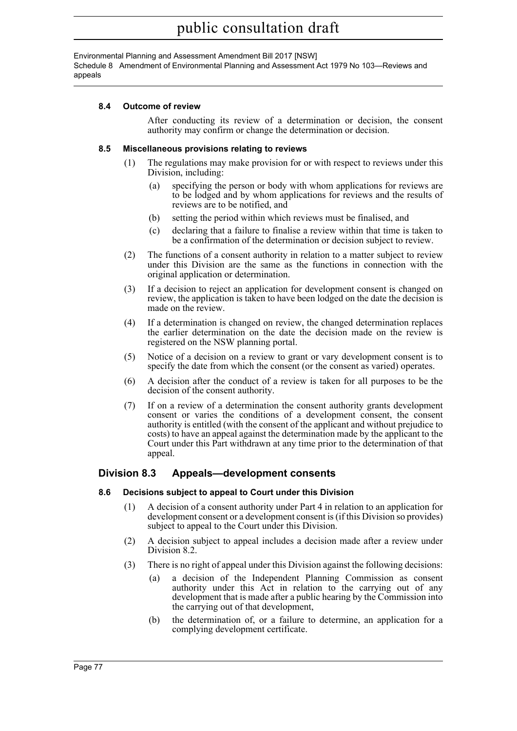#### 8.4 Outcome of review

After conducting its review of a determination or decision, the consent authority may confirm or change the determination or decision.

#### 8.5 Miscellaneous provisions relating to reviews

(1) The regulations may make provision for or with respect to reviews under this Division, including:

(a) specifying the person or body with whom applications for reviews are to be lodged and by whom applications for reviews and the results of reviews are to be notified, and

(b) setting the period within which reviews must be finalised, and

(c) declaring that a failure to finalise a review within that time is taken to be a confirmation of the determination or decision subject to review.

(2) The functions of a consent authority in relation to a matter subject to review under this Division are the same as the functions in connection with the original application or determination.

(3) If a decision to reject an application for development consent is changed on review, the application is taken to have been lodged on the date the decision is made on the review.

(4) If a determination is changed on review, the changed determination replaces the earlier determination on the date the decision made on the review is registered on the NSW planning portal.

(5) Notice of a decision on a review to grant or vary development consent is to specify the date from which the consent (or the consent as varied) operates.

(6) A decision after the conduct of a review is taken for all purposes to be the decision of the consent authority.

(7) If on a review of a determination the consent authority grants development consent or varies the conditions of a development consent, the consent authority is entitled (with the consent of the applicant and without prejudice to costs) to have an appeal against the determination made by the applicant to the Court under this Part withdrawn at any time prior to the determination of that appeal.

### Division 8.3 Appeals—development consents

#### 8.6 Decisions subject to appeal to Court under this Division

(1) A decision of a consent authority under Part 4 in relation to an application for development consent or a development consent is (if this Division so provides) subject to appeal to the Court under this Division.

(2) A decision subject to appeal includes a decision made after a review under Division 8.2.

(3) There is no right of appeal under this Division against the following decisions:

(a) a decision of the Independent Planning Commission as consent authority under this Act in relation to the carrying out of any development that is made after a public hearing by the Commission into the carrying out of that development,

(b) the determination of, or a failure to determine, an application for a complying development certificate.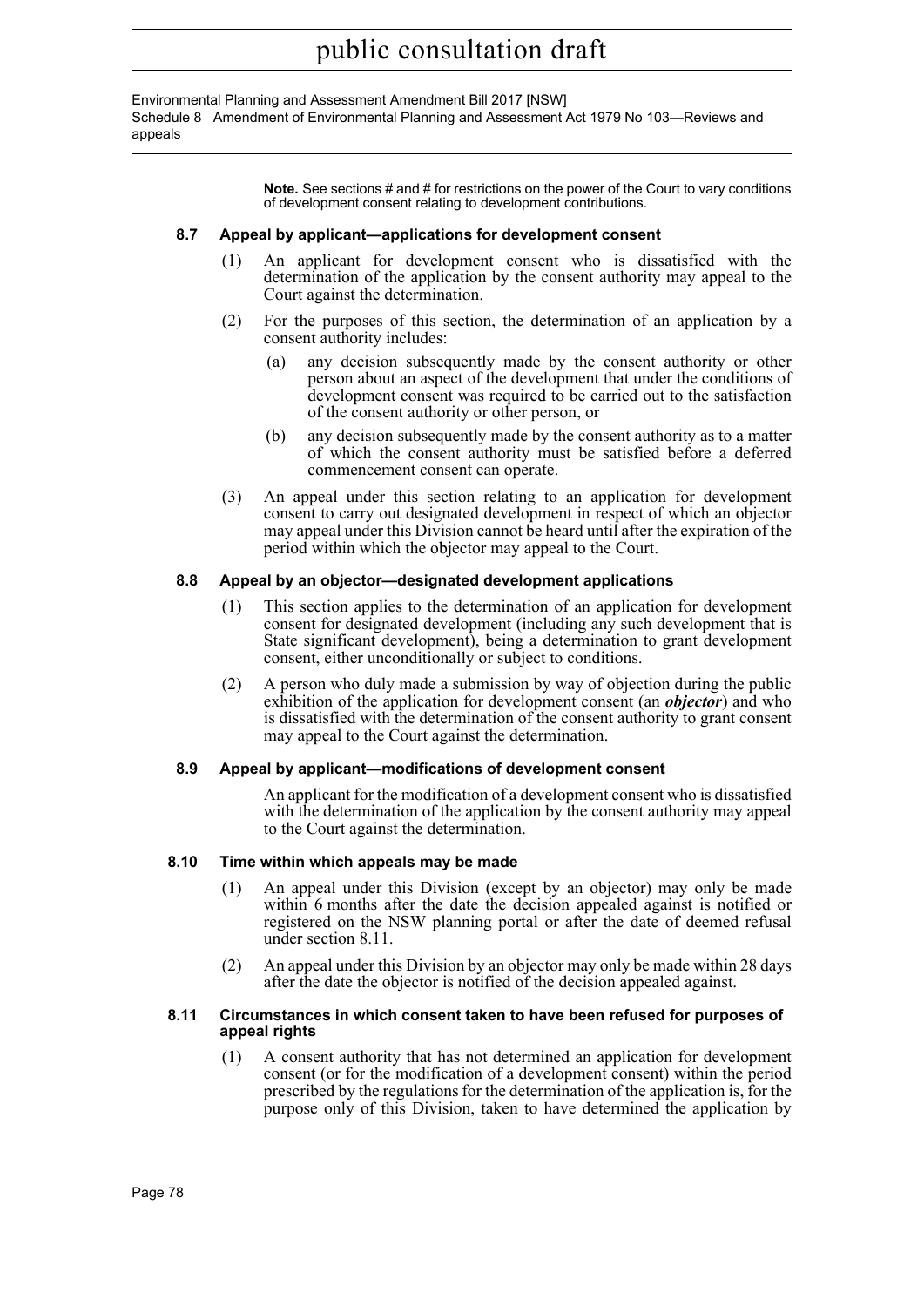**Note.** See sections # and # for restrictions on the power of the Court to vary conditions of development consent relating to development contributions.

### 8.7 Appeal by applicant—applications for development consent

(1) An applicant for development consent who is dissatisfied with the determination of the application by the consent authority may appeal to the Court against the determination.

(2) For the purposes of this section, the determination of an application by a consent authority includes:

(a) any decision subsequently made by the consent authority or other person about an aspect of the development that under the conditions of development consent was required to be carried out to the satisfaction of the consent authority or other person, or

(b) any decision subsequently made by the consent authority as to a matter of which the consent authority must be satisfied before a deferred commencement consent can operate.

(3) An appeal under this section relating to an application for development consent to carry out designated development in respect of which an objector may appeal under this Division cannot be heard until after the expiration of the period within which the objector may appeal to the Court.

### 8.8 Appeal by an objector—designated development applications

(1) This section applies to the determination of an application for development consent for designated development (including any such development that is State significant development), being a determination to grant development consent, either unconditionally or subject to conditions.

(2) A person who duly made a submission by way of objection during the public exhibition of the application for development consent (an ***objector***) and who is dissatisfied with the determination of the consent authority to grant consent may appeal to the Court against the determination.

### 8.9 Appeal by applicant—modifications of development consent

An applicant for the modification of a development consent who is dissatisfied with the determination of the application by the consent authority may appeal to the Court against the determination.

### 8.10 Time within which appeals may be made

(1) An appeal under this Division (except by an objector) may only be made within 6 months after the date the decision appealed against is notified or registered on the NSW planning portal or after the date of deemed refusal under section 8.11.

(2) An appeal under this Division by an objector may only be made within 28 days after the date the objector is notified of the decision appealed against.

### 8.11 Circumstances in which consent taken to have been refused for purposes of appeal rights

(1) A consent authority that has not determined an application for development consent (or for the modification of a development consent) within the period prescribed by the regulations for the determination of the application is, for the purpose only of this Division, taken to have determined the application by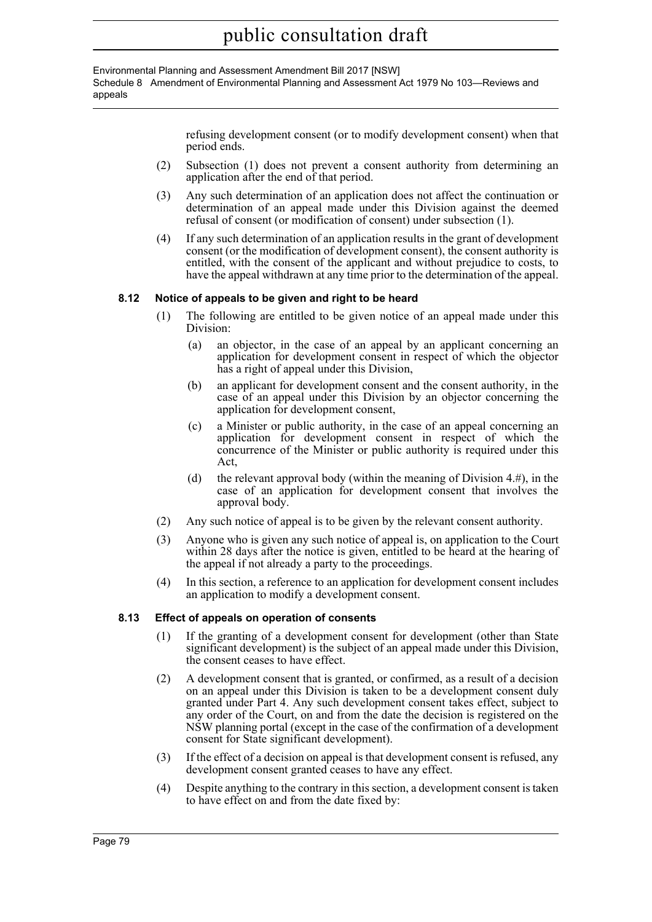refusing development consent (or to modify development consent) when that period ends.

(2) Subsection (1) does not prevent a consent authority from determining an application after the end of that period.

(3) Any such determination of an application does not affect the continuation or determination of an appeal made under this Division against the deemed refusal of consent (or modification of consent) under subsection (1).

(4) If any such determination of an application results in the grant of development consent (or the modification of development consent), the consent authority is entitled, with the consent of the applicant and without prejudice to costs, to have the appeal withdrawn at any time prior to the determination of the appeal.

#### 8.12 Notice of appeals to be given and right to be heard

(1) The following are entitled to be given notice of an appeal made under this Division:

(a) an objector, in the case of an appeal by an applicant concerning an application for development consent in respect of which the objector has a right of appeal under this Division,

(b) an applicant for development consent and the consent authority, in the case of an appeal under this Division by an objector concerning the application for development consent,

(c) a Minister or public authority, in the case of an appeal concerning an application for development consent in respect of which the concurrence of the Minister or public authority is required under this Act,

(d) the relevant approval body (within the meaning of Division 4.#), in the case of an application for development consent that involves the approval body.

(2) Any such notice of appeal is to be given by the relevant consent authority.

(3) Anyone who is given any such notice of appeal is, on application to the Court within 28 days after the notice is given, entitled to be heard at the hearing of the appeal if not already a party to the proceedings.

(4) In this section, a reference to an application for development consent includes an application to modify a development consent.

#### 8.13 Effect of appeals on operation of consents

(1) If the granting of a development consent for development (other than State significant development) is the subject of an appeal made under this Division, the consent ceases to have effect.

(2) A development consent that is granted, or confirmed, as a result of a decision on an appeal under this Division is taken to be a development consent duly granted under Part 4. Any such development consent takes effect, subject to any order of the Court, on and from the date the decision is registered on the NSW planning portal (except in the case of the confirmation of a development consent for State significant development).

(3) If the effect of a decision on appeal is that development consent is refused, any development consent granted ceases to have any effect.

(4) Despite anything to the contrary in this section, a development consent is taken to have effect on and from the date fixed by: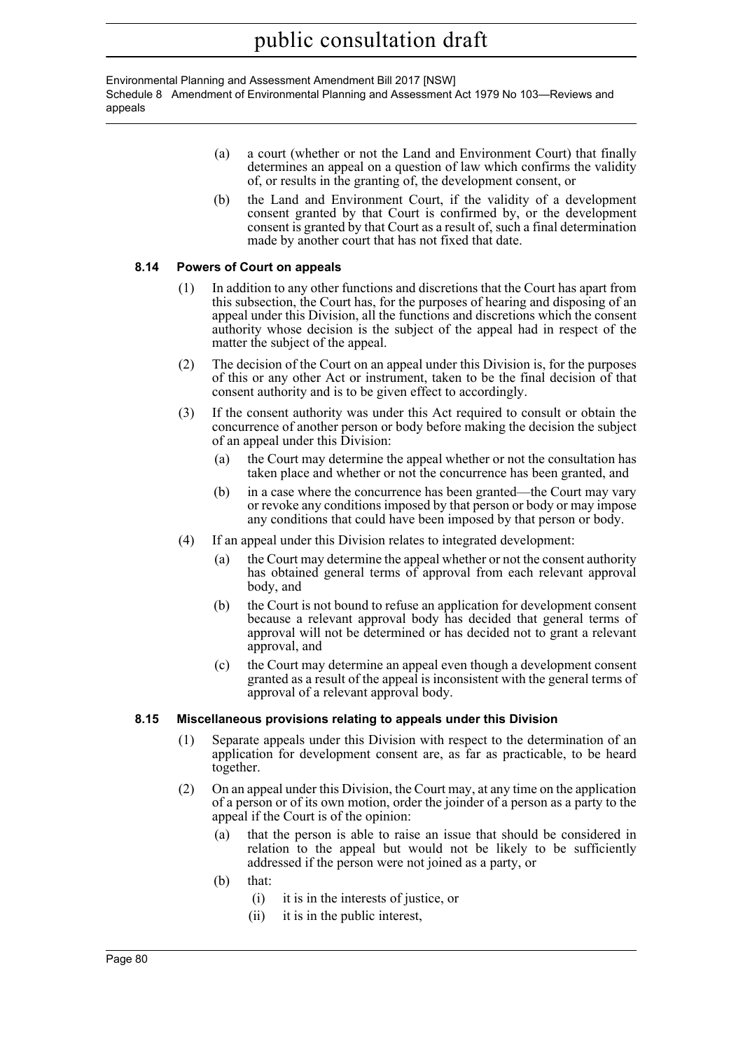(a) a court (whether or not the Land and Environment Court) that finally determines an appeal on a question of law which confirms the validity of, or results in the granting of, the development consent, or

(b) the Land and Environment Court, if the validity of a development consent granted by that Court is confirmed by, or the development consent is granted by that Court as a result of, such a final determination made by another court that has not fixed that date.

### 8.14 Powers of Court on appeals

(1) In addition to any other functions and discretions that the Court has apart from this subsection, the Court has, for the purposes of hearing and disposing of an appeal under this Division, all the functions and discretions which the consent authority whose decision is the subject of the appeal had in respect of the matter the subject of the appeal.

(2) The decision of the Court on an appeal under this Division is, for the purposes of this or any other Act or instrument, taken to be the final decision of that consent authority and is to be given effect to accordingly.

(3) If the consent authority was under this Act required to consult or obtain the concurrence of another person or body before making the decision the subject of an appeal under this Division:

(a) the Court may determine the appeal whether or not the consultation has taken place and whether or not the concurrence has been granted, and

(b) in a case where the concurrence has been granted—the Court may vary or revoke any conditions imposed by that person or body or may impose any conditions that could have been imposed by that person or body.

(4) If an appeal under this Division relates to integrated development:

(a) the Court may determine the appeal whether or not the consent authority has obtained general terms of approval from each relevant approval body, and

(b) the Court is not bound to refuse an application for development consent because a relevant approval body has decided that general terms of approval will not be determined or has decided not to grant a relevant approval, and

(c) the Court may determine an appeal even though a development consent granted as a result of the appeal is inconsistent with the general terms of approval of a relevant approval body.

### 8.15 Miscellaneous provisions relating to appeals under this Division

(1) Separate appeals under this Division with respect to the determination of an application for development consent are, as far as practicable, to be heard together.

(2) On an appeal under this Division, the Court may, at any time on the application of a person or of its own motion, order the joinder of a person as a party to the appeal if the Court is of the opinion:

(a) that the person is able to raise an issue that should be considered in relation to the appeal but would not be likely to be sufficiently addressed if the person were not joined as a party, or

(b) that:

(i) it is in the interests of justice, or

(ii) it is in the public interest,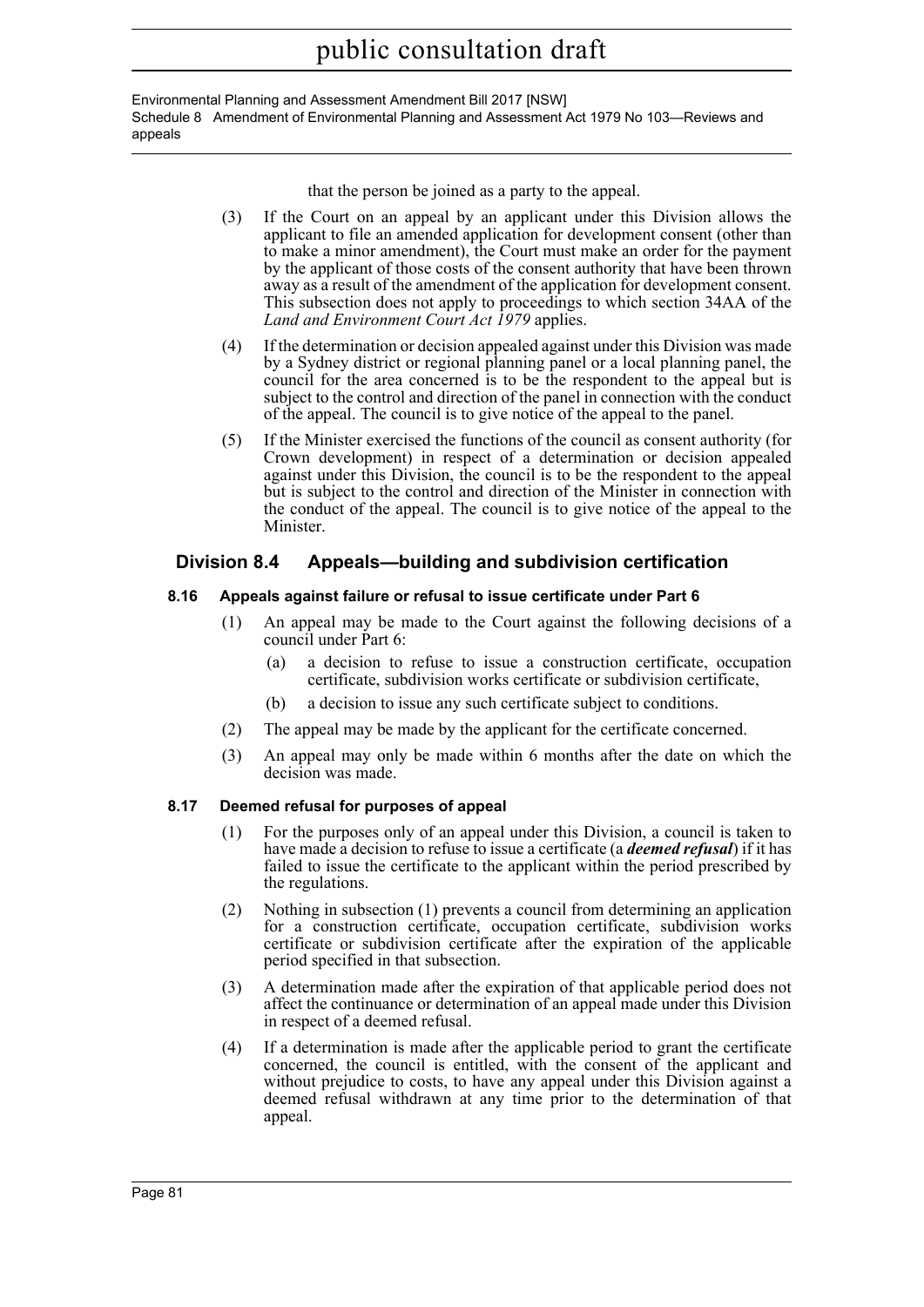that the person be joined as a party to the appeal.

(3) If the Court on an appeal by an applicant under this Division allows the applicant to file an amended application for development consent (other than to make a minor amendment), the Court must make an order for the payment by the applicant of those costs of the consent authority that have been thrown away as a result of the amendment of the application for development consent. This subsection does not apply to proceedings to which section 34AA of the *Land and Environment Court Act 1979* applies.

(4) If the determination or decision appealed against under this Division was made by a Sydney district or regional planning panel or a local planning panel, the council for the area concerned is to be the respondent to the appeal but is subject to the control and direction of the panel in connection with the conduct of the appeal. The council is to give notice of the appeal to the panel.

(5) If the Minister exercised the functions of the council as consent authority (for Crown development) in respect of a determination or decision appealed against under this Division, the council is to be the respondent to the appeal but is subject to the control and direction of the Minister in connection with the conduct of the appeal. The council is to give notice of the appeal to the Minister.

## Division 8.4 Appeals—building and subdivision certification

### 8.16 Appeals against failure or refusal to issue certificate under Part 6

(1) An appeal may be made to the Court against the following decisions of a council under Part 6:

(a) a decision to refuse to issue a construction certificate, occupation certificate, subdivision works certificate or subdivision certificate,

(b) a decision to issue any such certificate subject to conditions.

(2) The appeal may be made by the applicant for the certificate concerned.

(3) An appeal may only be made within 6 months after the date on which the decision was made.

### 8.17 Deemed refusal for purposes of appeal

(1) For the purposes only of an appeal under this Division, a council is taken to have made a decision to refuse to issue a certificate (a ***deemed refusal***) if it has failed to issue the certificate to the applicant within the period prescribed by the regulations.

(2) Nothing in subsection (1) prevents a council from determining an application for a construction certificate, occupation certificate, subdivision works certificate or subdivision certificate after the expiration of the applicable period specified in that subsection.

(3) A determination made after the expiration of that applicable period does not affect the continuance or determination of an appeal made under this Division in respect of a deemed refusal.

(4) If a determination is made after the applicable period to grant the certificate concerned, the council is entitled, with the consent of the applicant and without prejudice to costs, to have any appeal under this Division against a deemed refusal withdrawn at any time prior to the determination of that appeal.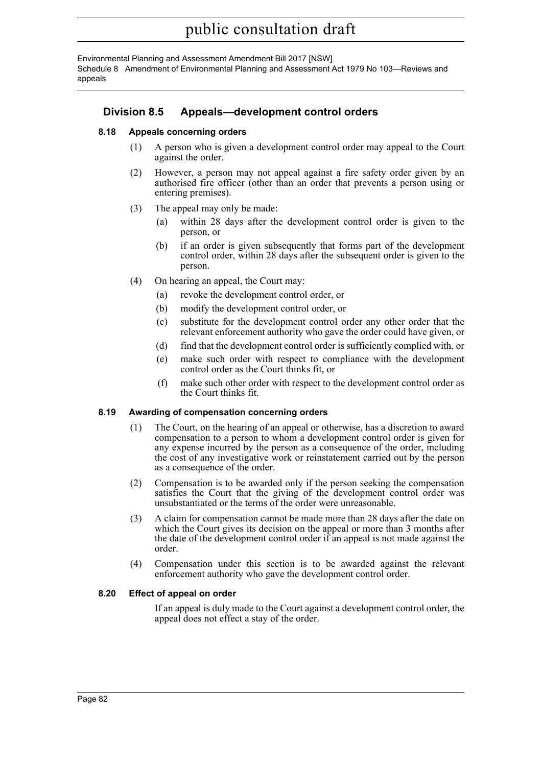## Division 8.5 Appeals—development control orders

### 8.18 Appeals concerning orders

(1) A person who is given a development control order may appeal to the Court against the order.

(2) However, a person may not appeal against a fire safety order given by an authorised fire officer (other than an order that prevents a person using or entering premises).

(3) The appeal may only be made:

(a) within 28 days after the development control order is given to the person, or

(b) if an order is given subsequently that forms part of the development control order, within 28 days after the subsequent order is given to the person.

(4) On hearing an appeal, the Court may:

(a) revoke the development control order, or

(b) modify the development control order, or

(c) substitute for the development control order any other order that the relevant enforcement authority who gave the order could have given, or

(d) find that the development control order is sufficiently complied with, or

(e) make such order with respect to compliance with the development control order as the Court thinks fit, or

(f) make such other order with respect to the development control order as the Court thinks fit.

### 8.19 Awarding of compensation concerning orders

(1) The Court, on the hearing of an appeal or otherwise, has a discretion to award compensation to a person to whom a development control order is given for any expense incurred by the person as a consequence of the order, including the cost of any investigative work or reinstatement carried out by the person as a consequence of the order.

(2) Compensation is to be awarded only if the person seeking the compensation satisfies the Court that the giving of the development control order was unsubstantiated or the terms of the order were unreasonable.

(3) A claim for compensation cannot be made more than 28 days after the date on which the Court gives its decision on the appeal or more than 3 months after the date of the development control order if an appeal is not made against the order.

(4) Compensation under this section is to be awarded against the relevant enforcement authority who gave the development control order.

### 8.20 Effect of appeal on order

If an appeal is duly made to the Court against a development control order, the appeal does not effect a stay of the order.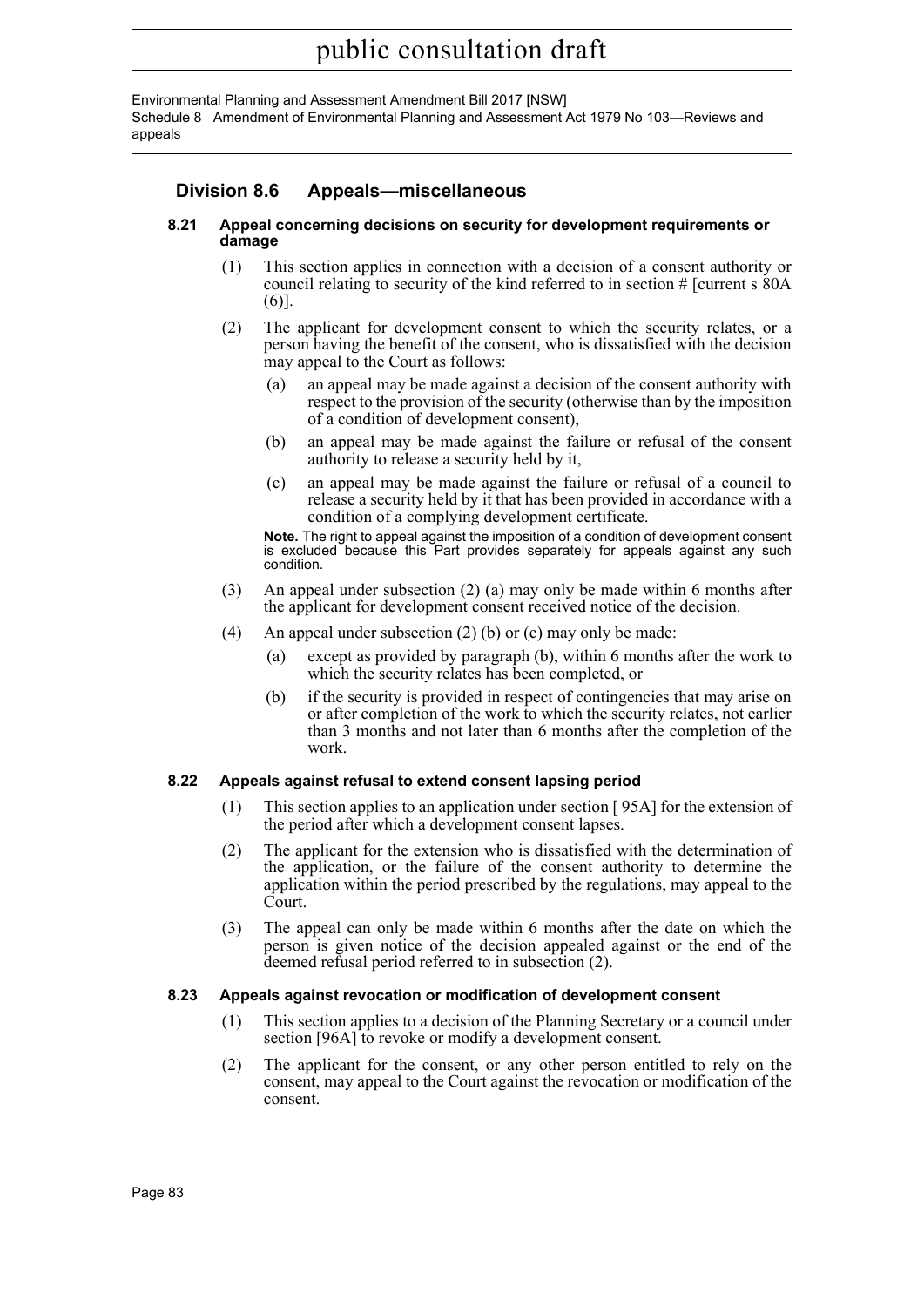## Division 8.6 Appeals—miscellaneous

**8.21 Appeal concerning decisions on security for development requirements or damage**

(1) This section applies in connection with a decision of a consent authority or council relating to security of the kind referred to in section # [current s 80A (6)].

(2) The applicant for development consent to which the security relates, or a person having the benefit of the consent, who is dissatisfied with the decision may appeal to the Court as follows:

(a) an appeal may be made against a decision of the consent authority with respect to the provision of the security (otherwise than by the imposition of a condition of development consent),

(b) an appeal may be made against the failure or refusal of the consent authority to release a security held by it,

(c) an appeal may be made against the failure or refusal of a council to release a security held by it that has been provided in accordance with a condition of a complying development certificate.

**Note.** The right to appeal against the imposition of a condition of development consent is excluded because this Part provides separately for appeals against any such condition.

(3) An appeal under subsection (2) (a) may only be made within 6 months after the applicant for development consent received notice of the decision.

(4) An appeal under subsection (2) (b) or (c) may only be made:

(a) except as provided by paragraph (b), within 6 months after the work to which the security relates has been completed, or

(b) if the security is provided in respect of contingencies that may arise on or after completion of the work to which the security relates, not earlier than 3 months and not later than 6 months after the completion of the work.

**8.22 Appeals against refusal to extend consent lapsing period**

(1) This section applies to an application under section [ 95A] for the extension of the period after which a development consent lapses.

(2) The applicant for the extension who is dissatisfied with the determination of the application, or the failure of the consent authority to determine the application within the period prescribed by the regulations, may appeal to the Court.

(3) The appeal can only be made within 6 months after the date on which the person is given notice of the decision appealed against or the end of the deemed refusal period referred to in subsection (2).

**8.23 Appeals against revocation or modification of development consent**

(1) This section applies to a decision of the Planning Secretary or a council under section [96A] to revoke or modify a development consent.

(2) The applicant for the consent, or any other person entitled to rely on the consent, may appeal to the Court against the revocation or modification of the consent.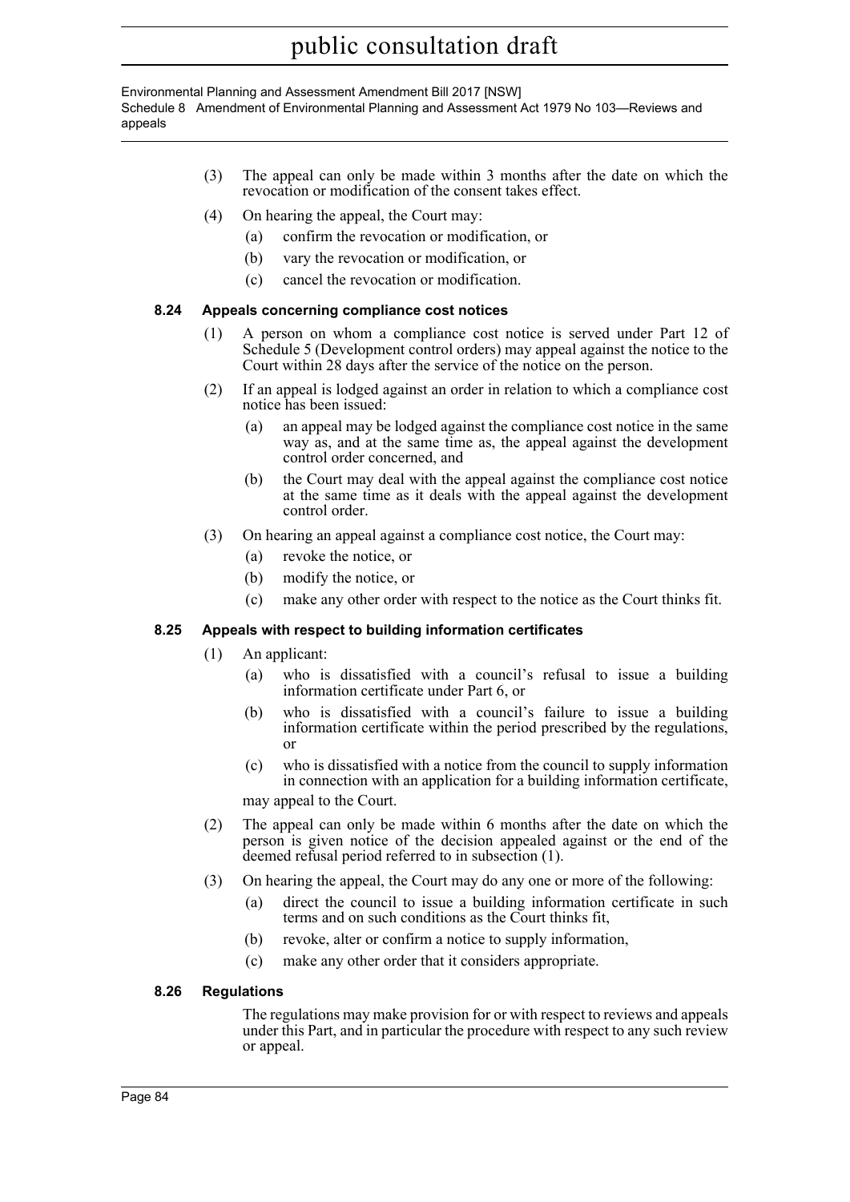(3) The appeal can only be made within 3 months after the date on which the revocation or modification of the consent takes effect.

(4) On hearing the appeal, the Court may:

(a) confirm the revocation or modification, or

(b) vary the revocation or modification, or

(c) cancel the revocation or modification.

### 8.24 Appeals concerning compliance cost notices

(1) A person on whom a compliance cost notice is served under Part 12 of Schedule 5 (Development control orders) may appeal against the notice to the Court within 28 days after the service of the notice on the person.

(2) If an appeal is lodged against an order in relation to which a compliance cost notice has been issued:

(a) an appeal may be lodged against the compliance cost notice in the same way as, and at the same time as, the appeal against the development control order concerned, and

(b) the Court may deal with the appeal against the compliance cost notice at the same time as it deals with the appeal against the development control order.

(3) On hearing an appeal against a compliance cost notice, the Court may:

(a) revoke the notice, or

(b) modify the notice, or

(c) make any other order with respect to the notice as the Court thinks fit.

### 8.25 Appeals with respect to building information certificates

(1) An applicant:

(a) who is dissatisfied with a council's refusal to issue a building information certificate under Part 6, or

(b) who is dissatisfied with a council's failure to issue a building information certificate within the period prescribed by the regulations, or

(c) who is dissatisfied with a notice from the council to supply information in connection with an application for a building information certificate,

may appeal to the Court.

(2) The appeal can only be made within 6 months after the date on which the person is given notice of the decision appealed against or the end of the deemed refusal period referred to in subsection (1).

(3) On hearing the appeal, the Court may do any one or more of the following:

(a) direct the council to issue a building information certificate in such terms and on such conditions as the Court thinks fit,

(b) revoke, alter or confirm a notice to supply information,

(c) make any other order that it considers appropriate.

### 8.26 Regulations

The regulations may make provision for or with respect to reviews and appeals under this Part, and in particular the procedure with respect to any such review or appeal.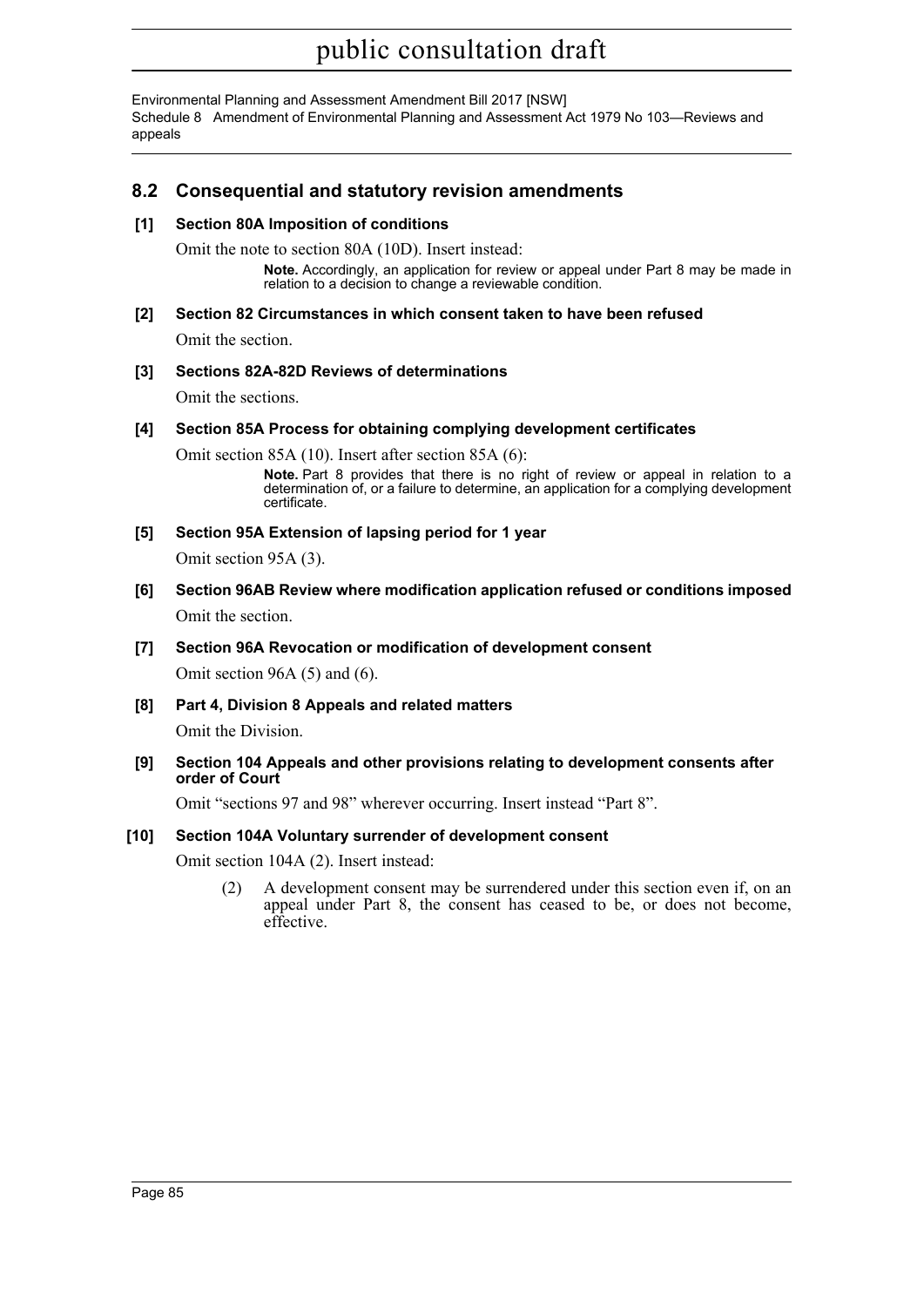## 8.2 Consequential and statutory revision amendments

**[1] Section 80A Imposition of conditions**

Omit the note to section 80A (10D). Insert instead:

> **Note.** Accordingly, an application for review or appeal under Part 8 may be made in relation to a decision to change a reviewable condition.

**[2] Section 82 Circumstances in which consent taken to have been refused**

Omit the section.

**[3] Sections 82A-82D Reviews of determinations**

Omit the sections.

**[4] Section 85A Process for obtaining complying development certificates**

Omit section 85A (10). Insert after section 85A (6):

> **Note.** Part 8 provides that there is no right of review or appeal in relation to a determination of, or a failure to determine, an application for a complying development certificate.

**[5] Section 95A Extension of lapsing period for 1 year**

Omit section 95A (3).

**[6] Section 96AB Review where modification application refused or conditions imposed**

Omit the section.

**[7] Section 96A Revocation or modification of development consent**

Omit section 96A (5) and (6).

**[8] Part 4, Division 8 Appeals and related matters**

Omit the Division.

**[9] Section 104 Appeals and other provisions relating to development consents after order of Court**

Omit "sections 97 and 98" wherever occurring. Insert instead "Part 8".

**[10] Section 104A Voluntary surrender of development consent**

Omit section 104A (2). Insert instead:

(2) A development consent may be surrendered under this section even if, on an appeal under Part 8, the consent has ceased to be, or does not become, effective.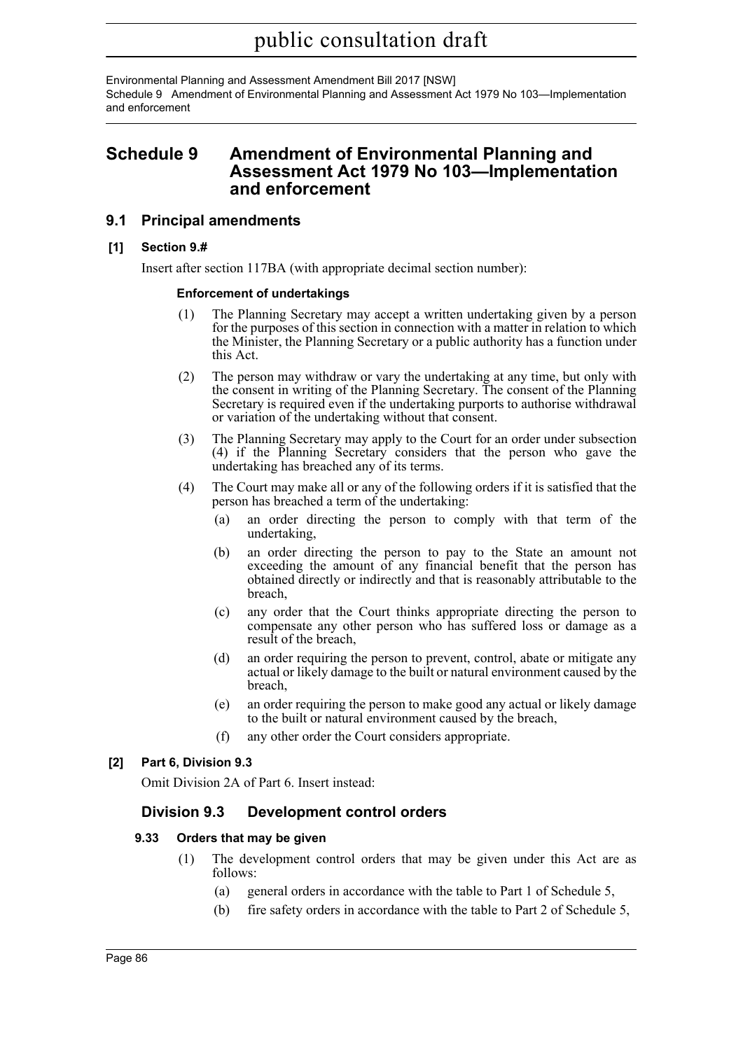# Schedule 9 Amendment of Environmental Planning and Assessment Act 1979 No 103—Implementation and enforcement

## 9.1 Principal amendments

### [1] Section 9.#

Insert after section 117BA (with appropriate decimal section number):

**Enforcement of undertakings**

(1) The Planning Secretary may accept a written undertaking given by a person for the purposes of this section in connection with a matter in relation to which the Minister, the Planning Secretary or a public authority has a function under this Act.

(2) The person may withdraw or vary the undertaking at any time, but only with the consent in writing of the Planning Secretary. The consent of the Planning Secretary is required even if the undertaking purports to authorise withdrawal or variation of the undertaking without that consent.

(3) The Planning Secretary may apply to the Court for an order under subsection (4) if the Planning Secretary considers that the person who gave the undertaking has breached any of its terms.

(4) The Court may make all or any of the following orders if it is satisfied that the person has breached a term of the undertaking:

- (a) an order directing the person to comply with that term of the undertaking,
- (b) an order directing the person to pay to the State an amount not exceeding the amount of any financial benefit that the person has obtained directly or indirectly and that is reasonably attributable to the breach,
- (c) any order that the Court thinks appropriate directing the person to compensate any other person who has suffered loss or damage as a result of the breach,
- (d) an order requiring the person to prevent, control, abate or mitigate any actual or likely damage to the built or natural environment caused by the breach,
- (e) an order requiring the person to make good any actual or likely damage to the built or natural environment caused by the breach,
- (f) any other order the Court considers appropriate.

### [2] Part 6, Division 9.3

Omit Division 2A of Part 6. Insert instead:

## Division 9.3 Development control orders

### 9.33 Orders that may be given

(1) The development control orders that may be given under this Act are as follows:

- (a) general orders in accordance with the table to Part 1 of Schedule 5,
- (b) fire safety orders in accordance with the table to Part 2 of Schedule 5,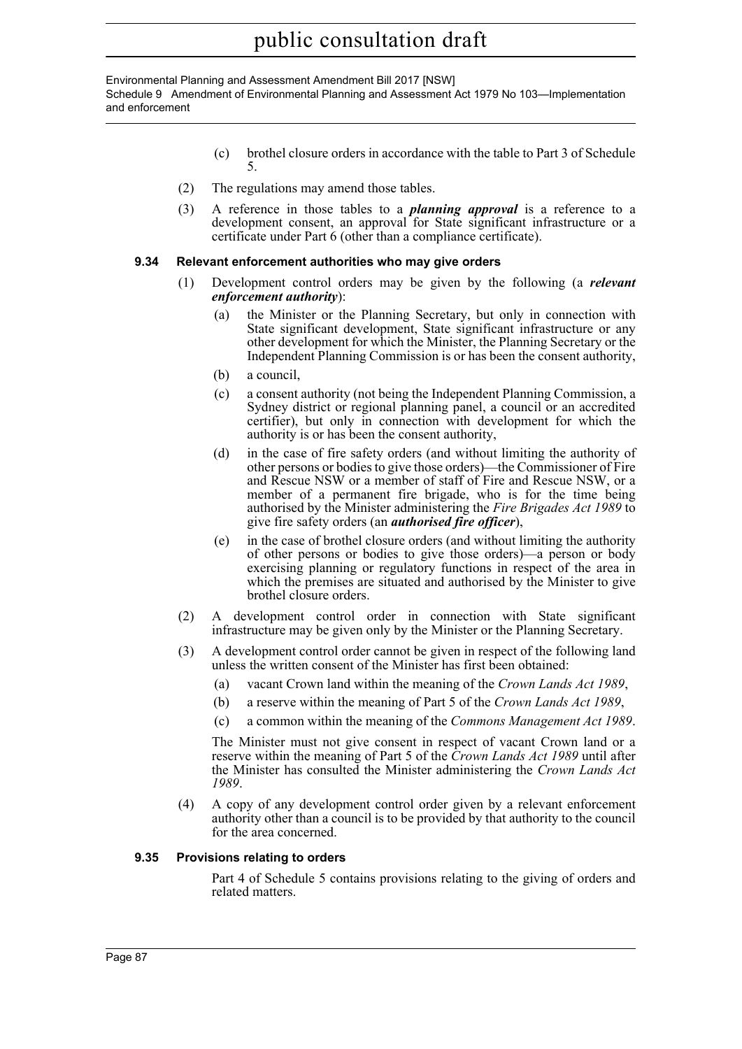(c) brothel closure orders in accordance with the table to Part 3 of Schedule 5.

(2) The regulations may amend those tables.

(3) A reference in those tables to a ***planning approval*** is a reference to a development consent, an approval for State significant infrastructure or a certificate under Part 6 (other than a compliance certificate).

#### 9.34 Relevant enforcement authorities who may give orders

(1) Development control orders may be given by the following (a ***relevant enforcement authority***):

(a) the Minister or the Planning Secretary, but only in connection with State significant development, State significant infrastructure or any other development for which the Minister, the Planning Secretary or the Independent Planning Commission is or has been the consent authority,

(b) a council,

(c) a consent authority (not being the Independent Planning Commission, a Sydney district or regional planning panel, a council or an accredited certifier), but only in connection with development for which the authority is or has been the consent authority,

(d) in the case of fire safety orders (and without limiting the authority of other persons or bodies to give those orders)—the Commissioner of Fire and Rescue NSW or a member of staff of Fire and Rescue NSW, or a member of a permanent fire brigade, who is for the time being authorised by the Minister administering the *Fire Brigades Act 1989* to give fire safety orders (an ***authorised fire officer***),

(e) in the case of brothel closure orders (and without limiting the authority of other persons or bodies to give those orders)—a person or body exercising planning or regulatory functions in respect of the area in which the premises are situated and authorised by the Minister to give brothel closure orders.

(2) A development control order in connection with State significant infrastructure may be given only by the Minister or the Planning Secretary.

(3) A development control order cannot be given in respect of the following land unless the written consent of the Minister has first been obtained:

(a) vacant Crown land within the meaning of the *Crown Lands Act 1989*,

(b) a reserve within the meaning of Part 5 of the *Crown Lands Act 1989*,

(c) a common within the meaning of the *Commons Management Act 1989*.

The Minister must not give consent in respect of vacant Crown land or a reserve within the meaning of Part 5 of the *Crown Lands Act 1989* until after the Minister has consulted the Minister administering the *Crown Lands Act 1989*.

(4) A copy of any development control order given by a relevant enforcement authority other than a council is to be provided by that authority to the council for the area concerned.

#### 9.35 Provisions relating to orders

Part 4 of Schedule 5 contains provisions relating to the giving of orders and related matters.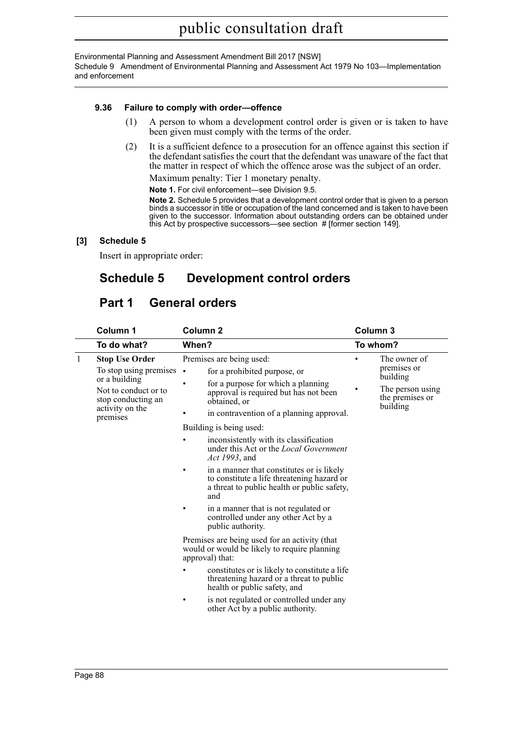### 9.36 Failure to comply with order—offence

(1) A person to whom a development control order is given or is taken to have been given must comply with the terms of the order.

(2) It is a sufficient defence to a prosecution for an offence against this section if the defendant satisfies the court that the defendant was unaware of the fact that the matter in respect of which the offence arose was the subject of an order.

Maximum penalty: Tier 1 monetary penalty.

**Note 1.** For civil enforcement—see Division 9.5.

**Note 2.** Schedule 5 provides that a development control order that is given to a person binds a successor in title or occupation of the land concerned and is taken to have been given to the successor. Information about outstanding orders can be obtained under this Act by prospective successors—see section # [former section 149].

**[3] Schedule 5**

Insert in appropriate order:

# Schedule 5 Development control orders

## Part 1 General orders

| | Column 1 | Column 2 | Column 3 |
|---|---|---|---|
| | **To do what?** | **When?** | **To whom?** |
| 1 | **Stop Use Order**<br>To stop using premises or a building<br>Not to conduct or to stop conducting an activity on the premises | Premises are being used:<br>• for a prohibited purpose, or<br>• for a purpose for which a planning approval is required but has not been obtained, or<br>• in contravention of a planning approval.<br>Building is being used:<br>• inconsistently with its classification under this Act or the *Local Government Act 1993*, and<br>• in a manner that constitutes or is likely to constitute a life threatening hazard or a threat to public health or public safety, and<br>• in a manner that is not regulated or controlled under any other Act by a public authority.<br>Premises are being used for an activity (that would or would be likely to require planning approval) that:<br>• constitutes or is likely to constitute a life threatening hazard or a threat to public health or public safety, and<br>• is not regulated or controlled under any other Act by a public authority. | • The owner of premises or building<br>• The person using the premises or building |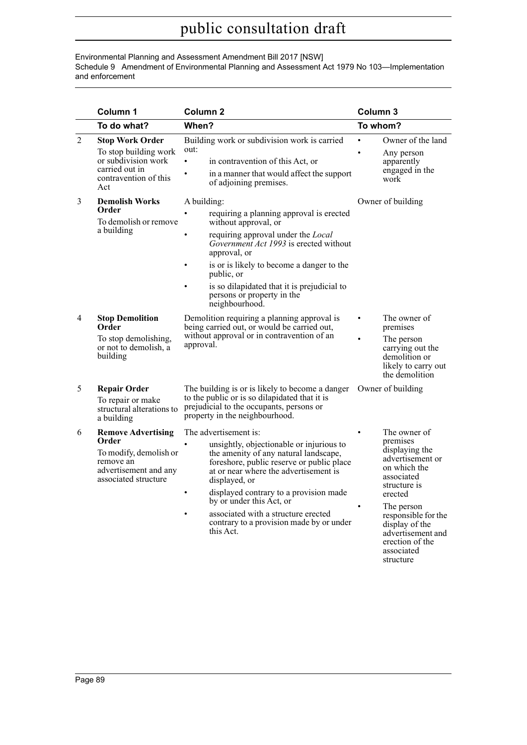| | Column 1 | Column 2 | Column 3 |
|---|---|---|---|
| | **To do what?** | **When?** | **To whom?** |
| 2 | **Stop Work Order** To stop building work or subdivision work carried out in contravention of this Act | Building work or subdivision work is carried out: • in contravention of this Act, or • in a manner that would affect the support of adjoining premises. | • Owner of the land • Any person apparently engaged in the work |
| 3 | **Demolish Works Order** To demolish or remove a building | A building: • requiring a planning approval is erected without approval, or • requiring approval under the *Local Government Act 1993* is erected without approval, or • is or is likely to become a danger to the public, or • is so dilapidated that it is prejudicial to persons or property in the neighbourhood. | Owner of building |
| 4 | **Stop Demolition Order** To stop demolishing, or not to demolish, a building | Demolition requiring a planning approval is being carried out, or would be carried out, without approval or in contravention of an approval. | • The owner of premises • The person carrying out the demolition or likely to carry out the demolition |
| 5 | **Repair Order** To repair or make structural alterations to a building | The building is or is likely to become a danger to the public or is so dilapidated that it is prejudicial to the occupants, persons or property in the neighbourhood. | Owner of building |
| 6 | **Remove Advertising Order** To modify, demolish or remove an advertisement and any associated structure | The advertisement is: • unsightly, objectionable or injurious to the amenity of any natural landscape, foreshore, public reserve or public place at or near where the advertisement is displayed, or • displayed contrary to a provision made by or under this Act, or • associated with a structure erected contrary to a provision made by or under this Act. | • The owner of premises displaying the advertisement or on which the associated structure is erected • The person responsible for the display of the advertisement and erection of the associated structure |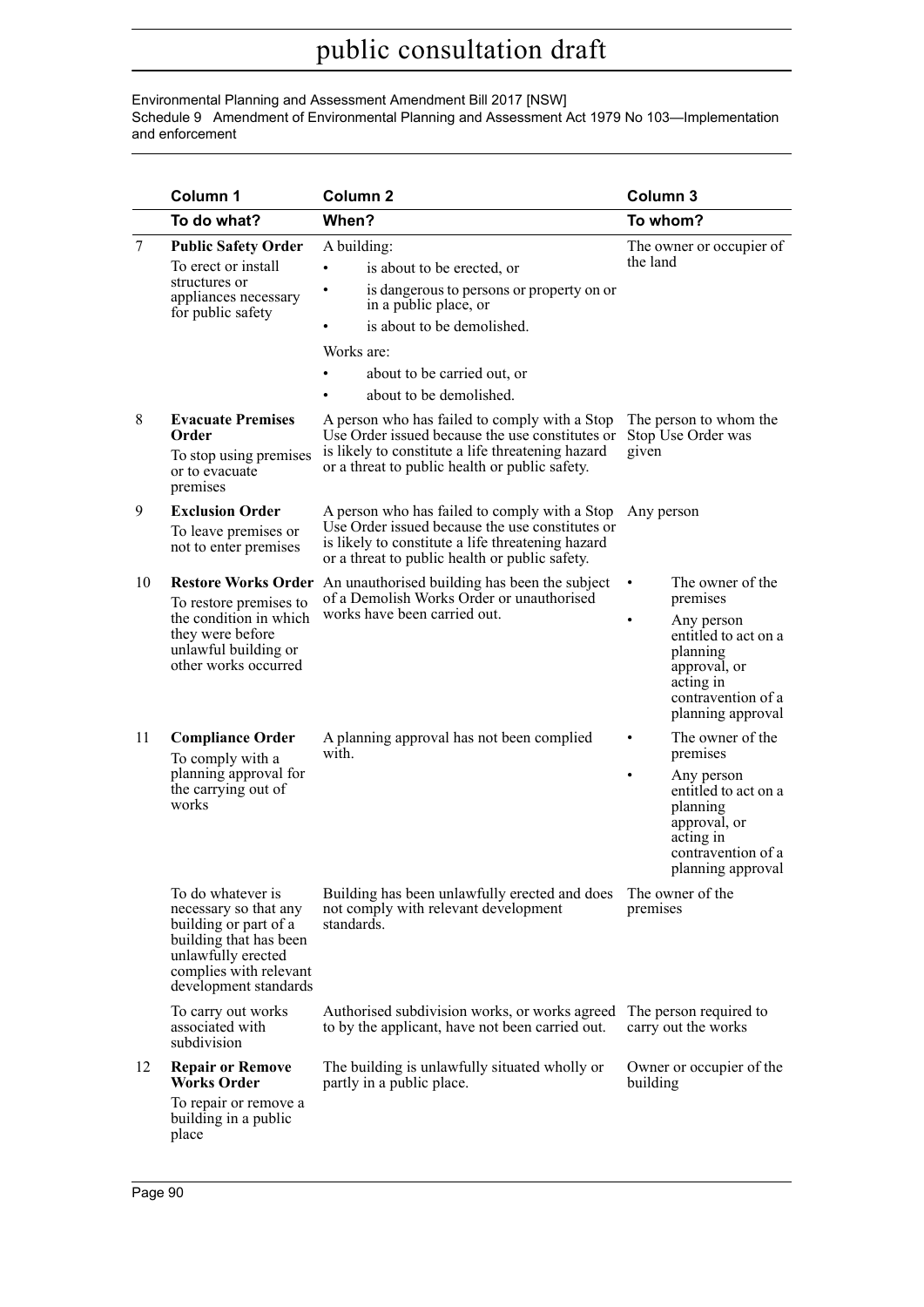|  | Column 1 | Column 2 | Column 3 |
|---|---|---|---|
|  | **To do what?** | **When?** | **To whom?** |
| 7 | **Public Safety Order** To erect or install structures or appliances necessary for public safety | A building: • is about to be erected, or • is dangerous to persons or property on or in a public place, or • is about to be demolished. Works are: • about to be carried out, or • about to be demolished. | The owner or occupier of the land |
| 8 | **Evacuate Premises Order** To stop using premises or to evacuate premises | A person who has failed to comply with a Stop Use Order issued because the use constitutes or is likely to constitute a life threatening hazard or a threat to public health or public safety. | The person to whom the Stop Use Order was given |
| 9 | **Exclusion Order** To leave premises or not to enter premises | A person who has failed to comply with a Stop Use Order issued because the use constitutes or is likely to constitute a life threatening hazard or a threat to public health or public safety. | Any person |
| 10 | **Restore Works Order** To restore premises to the condition in which they were before unlawful building or other works occurred | An unauthorised building has been the subject of a Demolish Works Order or unauthorised works have been carried out. | • The owner of the premises • Any person entitled to act on a planning approval, or acting in contravention of a planning approval |
| 11 | **Compliance Order** To comply with a planning approval for the carrying out of works | A planning approval has not been complied with. | • The owner of the premises • Any person entitled to act on a planning approval, or acting in contravention of a planning approval |
|  | To do whatever is necessary so that any building or part of a building that has been unlawfully erected complies with relevant development standards | Building has been unlawfully erected and does not comply with relevant development standards. | The owner of the premises |
|  | To carry out works associated with subdivision | Authorised subdivision works, or works agreed to by the applicant, have not been carried out. | The person required to carry out the works |
| 12 | **Repair or Remove Works Order** To repair or remove a building in a public place | The building is unlawfully situated wholly or partly in a public place. | Owner or occupier of the building |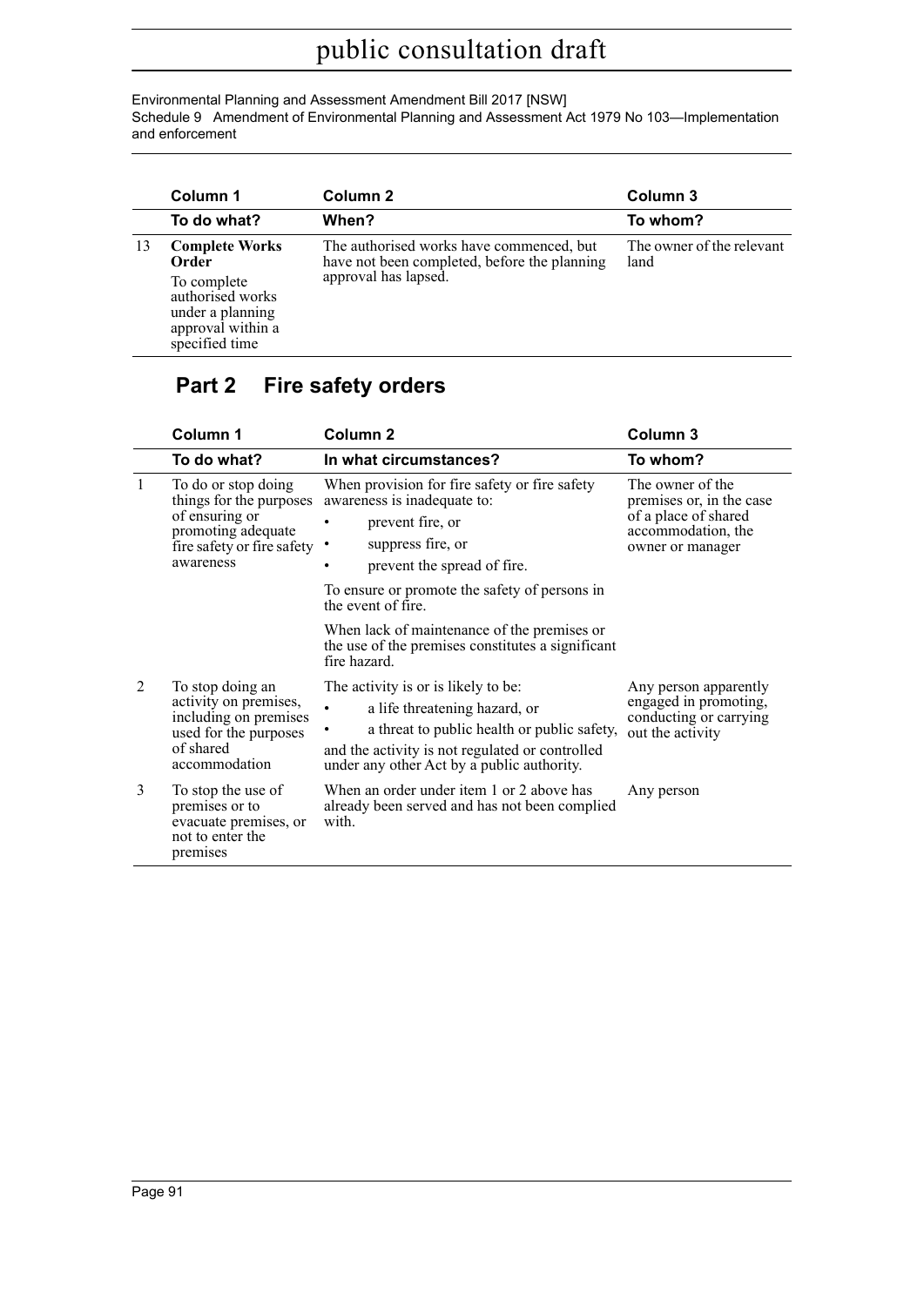| | Column 1 | Column 2 | Column 3 |
|---|---|---|---|
| | **To do what?** | **When?** | **To whom?** |
| 13 | **Complete Works Order** To complete authorised works under a planning approval within a specified time | The authorised works have commenced, but have not been completed, before the planning approval has lapsed. | The owner of the relevant land |

## Part 2 Fire safety orders

| | Column 1 | Column 2 | Column 3 |
|---|---|---|---|
| | **To do what?** | **In what circumstances?** | **To whom?** |
| 1 | To do or stop doing things for the purposes of ensuring or promoting adequate fire safety or fire safety awareness | When provision for fire safety or fire safety awareness is inadequate to: • prevent fire, or • suppress fire, or • prevent the spread of fire. To ensure or promote the safety of persons in the event of fire. When lack of maintenance of the premises or the use of the premises constitutes a significant fire hazard. | The owner of the premises or, in the case of a place of shared accommodation, the owner or manager |
| 2 | To stop doing an activity on premises, including on premises used for the purposes of shared accommodation | The activity is or is likely to be: • a life threatening hazard, or • a threat to public health or public safety, and the activity is not regulated or controlled under any other Act by a public authority. | Any person apparently engaged in promoting, conducting or carrying out the activity |
| 3 | To stop the use of premises or to evacuate premises, or not to enter the premises | When an order under item 1 or 2 above has already been served and has not been complied with. | Any person |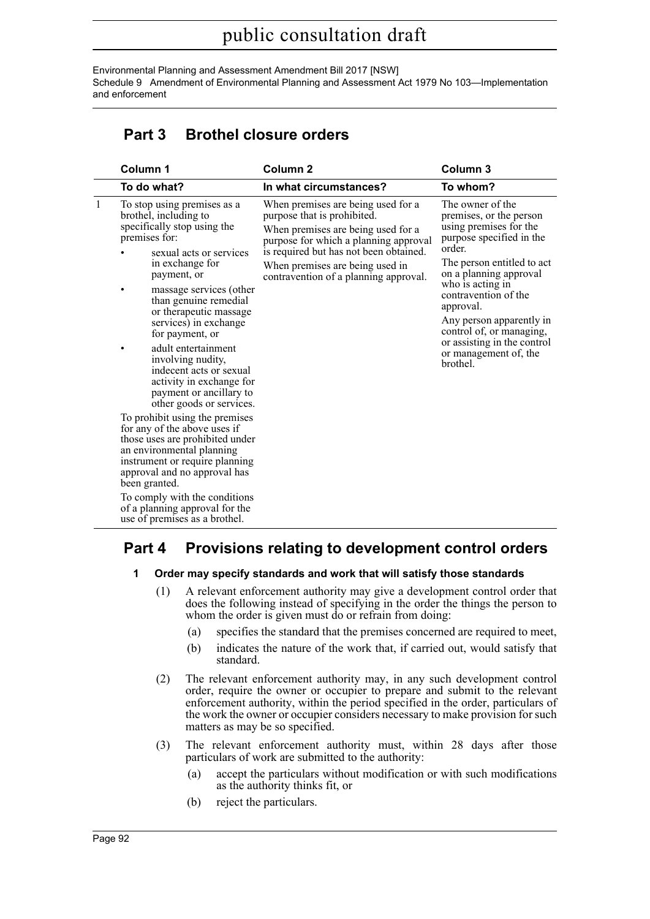## Part 3 Brothel closure orders

| | Column 1 | Column 2 | Column 3 |
|---|---|---|---|
| | **To do what?** | **In what circumstances?** | **To whom?** |
| 1 | To stop using premises as a brothel, including to specifically stop using the premises for:<br>• sexual acts or services in exchange for payment, or<br>• massage services (other than genuine remedial or therapeutic massage services) in exchange for payment, or<br>• adult entertainment involving nudity, indecent acts or sexual activity in exchange for payment or ancillary to other goods or services.<br>To prohibit using the premises for any of the above uses if those uses are prohibited under an environmental planning instrument or require planning approval and no approval has been granted.<br>To comply with the conditions of a planning approval for the use of premises as a brothel. | When premises are being used for a purpose that is prohibited.<br>When premises are being used for a purpose for which a planning approval is required but has not been obtained.<br>When premises are being used in contravention of a planning approval. | The owner of the premises, or the person using premises for the purpose specified in the order.<br>The person entitled to act on a planning approval who is acting in contravention of the approval.<br>Any person apparently in control of, or managing, or assisting in the control or management of, the brothel. |

## Part 4 Provisions relating to development control orders

### 1 Order may specify standards and work that will satisfy those standards

(1) A relevant enforcement authority may give a development control order that does the following instead of specifying in the order the things the person to whom the order is given must do or refrain from doing:

(a) specifies the standard that the premises concerned are required to meet,

(b) indicates the nature of the work that, if carried out, would satisfy that standard.

(2) The relevant enforcement authority may, in any such development control order, require the owner or occupier to prepare and submit to the relevant enforcement authority, within the period specified in the order, particulars of the work the owner or occupier considers necessary to make provision for such matters as may be so specified.

(3) The relevant enforcement authority must, within 28 days after those particulars of work are submitted to the authority:

(a) accept the particulars without modification or with such modifications as the authority thinks fit, or

(b) reject the particulars.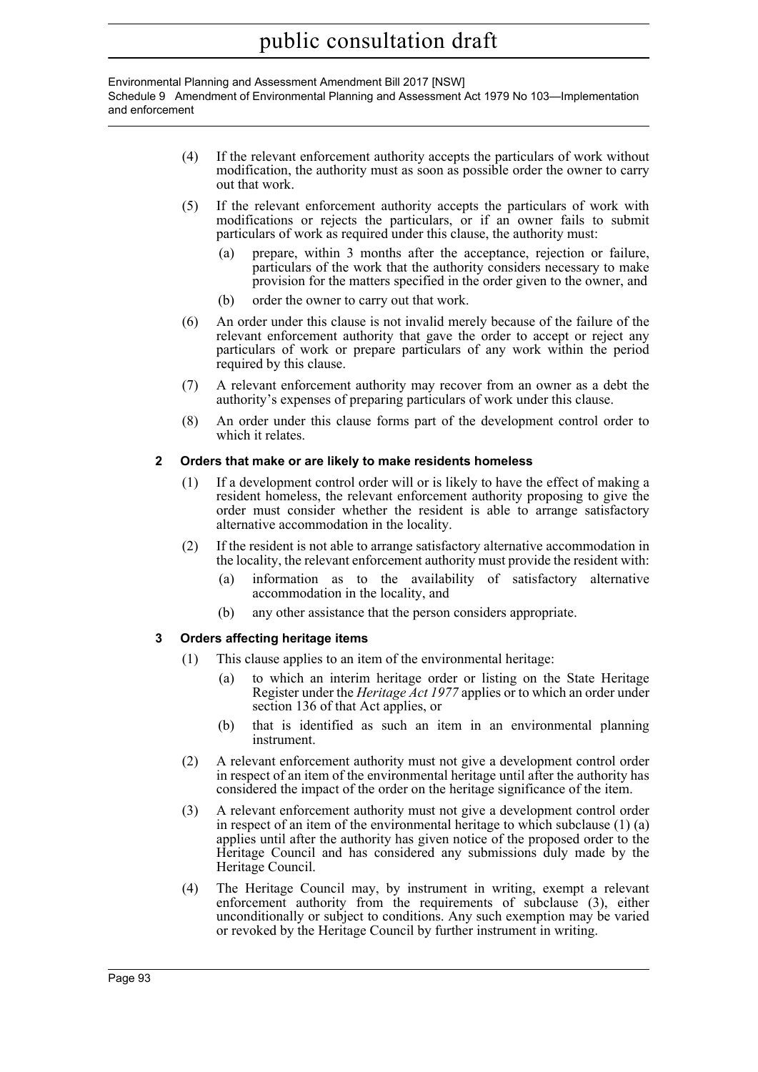(4) If the relevant enforcement authority accepts the particulars of work without modification, the authority must as soon as possible order the owner to carry out that work.

(5) If the relevant enforcement authority accepts the particulars of work with modifications or rejects the particulars, or if an owner fails to submit particulars of work as required under this clause, the authority must:

(a) prepare, within 3 months after the acceptance, rejection or failure, particulars of the work that the authority considers necessary to make provision for the matters specified in the order given to the owner, and

(b) order the owner to carry out that work.

(6) An order under this clause is not invalid merely because of the failure of the relevant enforcement authority that gave the order to accept or reject any particulars of work or prepare particulars of any work within the period required by this clause.

(7) A relevant enforcement authority may recover from an owner as a debt the authority's expenses of preparing particulars of work under this clause.

(8) An order under this clause forms part of the development control order to which it relates.

#### 2 Orders that make or are likely to make residents homeless

(1) If a development control order will or is likely to have the effect of making a resident homeless, the relevant enforcement authority proposing to give the order must consider whether the resident is able to arrange satisfactory alternative accommodation in the locality.

(2) If the resident is not able to arrange satisfactory alternative accommodation in the locality, the relevant enforcement authority must provide the resident with:

(a) information as to the availability of satisfactory alternative accommodation in the locality, and

(b) any other assistance that the person considers appropriate.

#### 3 Orders affecting heritage items

(1) This clause applies to an item of the environmental heritage:

(a) to which an interim heritage order or listing on the State Heritage Register under the *Heritage Act 1977* applies or to which an order under section 136 of that Act applies, or

(b) that is identified as such an item in an environmental planning instrument.

(2) A relevant enforcement authority must not give a development control order in respect of an item of the environmental heritage until after the authority has considered the impact of the order on the heritage significance of the item.

(3) A relevant enforcement authority must not give a development control order in respect of an item of the environmental heritage to which subclause (1) (a) applies until after the authority has given notice of the proposed order to the Heritage Council and has considered any submissions duly made by the Heritage Council.

(4) The Heritage Council may, by instrument in writing, exempt a relevant enforcement authority from the requirements of subclause (3), either unconditionally or subject to conditions. Any such exemption may be varied or revoked by the Heritage Council by further instrument in writing.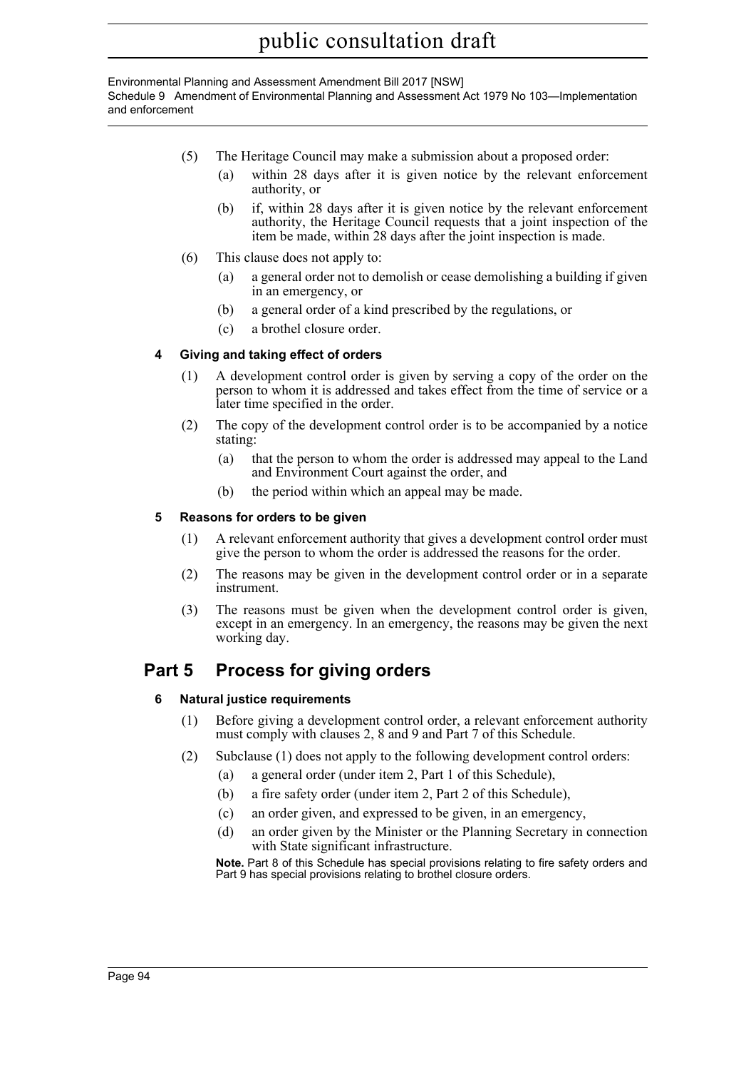(5) The Heritage Council may make a submission about a proposed order:

(a) within 28 days after it is given notice by the relevant enforcement authority, or

(b) if, within 28 days after it is given notice by the relevant enforcement authority, the Heritage Council requests that a joint inspection of the item be made, within 28 days after the joint inspection is made.

(6) This clause does not apply to:

(a) a general order not to demolish or cease demolishing a building if given in an emergency, or

(b) a general order of a kind prescribed by the regulations, or

(c) a brothel closure order.

#### 4 Giving and taking effect of orders

(1) A development control order is given by serving a copy of the order on the person to whom it is addressed and takes effect from the time of service or a later time specified in the order.

(2) The copy of the development control order is to be accompanied by a notice stating:

(a) that the person to whom the order is addressed may appeal to the Land and Environment Court against the order, and

(b) the period within which an appeal may be made.

#### 5 Reasons for orders to be given

(1) A relevant enforcement authority that gives a development control order must give the person to whom the order is addressed the reasons for the order.

(2) The reasons may be given in the development control order or in a separate instrument.

(3) The reasons must be given when the development control order is given, except in an emergency. In an emergency, the reasons may be given the next working day.

## Part 5 Process for giving orders

#### 6 Natural justice requirements

(1) Before giving a development control order, a relevant enforcement authority must comply with clauses 2, 8 and 9 and Part 7 of this Schedule.

(2) Subclause (1) does not apply to the following development control orders:

(a) a general order (under item 2, Part 1 of this Schedule),

(b) a fire safety order (under item 2, Part 2 of this Schedule),

(c) an order given, and expressed to be given, in an emergency,

(d) an order given by the Minister or the Planning Secretary in connection with State significant infrastructure.

**Note.** Part 8 of this Schedule has special provisions relating to fire safety orders and Part 9 has special provisions relating to brothel closure orders.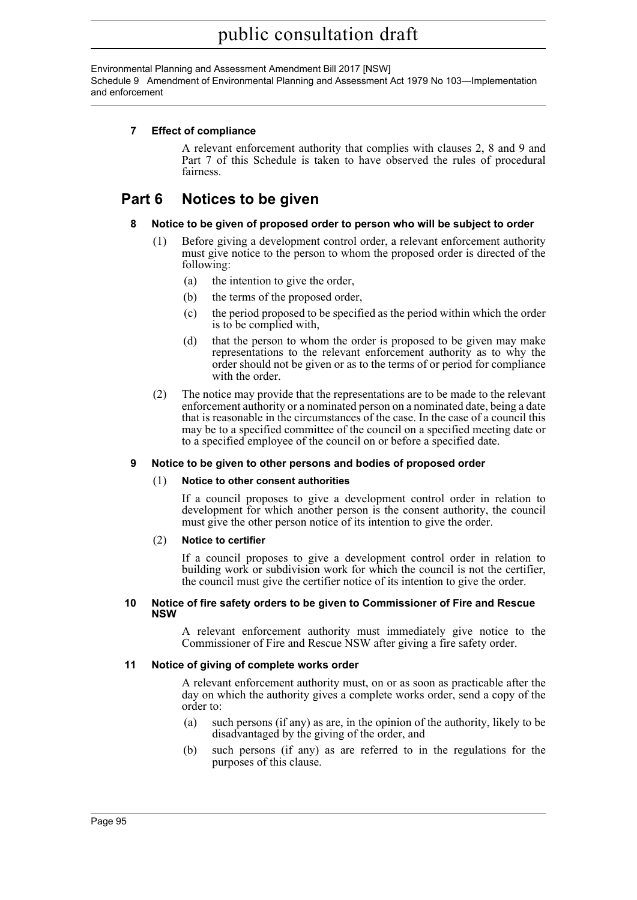### 7 Effect of compliance

A relevant enforcement authority that complies with clauses 2, 8 and 9 and Part 7 of this Schedule is taken to have observed the rules of procedural fairness.

## Part 6 Notices to be given

### 8 Notice to be given of proposed order to person who will be subject to order

(1) Before giving a development control order, a relevant enforcement authority must give notice to the person to whom the proposed order is directed of the following:

- (a) the intention to give the order,
- (b) the terms of the proposed order,
- (c) the period proposed to be specified as the period within which the order is to be complied with,
- (d) that the person to whom the order is proposed to be given may make representations to the relevant enforcement authority as to why the order should not be given or as to the terms of or period for compliance with the order.

(2) The notice may provide that the representations are to be made to the relevant enforcement authority or a nominated person on a nominated date, being a date that is reasonable in the circumstances of the case. In the case of a council this may be to a specified committee of the council on a specified meeting date or to a specified employee of the council on or before a specified date.

### 9 Notice to be given to other persons and bodies of proposed order

(1) **Notice to other consent authorities**

If a council proposes to give a development control order in relation to development for which another person is the consent authority, the council must give the other person notice of its intention to give the order.

(2) **Notice to certifier**

If a council proposes to give a development control order in relation to building work or subdivision work for which the council is not the certifier, the council must give the certifier notice of its intention to give the order.

### 10 Notice of fire safety orders to be given to Commissioner of Fire and Rescue NSW

A relevant enforcement authority must immediately give notice to the Commissioner of Fire and Rescue NSW after giving a fire safety order.

### 11 Notice of giving of complete works order

A relevant enforcement authority must, on or as soon as practicable after the day on which the authority gives a complete works order, send a copy of the order to:

- (a) such persons (if any) as are, in the opinion of the authority, likely to be disadvantaged by the giving of the order, and
- (b) such persons (if any) as are referred to in the regulations for the purposes of this clause.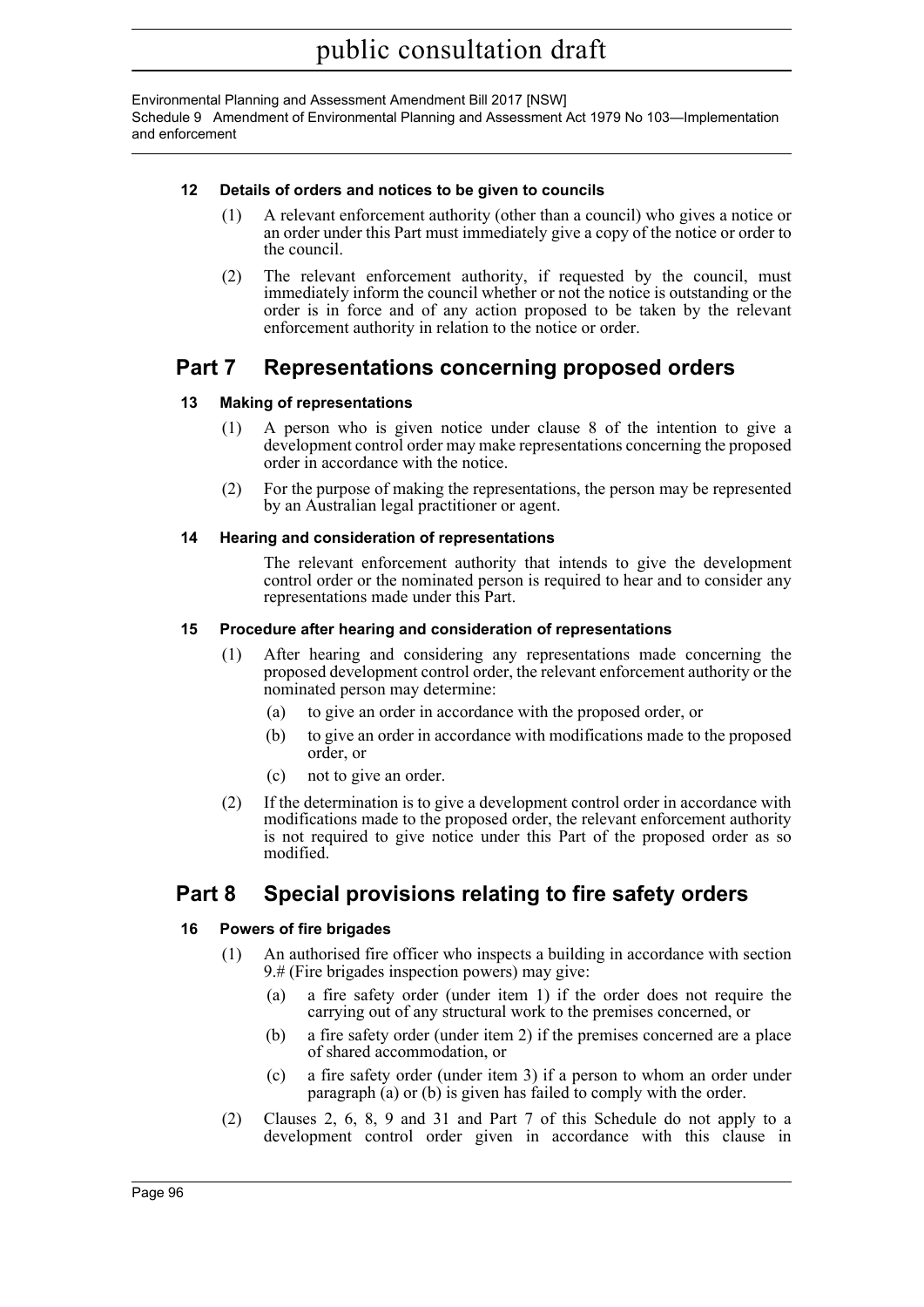**12 Details of orders and notices to be given to councils**

(1) A relevant enforcement authority (other than a council) who gives a notice or an order under this Part must immediately give a copy of the notice or order to the council.

(2) The relevant enforcement authority, if requested by the council, must immediately inform the council whether or not the notice is outstanding or the order is in force and of any action proposed to be taken by the relevant enforcement authority in relation to the notice or order.

## Part 7 Representations concerning proposed orders

**13 Making of representations**

(1) A person who is given notice under clause 8 of the intention to give a development control order may make representations concerning the proposed order in accordance with the notice.

(2) For the purpose of making the representations, the person may be represented by an Australian legal practitioner or agent.

**14 Hearing and consideration of representations**

The relevant enforcement authority that intends to give the development control order or the nominated person is required to hear and to consider any representations made under this Part.

**15 Procedure after hearing and consideration of representations**

(1) After hearing and considering any representations made concerning the proposed development control order, the relevant enforcement authority or the nominated person may determine:

(a) to give an order in accordance with the proposed order, or

(b) to give an order in accordance with modifications made to the proposed order, or

(c) not to give an order.

(2) If the determination is to give a development control order in accordance with modifications made to the proposed order, the relevant enforcement authority is not required to give notice under this Part of the proposed order as so modified.

## Part 8 Special provisions relating to fire safety orders

**16 Powers of fire brigades**

(1) An authorised fire officer who inspects a building in accordance with section 9.# (Fire brigades inspection powers) may give:

(a) a fire safety order (under item 1) if the order does not require the carrying out of any structural work to the premises concerned, or

(b) a fire safety order (under item 2) if the premises concerned are a place of shared accommodation, or

(c) a fire safety order (under item 3) if a person to whom an order under paragraph (a) or (b) is given has failed to comply with the order.

(2) Clauses 2, 6, 8, 9 and 31 and Part 7 of this Schedule do not apply to a development control order given in accordance with this clause in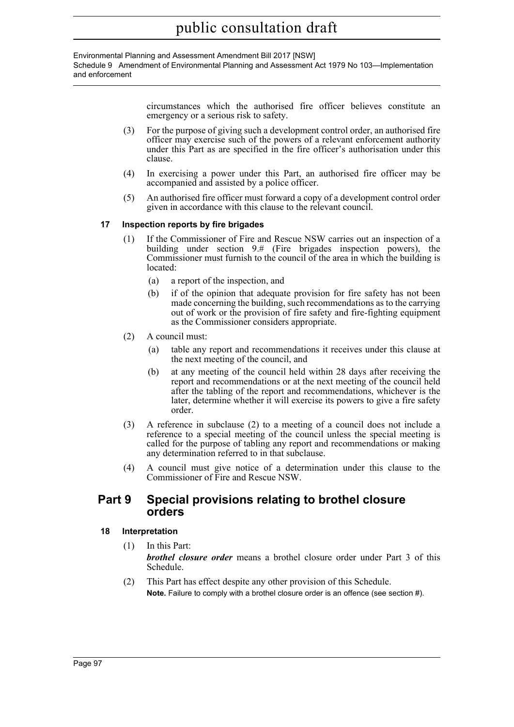circumstances which the authorised fire officer believes constitute an emergency or a serious risk to safety.

(3) For the purpose of giving such a development control order, an authorised fire officer may exercise such of the powers of a relevant enforcement authority under this Part as are specified in the fire officer's authorisation under this clause.

(4) In exercising a power under this Part, an authorised fire officer may be accompanied and assisted by a police officer.

(5) An authorised fire officer must forward a copy of a development control order given in accordance with this clause to the relevant council.

### 17 Inspection reports by fire brigades

(1) If the Commissioner of Fire and Rescue NSW carries out an inspection of a building under section 9.# (Fire brigades inspection powers), the Commissioner must furnish to the council of the area in which the building is located:

(a) a report of the inspection, and

(b) if of the opinion that adequate provision for fire safety has not been made concerning the building, such recommendations as to the carrying out of work or the provision of fire safety and fire-fighting equipment as the Commissioner considers appropriate.

(2) A council must:

(a) table any report and recommendations it receives under this clause at the next meeting of the council, and

(b) at any meeting of the council held within 28 days after receiving the report and recommendations or at the next meeting of the council held after the tabling of the report and recommendations, whichever is the later, determine whether it will exercise its powers to give a fire safety order.

(3) A reference in subclause (2) to a meeting of a council does not include a reference to a special meeting of the council unless the special meeting is called for the purpose of tabling any report and recommendations or making any determination referred to in that subclause.

(4) A council must give notice of a determination under this clause to the Commissioner of Fire and Rescue NSW.

## Part 9 Special provisions relating to brothel closure orders

### 18 Interpretation

(1) In this Part:

***brothel closure order*** means a brothel closure order under Part 3 of this Schedule.

(2) This Part has effect despite any other provision of this Schedule.

**Note.** Failure to comply with a brothel closure order is an offence (see section #).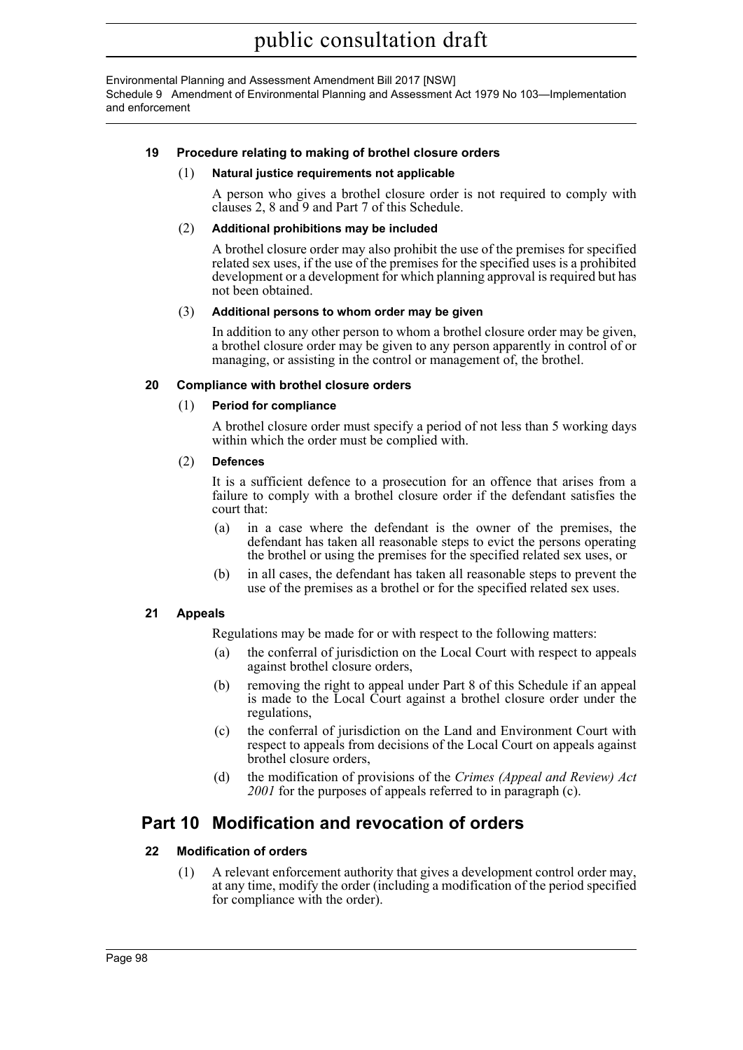**19 Procedure relating to making of brothel closure orders**

(1) **Natural justice requirements not applicable**

A person who gives a brothel closure order is not required to comply with clauses 2, 8 and 9 and Part 7 of this Schedule.

(2) **Additional prohibitions may be included**

A brothel closure order may also prohibit the use of the premises for specified related sex uses, if the use of the premises for the specified uses is a prohibited development or a development for which planning approval is required but has not been obtained.

(3) **Additional persons to whom order may be given**

In addition to any other person to whom a brothel closure order may be given, a brothel closure order may be given to any person apparently in control of or managing, or assisting in the control or management of, the brothel.

**20 Compliance with brothel closure orders**

(1) **Period for compliance**

A brothel closure order must specify a period of not less than 5 working days within which the order must be complied with.

(2) **Defences**

It is a sufficient defence to a prosecution for an offence that arises from a failure to comply with a brothel closure order if the defendant satisfies the court that:

(a) in a case where the defendant is the owner of the premises, the defendant has taken all reasonable steps to evict the persons operating the brothel or using the premises for the specified related sex uses, or

(b) in all cases, the defendant has taken all reasonable steps to prevent the use of the premises as a brothel or for the specified related sex uses.

**21 Appeals**

Regulations may be made for or with respect to the following matters:

(a) the conferral of jurisdiction on the Local Court with respect to appeals against brothel closure orders,

(b) removing the right to appeal under Part 8 of this Schedule if an appeal is made to the Local Court against a brothel closure order under the regulations,

(c) the conferral of jurisdiction on the Land and Environment Court with respect to appeals from decisions of the Local Court on appeals against brothel closure orders,

(d) the modification of provisions of the *Crimes (Appeal and Review) Act 2001* for the purposes of appeals referred to in paragraph (c).

## Part 10 Modification and revocation of orders

**22 Modification of orders**

(1) A relevant enforcement authority that gives a development control order may, at any time, modify the order (including a modification of the period specified for compliance with the order).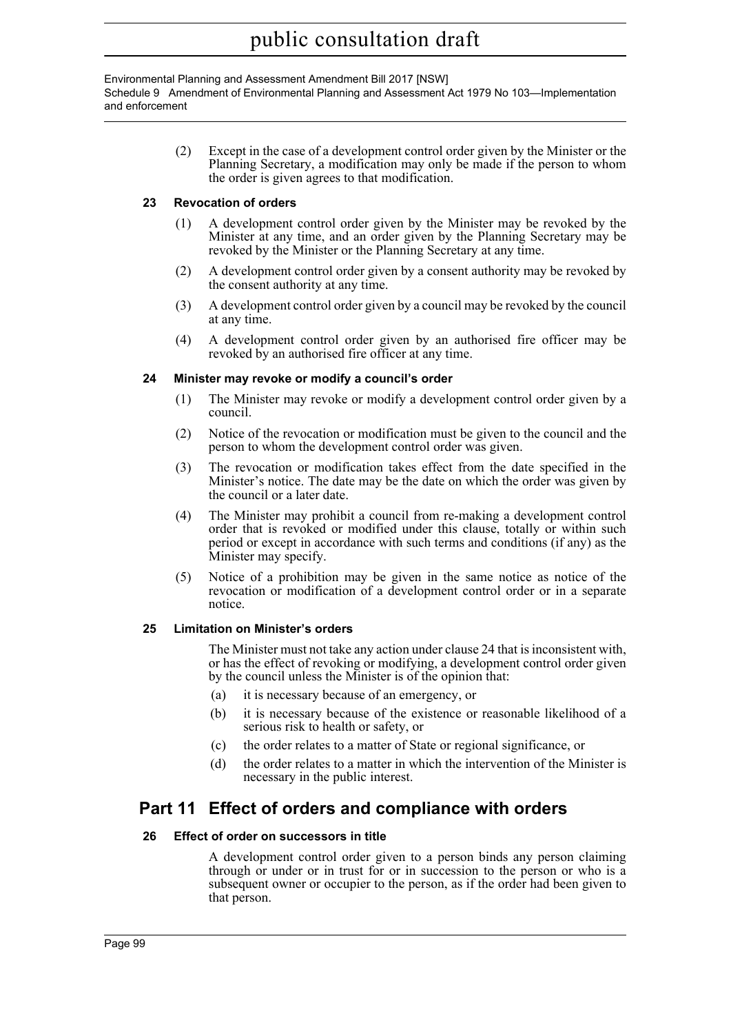(2) Except in the case of a development control order given by the Minister or the Planning Secretary, a modification may only be made if the person to whom the order is given agrees to that modification.

### 23 Revocation of orders

(1) A development control order given by the Minister may be revoked by the Minister at any time, and an order given by the Planning Secretary may be revoked by the Minister or the Planning Secretary at any time.

(2) A development control order given by a consent authority may be revoked by the consent authority at any time.

(3) A development control order given by a council may be revoked by the council at any time.

(4) A development control order given by an authorised fire officer may be revoked by an authorised fire officer at any time.

### 24 Minister may revoke or modify a council's order

(1) The Minister may revoke or modify a development control order given by a council.

(2) Notice of the revocation or modification must be given to the council and the person to whom the development control order was given.

(3) The revocation or modification takes effect from the date specified in the Minister's notice. The date may be the date on which the order was given by the council or a later date.

(4) The Minister may prohibit a council from re-making a development control order that is revoked or modified under this clause, totally or within such period or except in accordance with such terms and conditions (if any) as the Minister may specify.

(5) Notice of a prohibition may be given in the same notice as notice of the revocation or modification of a development control order or in a separate notice.

### 25 Limitation on Minister's orders

The Minister must not take any action under clause 24 that is inconsistent with, or has the effect of revoking or modifying, a development control order given by the council unless the Minister is of the opinion that:

(a) it is necessary because of an emergency, or

(b) it is necessary because of the existence or reasonable likelihood of a serious risk to health or safety, or

(c) the order relates to a matter of State or regional significance, or

(d) the order relates to a matter in which the intervention of the Minister is necessary in the public interest.

## Part 11 Effect of orders and compliance with orders

### 26 Effect of order on successors in title

A development control order given to a person binds any person claiming through or under or in trust for or in succession to the person or who is a subsequent owner or occupier to the person, as if the order had been given to that person.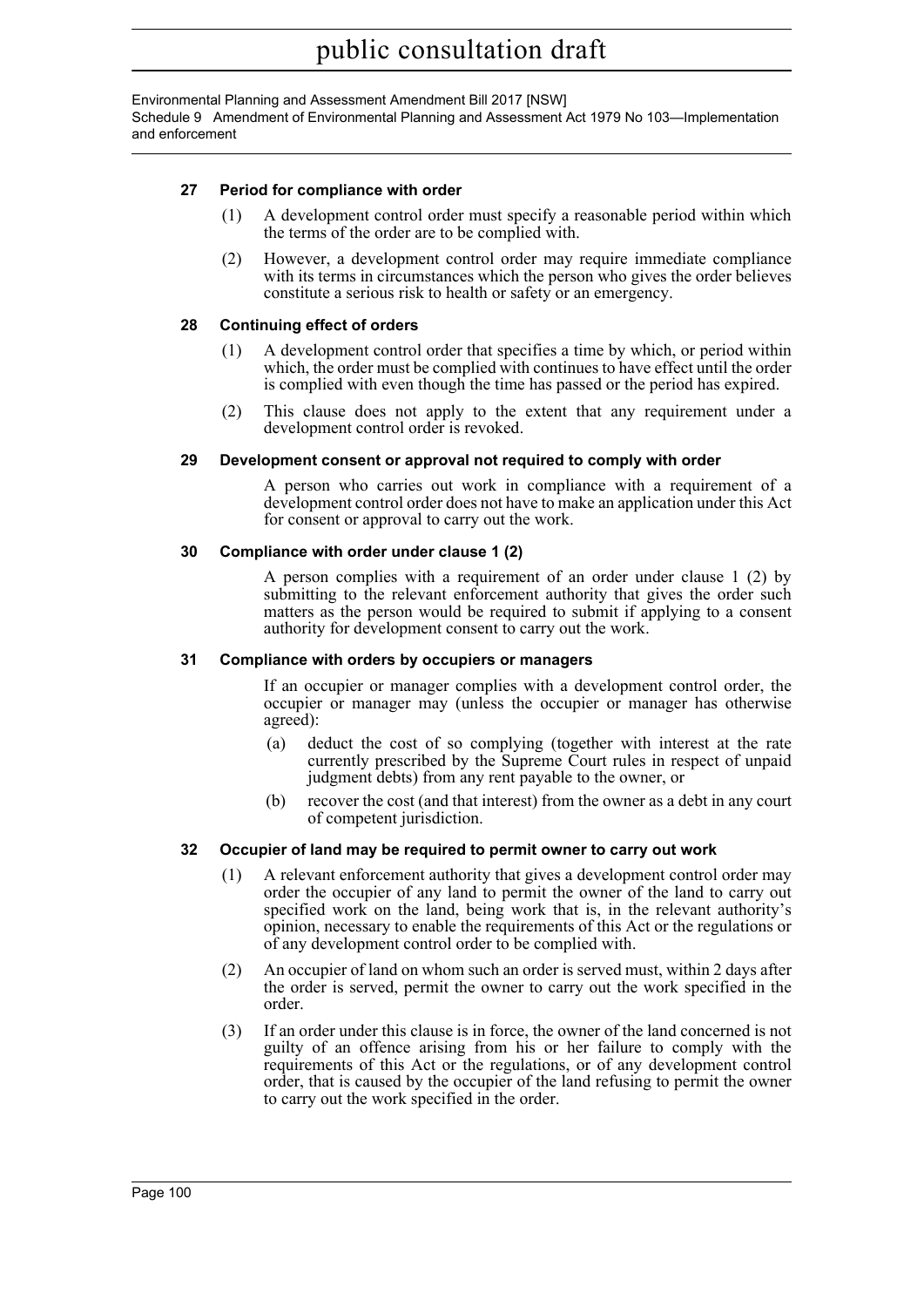### 27 Period for compliance with order

(1) A development control order must specify a reasonable period within which the terms of the order are to be complied with.

(2) However, a development control order may require immediate compliance with its terms in circumstances which the person who gives the order believes constitute a serious risk to health or safety or an emergency.

### 28 Continuing effect of orders

(1) A development control order that specifies a time by which, or period within which, the order must be complied with continues to have effect until the order is complied with even though the time has passed or the period has expired.

(2) This clause does not apply to the extent that any requirement under a development control order is revoked.

### 29 Development consent or approval not required to comply with order

A person who carries out work in compliance with a requirement of a development control order does not have to make an application under this Act for consent or approval to carry out the work.

### 30 Compliance with order under clause 1 (2)

A person complies with a requirement of an order under clause 1 (2) by submitting to the relevant enforcement authority that gives the order such matters as the person would be required to submit if applying to a consent authority for development consent to carry out the work.

### 31 Compliance with orders by occupiers or managers

If an occupier or manager complies with a development control order, the occupier or manager may (unless the occupier or manager has otherwise agreed):

(a) deduct the cost of so complying (together with interest at the rate currently prescribed by the Supreme Court rules in respect of unpaid judgment debts) from any rent payable to the owner, or

(b) recover the cost (and that interest) from the owner as a debt in any court of competent jurisdiction.

### 32 Occupier of land may be required to permit owner to carry out work

(1) A relevant enforcement authority that gives a development control order may order the occupier of any land to permit the owner of the land to carry out specified work on the land, being work that is, in the relevant authority's opinion, necessary to enable the requirements of this Act or the regulations or of any development control order to be complied with.

(2) An occupier of land on whom such an order is served must, within 2 days after the order is served, permit the owner to carry out the work specified in the order.

(3) If an order under this clause is in force, the owner of the land concerned is not guilty of an offence arising from his or her failure to comply with the requirements of this Act or the regulations, or of any development control order, that is caused by the occupier of the land refusing to permit the owner to carry out the work specified in the order.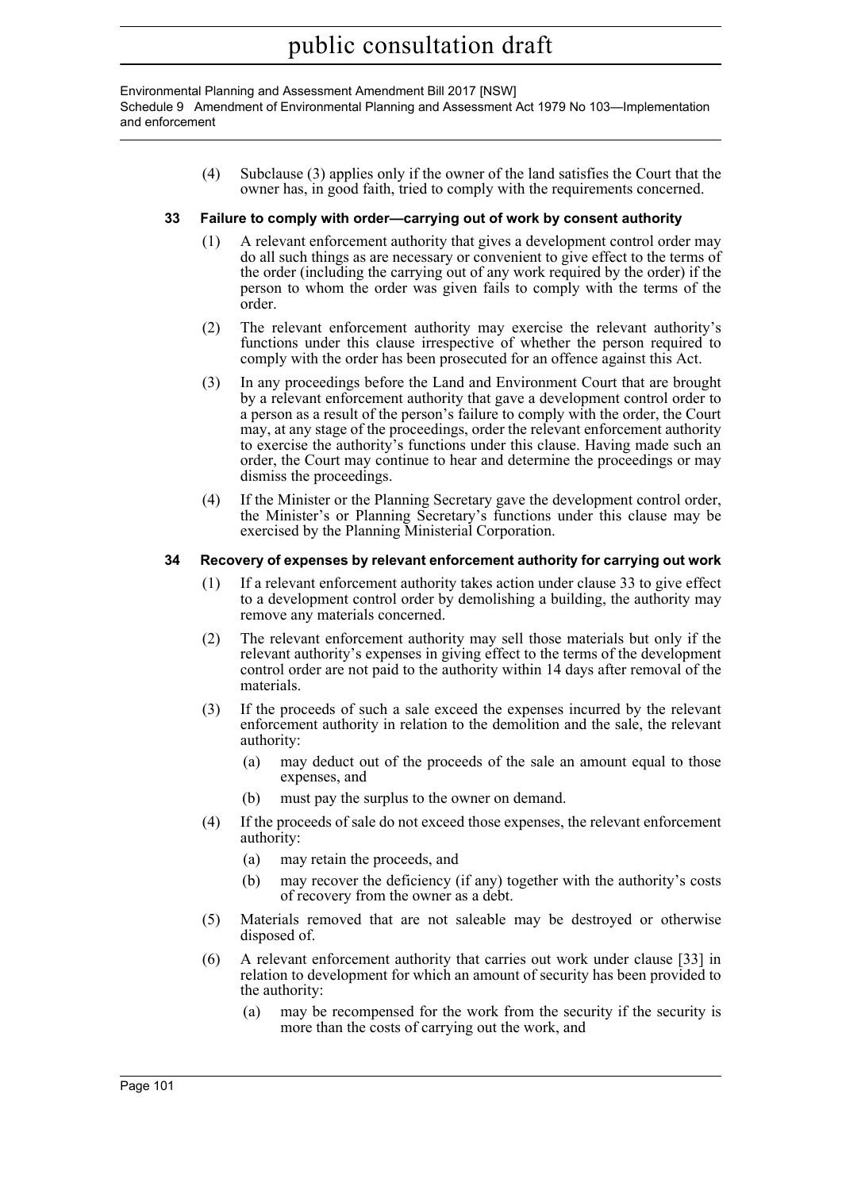(4) Subclause (3) applies only if the owner of the land satisfies the Court that the owner has, in good faith, tried to comply with the requirements concerned.

**33 Failure to comply with order—carrying out of work by consent authority**

(1) A relevant enforcement authority that gives a development control order may do all such things as are necessary or convenient to give effect to the terms of the order (including the carrying out of any work required by the order) if the person to whom the order was given fails to comply with the terms of the order.

(2) The relevant enforcement authority may exercise the relevant authority's functions under this clause irrespective of whether the person required to comply with the order has been prosecuted for an offence against this Act.

(3) In any proceedings before the Land and Environment Court that are brought by a relevant enforcement authority that gave a development control order to a person as a result of the person's failure to comply with the order, the Court may, at any stage of the proceedings, order the relevant enforcement authority to exercise the authority's functions under this clause. Having made such an order, the Court may continue to hear and determine the proceedings or may dismiss the proceedings.

(4) If the Minister or the Planning Secretary gave the development control order, the Minister's or Planning Secretary's functions under this clause may be exercised by the Planning Ministerial Corporation.

**34 Recovery of expenses by relevant enforcement authority for carrying out work**

(1) If a relevant enforcement authority takes action under clause 33 to give effect to a development control order by demolishing a building, the authority may remove any materials concerned.

(2) The relevant enforcement authority may sell those materials but only if the relevant authority's expenses in giving effect to the terms of the development control order are not paid to the authority within 14 days after removal of the materials.

(3) If the proceeds of such a sale exceed the expenses incurred by the relevant enforcement authority in relation to the demolition and the sale, the relevant authority:

(a) may deduct out of the proceeds of the sale an amount equal to those expenses, and

(b) must pay the surplus to the owner on demand.

(4) If the proceeds of sale do not exceed those expenses, the relevant enforcement authority:

(a) may retain the proceeds, and

(b) may recover the deficiency (if any) together with the authority's costs of recovery from the owner as a debt.

(5) Materials removed that are not saleable may be destroyed or otherwise disposed of.

(6) A relevant enforcement authority that carries out work under clause [33] in relation to development for which an amount of security has been provided to the authority:

(a) may be recompensed for the work from the security if the security is more than the costs of carrying out the work, and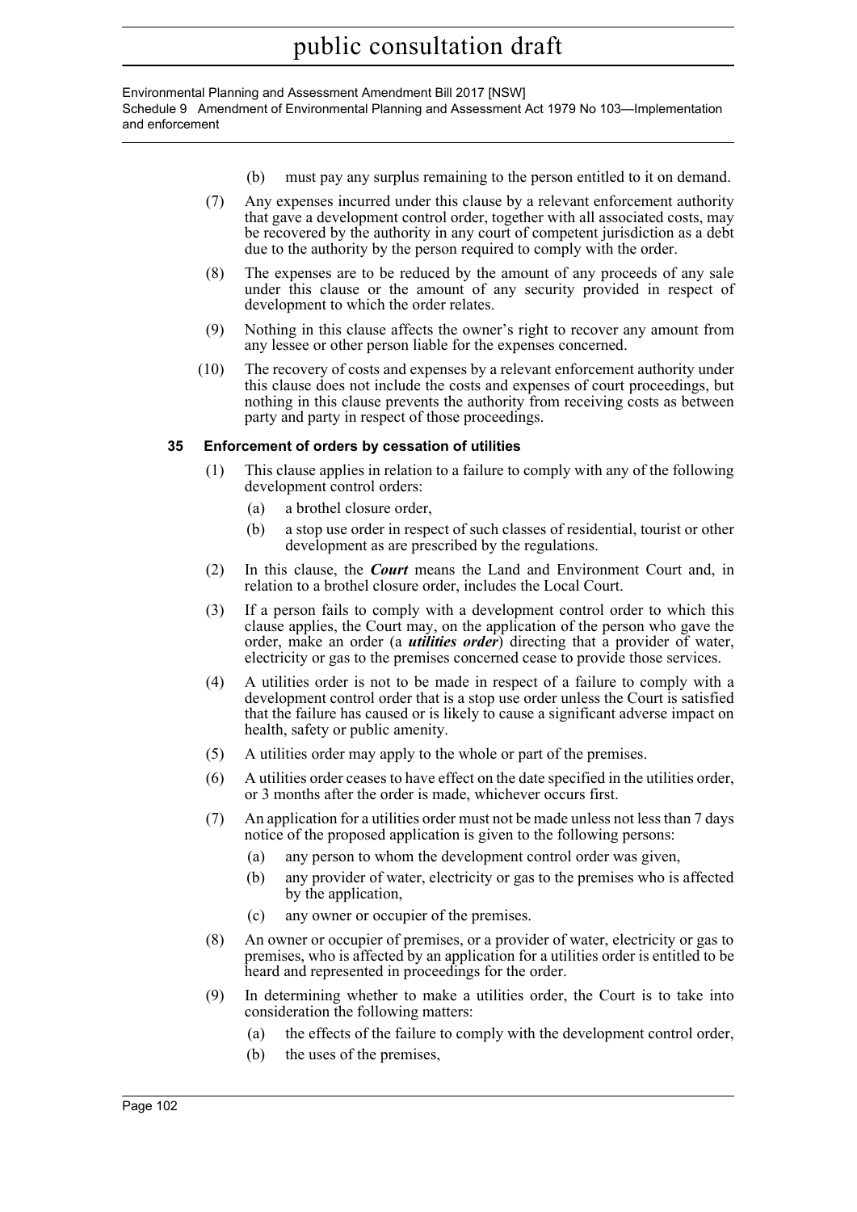(b) must pay any surplus remaining to the person entitled to it on demand.

(7) Any expenses incurred under this clause by a relevant enforcement authority that gave a development control order, together with all associated costs, may be recovered by the authority in any court of competent jurisdiction as a debt due to the authority by the person required to comply with the order.

(8) The expenses are to be reduced by the amount of any proceeds of any sale under this clause or the amount of any security provided in respect of development to which the order relates.

(9) Nothing in this clause affects the owner's right to recover any amount from any lessee or other person liable for the expenses concerned.

(10) The recovery of costs and expenses by a relevant enforcement authority under this clause does not include the costs and expenses of court proceedings, but nothing in this clause prevents the authority from receiving costs as between party and party in respect of those proceedings.

### 35 Enforcement of orders by cessation of utilities

(1) This clause applies in relation to a failure to comply with any of the following development control orders:

- (a) a brothel closure order,
- (b) a stop use order in respect of such classes of residential, tourist or other development as are prescribed by the regulations.

(2) In this clause, the ***Court*** means the Land and Environment Court and, in relation to a brothel closure order, includes the Local Court.

(3) If a person fails to comply with a development control order to which this clause applies, the Court may, on the application of the person who gave the order, make an order (a ***utilities order***) directing that a provider of water, electricity or gas to the premises concerned cease to provide those services.

(4) A utilities order is not to be made in respect of a failure to comply with a development control order that is a stop use order unless the Court is satisfied that the failure has caused or is likely to cause a significant adverse impact on health, safety or public amenity.

(5) A utilities order may apply to the whole or part of the premises.

(6) A utilities order ceases to have effect on the date specified in the utilities order, or 3 months after the order is made, whichever occurs first.

(7) An application for a utilities order must not be made unless not less than 7 days notice of the proposed application is given to the following persons:

- (a) any person to whom the development control order was given,
- (b) any provider of water, electricity or gas to the premises who is affected by the application,
- (c) any owner or occupier of the premises.

(8) An owner or occupier of premises, or a provider of water, electricity or gas to premises, who is affected by an application for a utilities order is entitled to be heard and represented in proceedings for the order.

(9) In determining whether to make a utilities order, the Court is to take into consideration the following matters:

- (a) the effects of the failure to comply with the development control order,
- (b) the uses of the premises,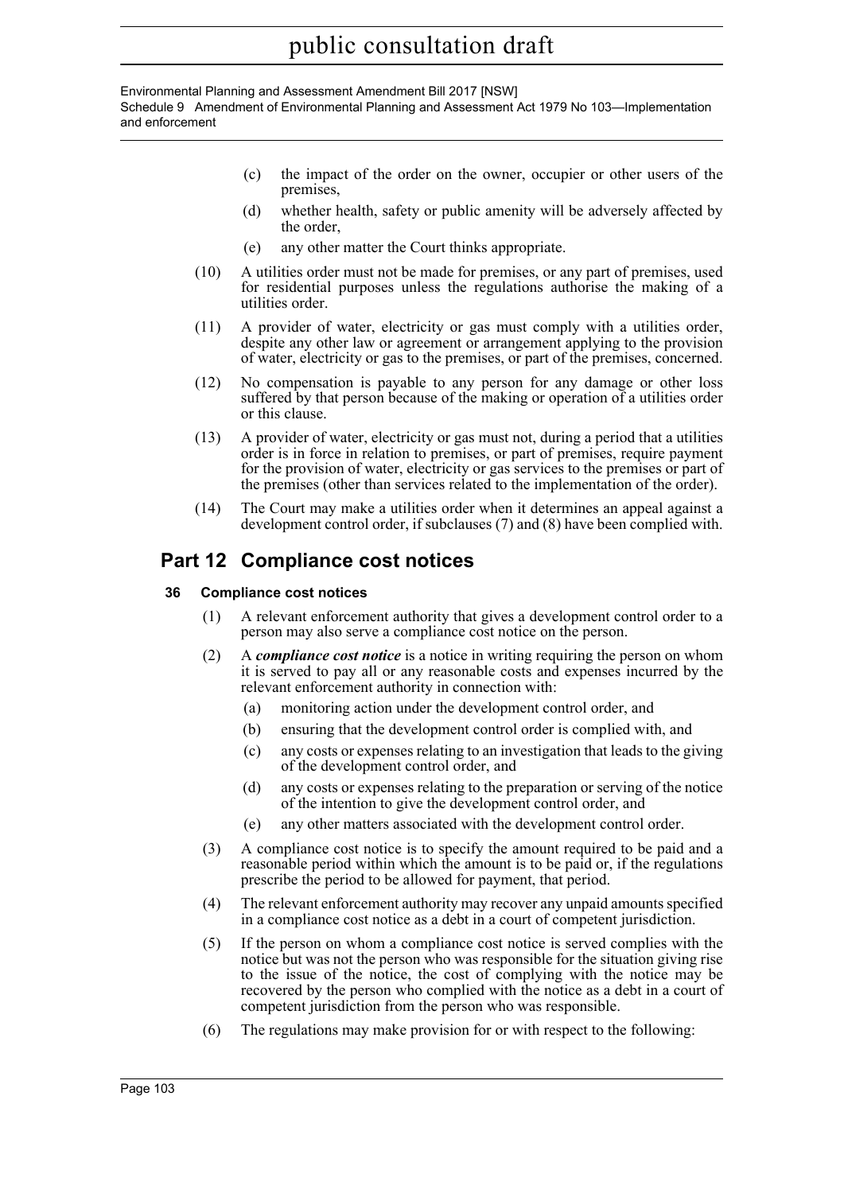- (c) the impact of the order on the owner, occupier or other users of the premises,
- (d) whether health, safety or public amenity will be adversely affected by the order,
- (e) any other matter the Court thinks appropriate.

(10) A utilities order must not be made for premises, or any part of premises, used for residential purposes unless the regulations authorise the making of a utilities order.

(11) A provider of water, electricity or gas must comply with a utilities order, despite any other law or agreement or arrangement applying to the provision of water, electricity or gas to the premises, or part of the premises, concerned.

(12) No compensation is payable to any person for any damage or other loss suffered by that person because of the making or operation of a utilities order or this clause.

(13) A provider of water, electricity or gas must not, during a period that a utilities order is in force in relation to premises, or part of premises, require payment for the provision of water, electricity or gas services to the premises or part of the premises (other than services related to the implementation of the order).

(14) The Court may make a utilities order when it determines an appeal against a development control order, if subclauses (7) and (8) have been complied with.

## Part 12 Compliance cost notices

### 36 Compliance cost notices

(1) A relevant enforcement authority that gives a development control order to a person may also serve a compliance cost notice on the person.

(2) A ***compliance cost notice*** is a notice in writing requiring the person on whom it is served to pay all or any reasonable costs and expenses incurred by the relevant enforcement authority in connection with:

- (a) monitoring action under the development control order, and
- (b) ensuring that the development control order is complied with, and
- (c) any costs or expenses relating to an investigation that leads to the giving of the development control order, and
- (d) any costs or expenses relating to the preparation or serving of the notice of the intention to give the development control order, and
- (e) any other matters associated with the development control order.

(3) A compliance cost notice is to specify the amount required to be paid and a reasonable period within which the amount is to be paid or, if the regulations prescribe the period to be allowed for payment, that period.

(4) The relevant enforcement authority may recover any unpaid amounts specified in a compliance cost notice as a debt in a court of competent jurisdiction.

(5) If the person on whom a compliance cost notice is served complies with the notice but was not the person who was responsible for the situation giving rise to the issue of the notice, the cost of complying with the notice may be recovered by the person who complied with the notice as a debt in a court of competent jurisdiction from the person who was responsible.

(6) The regulations may make provision for or with respect to the following: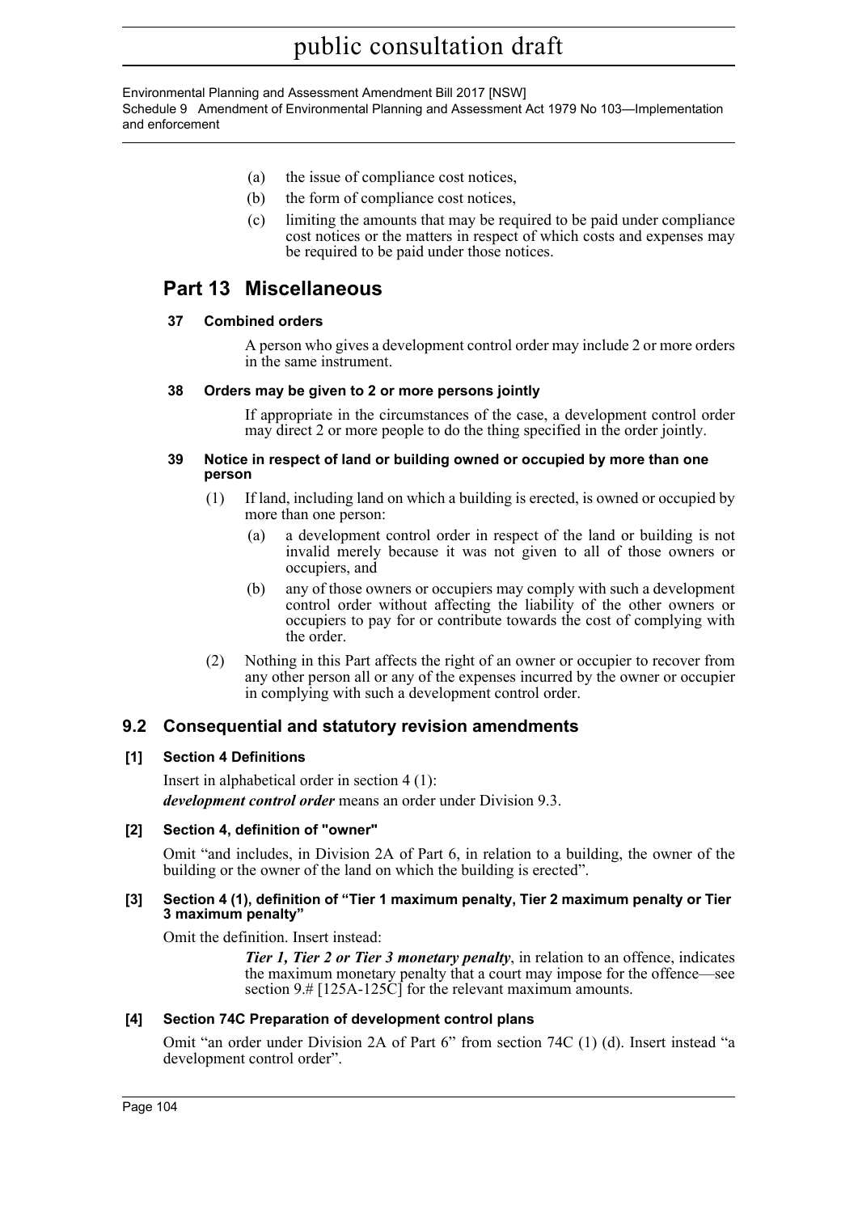(a) the issue of compliance cost notices,

(b) the form of compliance cost notices,

(c) limiting the amounts that may be required to be paid under compliance cost notices or the matters in respect of which costs and expenses may be required to be paid under those notices.

## Part 13 Miscellaneous

**37 Combined orders**

A person who gives a development control order may include 2 or more orders in the same instrument.

**38 Orders may be given to 2 or more persons jointly**

If appropriate in the circumstances of the case, a development control order may direct 2 or more people to do the thing specified in the order jointly.

**39 Notice in respect of land or building owned or occupied by more than one person**

(1) If land, including land on which a building is erected, is owned or occupied by more than one person:

(a) a development control order in respect of the land or building is not invalid merely because it was not given to all of those owners or occupiers, and

(b) any of those owners or occupiers may comply with such a development control order without affecting the liability of the other owners or occupiers to pay for or contribute towards the cost of complying with the order.

(2) Nothing in this Part affects the right of an owner or occupier to recover from any other person all or any of the expenses incurred by the owner or occupier in complying with such a development control order.

## 9.2 Consequential and statutory revision amendments

**[1] Section 4 Definitions**

Insert in alphabetical order in section 4 (1):

***development control order*** means an order under Division 9.3.

**[2] Section 4, definition of "owner"**

Omit "and includes, in Division 2A of Part 6, in relation to a building, the owner of the building or the owner of the land on which the building is erected".

**[3] Section 4 (1), definition of "Tier 1 maximum penalty, Tier 2 maximum penalty or Tier 3 maximum penalty"**

Omit the definition. Insert instead:

***Tier 1, Tier 2 or Tier 3 monetary penalty***, in relation to an offence, indicates the maximum monetary penalty that a court may impose for the offence—see section 9.# [125A-125C] for the relevant maximum amounts.

**[4] Section 74C Preparation of development control plans**

Omit "an order under Division 2A of Part 6" from section 74C (1) (d). Insert instead "a development control order".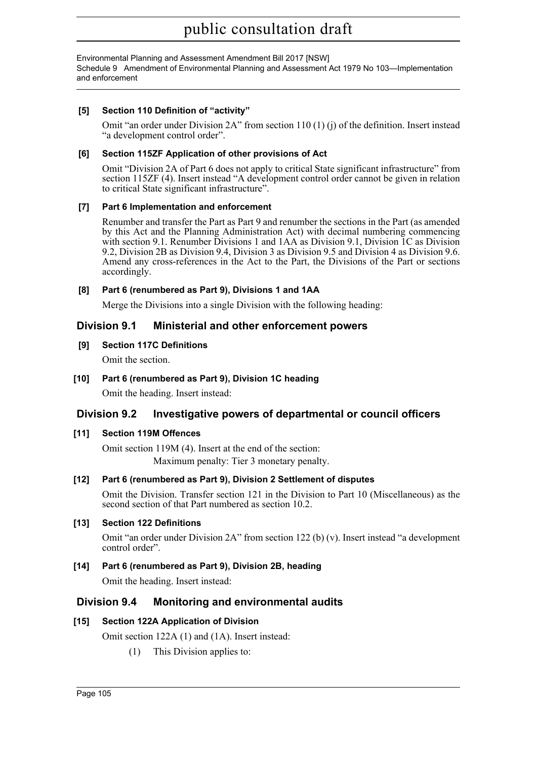#### [5] Section 110 Definition of "activity"

Omit "an order under Division 2A" from section 110 (1) (j) of the definition. Insert instead "a development control order".

#### [6] Section 115ZF Application of other provisions of Act

Omit "Division 2A of Part 6 does not apply to critical State significant infrastructure" from section 115ZF (4). Insert instead "A development control order cannot be given in relation to critical State significant infrastructure".

#### [7] Part 6 Implementation and enforcement

Renumber and transfer the Part as Part 9 and renumber the sections in the Part (as amended by this Act and the Planning Administration Act) with decimal numbering commencing with section 9.1. Renumber Divisions 1 and 1AA as Division 9.1, Division 1C as Division 9.2, Division 2B as Division 9.4, Division 3 as Division 9.5 and Division 4 as Division 9.6. Amend any cross-references in the Act to the Part, the Divisions of the Part or sections accordingly.

#### [8] Part 6 (renumbered as Part 9), Divisions 1 and 1AA

Merge the Divisions into a single Division with the following heading:

## Division 9.1 Ministerial and other enforcement powers

#### [9] Section 117C Definitions

Omit the section.

#### [10] Part 6 (renumbered as Part 9), Division 1C heading

Omit the heading. Insert instead:

## Division 9.2 Investigative powers of departmental or council officers

#### [11] Section 119M Offences

Omit section 119M (4). Insert at the end of the section:

Maximum penalty: Tier 3 monetary penalty.

#### [12] Part 6 (renumbered as Part 9), Division 2 Settlement of disputes

Omit the Division. Transfer section 121 in the Division to Part 10 (Miscellaneous) as the second section of that Part numbered as section 10.2.

#### [13] Section 122 Definitions

Omit "an order under Division 2A" from section 122 (b) (v). Insert instead "a development control order".

#### [14] Part 6 (renumbered as Part 9), Division 2B, heading

Omit the heading. Insert instead:

## Division 9.4 Monitoring and environmental audits

#### [15] Section 122A Application of Division

Omit section 122A (1) and (1A). Insert instead:

(1) This Division applies to: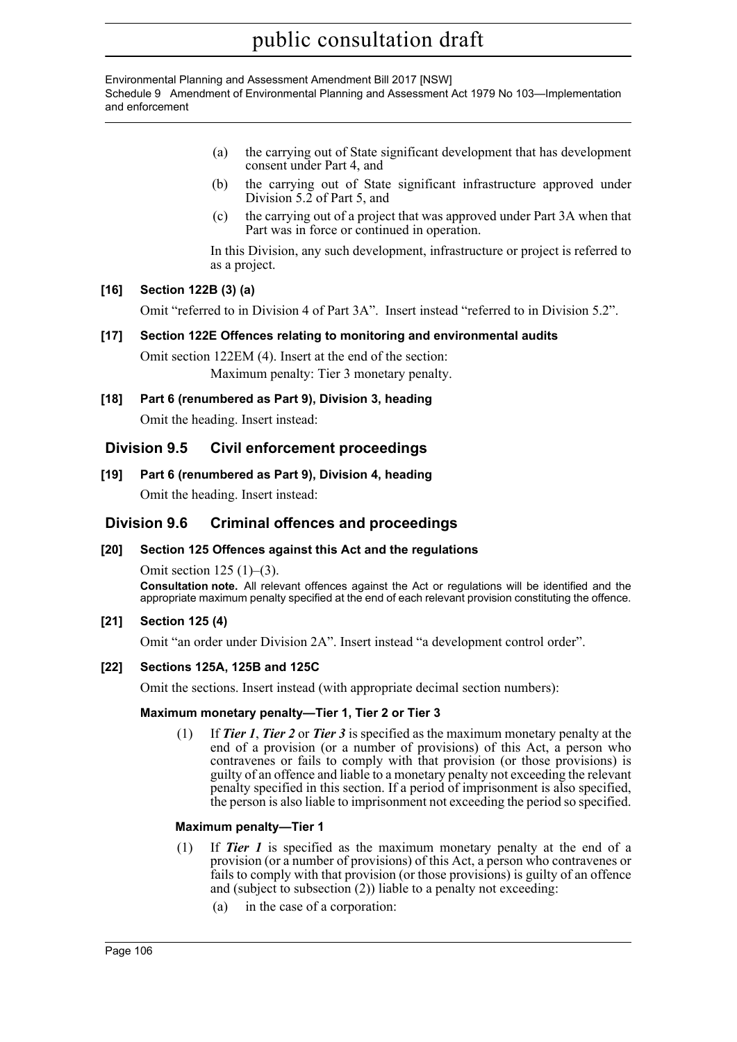(a) the carrying out of State significant development that has development consent under Part 4, and

(b) the carrying out of State significant infrastructure approved under Division 5.2 of Part 5, and

(c) the carrying out of a project that was approved under Part 3A when that Part was in force or continued in operation.

In this Division, any such development, infrastructure or project is referred to as a project.

**[16] Section 122B (3) (a)**

Omit "referred to in Division 4 of Part 3A". Insert instead "referred to in Division 5.2".

**[17] Section 122E Offences relating to monitoring and environmental audits**

Omit section 122EM (4). Insert at the end of the section:

Maximum penalty: Tier 3 monetary penalty.

**[18] Part 6 (renumbered as Part 9), Division 3, heading**

Omit the heading. Insert instead:

## Division 9.5 Civil enforcement proceedings

**[19] Part 6 (renumbered as Part 9), Division 4, heading**

Omit the heading. Insert instead:

## Division 9.6 Criminal offences and proceedings

**[20] Section 125 Offences against this Act and the regulations**

Omit section 125 (1)–(3).

**Consultation note.** All relevant offences against the Act or regulations will be identified and the appropriate maximum penalty specified at the end of each relevant provision constituting the offence.

**[21] Section 125 (4)**

Omit "an order under Division 2A". Insert instead "a development control order".

**[22] Sections 125A, 125B and 125C**

Omit the sections. Insert instead (with appropriate decimal section numbers):

**Maximum monetary penalty—Tier 1, Tier 2 or Tier 3**

(1) If ***Tier 1***, ***Tier 2*** or ***Tier 3*** is specified as the maximum monetary penalty at the end of a provision (or a number of provisions) of this Act, a person who contravenes or fails to comply with that provision (or those provisions) is guilty of an offence and liable to a monetary penalty not exceeding the relevant penalty specified in this section. If a period of imprisonment is also specified, the person is also liable to imprisonment not exceeding the period so specified.

**Maximum penalty—Tier 1**

(1) If ***Tier 1*** is specified as the maximum monetary penalty at the end of a provision (or a number of provisions) of this Act, a person who contravenes or fails to comply with that provision (or those provisions) is guilty of an offence and (subject to subsection (2)) liable to a penalty not exceeding:

(a) in the case of a corporation: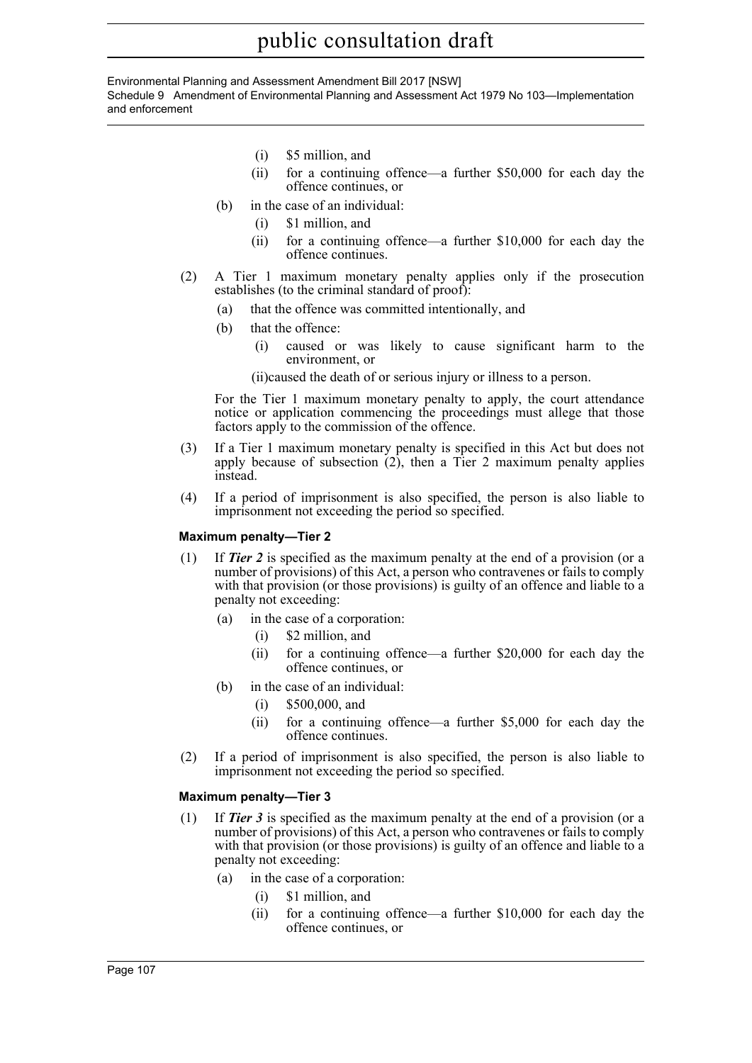(i) $5 million, and

(ii) for a continuing offence—a further $50,000 for each day the offence continues, or

(b) in the case of an individual:

(i) $1 million, and

(ii) for a continuing offence—a further $10,000 for each day the offence continues.

(2) A Tier 1 maximum monetary penalty applies only if the prosecution establishes (to the criminal standard of proof):

(a) that the offence was committed intentionally, and

(b) that the offence:

(i) caused or was likely to cause significant harm to the environment, or

(ii) caused the death of or serious injury or illness to a person.

For the Tier 1 maximum monetary penalty to apply, the court attendance notice or application commencing the proceedings must allege that those factors apply to the commission of the offence.

(3) If a Tier 1 maximum monetary penalty is specified in this Act but does not apply because of subsection (2), then a Tier 2 maximum penalty applies instead.

(4) If a period of imprisonment is also specified, the person is also liable to imprisonment not exceeding the period so specified.

**Maximum penalty—Tier 2**

(1) If ***Tier 2*** is specified as the maximum penalty at the end of a provision (or a number of provisions) of this Act, a person who contravenes or fails to comply with that provision (or those provisions) is guilty of an offence and liable to a penalty not exceeding:

(a) in the case of a corporation:

(i) $2 million, and

(ii) for a continuing offence—a further $20,000 for each day the offence continues, or

(b) in the case of an individual:

(i) $500,000, and

(ii) for a continuing offence—a further $5,000 for each day the offence continues.

(2) If a period of imprisonment is also specified, the person is also liable to imprisonment not exceeding the period so specified.

**Maximum penalty—Tier 3**

(1) If ***Tier 3*** is specified as the maximum penalty at the end of a provision (or a number of provisions) of this Act, a person who contravenes or fails to comply with that provision (or those provisions) is guilty of an offence and liable to a penalty not exceeding:

(a) in the case of a corporation:

(i) $1 million, and

(ii) for a continuing offence—a further $10,000 for each day the offence continues, or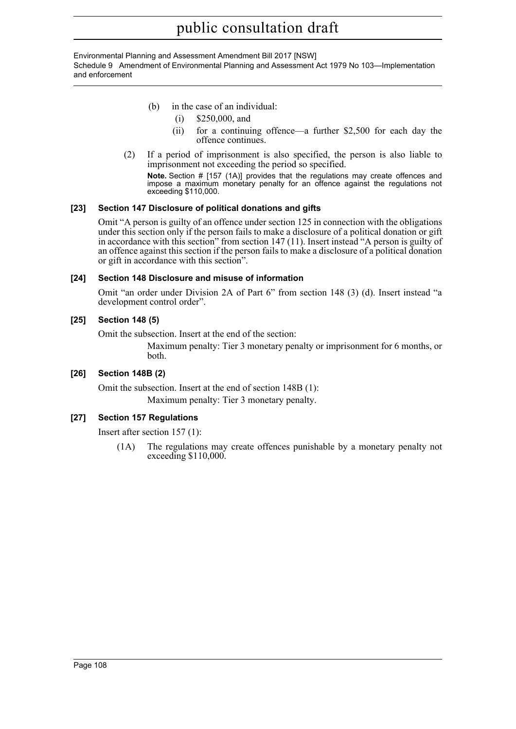(b) in the case of an individual:

  (i) $250,000, and

  (ii) for a continuing offence—a further $2,500 for each day the offence continues.

(2) If a period of imprisonment is also specified, the person is also liable to imprisonment not exceeding the period so specified.

**Note.** Section # [157 (1A)] provides that the regulations may create offences and impose a maximum monetary penalty for an offence against the regulations not exceeding $110,000.

#### [23] Section 147 Disclosure of political donations and gifts

Omit "A person is guilty of an offence under section 125 in connection with the obligations under this section only if the person fails to make a disclosure of a political donation or gift in accordance with this section" from section 147 (11). Insert instead "A person is guilty of an offence against this section if the person fails to make a disclosure of a political donation or gift in accordance with this section".

#### [24] Section 148 Disclosure and misuse of information

Omit "an order under Division 2A of Part 6" from section 148 (3) (d). Insert instead "a development control order".

#### [25] Section 148 (5)

Omit the subsection. Insert at the end of the section:

Maximum penalty: Tier 3 monetary penalty or imprisonment for 6 months, or both.

#### [26] Section 148B (2)

Omit the subsection. Insert at the end of section 148B (1):

Maximum penalty: Tier 3 monetary penalty.

#### [27] Section 157 Regulations

Insert after section 157 (1):

(1A) The regulations may create offences punishable by a monetary penalty not exceeding $110,000.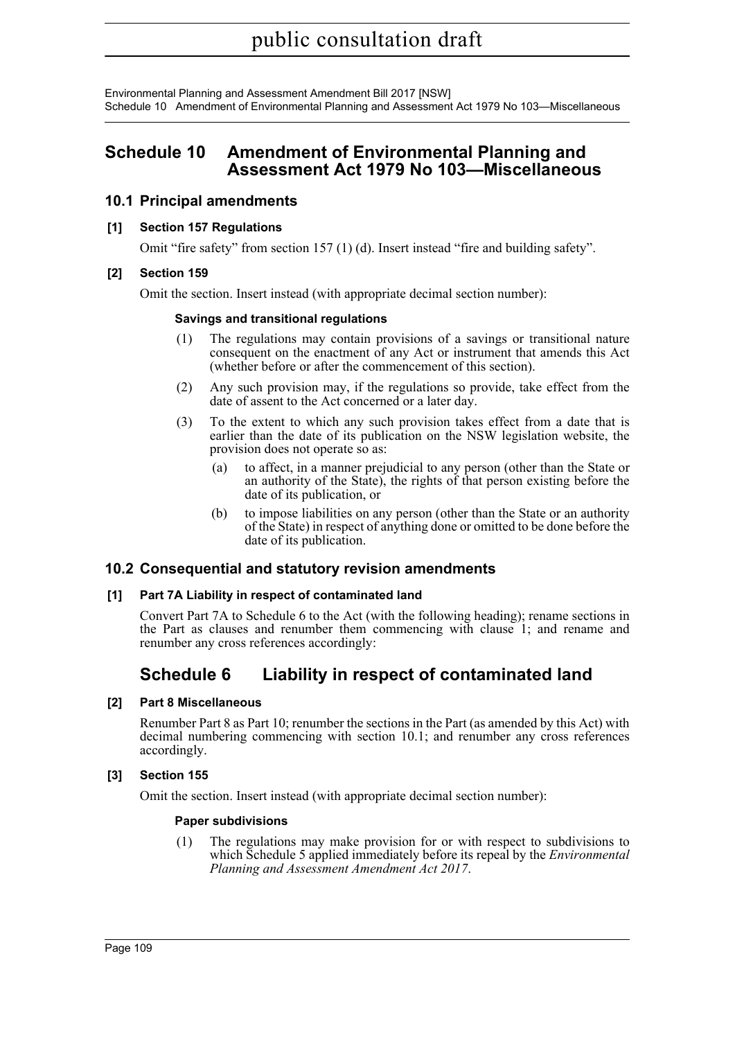# Schedule 10 Amendment of Environmental Planning and Assessment Act 1979 No 103—Miscellaneous

## 10.1 Principal amendments

### [1] Section 157 Regulations

Omit "fire safety" from section 157 (1) (d). Insert instead "fire and building safety".

### [2] Section 159

Omit the section. Insert instead (with appropriate decimal section number):

#### Savings and transitional regulations

(1) The regulations may contain provisions of a savings or transitional nature consequent on the enactment of any Act or instrument that amends this Act (whether before or after the commencement of this section).

(2) Any such provision may, if the regulations so provide, take effect from the date of assent to the Act concerned or a later day.

(3) To the extent to which any such provision takes effect from a date that is earlier than the date of its publication on the NSW legislation website, the provision does not operate so as:

- (a) to affect, in a manner prejudicial to any person (other than the State or an authority of the State), the rights of that person existing before the date of its publication, or
- (b) to impose liabilities on any person (other than the State or an authority of the State) in respect of anything done or omitted to be done before the date of its publication.

## 10.2 Consequential and statutory revision amendments

### [1] Part 7A Liability in respect of contaminated land

Convert Part 7A to Schedule 6 to the Act (with the following heading); rename sections in the Part as clauses and renumber them commencing with clause 1; and rename and renumber any cross references accordingly:

# Schedule 6 Liability in respect of contaminated land

### [2] Part 8 Miscellaneous

Renumber Part 8 as Part 10; renumber the sections in the Part (as amended by this Act) with decimal numbering commencing with section 10.1; and renumber any cross references accordingly.

### [3] Section 155

Omit the section. Insert instead (with appropriate decimal section number):

#### Paper subdivisions

(1) The regulations may make provision for or with respect to subdivisions to which Schedule 5 applied immediately before its repeal by the *Environmental Planning and Assessment Amendment Act 2017*.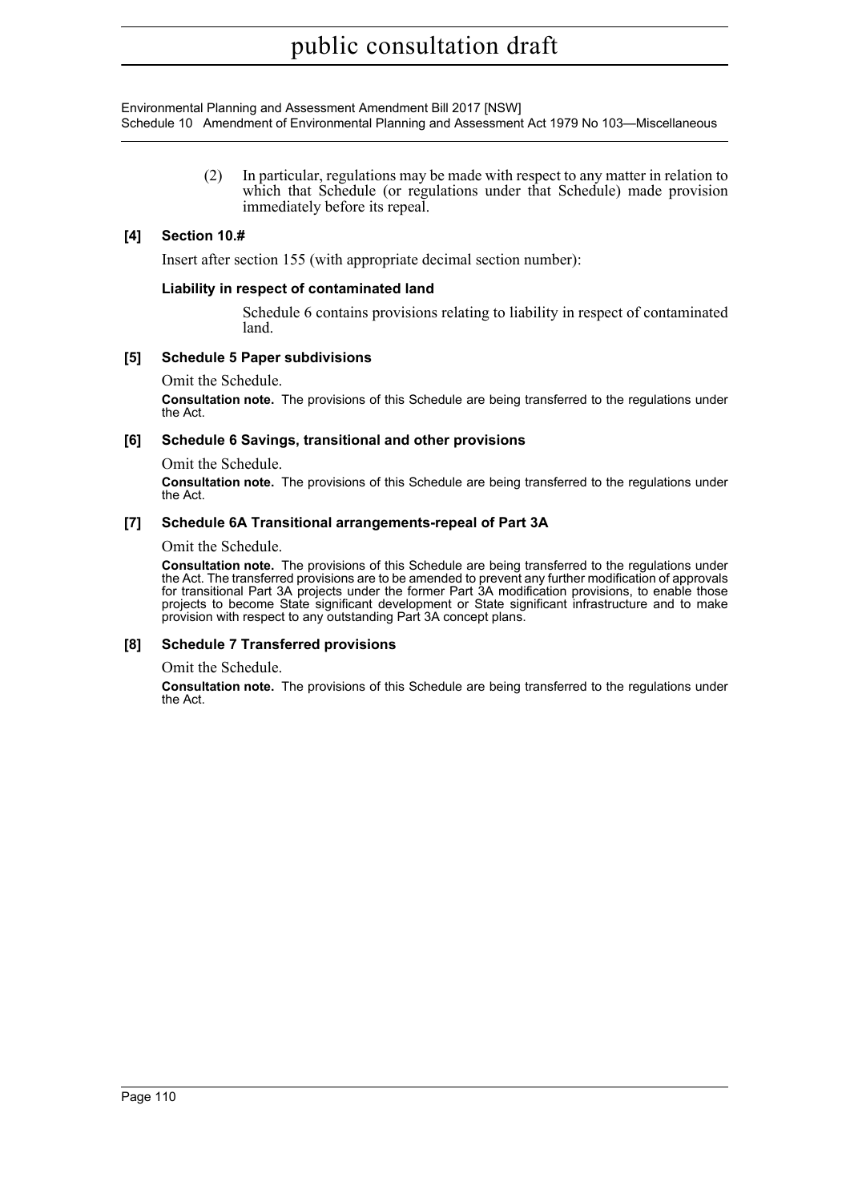(2) In particular, regulations may be made with respect to any matter in relation to which that Schedule (or regulations under that Schedule) made provision immediately before its repeal.

**[4] Section 10.#**

Insert after section 155 (with appropriate decimal section number):

**Liability in respect of contaminated land**

Schedule 6 contains provisions relating to liability in respect of contaminated land.

**[5] Schedule 5 Paper subdivisions**

Omit the Schedule.

**Consultation note.** The provisions of this Schedule are being transferred to the regulations under the Act.

**[6] Schedule 6 Savings, transitional and other provisions**

Omit the Schedule.

**Consultation note.** The provisions of this Schedule are being transferred to the regulations under the Act.

**[7] Schedule 6A Transitional arrangements-repeal of Part 3A**

Omit the Schedule.

**Consultation note.** The provisions of this Schedule are being transferred to the regulations under the Act. The transferred provisions are to be amended to prevent any further modification of approvals for transitional Part 3A projects under the former Part 3A modification provisions, to enable those projects to become State significant development or State significant infrastructure and to make provision with respect to any outstanding Part 3A concept plans.

**[8] Schedule 7 Transferred provisions**

Omit the Schedule.

**Consultation note.** The provisions of this Schedule are being transferred to the regulations under the Act.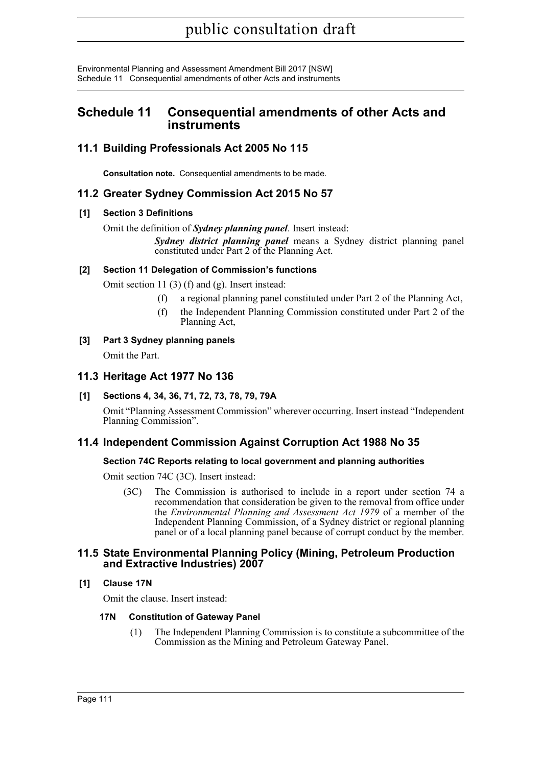# Schedule 11 Consequential amendments of other Acts and instruments

## 11.1 Building Professionals Act 2005 No 115

**Consultation note.** Consequential amendments to be made.

## 11.2 Greater Sydney Commission Act 2015 No 57

**[1] Section 3 Definitions**

Omit the definition of ***Sydney planning panel***. Insert instead:

> ***Sydney district planning panel*** means a Sydney district planning panel constituted under Part 2 of the Planning Act.

**[2] Section 11 Delegation of Commission's functions**

Omit section 11 (3) (f) and (g). Insert instead:

> (f) a regional planning panel constituted under Part 2 of the Planning Act,
>
> (f) the Independent Planning Commission constituted under Part 2 of the Planning Act,

**[3] Part 3 Sydney planning panels**

Omit the Part.

## 11.3 Heritage Act 1977 No 136

**[1] Sections 4, 34, 36, 71, 72, 73, 78, 79, 79A**

Omit "Planning Assessment Commission" wherever occurring. Insert instead "Independent Planning Commission".

## 11.4 Independent Commission Against Corruption Act 1988 No 35

**Section 74C Reports relating to local government and planning authorities**

Omit section 74C (3C). Insert instead:

> (3C) The Commission is authorised to include in a report under section 74 a recommendation that consideration be given to the removal from office under the *Environmental Planning and Assessment Act 1979* of a member of the Independent Planning Commission, of a Sydney district or regional planning panel or of a local planning panel because of corrupt conduct by the member.

## 11.5 State Environmental Planning Policy (Mining, Petroleum Production and Extractive Industries) 2007

**[1] Clause 17N**

Omit the clause. Insert instead:

> **17N Constitution of Gateway Panel**
>
> (1) The Independent Planning Commission is to constitute a subcommittee of the Commission as the Mining and Petroleum Gateway Panel.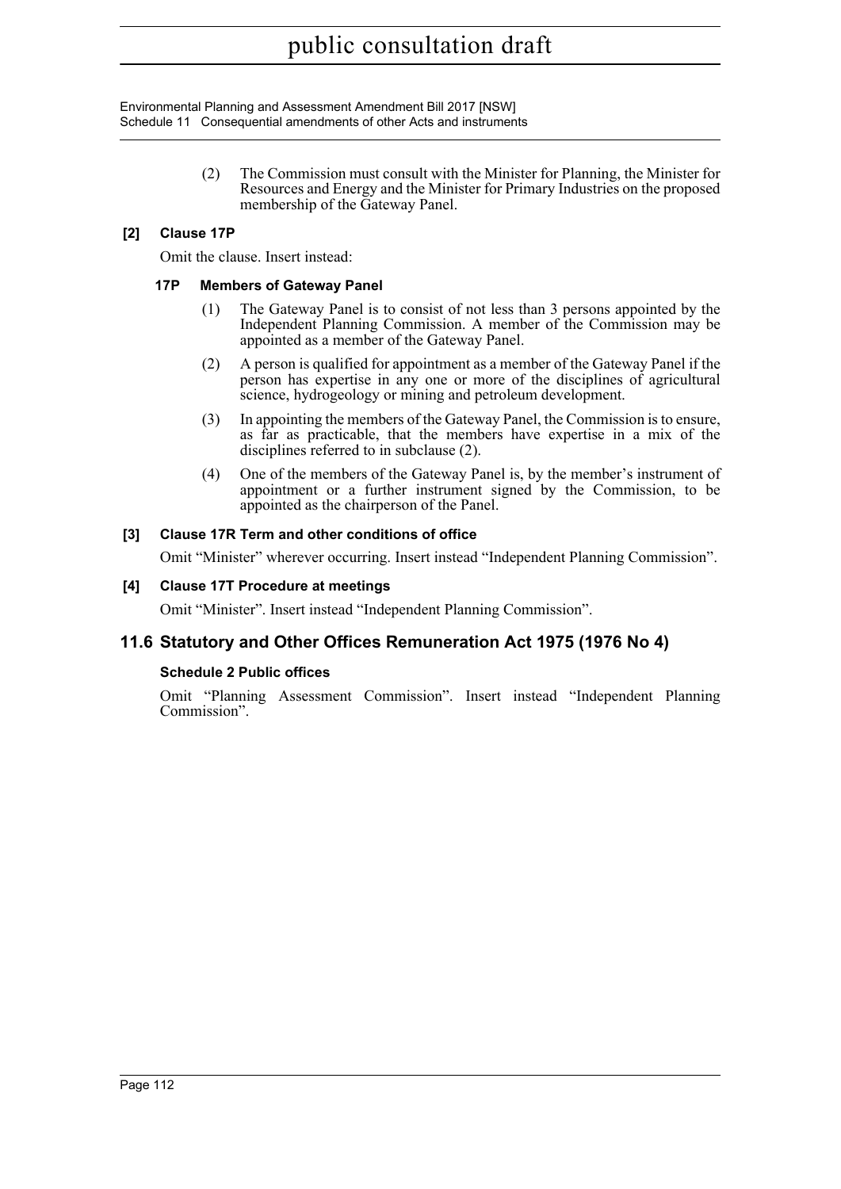(2) The Commission must consult with the Minister for Planning, the Minister for Resources and Energy and the Minister for Primary Industries on the proposed membership of the Gateway Panel.

**[2] Clause 17P**

Omit the clause. Insert instead:

**17P Members of Gateway Panel**

(1) The Gateway Panel is to consist of not less than 3 persons appointed by the Independent Planning Commission. A member of the Commission may be appointed as a member of the Gateway Panel.

(2) A person is qualified for appointment as a member of the Gateway Panel if the person has expertise in any one or more of the disciplines of agricultural science, hydrogeology or mining and petroleum development.

(3) In appointing the members of the Gateway Panel, the Commission is to ensure, as far as practicable, that the members have expertise in a mix of the disciplines referred to in subclause (2).

(4) One of the members of the Gateway Panel is, by the member's instrument of appointment or a further instrument signed by the Commission, to be appointed as the chairperson of the Panel.

**[3] Clause 17R Term and other conditions of office**

Omit "Minister" wherever occurring. Insert instead "Independent Planning Commission".

**[4] Clause 17T Procedure at meetings**

Omit "Minister". Insert instead "Independent Planning Commission".

## 11.6 Statutory and Other Offices Remuneration Act 1975 (1976 No 4)

**Schedule 2 Public offices**

Omit "Planning Assessment Commission". Insert instead "Independent Planning Commission".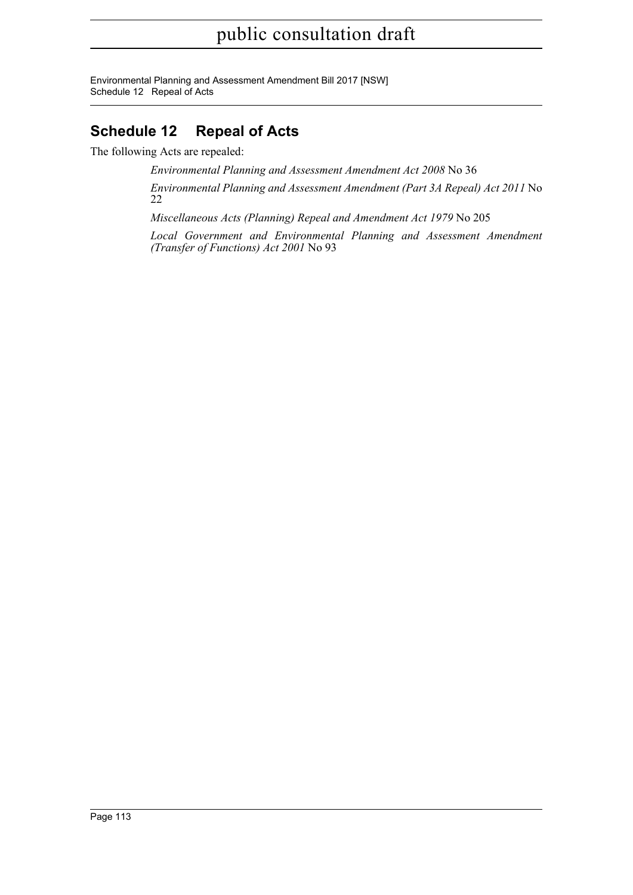## Schedule 12 Repeal of Acts

The following Acts are repealed:

*Environmental Planning and Assessment Amendment Act 2008* No 36

*Environmental Planning and Assessment Amendment (Part 3A Repeal) Act 2011* No 22

*Miscellaneous Acts (Planning) Repeal and Amendment Act 1979* No 205

*Local Government and Environmental Planning and Assessment Amendment (Transfer of Functions) Act 2001* No 93